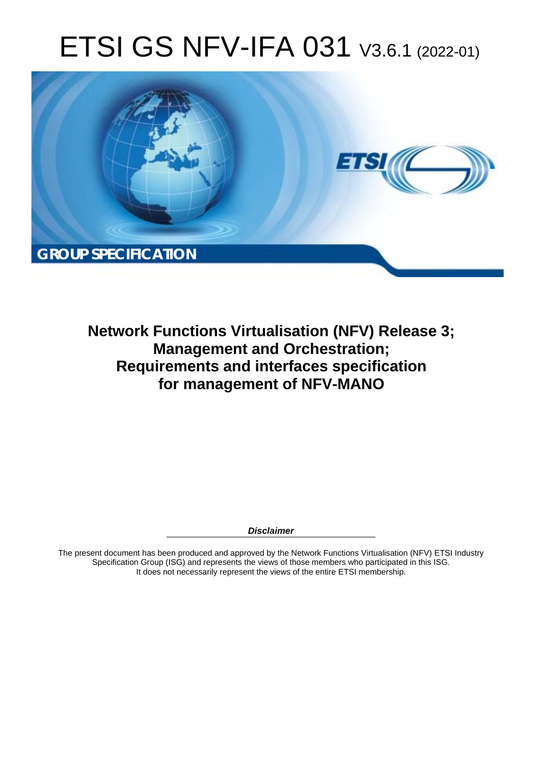# ETSI GS NFV-IFA 031 V3.6.1 (2022-01)

**GROUP SPECIFICATION**

## Network Functions Virtualisation (NFV) Release 3; Management and Orchestration; Requirements and interfaces specification for management of NFV-MANO

***Disclaimer***

The present document has been produced and approved by the Network Functions Virtualisation (NFV) ETSI Industry Specification Group (ISG) and represents the views of those members who participated in this ISG. It does not necessarily represent the views of the entire ETSI membership.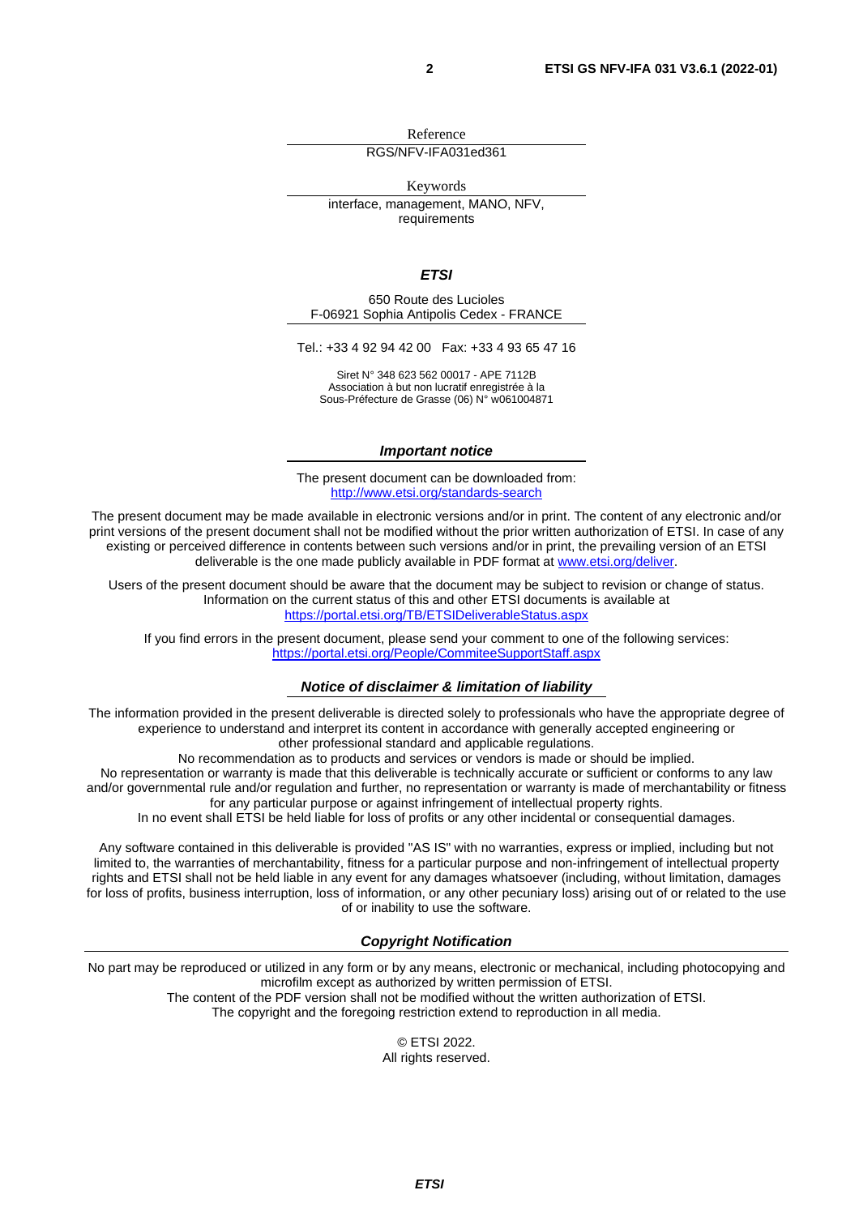Reference

RGS/NFV-IFA031ed361

Keywords

interface, management, MANO, NFV, requirements

***ETSI***

650 Route des Lucioles
F-06921 Sophia Antipolis Cedex - FRANCE

Tel.: +33 4 92 94 42 00   Fax: +33 4 93 65 47 16

Siret N° 348 623 562 00017 - APE 7112B
Association à but non lucratif enregistrée à la
Sous-Préfecture de Grasse (06) N° w061004871

***Important notice***

The present document can be downloaded from:
http://www.etsi.org/standards-search

The present document may be made available in electronic versions and/or in print. The content of any electronic and/or print versions of the present document shall not be modified without the prior written authorization of ETSI. In case of any existing or perceived difference in contents between such versions and/or in print, the prevailing version of an ETSI deliverable is the one made publicly available in PDF format at www.etsi.org/deliver.

Users of the present document should be aware that the document may be subject to revision or change of status. Information on the current status of this and other ETSI documents is available at
https://portal.etsi.org/TB/ETSIDeliverableStatus.aspx

If you find errors in the present document, please send your comment to one of the following services:
https://portal.etsi.org/People/CommiteeSupportStaff.aspx

***Notice of disclaimer & limitation of liability***

The information provided in the present deliverable is directed solely to professionals who have the appropriate degree of experience to understand and interpret its content in accordance with generally accepted engineering or other professional standard and applicable regulations.
No recommendation as to products and services or vendors is made or should be implied.
No representation or warranty is made that this deliverable is technically accurate or sufficient or conforms to any law and/or governmental rule and/or regulation and further, no representation or warranty is made of merchantability or fitness for any particular purpose or against infringement of intellectual property rights.
In no event shall ETSI be held liable for loss of profits or any other incidental or consequential damages.

Any software contained in this deliverable is provided "AS IS" with no warranties, express or implied, including but not limited to, the warranties of merchantability, fitness for a particular purpose and non-infringement of intellectual property rights and ETSI shall not be held liable in any event for any damages whatsoever (including, without limitation, damages for loss of profits, business interruption, loss of information, or any other pecuniary loss) arising out of or related to the use of or inability to use the software.

***Copyright Notification***

No part may be reproduced or utilized in any form or by any means, electronic or mechanical, including photocopying and microfilm except as authorized by written permission of ETSI.
The content of the PDF version shall not be modified without the written authorization of ETSI.
The copyright and the foregoing restriction extend to reproduction in all media.

© ETSI 2022.
All rights reserved.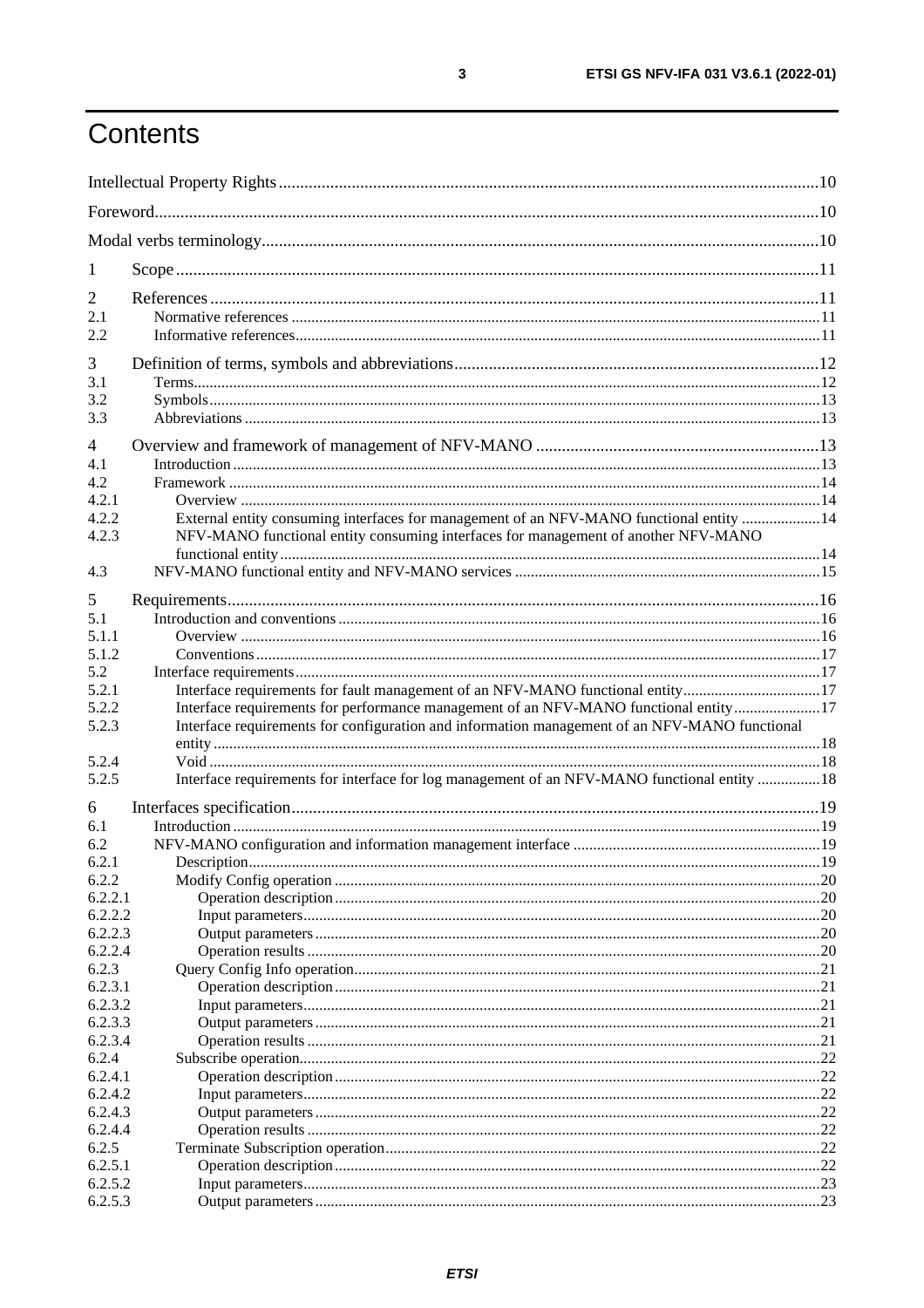# Contents

Intellectual Property Rights ........ 10
Foreword ........ 10
Modal verbs terminology ........ 10

1 Scope ........ 11

2 References ........ 11
2.1 Normative references ........ 11
2.2 Informative references ........ 11

3 Definition of terms, symbols and abbreviations ........ 12
3.1 Terms ........ 12
3.2 Symbols ........ 13
3.3 Abbreviations ........ 13

4 Overview and framework of management of NFV-MANO ........ 13
4.1 Introduction ........ 13
4.2 Framework ........ 14
4.2.1 Overview ........ 14
4.2.2 External entity consuming interfaces for management of an NFV-MANO functional entity ........ 14
4.2.3 NFV-MANO functional entity consuming interfaces for management of another NFV-MANO functional entity ........ 14
4.3 NFV-MANO functional entity and NFV-MANO services ........ 15

5 Requirements ........ 16
5.1 Introduction and conventions ........ 16
5.1.1 Overview ........ 16
5.1.2 Conventions ........ 17
5.2 Interface requirements ........ 17
5.2.1 Interface requirements for fault management of an NFV-MANO functional entity ........ 17
5.2.2 Interface requirements for performance management of an NFV-MANO functional entity ........ 17
5.2.3 Interface requirements for configuration and information management of an NFV-MANO functional entity ........ 18
5.2.4 Void ........ 18
5.2.5 Interface requirements for interface for log management of an NFV-MANO functional entity ........ 18

6 Interfaces specification ........ 19
6.1 Introduction ........ 19
6.2 NFV-MANO configuration and information management interface ........ 19
6.2.1 Description ........ 19
6.2.2 Modify Config operation ........ 20
6.2.2.1 Operation description ........ 20
6.2.2.2 Input parameters ........ 20
6.2.2.3 Output parameters ........ 20
6.2.2.4 Operation results ........ 20
6.2.3 Query Config Info operation ........ 21
6.2.3.1 Operation description ........ 21
6.2.3.2 Input parameters ........ 21
6.2.3.3 Output parameters ........ 21
6.2.3.4 Operation results ........ 21
6.2.4 Subscribe operation ........ 22
6.2.4.1 Operation description ........ 22
6.2.4.2 Input parameters ........ 22
6.2.4.3 Output parameters ........ 22
6.2.4.4 Operation results ........ 22
6.2.5 Terminate Subscription operation ........ 22
6.2.5.1 Operation description ........ 22
6.2.5.2 Input parameters ........ 23
6.2.5.3 Output parameters ........ 23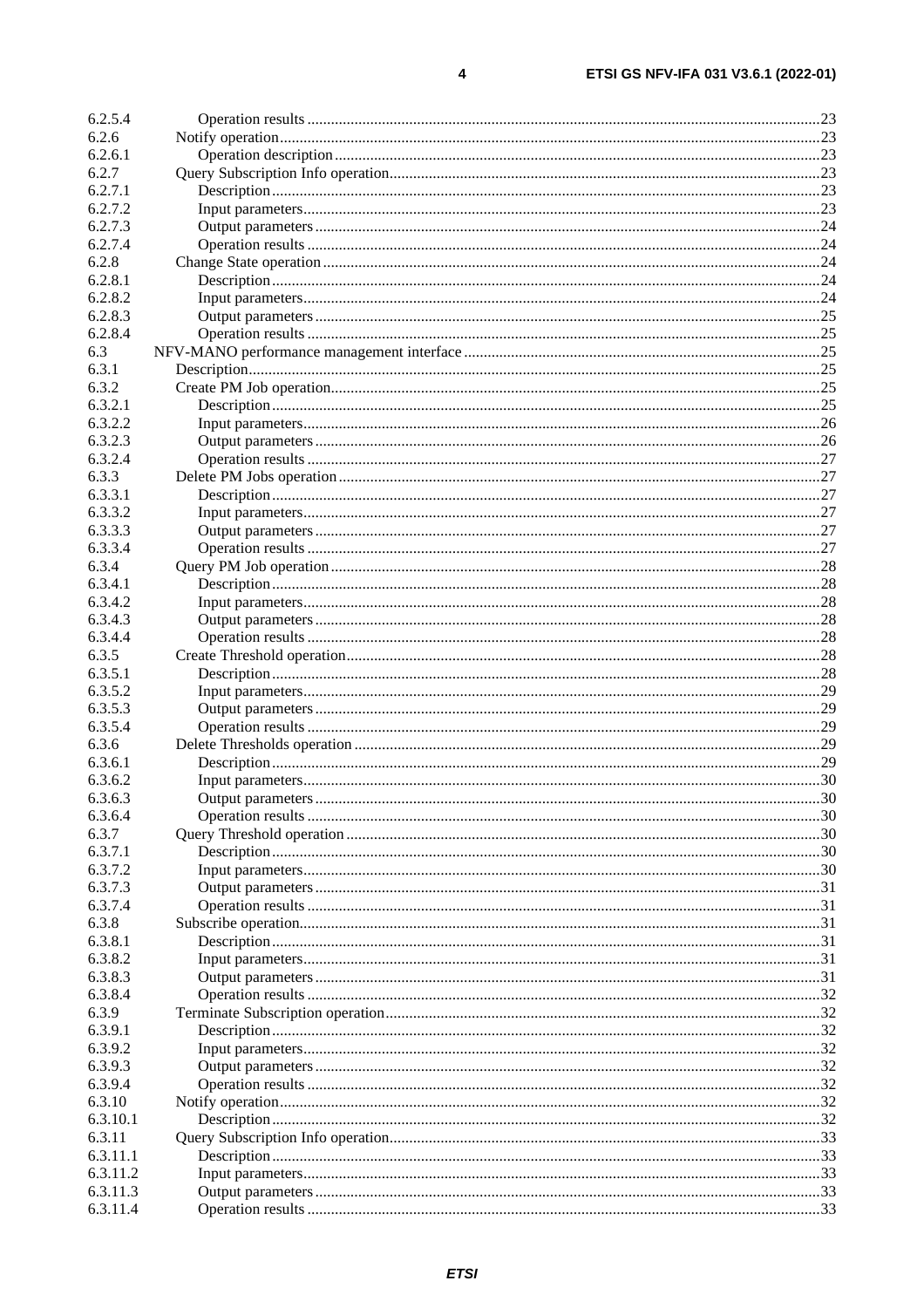6.2.5.4 Operation results ....................................................................................................................................23
6.2.6 Notify operation.........................................................................................................................................23
6.2.6.1 Operation description ...........................................................................................................................23
6.2.7 Query Subscription Info operation.............................................................................................................23
6.2.7.1 Description ...........................................................................................................................................23
6.2.7.2 Input parameters....................................................................................................................................23
6.2.7.3 Output parameters ................................................................................................................................24
6.2.7.4 Operation results ...................................................................................................................................24
6.2.8 Change State operation ..............................................................................................................................24
6.2.8.1 Description ...........................................................................................................................................24
6.2.8.2 Input parameters....................................................................................................................................24
6.2.8.3 Output parameters ................................................................................................................................25
6.2.8.4 Operation results ...................................................................................................................................25
6.3 NFV-MANO performance management interface ...........................................................................................25
6.3.1 Description..................................................................................................................................................25
6.3.2 Create PM Job operation.............................................................................................................................25
6.3.2.1 Description ...........................................................................................................................................25
6.3.2.2 Input parameters....................................................................................................................................26
6.3.2.3 Output parameters ................................................................................................................................26
6.3.2.4 Operation results ...................................................................................................................................27
6.3.3 Delete PM Jobs operation ...........................................................................................................................27
6.3.3.1 Description ...........................................................................................................................................27
6.3.3.2 Input parameters....................................................................................................................................27
6.3.3.3 Output parameters ................................................................................................................................27
6.3.3.4 Operation results ...................................................................................................................................27
6.3.4 Query PM Job operation ............................................................................................................................28
6.3.4.1 Description ...........................................................................................................................................28
6.3.4.2 Input parameters....................................................................................................................................28
6.3.4.3 Output parameters ................................................................................................................................28
6.3.4.4 Operation results ...................................................................................................................................28
6.3.5 Create Threshold operation.........................................................................................................................28
6.3.5.1 Description ...........................................................................................................................................28
6.3.5.2 Input parameters....................................................................................................................................29
6.3.5.3 Output parameters ................................................................................................................................29
6.3.5.4 Operation results ...................................................................................................................................29
6.3.6 Delete Thresholds operation .......................................................................................................................29
6.3.6.1 Description ...........................................................................................................................................29
6.3.6.2 Input parameters....................................................................................................................................30
6.3.6.3 Output parameters ................................................................................................................................30
6.3.6.4 Operation results ...................................................................................................................................30
6.3.7 Query Threshold operation .........................................................................................................................30
6.3.7.1 Description ...........................................................................................................................................30
6.3.7.2 Input parameters....................................................................................................................................30
6.3.7.3 Output parameters ................................................................................................................................31
6.3.7.4 Operation results ...................................................................................................................................31
6.3.8 Subscribe operation.....................................................................................................................................31
6.3.8.1 Description ...........................................................................................................................................31
6.3.8.2 Input parameters....................................................................................................................................31
6.3.8.3 Output parameters ................................................................................................................................31
6.3.8.4 Operation results ...................................................................................................................................32
6.3.9 Terminate Subscription operation..............................................................................................................32
6.3.9.1 Description ...........................................................................................................................................32
6.3.9.2 Input parameters....................................................................................................................................32
6.3.9.3 Output parameters ................................................................................................................................32
6.3.9.4 Operation results ...................................................................................................................................32
6.3.10 Notify operation.........................................................................................................................................32
6.3.10.1 Description ...........................................................................................................................................32
6.3.11 Query Subscription Info operation.............................................................................................................33
6.3.11.1 Description ...........................................................................................................................................33
6.3.11.2 Input parameters....................................................................................................................................33
6.3.11.3 Output parameters ................................................................................................................................33
6.3.11.4 Operation results ...................................................................................................................................33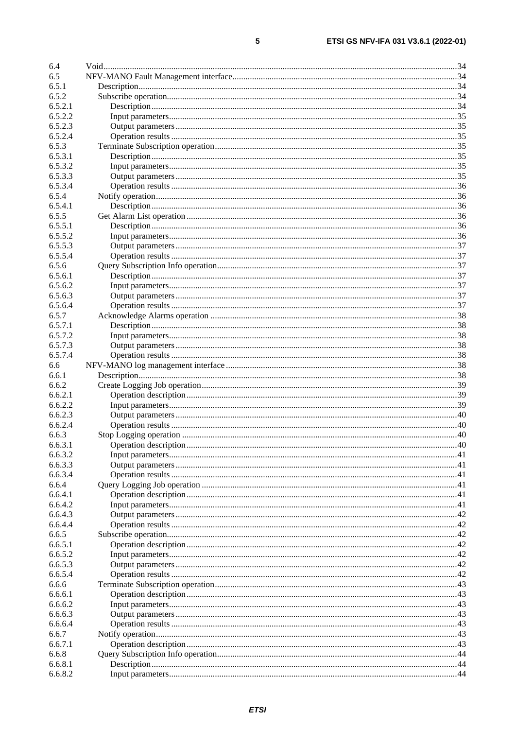6.4 Void....34
6.5 NFV-MANO Fault Management interface....34
6.5.1 Description....34
6.5.2 Subscribe operation....34
6.5.2.1 Description....34
6.5.2.2 Input parameters....35
6.5.2.3 Output parameters....35
6.5.2.4 Operation results....35
6.5.3 Terminate Subscription operation....35
6.5.3.1 Description....35
6.5.3.2 Input parameters....35
6.5.3.3 Output parameters....35
6.5.3.4 Operation results....36
6.5.4 Notify operation....36
6.5.4.1 Description....36
6.5.5 Get Alarm List operation....36
6.5.5.1 Description....36
6.5.5.2 Input parameters....36
6.5.5.3 Output parameters....37
6.5.5.4 Operation results....37
6.5.6 Query Subscription Info operation....37
6.5.6.1 Description....37
6.5.6.2 Input parameters....37
6.5.6.3 Output parameters....37
6.5.6.4 Operation results....37
6.5.7 Acknowledge Alarms operation....38
6.5.7.1 Description....38
6.5.7.2 Input parameters....38
6.5.7.3 Output parameters....38
6.5.7.4 Operation results....38
6.6 NFV-MANO log management interface....38
6.6.1 Description....38
6.6.2 Create Logging Job operation....39
6.6.2.1 Operation description....39
6.6.2.2 Input parameters....39
6.6.2.3 Output parameters....40
6.6.2.4 Operation results....40
6.6.3 Stop Logging operation....40
6.6.3.1 Operation description....40
6.6.3.2 Input parameters....41
6.6.3.3 Output parameters....41
6.6.3.4 Operation results....41
6.6.4 Query Logging Job operation....41
6.6.4.1 Operation description....41
6.6.4.2 Input parameters....41
6.6.4.3 Output parameters....42
6.6.4.4 Operation results....42
6.6.5 Subscribe operation....42
6.6.5.1 Operation description....42
6.6.5.2 Input parameters....42
6.6.5.3 Output parameters....42
6.6.5.4 Operation results....42
6.6.6 Terminate Subscription operation....43
6.6.6.1 Operation description....43
6.6.6.2 Input parameters....43
6.6.6.3 Output parameters....43
6.6.6.4 Operation results....43
6.6.7 Notify operation....43
6.6.7.1 Operation description....43
6.6.8 Query Subscription Info operation....44
6.6.8.1 Description....44
6.6.8.2 Input parameters....44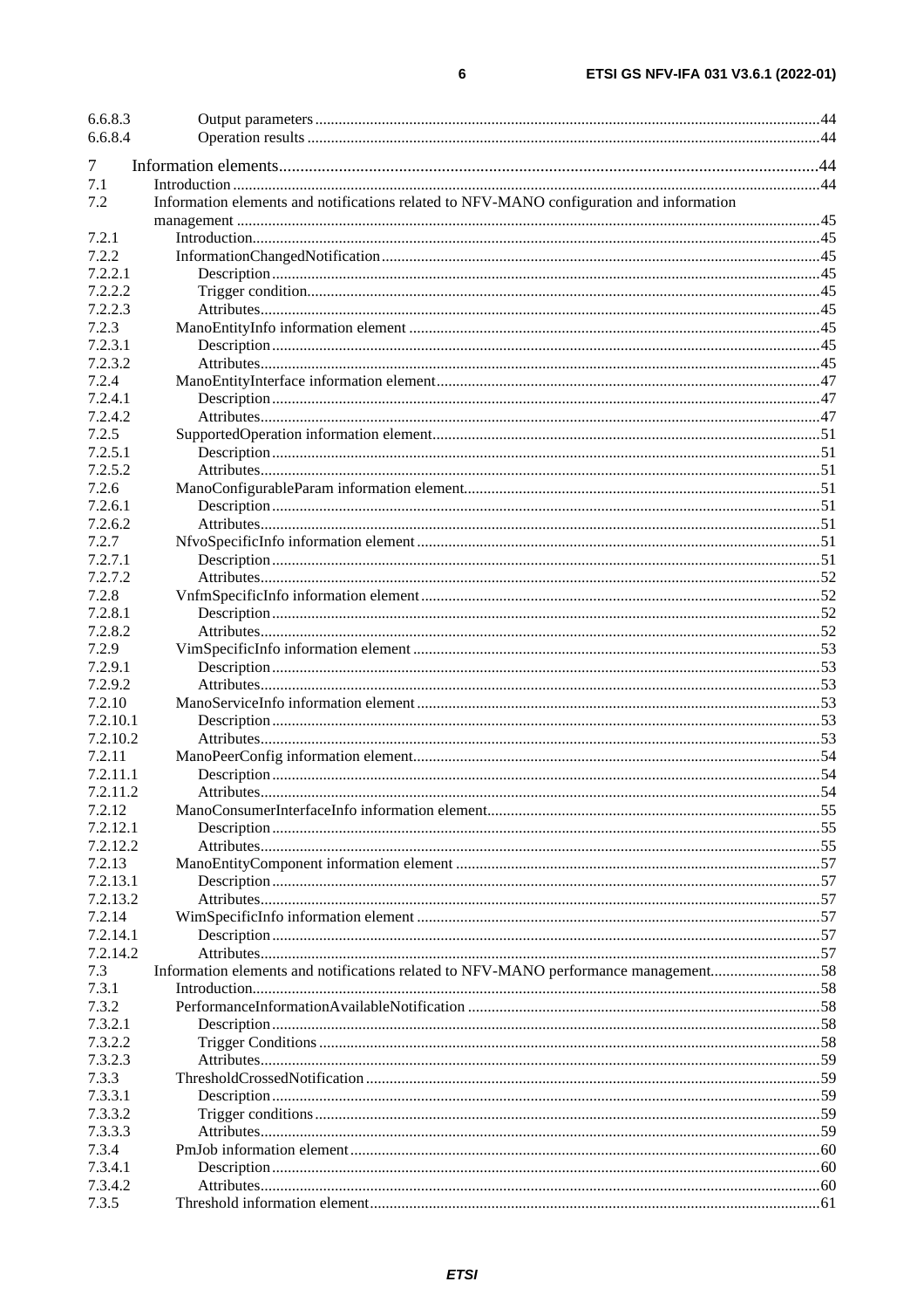6.6.8.3 Output parameters ... 44
6.6.8.4 Operation results ... 44

7 Information elements ... 44
7.1 Introduction ... 44
7.2 Information elements and notifications related to NFV-MANO configuration and information management ... 45
7.2.1 Introduction ... 45
7.2.2 InformationChangedNotification ... 45
7.2.2.1 Description ... 45
7.2.2.2 Trigger condition ... 45
7.2.2.3 Attributes ... 45
7.2.3 ManoEntityInfo information element ... 45
7.2.3.1 Description ... 45
7.2.3.2 Attributes ... 45
7.2.4 ManoEntityInterface information element ... 47
7.2.4.1 Description ... 47
7.2.4.2 Attributes ... 47
7.2.5 SupportedOperation information element ... 51
7.2.5.1 Description ... 51
7.2.5.2 Attributes ... 51
7.2.6 ManoConfigurableParam information element ... 51
7.2.6.1 Description ... 51
7.2.6.2 Attributes ... 51
7.2.7 NfvoSpecificInfo information element ... 51
7.2.7.1 Description ... 51
7.2.7.2 Attributes ... 52
7.2.8 VnfmSpecificInfo information element ... 52
7.2.8.1 Description ... 52
7.2.8.2 Attributes ... 52
7.2.9 VimSpecificInfo information element ... 53
7.2.9.1 Description ... 53
7.2.9.2 Attributes ... 53
7.2.10 ManoServiceInfo information element ... 53
7.2.10.1 Description ... 53
7.2.10.2 Attributes ... 53
7.2.11 ManoPeerConfig information element ... 54
7.2.11.1 Description ... 54
7.2.11.2 Attributes ... 54
7.2.12 ManoConsumerInterfaceInfo information element ... 55
7.2.12.1 Description ... 55
7.2.12.2 Attributes ... 55
7.2.13 ManoEntityComponent information element ... 57
7.2.13.1 Description ... 57
7.2.13.2 Attributes ... 57
7.2.14 WimSpecificInfo information element ... 57
7.2.14.1 Description ... 57
7.2.14.2 Attributes ... 57
7.3 Information elements and notifications related to NFV-MANO performance management ... 58
7.3.1 Introduction ... 58
7.3.2 PerformanceInformationAvailableNotification ... 58
7.3.2.1 Description ... 58
7.3.2.2 Trigger Conditions ... 58
7.3.2.3 Attributes ... 59
7.3.3 ThresholdCrossedNotification ... 59
7.3.3.1 Description ... 59
7.3.3.2 Trigger conditions ... 59
7.3.3.3 Attributes ... 59
7.3.4 PmJob information element ... 60
7.3.4.1 Description ... 60
7.3.4.2 Attributes ... 60
7.3.5 Threshold information element ... 61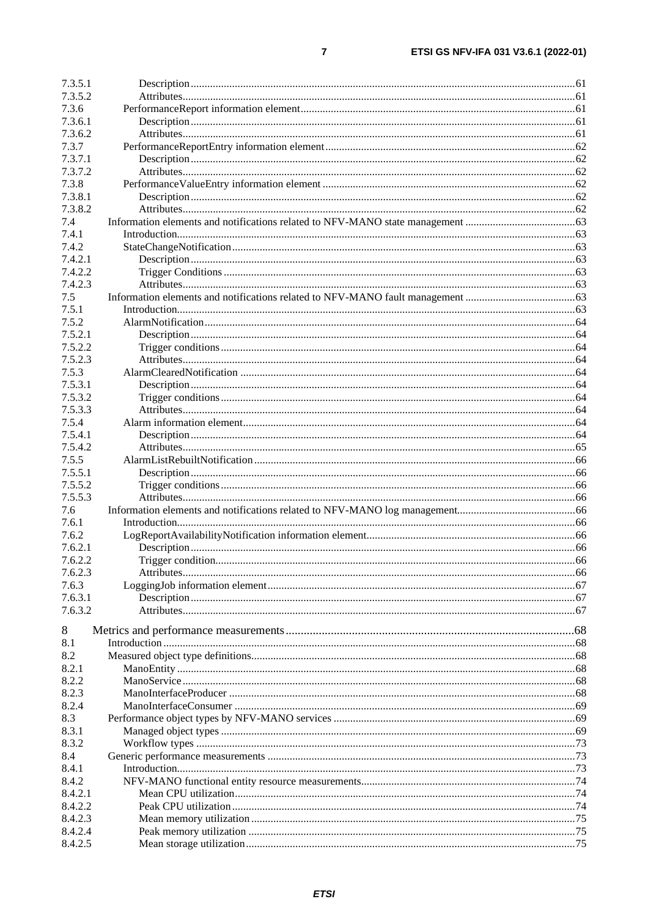7.3.5.1 Description 61
7.3.5.2 Attributes 61
7.3.6 PerformanceReport information element 61
7.3.6.1 Description 61
7.3.6.2 Attributes 61
7.3.7 PerformanceReportEntry information element 62
7.3.7.1 Description 62
7.3.7.2 Attributes 62
7.3.8 PerformanceValueEntry information element 62
7.3.8.1 Description 62
7.3.8.2 Attributes 62
7.4 Information elements and notifications related to NFV-MANO state management 63
7.4.1 Introduction 63
7.4.2 StateChangeNotification 63
7.4.2.1 Description 63
7.4.2.2 Trigger Conditions 63
7.4.2.3 Attributes 63
7.5 Information elements and notifications related to NFV-MANO fault management 63
7.5.1 Introduction 63
7.5.2 AlarmNotification 64
7.5.2.1 Description 64
7.5.2.2 Trigger conditions 64
7.5.2.3 Attributes 64
7.5.3 AlarmClearedNotification 64
7.5.3.1 Description 64
7.5.3.2 Trigger conditions 64
7.5.3.3 Attributes 64
7.5.4 Alarm information element 64
7.5.4.1 Description 64
7.5.4.2 Attributes 65
7.5.5 AlarmListRebuiltNotification 66
7.5.5.1 Description 66
7.5.5.2 Trigger conditions 66
7.5.5.3 Attributes 66
7.6 Information elements and notifications related to NFV-MANO log management 66
7.6.1 Introduction 66
7.6.2 LogReportAvailabilityNotification information element 66
7.6.2.1 Description 66
7.6.2.2 Trigger condition 66
7.6.2.3 Attributes 66
7.6.3 LoggingJob information element 67
7.6.3.1 Description 67
7.6.3.2 Attributes 67

8 Metrics and performance measurements 68
8.1 Introduction 68
8.2 Measured object type definitions 68
8.2.1 ManoEntity 68
8.2.2 ManoService 68
8.2.3 ManoInterfaceProducer 68
8.2.4 ManoInterfaceConsumer 69
8.3 Performance object types by NFV-MANO services 69
8.3.1 Managed object types 69
8.3.2 Workflow types 73
8.4 Generic performance measurements 73
8.4.1 Introduction 73
8.4.2 NFV-MANO functional entity resource measurements 74
8.4.2.1 Mean CPU utilization 74
8.4.2.2 Peak CPU utilization 74
8.4.2.3 Mean memory utilization 75
8.4.2.4 Peak memory utilization 75
8.4.2.5 Mean storage utilization 75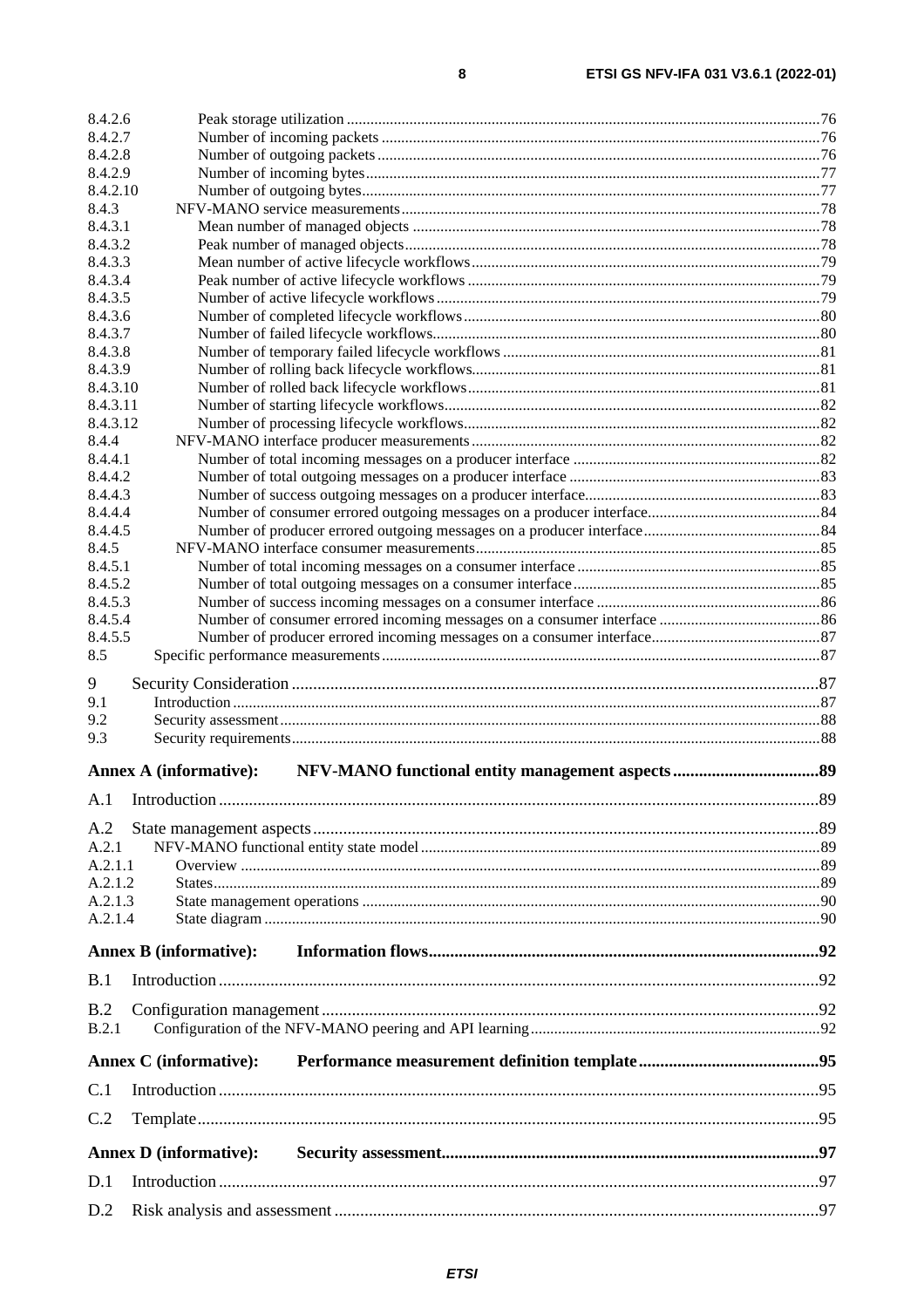8.4.2.6 Peak storage utilization ....76
8.4.2.7 Number of incoming packets ....76
8.4.2.8 Number of outgoing packets ....76
8.4.2.9 Number of incoming bytes ....77
8.4.2.10 Number of outgoing bytes ....77
8.4.3 NFV-MANO service measurements ....78
8.4.3.1 Mean number of managed objects ....78
8.4.3.2 Peak number of managed objects ....78
8.4.3.3 Mean number of active lifecycle workflows ....79
8.4.3.4 Peak number of active lifecycle workflows ....79
8.4.3.5 Number of active lifecycle workflows ....79
8.4.3.6 Number of completed lifecycle workflows ....80
8.4.3.7 Number of failed lifecycle workflows ....80
8.4.3.8 Number of temporary failed lifecycle workflows ....81
8.4.3.9 Number of rolling back lifecycle workflows ....81
8.4.3.10 Number of rolled back lifecycle workflows ....81
8.4.3.11 Number of starting lifecycle workflows ....82
8.4.3.12 Number of processing lifecycle workflows ....82
8.4.4 NFV-MANO interface producer measurements ....82
8.4.4.1 Number of total incoming messages on a producer interface ....82
8.4.4.2 Number of total outgoing messages on a producer interface ....83
8.4.4.3 Number of success outgoing messages on a producer interface ....83
8.4.4.4 Number of consumer errored outgoing messages on a producer interface ....84
8.4.4.5 Number of producer errored outgoing messages on a producer interface ....84
8.4.5 NFV-MANO interface consumer measurements ....85
8.4.5.1 Number of total incoming messages on a consumer interface ....85
8.4.5.2 Number of total outgoing messages on a consumer interface ....85
8.4.5.3 Number of success incoming messages on a consumer interface ....86
8.4.5.4 Number of consumer errored incoming messages on a consumer interface ....86
8.4.5.5 Number of producer errored incoming messages on a consumer interface ....87
8.5 Specific performance measurements ....87

9 Security Consideration ....87
9.1 Introduction ....87
9.2 Security assessment ....88
9.3 Security requirements ....88

**Annex A (informative): NFV-MANO functional entity management aspects ....89**

A.1 Introduction ....89

A.2 State management aspects ....89
A.2.1 NFV-MANO functional entity state model ....89
A.2.1.1 Overview ....89
A.2.1.2 States ....89
A.2.1.3 State management operations ....90
A.2.1.4 State diagram ....90

**Annex B (informative): Information flows ....92**

B.1 Introduction ....92

B.2 Configuration management ....92
B.2.1 Configuration of the NFV-MANO peering and API learning ....92

**Annex C (informative): Performance measurement definition template ....95**

C.1 Introduction ....95

C.2 Template ....95

**Annex D (informative): Security assessment ....97**

D.1 Introduction ....97

D.2 Risk analysis and assessment ....97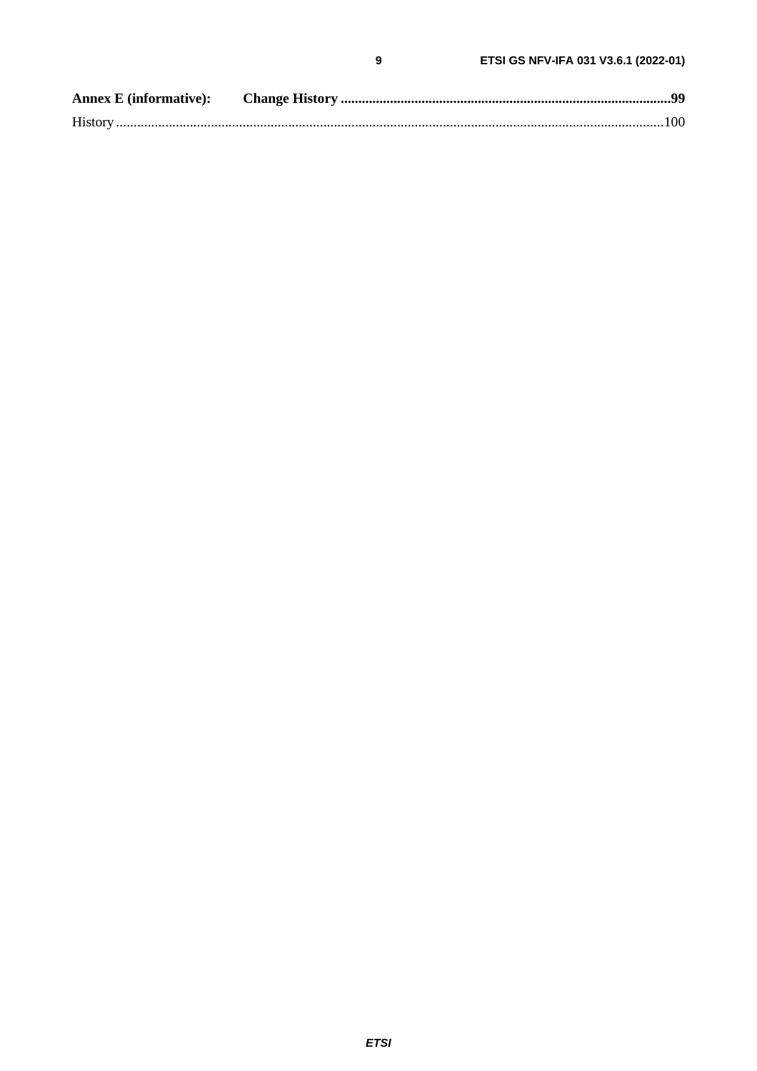**Annex E (informative): Change History** .....................................................................................................99

History ..........................................................................................................................................................100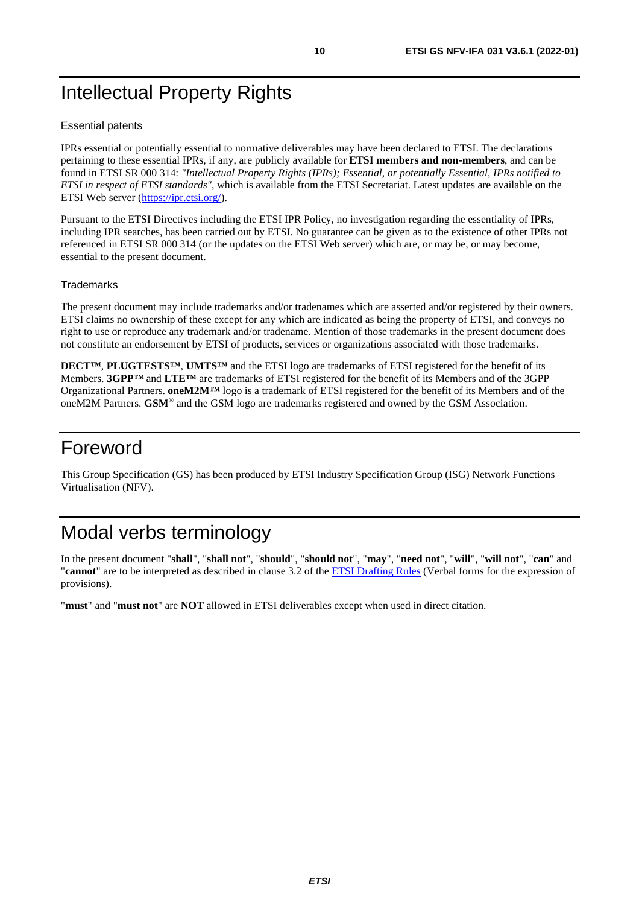# Intellectual Property Rights

Essential patents

IPRs essential or potentially essential to normative deliverables may have been declared to ETSI. The declarations pertaining to these essential IPRs, if any, are publicly available for **ETSI members and non-members**, and can be found in ETSI SR 000 314: *"Intellectual Property Rights (IPRs); Essential, or potentially Essential, IPRs notified to ETSI in respect of ETSI standards"*, which is available from the ETSI Secretariat. Latest updates are available on the ETSI Web server (https://ipr.etsi.org/).

Pursuant to the ETSI Directives including the ETSI IPR Policy, no investigation regarding the essentiality of IPRs, including IPR searches, has been carried out by ETSI. No guarantee can be given as to the existence of other IPRs not referenced in ETSI SR 000 314 (or the updates on the ETSI Web server) which are, or may be, or may become, essential to the present document.

Trademarks

The present document may include trademarks and/or tradenames which are asserted and/or registered by their owners. ETSI claims no ownership of these except for any which are indicated as being the property of ETSI, and conveys no right to use or reproduce any trademark and/or tradename. Mention of those trademarks in the present document does not constitute an endorsement by ETSI of products, services or organizations associated with those trademarks.

**DECT™**, **PLUGTESTS™**, **UMTS™** and the ETSI logo are trademarks of ETSI registered for the benefit of its Members. **3GPP™** and **LTE™** are trademarks of ETSI registered for the benefit of its Members and of the 3GPP Organizational Partners. **oneM2M™** logo is a trademark of ETSI registered for the benefit of its Members and of the oneM2M Partners. **GSM**® and the GSM logo are trademarks registered and owned by the GSM Association.

# Foreword

This Group Specification (GS) has been produced by ETSI Industry Specification Group (ISG) Network Functions Virtualisation (NFV).

# Modal verbs terminology

In the present document "**shall**", "**shall not**", "**should**", "**should not**", "**may**", "**need not**", "**will**", "**will not**", "**can**" and "**cannot**" are to be interpreted as described in clause 3.2 of the ETSI Drafting Rules (Verbal forms for the expression of provisions).

"**must**" and "**must not**" are **NOT** allowed in ETSI deliverables except when used in direct citation.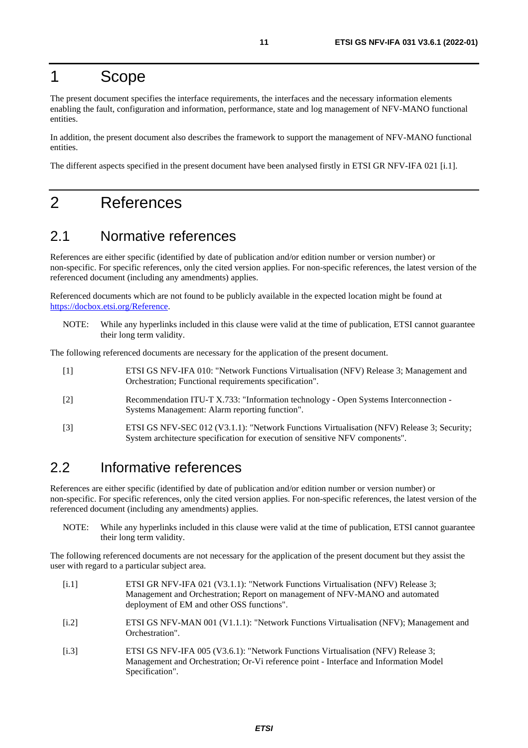# 1 Scope

The present document specifies the interface requirements, the interfaces and the necessary information elements enabling the fault, configuration and information, performance, state and log management of NFV-MANO functional entities.

In addition, the present document also describes the framework to support the management of NFV-MANO functional entities.

The different aspects specified in the present document have been analysed firstly in ETSI GR NFV-IFA 021 [i.1].

# 2 References

## 2.1 Normative references

References are either specific (identified by date of publication and/or edition number or version number) or non-specific. For specific references, only the cited version applies. For non-specific references, the latest version of the referenced document (including any amendments) applies.

Referenced documents which are not found to be publicly available in the expected location might be found at https://docbox.etsi.org/Reference.

NOTE: While any hyperlinks included in this clause were valid at the time of publication, ETSI cannot guarantee their long term validity.

The following referenced documents are necessary for the application of the present document.

[1] ETSI GS NFV-IFA 010: "Network Functions Virtualisation (NFV) Release 3; Management and Orchestration; Functional requirements specification".

[2] Recommendation ITU-T X.733: "Information technology - Open Systems Interconnection - Systems Management: Alarm reporting function".

[3] ETSI GS NFV-SEC 012 (V3.1.1): "Network Functions Virtualisation (NFV) Release 3; Security; System architecture specification for execution of sensitive NFV components".

## 2.2 Informative references

References are either specific (identified by date of publication and/or edition number or version number) or non-specific. For specific references, only the cited version applies. For non-specific references, the latest version of the referenced document (including any amendments) applies.

NOTE: While any hyperlinks included in this clause were valid at the time of publication, ETSI cannot guarantee their long term validity.

The following referenced documents are not necessary for the application of the present document but they assist the user with regard to a particular subject area.

[i.1] ETSI GR NFV-IFA 021 (V3.1.1): "Network Functions Virtualisation (NFV) Release 3; Management and Orchestration; Report on management of NFV-MANO and automated deployment of EM and other OSS functions".

[i.2] ETSI GS NFV-MAN 001 (V1.1.1): "Network Functions Virtualisation (NFV); Management and Orchestration".

[i.3] ETSI GS NFV-IFA 005 (V3.6.1): "Network Functions Virtualisation (NFV) Release 3; Management and Orchestration; Or-Vi reference point - Interface and Information Model Specification".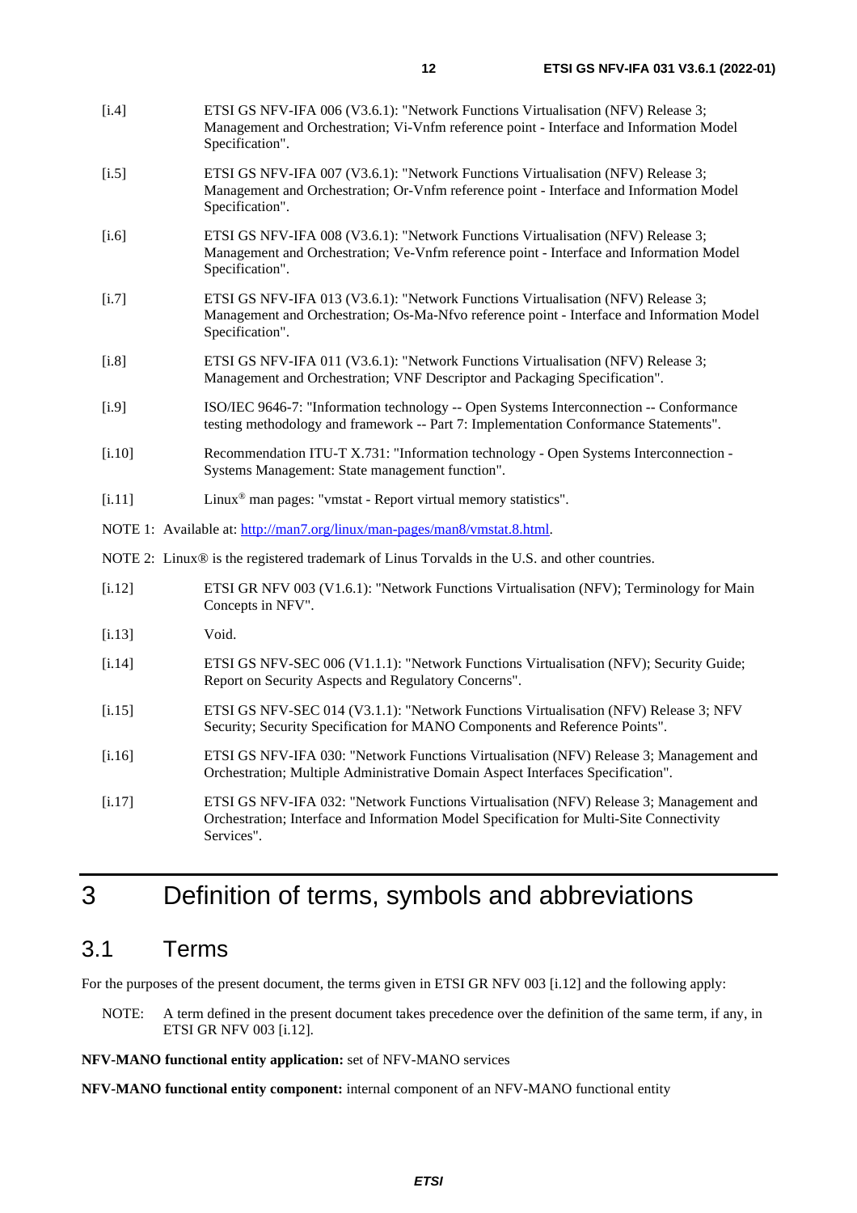[i.4] ETSI GS NFV-IFA 006 (V3.6.1): "Network Functions Virtualisation (NFV) Release 3; Management and Orchestration; Vi-Vnfm reference point - Interface and Information Model Specification".

[i.5] ETSI GS NFV-IFA 007 (V3.6.1): "Network Functions Virtualisation (NFV) Release 3; Management and Orchestration; Or-Vnfm reference point - Interface and Information Model Specification".

[i.6] ETSI GS NFV-IFA 008 (V3.6.1): "Network Functions Virtualisation (NFV) Release 3; Management and Orchestration; Ve-Vnfm reference point - Interface and Information Model Specification".

[i.7] ETSI GS NFV-IFA 013 (V3.6.1): "Network Functions Virtualisation (NFV) Release 3; Management and Orchestration; Os-Ma-Nfvo reference point - Interface and Information Model Specification".

[i.8] ETSI GS NFV-IFA 011 (V3.6.1): "Network Functions Virtualisation (NFV) Release 3; Management and Orchestration; VNF Descriptor and Packaging Specification".

[i.9] ISO/IEC 9646-7: "Information technology -- Open Systems Interconnection -- Conformance testing methodology and framework -- Part 7: Implementation Conformance Statements".

[i.10] Recommendation ITU-T X.731: "Information technology - Open Systems Interconnection - Systems Management: State management function".

[i.11] Linux® man pages: "vmstat - Report virtual memory statistics".

NOTE 1: Available at: http://man7.org/linux/man-pages/man8/vmstat.8.html.

NOTE 2: Linux® is the registered trademark of Linus Torvalds in the U.S. and other countries.

[i.12] ETSI GR NFV 003 (V1.6.1): "Network Functions Virtualisation (NFV); Terminology for Main Concepts in NFV".

[i.13] Void.

[i.14] ETSI GS NFV-SEC 006 (V1.1.1): "Network Functions Virtualisation (NFV); Security Guide; Report on Security Aspects and Regulatory Concerns".

[i.15] ETSI GS NFV-SEC 014 (V3.1.1): "Network Functions Virtualisation (NFV) Release 3; NFV Security; Security Specification for MANO Components and Reference Points".

[i.16] ETSI GS NFV-IFA 030: "Network Functions Virtualisation (NFV) Release 3; Management and Orchestration; Multiple Administrative Domain Aspect Interfaces Specification".

[i.17] ETSI GS NFV-IFA 032: "Network Functions Virtualisation (NFV) Release 3; Management and Orchestration; Interface and Information Model Specification for Multi-Site Connectivity Services".

# 3 Definition of terms, symbols and abbreviations

## 3.1 Terms

For the purposes of the present document, the terms given in ETSI GR NFV 003 [i.12] and the following apply:

NOTE: A term defined in the present document takes precedence over the definition of the same term, if any, in ETSI GR NFV 003 [i.12].

**NFV-MANO functional entity application:** set of NFV-MANO services

**NFV-MANO functional entity component:** internal component of an NFV-MANO functional entity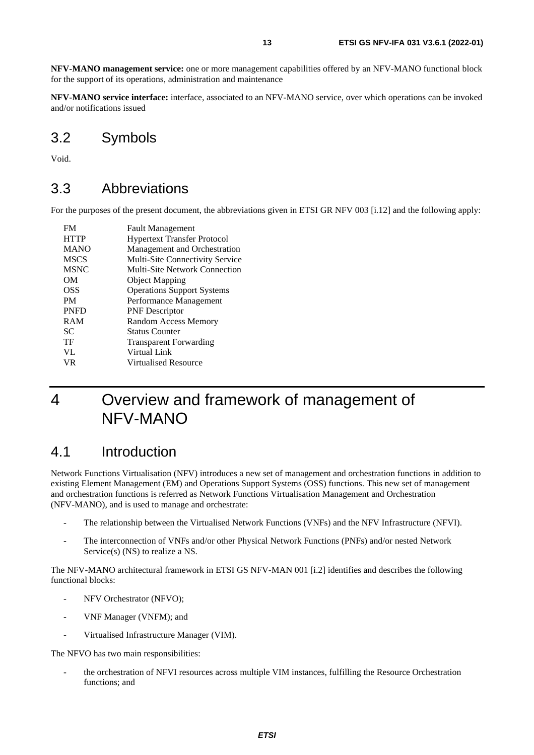**NFV-MANO management service:** one or more management capabilities offered by an NFV-MANO functional block for the support of its operations, administration and maintenance

**NFV-MANO service interface:** interface, associated to an NFV-MANO service, over which operations can be invoked and/or notifications issued

## 3.2 Symbols

Void.

## 3.3 Abbreviations

For the purposes of the present document, the abbreviations given in ETSI GR NFV 003 [i.12] and the following apply:

| | |
|---|---|
| FM | Fault Management |
| HTTP | Hypertext Transfer Protocol |
| MANO | Management and Orchestration |
| MSCS | Multi-Site Connectivity Service |
| MSNC | Multi-Site Network Connection |
| OM | Object Mapping |
| OSS | Operations Support Systems |
| PM | Performance Management |
| PNFD | PNF Descriptor |
| RAM | Random Access Memory |
| SC | Status Counter |
| TF | Transparent Forwarding |
| VL | Virtual Link |
| VR | Virtualised Resource |

# 4 Overview and framework of management of NFV-MANO

## 4.1 Introduction

Network Functions Virtualisation (NFV) introduces a new set of management and orchestration functions in addition to existing Element Management (EM) and Operations Support Systems (OSS) functions. This new set of management and orchestration functions is referred as Network Functions Virtualisation Management and Orchestration (NFV-MANO), and is used to manage and orchestrate:

- The relationship between the Virtualised Network Functions (VNFs) and the NFV Infrastructure (NFVI).
- The interconnection of VNFs and/or other Physical Network Functions (PNFs) and/or nested Network Service(s) (NS) to realize a NS.

The NFV-MANO architectural framework in ETSI GS NFV-MAN 001 [i.2] identifies and describes the following functional blocks:

- NFV Orchestrator (NFVO);
- VNF Manager (VNFM); and
- Virtualised Infrastructure Manager (VIM).

The NFVO has two main responsibilities:

- the orchestration of NFVI resources across multiple VIM instances, fulfilling the Resource Orchestration functions; and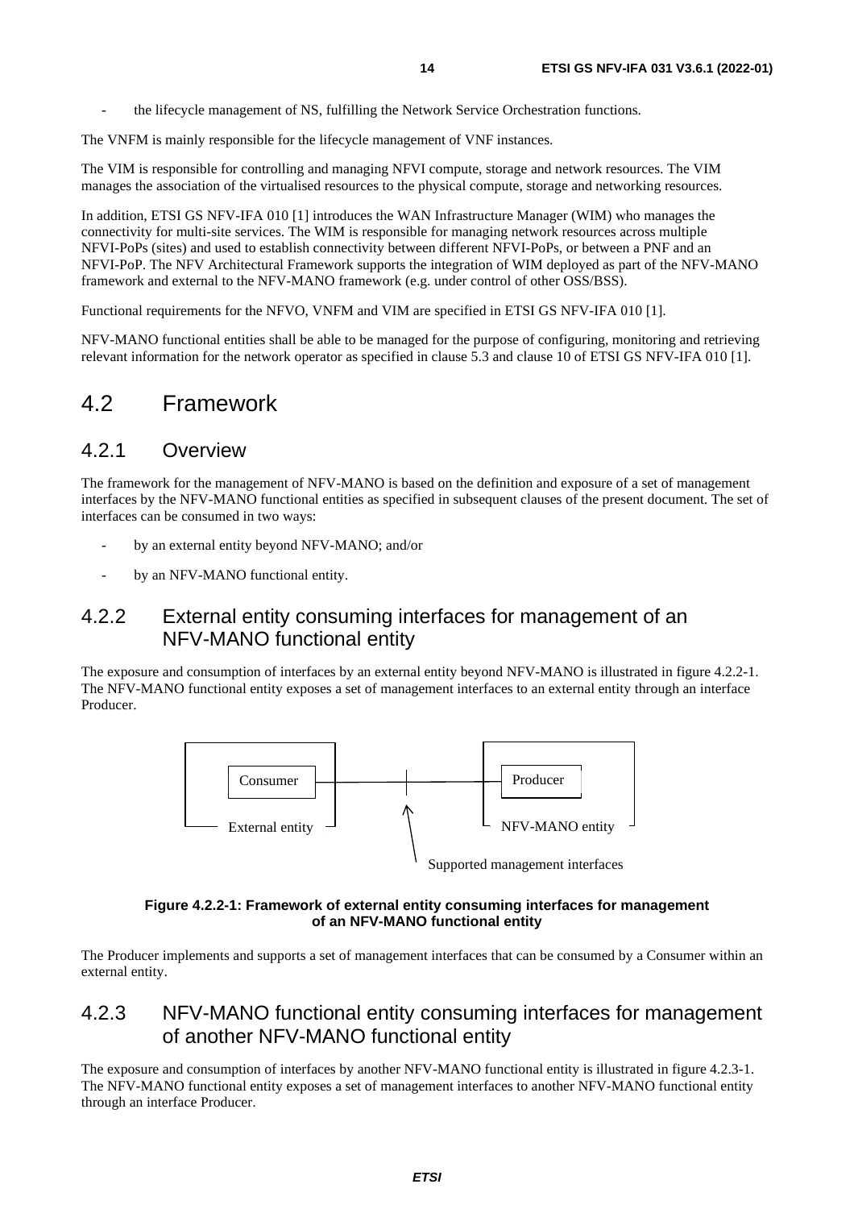- the lifecycle management of NS, fulfilling the Network Service Orchestration functions.

The VNFM is mainly responsible for the lifecycle management of VNF instances.

The VIM is responsible for controlling and managing NFVI compute, storage and network resources. The VIM manages the association of the virtualised resources to the physical compute, storage and networking resources.

In addition, ETSI GS NFV-IFA 010 [1] introduces the WAN Infrastructure Manager (WIM) who manages the connectivity for multi-site services. The WIM is responsible for managing network resources across multiple NFVI-PoPs (sites) and used to establish connectivity between different NFVI-PoPs, or between a PNF and an NFVI-PoP. The NFV Architectural Framework supports the integration of WIM deployed as part of the NFV-MANO framework and external to the NFV-MANO framework (e.g. under control of other OSS/BSS).

Functional requirements for the NFVO, VNFM and VIM are specified in ETSI GS NFV-IFA 010 [1].

NFV-MANO functional entities shall be able to be managed for the purpose of configuring, monitoring and retrieving relevant information for the network operator as specified in clause 5.3 and clause 10 of ETSI GS NFV-IFA 010 [1].

## 4.2 Framework

### 4.2.1 Overview

The framework for the management of NFV-MANO is based on the definition and exposure of a set of management interfaces by the NFV-MANO functional entities as specified in subsequent clauses of the present document. The set of interfaces can be consumed in two ways:

- by an external entity beyond NFV-MANO; and/or
- by an NFV-MANO functional entity.

### 4.2.2 External entity consuming interfaces for management of an NFV-MANO functional entity

The exposure and consumption of interfaces by an external entity beyond NFV-MANO is illustrated in figure 4.2.2-1. The NFV-MANO functional entity exposes a set of management interfaces to an external entity through an interface Producer.

Consumer — Producer

External entity — NFV-MANO entity

Supported management interfaces

**Figure 4.2.2-1: Framework of external entity consuming interfaces for management of an NFV-MANO functional entity**

The Producer implements and supports a set of management interfaces that can be consumed by a Consumer within an external entity.

### 4.2.3 NFV-MANO functional entity consuming interfaces for management of another NFV-MANO functional entity

The exposure and consumption of interfaces by another NFV-MANO functional entity is illustrated in figure 4.2.3-1. The NFV-MANO functional entity exposes a set of management interfaces to another NFV-MANO functional entity through an interface Producer.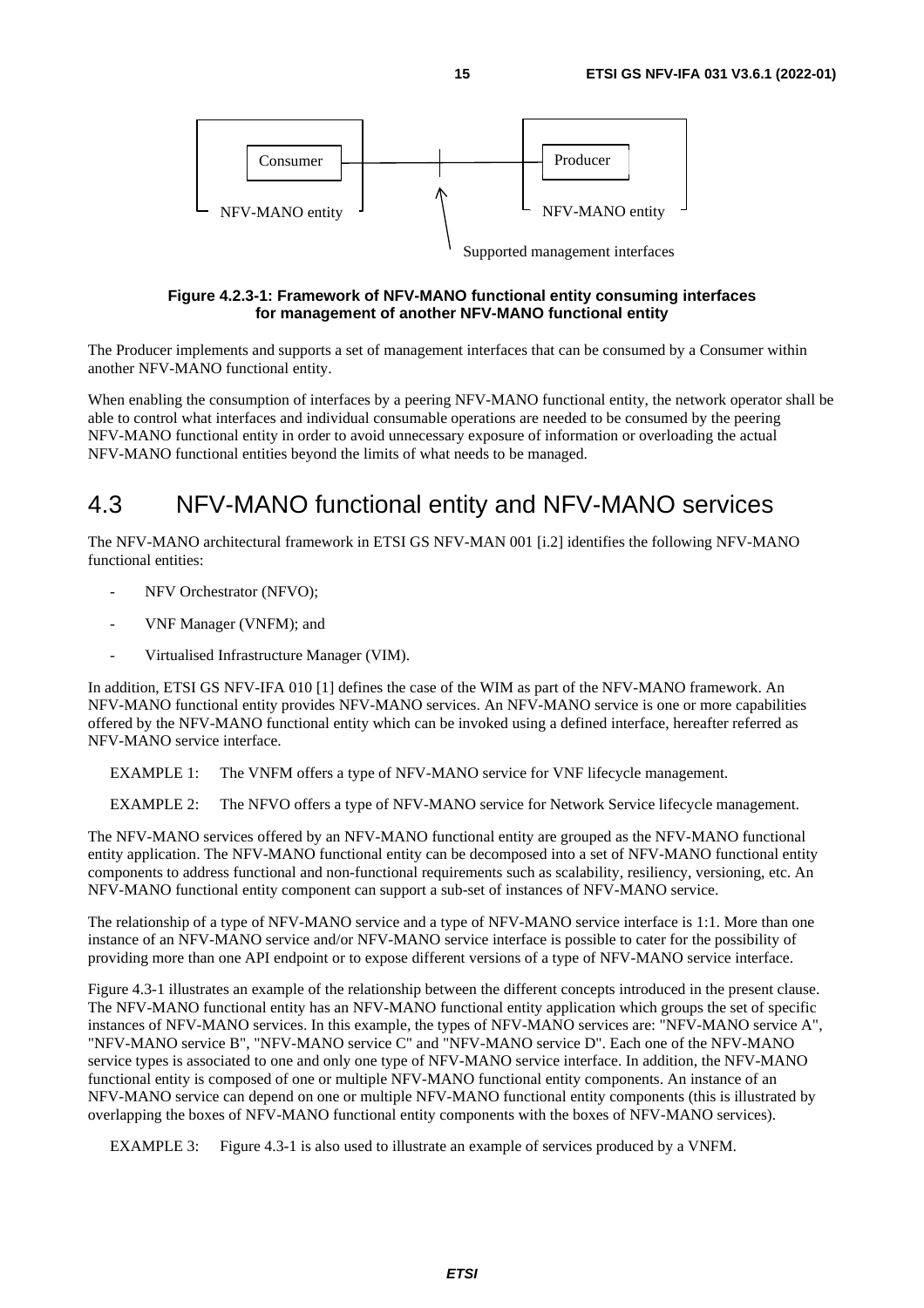**Figure 4.2.3-1: Framework of NFV-MANO functional entity consuming interfaces for management of another NFV-MANO functional entity**

The Producer implements and supports a set of management interfaces that can be consumed by a Consumer within another NFV-MANO functional entity.

When enabling the consumption of interfaces by a peering NFV-MANO functional entity, the network operator shall be able to control what interfaces and individual consumable operations are needed to be consumed by the peering NFV-MANO functional entity in order to avoid unnecessary exposure of information or overloading the actual NFV-MANO functional entities beyond the limits of what needs to be managed.

## 4.3 NFV-MANO functional entity and NFV-MANO services

The NFV-MANO architectural framework in ETSI GS NFV-MAN 001 [i.2] identifies the following NFV-MANO functional entities:

- NFV Orchestrator (NFVO);
- VNF Manager (VNFM); and
- Virtualised Infrastructure Manager (VIM).

In addition, ETSI GS NFV-IFA 010 [1] defines the case of the WIM as part of the NFV-MANO framework. An NFV-MANO functional entity provides NFV-MANO services. An NFV-MANO service is one or more capabilities offered by the NFV-MANO functional entity which can be invoked using a defined interface, hereafter referred as NFV-MANO service interface.

EXAMPLE 1: The VNFM offers a type of NFV-MANO service for VNF lifecycle management.

EXAMPLE 2: The NFVO offers a type of NFV-MANO service for Network Service lifecycle management.

The NFV-MANO services offered by an NFV-MANO functional entity are grouped as the NFV-MANO functional entity application. The NFV-MANO functional entity can be decomposed into a set of NFV-MANO functional entity components to address functional and non-functional requirements such as scalability, resiliency, versioning, etc. An NFV-MANO functional entity component can support a sub-set of instances of NFV-MANO service.

The relationship of a type of NFV-MANO service and a type of NFV-MANO service interface is 1:1. More than one instance of an NFV-MANO service and/or NFV-MANO service interface is possible to cater for the possibility of providing more than one API endpoint or to expose different versions of a type of NFV-MANO service interface.

Figure 4.3-1 illustrates an example of the relationship between the different concepts introduced in the present clause. The NFV-MANO functional entity has an NFV-MANO functional entity application which groups the set of specific instances of NFV-MANO services. In this example, the types of NFV-MANO services are: "NFV-MANO service A", "NFV-MANO service B", "NFV-MANO service C" and "NFV-MANO service D". Each one of the NFV-MANO service types is associated to one and only one type of NFV-MANO service interface. In addition, the NFV-MANO functional entity is composed of one or multiple NFV-MANO functional entity components. An instance of an NFV-MANO service can depend on one or multiple NFV-MANO functional entity components (this is illustrated by overlapping the boxes of NFV-MANO functional entity components with the boxes of NFV-MANO services).

EXAMPLE 3: Figure 4.3-1 is also used to illustrate an example of services produced by a VNFM.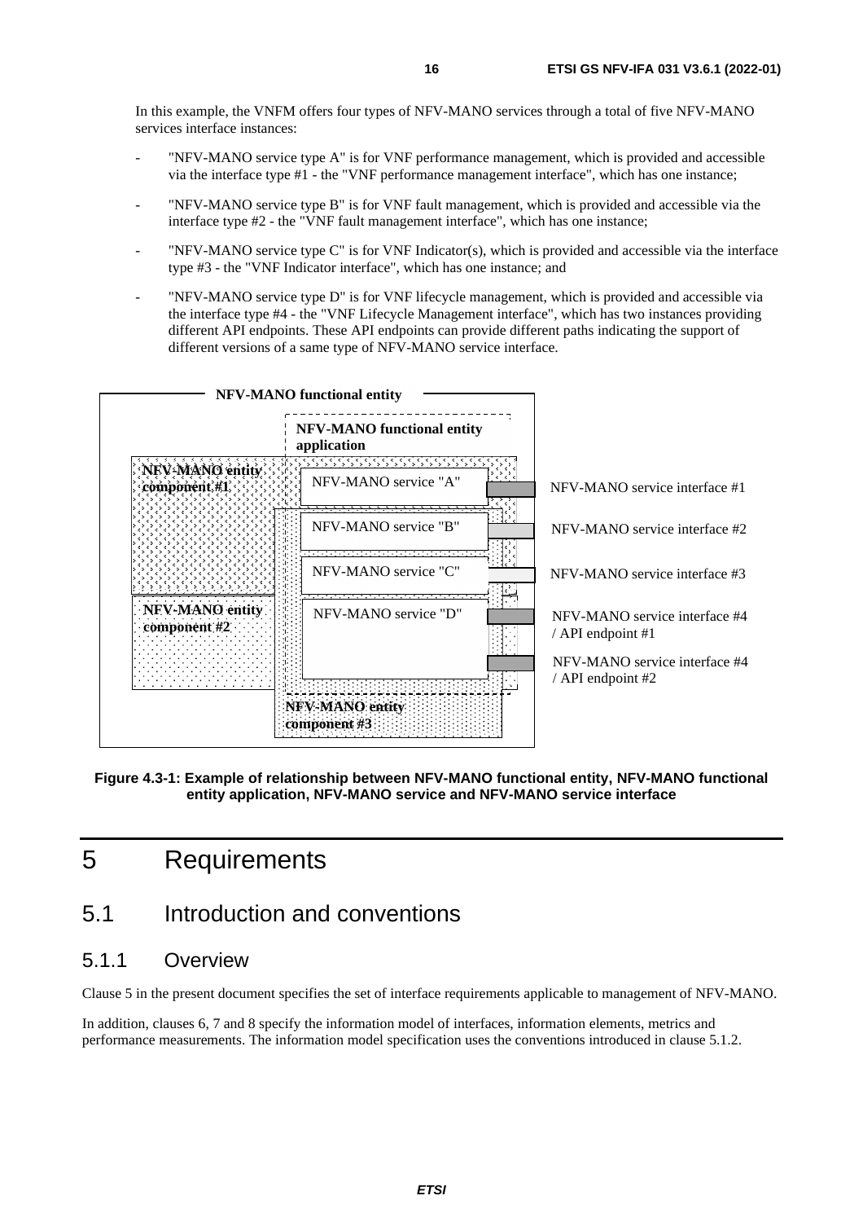In this example, the VNFM offers four types of NFV-MANO services through a total of five NFV-MANO services interface instances:

- "NFV-MANO service type A" is for VNF performance management, which is provided and accessible via the interface type #1 - the "VNF performance management interface", which has one instance;
- "NFV-MANO service type B" is for VNF fault management, which is provided and accessible via the interface type #2 - the "VNF fault management interface", which has one instance;
- "NFV-MANO service type C" is for VNF Indicator(s), which is provided and accessible via the interface type #3 - the "VNF Indicator interface", which has one instance; and
- "NFV-MANO service type D" is for VNF lifecycle management, which is provided and accessible via the interface type #4 - the "VNF Lifecycle Management interface", which has two instances providing different API endpoints. These API endpoints can provide different paths indicating the support of different versions of a same type of NFV-MANO service interface.

**NFV-MANO functional entity**

**NFV-MANO functional entity application**

**NFV-MANO entity component #1**

**NFV-MANO entity component #2**

**NFV-MANO entity component #3**

NFV-MANO service "A" — NFV-MANO service interface #1

NFV-MANO service "B" — NFV-MANO service interface #2

NFV-MANO service "C" — NFV-MANO service interface #3

NFV-MANO service "D" — NFV-MANO service interface #4 / API endpoint #1; NFV-MANO service interface #4 / API endpoint #2

**Figure 4.3-1: Example of relationship between NFV-MANO functional entity, NFV-MANO functional entity application, NFV-MANO service and NFV-MANO service interface**

# 5 Requirements

## 5.1 Introduction and conventions

### 5.1.1 Overview

Clause 5 in the present document specifies the set of interface requirements applicable to management of NFV-MANO.

In addition, clauses 6, 7 and 8 specify the information model of interfaces, information elements, metrics and performance measurements. The information model specification uses the conventions introduced in clause 5.1.2.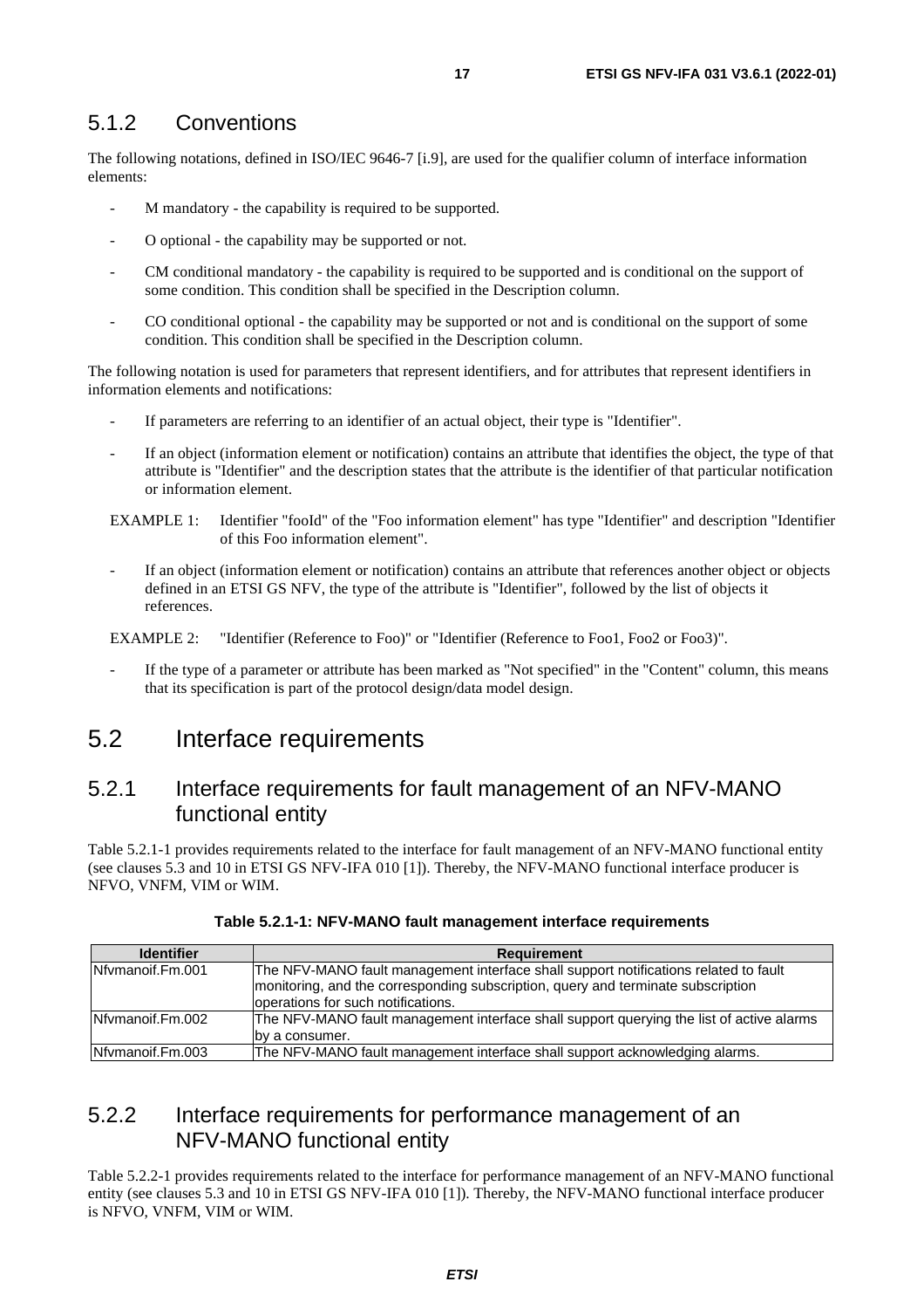### 5.1.2 Conventions

The following notations, defined in ISO/IEC 9646-7 [i.9], are used for the qualifier column of interface information elements:

- M mandatory - the capability is required to be supported.
- O optional - the capability may be supported or not.
- CM conditional mandatory - the capability is required to be supported and is conditional on the support of some condition. This condition shall be specified in the Description column.
- CO conditional optional - the capability may be supported or not and is conditional on the support of some condition. This condition shall be specified in the Description column.

The following notation is used for parameters that represent identifiers, and for attributes that represent identifiers in information elements and notifications:

- If parameters are referring to an identifier of an actual object, their type is "Identifier".
- If an object (information element or notification) contains an attribute that identifies the object, the type of that attribute is "Identifier" and the description states that the attribute is the identifier of that particular notification or information element.

EXAMPLE 1: Identifier "fooId" of the "Foo information element" has type "Identifier" and description "Identifier of this Foo information element".

- If an object (information element or notification) contains an attribute that references another object or objects defined in an ETSI GS NFV, the type of the attribute is "Identifier", followed by the list of objects it references.

EXAMPLE 2: "Identifier (Reference to Foo)" or "Identifier (Reference to Foo1, Foo2 or Foo3)".

- If the type of a parameter or attribute has been marked as "Not specified" in the "Content" column, this means that its specification is part of the protocol design/data model design.

## 5.2 Interface requirements

### 5.2.1 Interface requirements for fault management of an NFV-MANO functional entity

Table 5.2.1-1 provides requirements related to the interface for fault management of an NFV-MANO functional entity (see clauses 5.3 and 10 in ETSI GS NFV-IFA 010 [1]). Thereby, the NFV-MANO functional interface producer is NFVO, VNFM, VIM or WIM.

**Table 5.2.1-1: NFV-MANO fault management interface requirements**

| Identifier | Requirement |
| --- | --- |
| Nfvmanoif.Fm.001 | The NFV-MANO fault management interface shall support notifications related to fault monitoring, and the corresponding subscription, query and terminate subscription operations for such notifications. |
| Nfvmanoif.Fm.002 | The NFV-MANO fault management interface shall support querying the list of active alarms by a consumer. |
| Nfvmanoif.Fm.003 | The NFV-MANO fault management interface shall support acknowledging alarms. |

### 5.2.2 Interface requirements for performance management of an NFV-MANO functional entity

Table 5.2.2-1 provides requirements related to the interface for performance management of an NFV-MANO functional entity (see clauses 5.3 and 10 in ETSI GS NFV-IFA 010 [1]). Thereby, the NFV-MANO functional interface producer is NFVO, VNFM, VIM or WIM.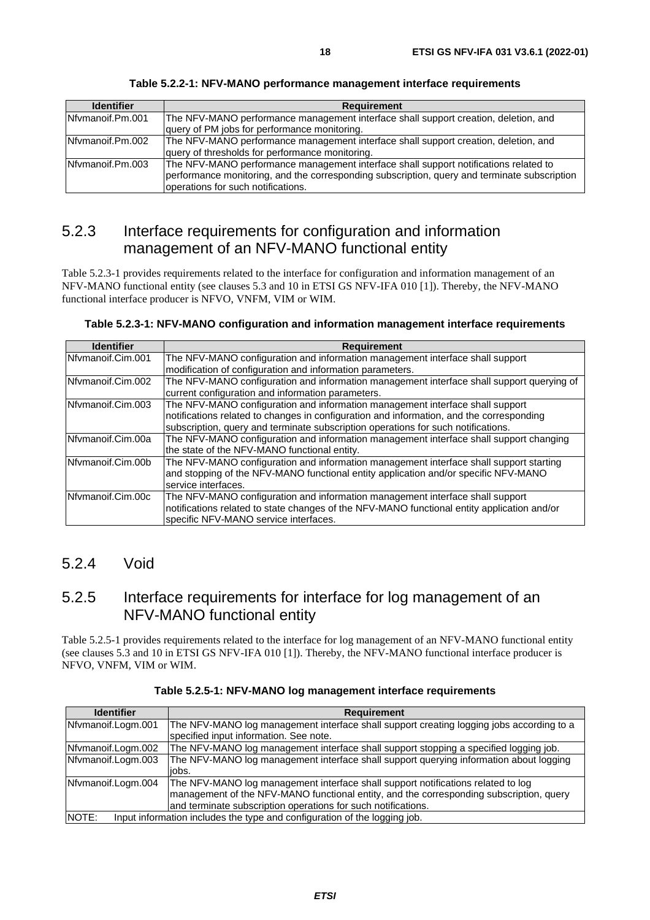**Table 5.2.2-1: NFV-MANO performance management interface requirements**

| Identifier | Requirement |
| --- | --- |
| Nfvmanoif.Pm.001 | The NFV-MANO performance management interface shall support creation, deletion, and query of PM jobs for performance monitoring. |
| Nfvmanoif.Pm.002 | The NFV-MANO performance management interface shall support creation, deletion, and query of thresholds for performance monitoring. |
| Nfvmanoif.Pm.003 | The NFV-MANO performance management interface shall support notifications related to performance monitoring, and the corresponding subscription, query and terminate subscription operations for such notifications. |

## 5.2.3 Interface requirements for configuration and information management of an NFV-MANO functional entity

Table 5.2.3-1 provides requirements related to the interface for configuration and information management of an NFV-MANO functional entity (see clauses 5.3 and 10 in ETSI GS NFV-IFA 010 [1]). Thereby, the NFV-MANO functional interface producer is NFVO, VNFM, VIM or WIM.

**Table 5.2.3-1: NFV-MANO configuration and information management interface requirements**

| Identifier | Requirement |
| --- | --- |
| Nfvmanoif.Cim.001 | The NFV-MANO configuration and information management interface shall support modification of configuration and information parameters. |
| Nfvmanoif.Cim.002 | The NFV-MANO configuration and information management interface shall support querying of current configuration and information parameters. |
| Nfvmanoif.Cim.003 | The NFV-MANO configuration and information management interface shall support notifications related to changes in configuration and information, and the corresponding subscription, query and terminate subscription operations for such notifications. |
| Nfvmanoif.Cim.00a | The NFV-MANO configuration and information management interface shall support changing the state of the NFV-MANO functional entity. |
| Nfvmanoif.Cim.00b | The NFV-MANO configuration and information management interface shall support starting and stopping of the NFV-MANO functional entity application and/or specific NFV-MANO service interfaces. |
| Nfvmanoif.Cim.00c | The NFV-MANO configuration and information management interface shall support notifications related to state changes of the NFV-MANO functional entity application and/or specific NFV-MANO service interfaces. |

## 5.2.4 Void

## 5.2.5 Interface requirements for interface for log management of an NFV-MANO functional entity

Table 5.2.5-1 provides requirements related to the interface for log management of an NFV-MANO functional entity (see clauses 5.3 and 10 in ETSI GS NFV-IFA 010 [1]). Thereby, the NFV-MANO functional interface producer is NFVO, VNFM, VIM or WIM.

**Table 5.2.5-1: NFV-MANO log management interface requirements**

| Identifier | Requirement |
| --- | --- |
| Nfvmanoif.Logm.001 | The NFV-MANO log management interface shall support creating logging jobs according to a specified input information. See note. |
| Nfvmanoif.Logm.002 | The NFV-MANO log management interface shall support stopping a specified logging job. |
| Nfvmanoif.Logm.003 | The NFV-MANO log management interface shall support querying information about logging jobs. |
| Nfvmanoif.Logm.004 | The NFV-MANO log management interface shall support notifications related to log management of the NFV-MANO functional entity, and the corresponding subscription, query and terminate subscription operations for such notifications. |
| NOTE: Input information includes the type and configuration of the logging job. | |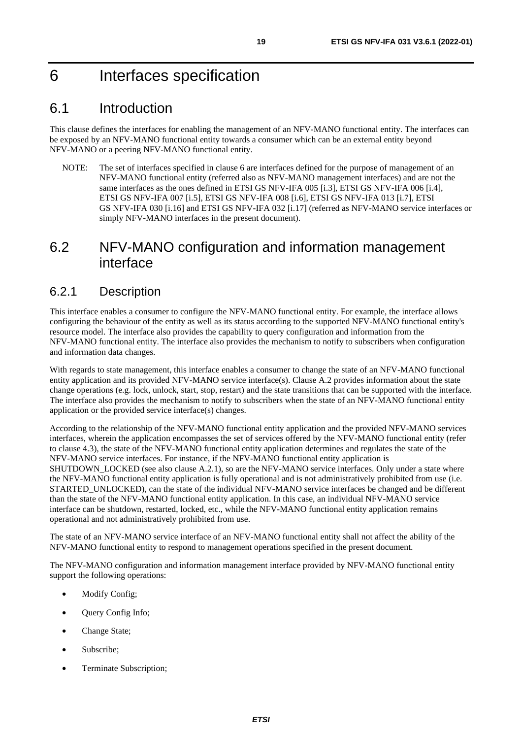# 6 Interfaces specification

## 6.1 Introduction

This clause defines the interfaces for enabling the management of an NFV-MANO functional entity. The interfaces can be exposed by an NFV-MANO functional entity towards a consumer which can be an external entity beyond NFV-MANO or a peering NFV-MANO functional entity.

NOTE: The set of interfaces specified in clause 6 are interfaces defined for the purpose of management of an NFV-MANO functional entity (referred also as NFV-MANO management interfaces) and are not the same interfaces as the ones defined in ETSI GS NFV-IFA 005 [i.3], ETSI GS NFV-IFA 006 [i.4], ETSI GS NFV-IFA 007 [i.5], ETSI GS NFV-IFA 008 [i.6], ETSI GS NFV-IFA 013 [i.7], ETSI GS NFV-IFA 030 [i.16] and ETSI GS NFV-IFA 032 [i.17] (referred as NFV-MANO service interfaces or simply NFV-MANO interfaces in the present document).

## 6.2 NFV-MANO configuration and information management interface

### 6.2.1 Description

This interface enables a consumer to configure the NFV-MANO functional entity. For example, the interface allows configuring the behaviour of the entity as well as its status according to the supported NFV-MANO functional entity's resource model. The interface also provides the capability to query configuration and information from the NFV-MANO functional entity. The interface also provides the mechanism to notify to subscribers when configuration and information data changes.

With regards to state management, this interface enables a consumer to change the state of an NFV-MANO functional entity application and its provided NFV-MANO service interface(s). Clause A.2 provides information about the state change operations (e.g. lock, unlock, start, stop, restart) and the state transitions that can be supported with the interface. The interface also provides the mechanism to notify to subscribers when the state of an NFV-MANO functional entity application or the provided service interface(s) changes.

According to the relationship of the NFV-MANO functional entity application and the provided NFV-MANO services interfaces, wherein the application encompasses the set of services offered by the NFV-MANO functional entity (refer to clause 4.3), the state of the NFV-MANO functional entity application determines and regulates the state of the NFV-MANO service interfaces. For instance, if the NFV-MANO functional entity application is SHUTDOWN_LOCKED (see also clause A.2.1), so are the NFV-MANO service interfaces. Only under a state where the NFV-MANO functional entity application is fully operational and is not administratively prohibited from use (i.e. STARTED_UNLOCKED), can the state of the individual NFV-MANO service interfaces be changed and be different than the state of the NFV-MANO functional entity application. In this case, an individual NFV-MANO service interface can be shutdown, restarted, locked, etc., while the NFV-MANO functional entity application remains operational and not administratively prohibited from use.

The state of an NFV-MANO service interface of an NFV-MANO functional entity shall not affect the ability of the NFV-MANO functional entity to respond to management operations specified in the present document.

The NFV-MANO configuration and information management interface provided by NFV-MANO functional entity support the following operations:

- Modify Config;
- Query Config Info;
- Change State;
- Subscribe;
- Terminate Subscription;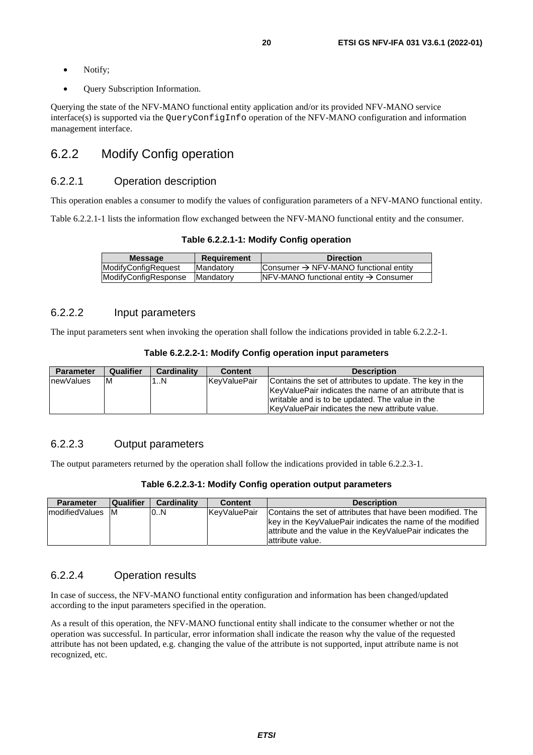- Notify;
- Query Subscription Information.

Querying the state of the NFV-MANO functional entity application and/or its provided NFV-MANO service interface(s) is supported via the QueryConfigInfo operation of the NFV-MANO configuration and information management interface.

## 6.2.2 Modify Config operation

### 6.2.2.1 Operation description

This operation enables a consumer to modify the values of configuration parameters of a NFV-MANO functional entity.

Table 6.2.2.1-1 lists the information flow exchanged between the NFV-MANO functional entity and the consumer.

**Table 6.2.2.1-1: Modify Config operation**

| Message | Requirement | Direction |
| --- | --- | --- |
| ModifyConfigRequest | Mandatory | Consumer → NFV-MANO functional entity |
| ModifyConfigResponse | Mandatory | NFV-MANO functional entity → Consumer |

### 6.2.2.2 Input parameters

The input parameters sent when invoking the operation shall follow the indications provided in table 6.2.2.2-1.

**Table 6.2.2.2-1: Modify Config operation input parameters**

| Parameter | Qualifier | Cardinality | Content | Description |
| --- | --- | --- | --- | --- |
| newValues | M | 1..N | KeyValuePair | Contains the set of attributes to update. The key in the KeyValuePair indicates the name of an attribute that is writable and is to be updated. The value in the KeyValuePair indicates the new attribute value. |

### 6.2.2.3 Output parameters

The output parameters returned by the operation shall follow the indications provided in table 6.2.2.3-1.

**Table 6.2.2.3-1: Modify Config operation output parameters**

| Parameter | Qualifier | Cardinality | Content | Description |
| --- | --- | --- | --- | --- |
| modifiedValues | M | 0..N | KeyValuePair | Contains the set of attributes that have been modified. The key in the KeyValuePair indicates the name of the modified attribute and the value in the KeyValuePair indicates the attribute value. |

### 6.2.2.4 Operation results

In case of success, the NFV-MANO functional entity configuration and information has been changed/updated according to the input parameters specified in the operation.

As a result of this operation, the NFV-MANO functional entity shall indicate to the consumer whether or not the operation was successful. In particular, error information shall indicate the reason why the value of the requested attribute has not been updated, e.g. changing the value of the attribute is not supported, input attribute name is not recognized, etc.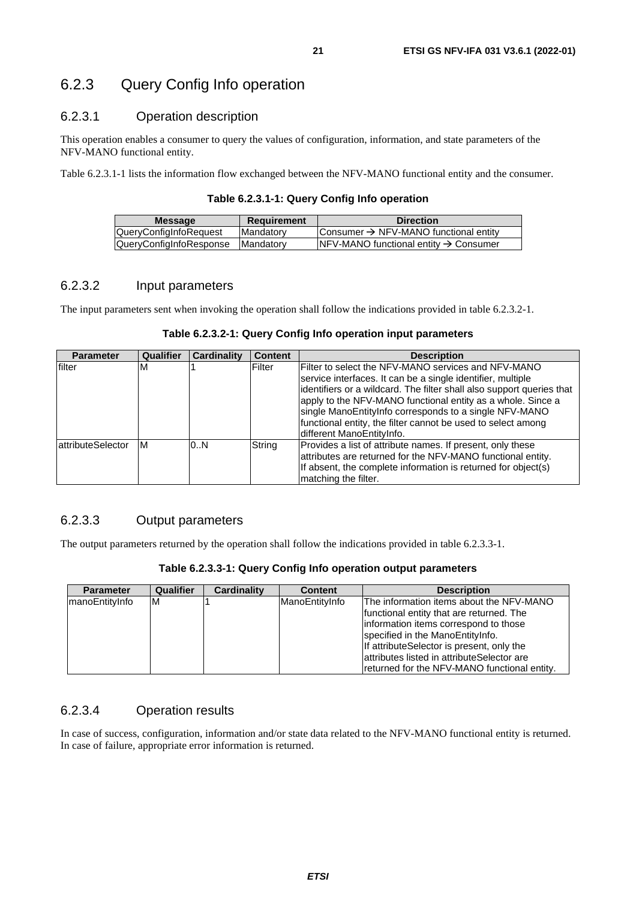### 6.2.3 Query Config Info operation

#### 6.2.3.1 Operation description

This operation enables a consumer to query the values of configuration, information, and state parameters of the NFV-MANO functional entity.

Table 6.2.3.1-1 lists the information flow exchanged between the NFV-MANO functional entity and the consumer.

**Table 6.2.3.1-1: Query Config Info operation**

| Message | Requirement | Direction |
|---|---|---|
| QueryConfigInfoRequest | Mandatory | Consumer → NFV-MANO functional entity |
| QueryConfigInfoResponse | Mandatory | NFV-MANO functional entity → Consumer |

#### 6.2.3.2 Input parameters

The input parameters sent when invoking the operation shall follow the indications provided in table 6.2.3.2-1.

**Table 6.2.3.2-1: Query Config Info operation input parameters**

| Parameter | Qualifier | Cardinality | Content | Description |
|---|---|---|---|---|
| filter | M | 1 | Filter | Filter to select the NFV-MANO services and NFV-MANO service interfaces. It can be a single identifier, multiple identifiers or a wildcard. The filter shall also support queries that apply to the NFV-MANO functional entity as a whole. Since a single ManoEntityInfo corresponds to a single NFV-MANO functional entity, the filter cannot be used to select among different ManoEntityInfo. |
| attributeSelector | M | 0..N | String | Provides a list of attribute names. If present, only these attributes are returned for the NFV-MANO functional entity. If absent, the complete information is returned for object(s) matching the filter. |

#### 6.2.3.3 Output parameters

The output parameters returned by the operation shall follow the indications provided in table 6.2.3.3-1.

**Table 6.2.3.3-1: Query Config Info operation output parameters**

| Parameter | Qualifier | Cardinality | Content | Description |
|---|---|---|---|---|
| manoEntityInfo | M | 1 | ManoEntityInfo | The information items about the NFV-MANO functional entity that are returned. The information items correspond to those specified in the ManoEntityInfo. If attributeSelector is present, only the attributes listed in attributeSelector are returned for the NFV-MANO functional entity. |

#### 6.2.3.4 Operation results

In case of success, configuration, information and/or state data related to the NFV-MANO functional entity is returned. In case of failure, appropriate error information is returned.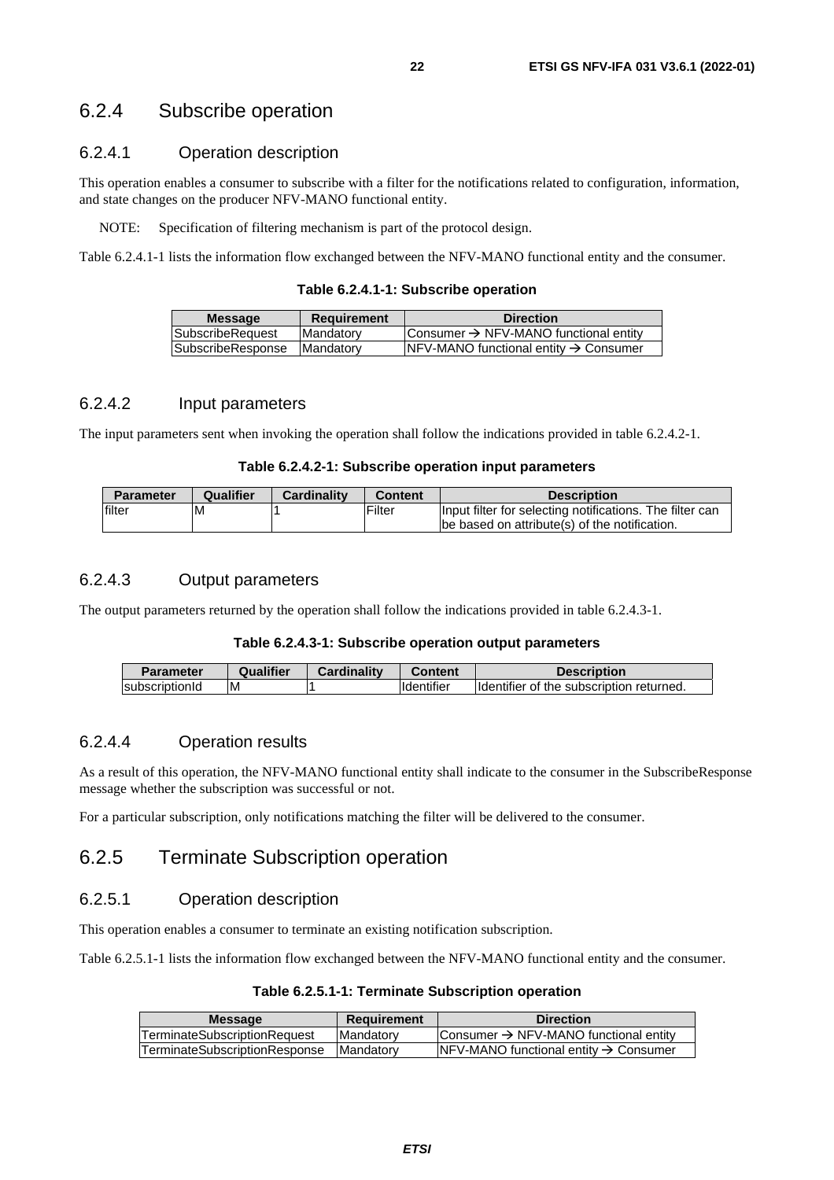## 6.2.4 Subscribe operation

### 6.2.4.1 Operation description

This operation enables a consumer to subscribe with a filter for the notifications related to configuration, information, and state changes on the producer NFV-MANO functional entity.

NOTE: Specification of filtering mechanism is part of the protocol design.

Table 6.2.4.1-1 lists the information flow exchanged between the NFV-MANO functional entity and the consumer.

**Table 6.2.4.1-1: Subscribe operation**

| Message | Requirement | Direction |
| --- | --- | --- |
| SubscribeRequest | Mandatory | Consumer → NFV-MANO functional entity |
| SubscribeResponse | Mandatory | NFV-MANO functional entity → Consumer |

### 6.2.4.2 Input parameters

The input parameters sent when invoking the operation shall follow the indications provided in table 6.2.4.2-1.

**Table 6.2.4.2-1: Subscribe operation input parameters**

| Parameter | Qualifier | Cardinality | Content | Description |
| --- | --- | --- | --- | --- |
| filter | M | 1 | Filter | Input filter for selecting notifications. The filter can be based on attribute(s) of the notification. |

### 6.2.4.3 Output parameters

The output parameters returned by the operation shall follow the indications provided in table 6.2.4.3-1.

**Table 6.2.4.3-1: Subscribe operation output parameters**

| Parameter | Qualifier | Cardinality | Content | Description |
| --- | --- | --- | --- | --- |
| subscriptionId | M | 1 | Identifier | Identifier of the subscription returned. |

### 6.2.4.4 Operation results

As a result of this operation, the NFV-MANO functional entity shall indicate to the consumer in the SubscribeResponse message whether the subscription was successful or not.

For a particular subscription, only notifications matching the filter will be delivered to the consumer.

## 6.2.5 Terminate Subscription operation

### 6.2.5.1 Operation description

This operation enables a consumer to terminate an existing notification subscription.

Table 6.2.5.1-1 lists the information flow exchanged between the NFV-MANO functional entity and the consumer.

**Table 6.2.5.1-1: Terminate Subscription operation**

| Message | Requirement | Direction |
| --- | --- | --- |
| TerminateSubscriptionRequest | Mandatory | Consumer → NFV-MANO functional entity |
| TerminateSubscriptionResponse | Mandatory | NFV-MANO functional entity → Consumer |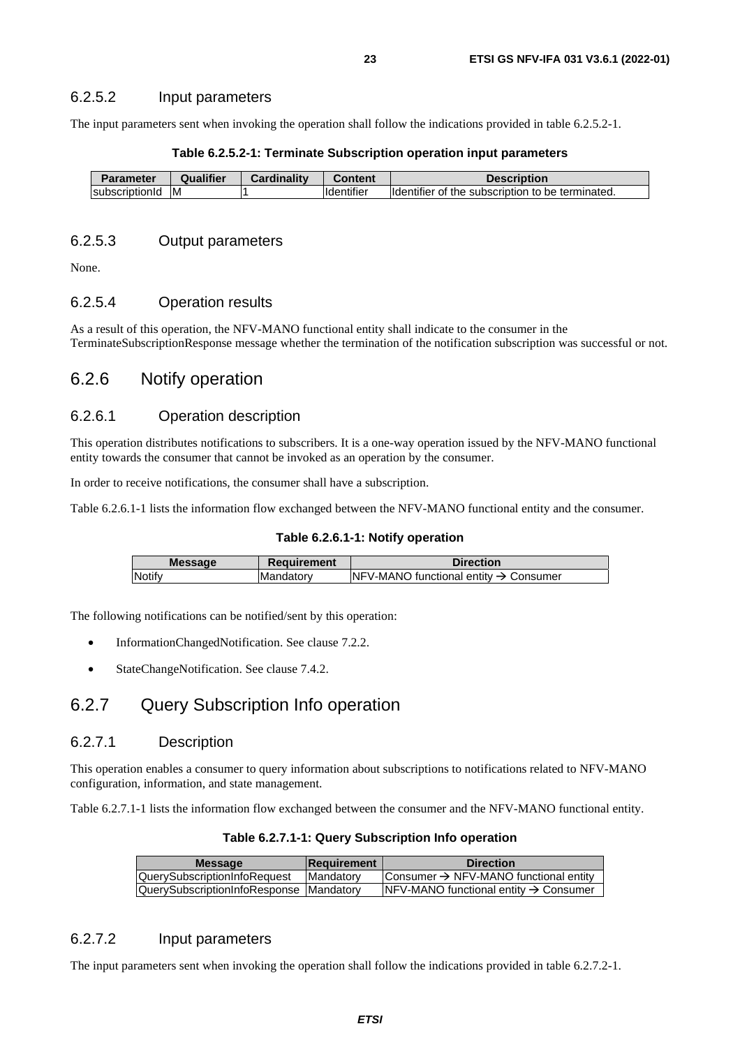#### 6.2.5.2 Input parameters

The input parameters sent when invoking the operation shall follow the indications provided in table 6.2.5.2-1.

**Table 6.2.5.2-1: Terminate Subscription operation input parameters**

| Parameter | Qualifier | Cardinality | Content | Description |
|---|---|---|---|---|
| subscriptionId | M | 1 | Identifier | Identifier of the subscription to be terminated. |

#### 6.2.5.3 Output parameters

None.

#### 6.2.5.4 Operation results

As a result of this operation, the NFV-MANO functional entity shall indicate to the consumer in the TerminateSubscriptionResponse message whether the termination of the notification subscription was successful or not.

### 6.2.6 Notify operation

#### 6.2.6.1 Operation description

This operation distributes notifications to subscribers. It is a one-way operation issued by the NFV-MANO functional entity towards the consumer that cannot be invoked as an operation by the consumer.

In order to receive notifications, the consumer shall have a subscription.

Table 6.2.6.1-1 lists the information flow exchanged between the NFV-MANO functional entity and the consumer.

**Table 6.2.6.1-1: Notify operation**

| Message | Requirement | Direction |
|---|---|---|
| Notify | Mandatory | NFV-MANO functional entity → Consumer |

The following notifications can be notified/sent by this operation:

- InformationChangedNotification. See clause 7.2.2.
- StateChangeNotification. See clause 7.4.2.

### 6.2.7 Query Subscription Info operation

#### 6.2.7.1 Description

This operation enables a consumer to query information about subscriptions to notifications related to NFV-MANO configuration, information, and state management.

Table 6.2.7.1-1 lists the information flow exchanged between the consumer and the NFV-MANO functional entity.

**Table 6.2.7.1-1: Query Subscription Info operation**

| Message | Requirement | Direction |
|---|---|---|
| QuerySubscriptionInfoRequest | Mandatory | Consumer → NFV-MANO functional entity |
| QuerySubscriptionInfoResponse | Mandatory | NFV-MANO functional entity → Consumer |

#### 6.2.7.2 Input parameters

The input parameters sent when invoking the operation shall follow the indications provided in table 6.2.7.2-1.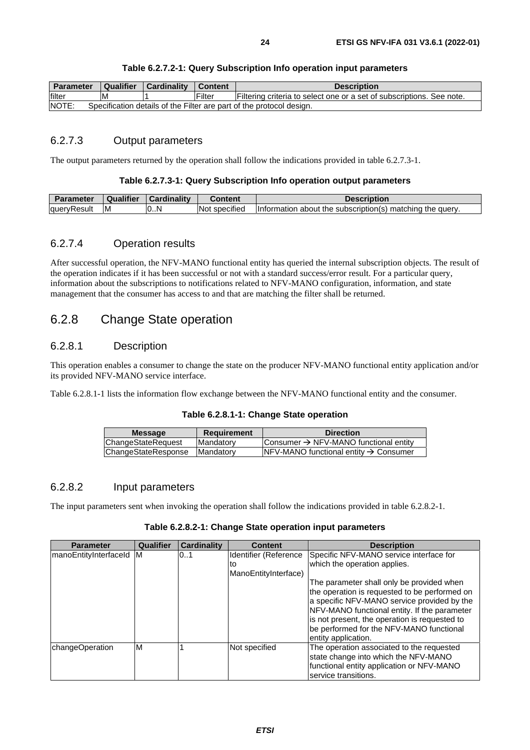**Table 6.2.7.2-1: Query Subscription Info operation input parameters**

| Parameter | Qualifier | Cardinality | Content | Description |
|---|---|---|---|---|
| filter | M | 1 | Filter | Filtering criteria to select one or a set of subscriptions. See note. |
| NOTE: Specification details of the Filter are part of the protocol design. | | | | |

### 6.2.7.3 Output parameters

The output parameters returned by the operation shall follow the indications provided in table 6.2.7.3-1.

**Table 6.2.7.3-1: Query Subscription Info operation output parameters**

| Parameter | Qualifier | Cardinality | Content | Description |
|---|---|---|---|---|
| queryResult | M | 0..N | Not specified | Information about the subscription(s) matching the query. |

### 6.2.7.4 Operation results

After successful operation, the NFV-MANO functional entity has queried the internal subscription objects. The result of the operation indicates if it has been successful or not with a standard success/error result. For a particular query, information about the subscriptions to notifications related to NFV-MANO configuration, information, and state management that the consumer has access to and that are matching the filter shall be returned.

## 6.2.8 Change State operation

### 6.2.8.1 Description

This operation enables a consumer to change the state on the producer NFV-MANO functional entity application and/or its provided NFV-MANO service interface.

Table 6.2.8.1-1 lists the information flow exchange between the NFV-MANO functional entity and the consumer.

**Table 6.2.8.1-1: Change State operation**

| Message | Requirement | Direction |
|---|---|---|
| ChangeStateRequest | Mandatory | Consumer → NFV-MANO functional entity |
| ChangeStateResponse | Mandatory | NFV-MANO functional entity → Consumer |

### 6.2.8.2 Input parameters

The input parameters sent when invoking the operation shall follow the indications provided in table 6.2.8.2-1.

**Table 6.2.8.2-1: Change State operation input parameters**

| Parameter | Qualifier | Cardinality | Content | Description |
|---|---|---|---|---|
| manoEntityInterfaceId | M | 0..1 | Identifier (Reference to ManoEntityInterface) | Specific NFV-MANO service interface for which the operation applies.<br><br>The parameter shall only be provided when the operation is requested to be performed on a specific NFV-MANO service provided by the NFV-MANO functional entity. If the parameter is not present, the operation is requested to be performed for the NFV-MANO functional entity application. |
| changeOperation | M | 1 | Not specified | The operation associated to the requested state change into which the NFV-MANO functional entity application or NFV-MANO service transitions. |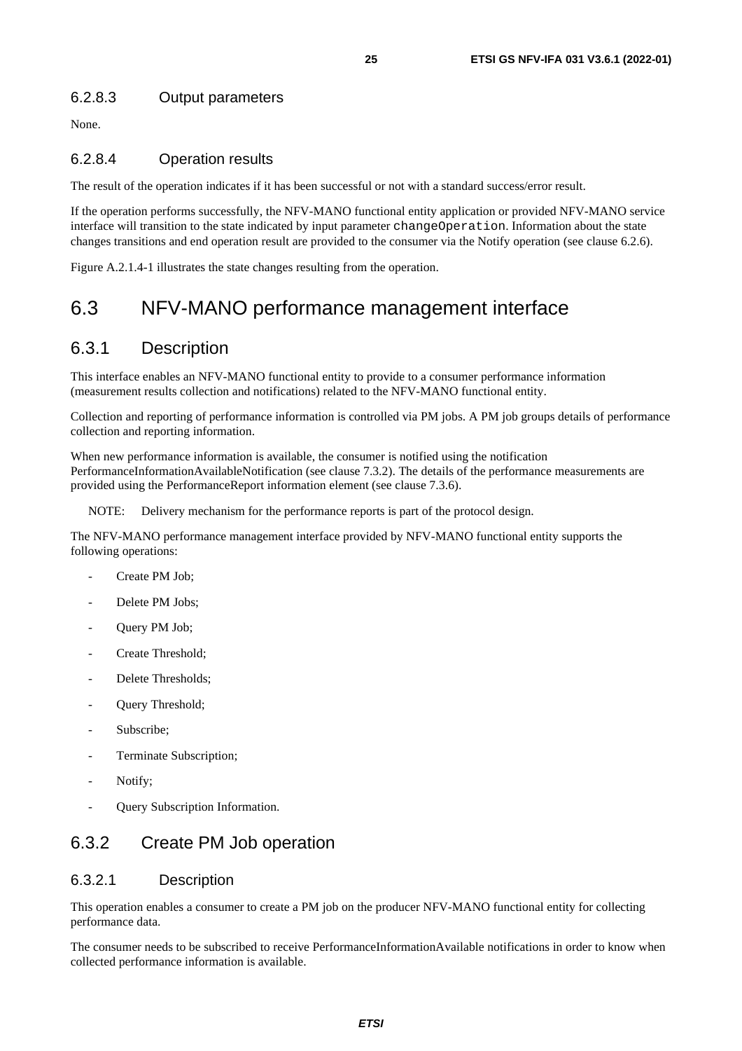#### 6.2.8.3 Output parameters

None.

#### 6.2.8.4 Operation results

The result of the operation indicates if it has been successful or not with a standard success/error result.

If the operation performs successfully, the NFV-MANO functional entity application or provided NFV-MANO service interface will transition to the state indicated by input parameter `changeOperation`. Information about the state changes transitions and end operation result are provided to the consumer via the Notify operation (see clause 6.2.6).

Figure A.2.1.4-1 illustrates the state changes resulting from the operation.

## 6.3 NFV-MANO performance management interface

### 6.3.1 Description

This interface enables an NFV-MANO functional entity to provide to a consumer performance information (measurement results collection and notifications) related to the NFV-MANO functional entity.

Collection and reporting of performance information is controlled via PM jobs. A PM job groups details of performance collection and reporting information.

When new performance information is available, the consumer is notified using the notification PerformanceInformationAvailableNotification (see clause 7.3.2). The details of the performance measurements are provided using the PerformanceReport information element (see clause 7.3.6).

NOTE: Delivery mechanism for the performance reports is part of the protocol design.

The NFV-MANO performance management interface provided by NFV-MANO functional entity supports the following operations:

- Create PM Job;
- Delete PM Jobs;
- Query PM Job;
- Create Threshold;
- Delete Thresholds;
- Query Threshold;
- Subscribe;
- Terminate Subscription;
- Notify;
- Query Subscription Information.

### 6.3.2 Create PM Job operation

#### 6.3.2.1 Description

This operation enables a consumer to create a PM job on the producer NFV-MANO functional entity for collecting performance data.

The consumer needs to be subscribed to receive PerformanceInformationAvailable notifications in order to know when collected performance information is available.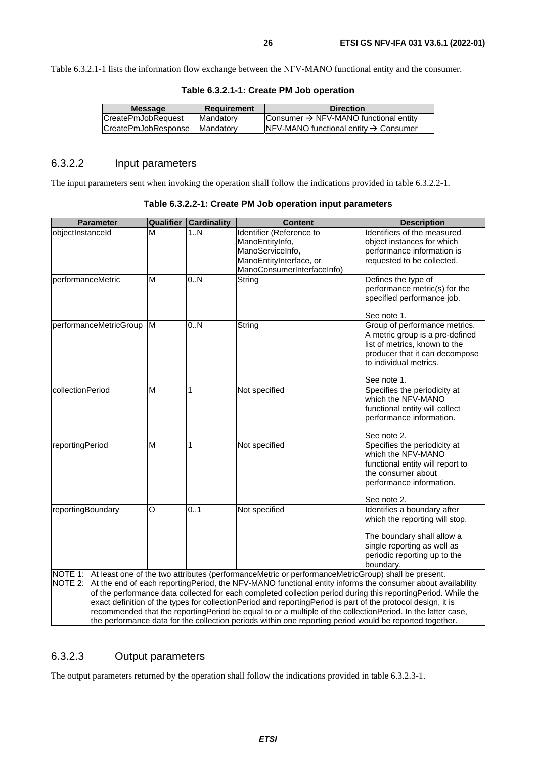Table 6.3.2.1-1 lists the information flow exchange between the NFV-MANO functional entity and the consumer.

**Table 6.3.2.1-1: Create PM Job operation**

| Message | Requirement | Direction |
|---|---|---|
| CreatePmJobRequest | Mandatory | Consumer → NFV-MANO functional entity |
| CreatePmJobResponse | Mandatory | NFV-MANO functional entity → Consumer |

### 6.3.2.2 Input parameters

The input parameters sent when invoking the operation shall follow the indications provided in table 6.3.2.2-1.

**Table 6.3.2.2-1: Create PM Job operation input parameters**

| Parameter | Qualifier | Cardinality | Content | Description |
|---|---|---|---|---|
| objectInstanceId | M | 1..N | Identifier (Reference to ManoEntityInfo, ManoServiceInfo, ManoEntityInterface, or ManoConsumerInterfaceInfo) | Identifiers of the measured object instances for which performance information is requested to be collected. |
| performanceMetric | M | 0..N | String | Defines the type of performance metric(s) for the specified performance job.<br><br>See note 1. |
| performanceMetricGroup | M | 0..N | String | Group of performance metrics. A metric group is a pre-defined list of metrics, known to the producer that it can decompose to individual metrics.<br><br>See note 1. |
| collectionPeriod | M | 1 | Not specified | Specifies the periodicity at which the NFV-MANO functional entity will collect performance information.<br><br>See note 2. |
| reportingPeriod | M | 1 | Not specified | Specifies the periodicity at which the NFV-MANO functional entity will report to the consumer about performance information.<br><br>See note 2. |
| reportingBoundary | O | 0..1 | Not specified | Identifies a boundary after which the reporting will stop.<br><br>The boundary shall allow a single reporting as well as periodic reporting up to the boundary. |
| NOTE 1: At least one of the two attributes (performanceMetric or performanceMetricGroup) shall be present.<br>NOTE 2: At the end of each reportingPeriod, the NFV-MANO functional entity informs the consumer about availability of the performance data collected for each completed collection period during this reportingPeriod. While the exact definition of the types for collectionPeriod and reportingPeriod is part of the protocol design, it is recommended that the reportingPeriod be equal to or a multiple of the collectionPeriod. In the latter case, the performance data for the collection periods within one reporting period would be reported together. | | | | |

### 6.3.2.3 Output parameters

The output parameters returned by the operation shall follow the indications provided in table 6.3.2.3-1.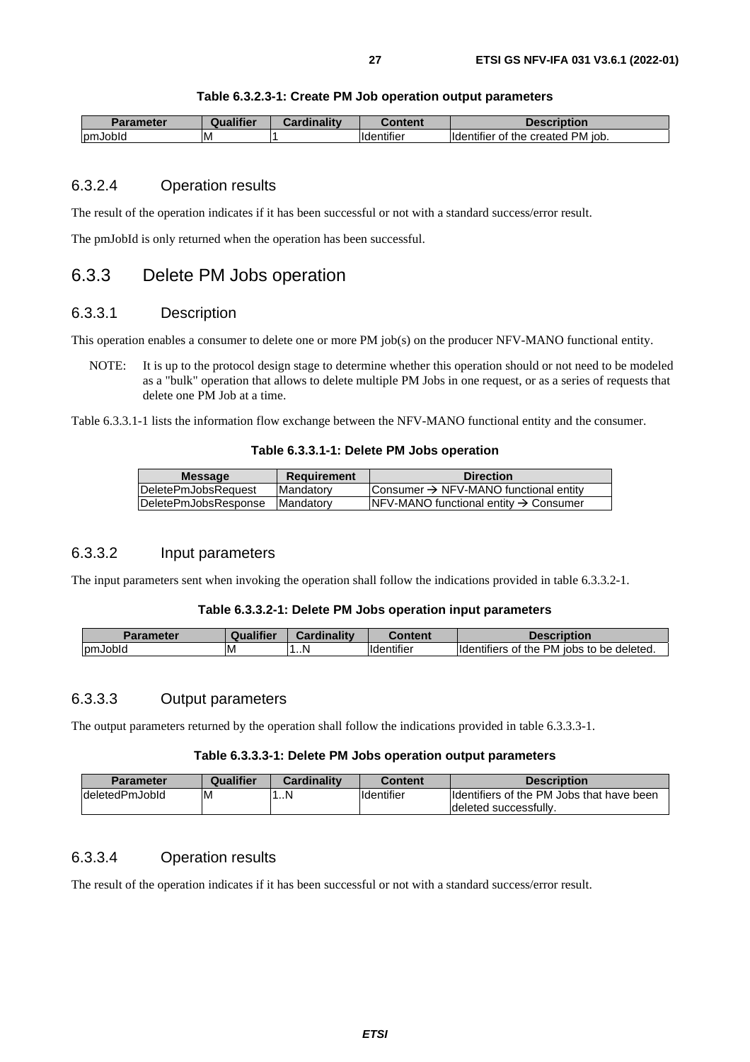**Table 6.3.2.3-1: Create PM Job operation output parameters**

| Parameter | Qualifier | Cardinality | Content | Description |
|---|---|---|---|---|
| pmJobId | M | 1 | Identifier | Identifier of the created PM job. |

### 6.3.2.4 Operation results

The result of the operation indicates if it has been successful or not with a standard success/error result.

The pmJobId is only returned when the operation has been successful.

## 6.3.3 Delete PM Jobs operation

### 6.3.3.1 Description

This operation enables a consumer to delete one or more PM job(s) on the producer NFV-MANO functional entity.

NOTE: It is up to the protocol design stage to determine whether this operation should or not need to be modeled as a "bulk" operation that allows to delete multiple PM Jobs in one request, or as a series of requests that delete one PM Job at a time.

Table 6.3.3.1-1 lists the information flow exchange between the NFV-MANO functional entity and the consumer.

**Table 6.3.3.1-1: Delete PM Jobs operation**

| Message | Requirement | Direction |
|---|---|---|
| DeletePmJobsRequest | Mandatory | Consumer → NFV-MANO functional entity |
| DeletePmJobsResponse | Mandatory | NFV-MANO functional entity → Consumer |

### 6.3.3.2 Input parameters

The input parameters sent when invoking the operation shall follow the indications provided in table 6.3.3.2-1.

**Table 6.3.3.2-1: Delete PM Jobs operation input parameters**

| Parameter | Qualifier | Cardinality | Content | Description |
|---|---|---|---|---|
| pmJobId | M | 1..N | Identifier | Identifiers of the PM jobs to be deleted. |

### 6.3.3.3 Output parameters

The output parameters returned by the operation shall follow the indications provided in table 6.3.3.3-1.

**Table 6.3.3.3-1: Delete PM Jobs operation output parameters**

| Parameter | Qualifier | Cardinality | Content | Description |
|---|---|---|---|---|
| deletedPmJobId | M | 1..N | Identifier | Identifiers of the PM Jobs that have been deleted successfully. |

### 6.3.3.4 Operation results

The result of the operation indicates if it has been successful or not with a standard success/error result.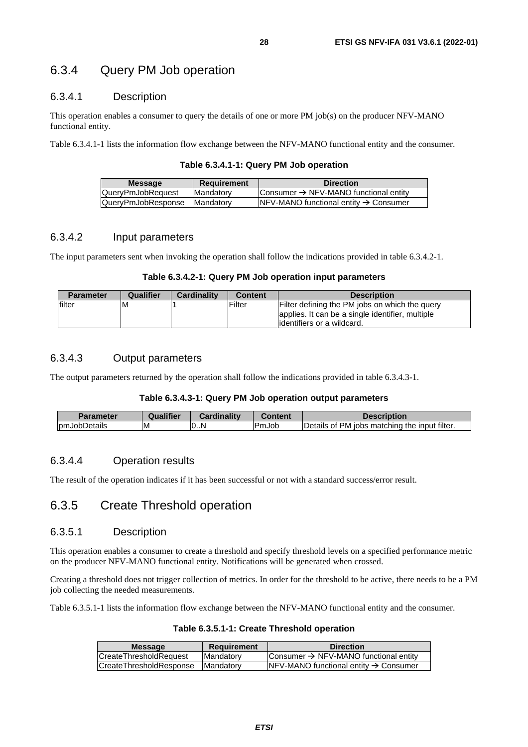### 6.3.4 Query PM Job operation

#### 6.3.4.1 Description

This operation enables a consumer to query the details of one or more PM job(s) on the producer NFV-MANO functional entity.

Table 6.3.4.1-1 lists the information flow exchange between the NFV-MANO functional entity and the consumer.

**Table 6.3.4.1-1: Query PM Job operation**

| Message | Requirement | Direction |
|---|---|---|
| QueryPmJobRequest | Mandatory | Consumer → NFV-MANO functional entity |
| QueryPmJobResponse | Mandatory | NFV-MANO functional entity → Consumer |

#### 6.3.4.2 Input parameters

The input parameters sent when invoking the operation shall follow the indications provided in table 6.3.4.2-1.

**Table 6.3.4.2-1: Query PM Job operation input parameters**

| Parameter | Qualifier | Cardinality | Content | Description |
|---|---|---|---|---|
| filter | M | 1 | Filter | Filter defining the PM jobs on which the query applies. It can be a single identifier, multiple identifiers or a wildcard. |

#### 6.3.4.3 Output parameters

The output parameters returned by the operation shall follow the indications provided in table 6.3.4.3-1.

**Table 6.3.4.3-1: Query PM Job operation output parameters**

| Parameter | Qualifier | Cardinality | Content | Description |
|---|---|---|---|---|
| pmJobDetails | M | 0..N | PmJob | Details of PM jobs matching the input filter. |

#### 6.3.4.4 Operation results

The result of the operation indicates if it has been successful or not with a standard success/error result.

### 6.3.5 Create Threshold operation

#### 6.3.5.1 Description

This operation enables a consumer to create a threshold and specify threshold levels on a specified performance metric on the producer NFV-MANO functional entity. Notifications will be generated when crossed.

Creating a threshold does not trigger collection of metrics. In order for the threshold to be active, there needs to be a PM job collecting the needed measurements.

Table 6.3.5.1-1 lists the information flow exchange between the NFV-MANO functional entity and the consumer.

**Table 6.3.5.1-1: Create Threshold operation**

| Message | Requirement | Direction |
|---|---|---|
| CreateThresholdRequest | Mandatory | Consumer → NFV-MANO functional entity |
| CreateThresholdResponse | Mandatory | NFV-MANO functional entity → Consumer |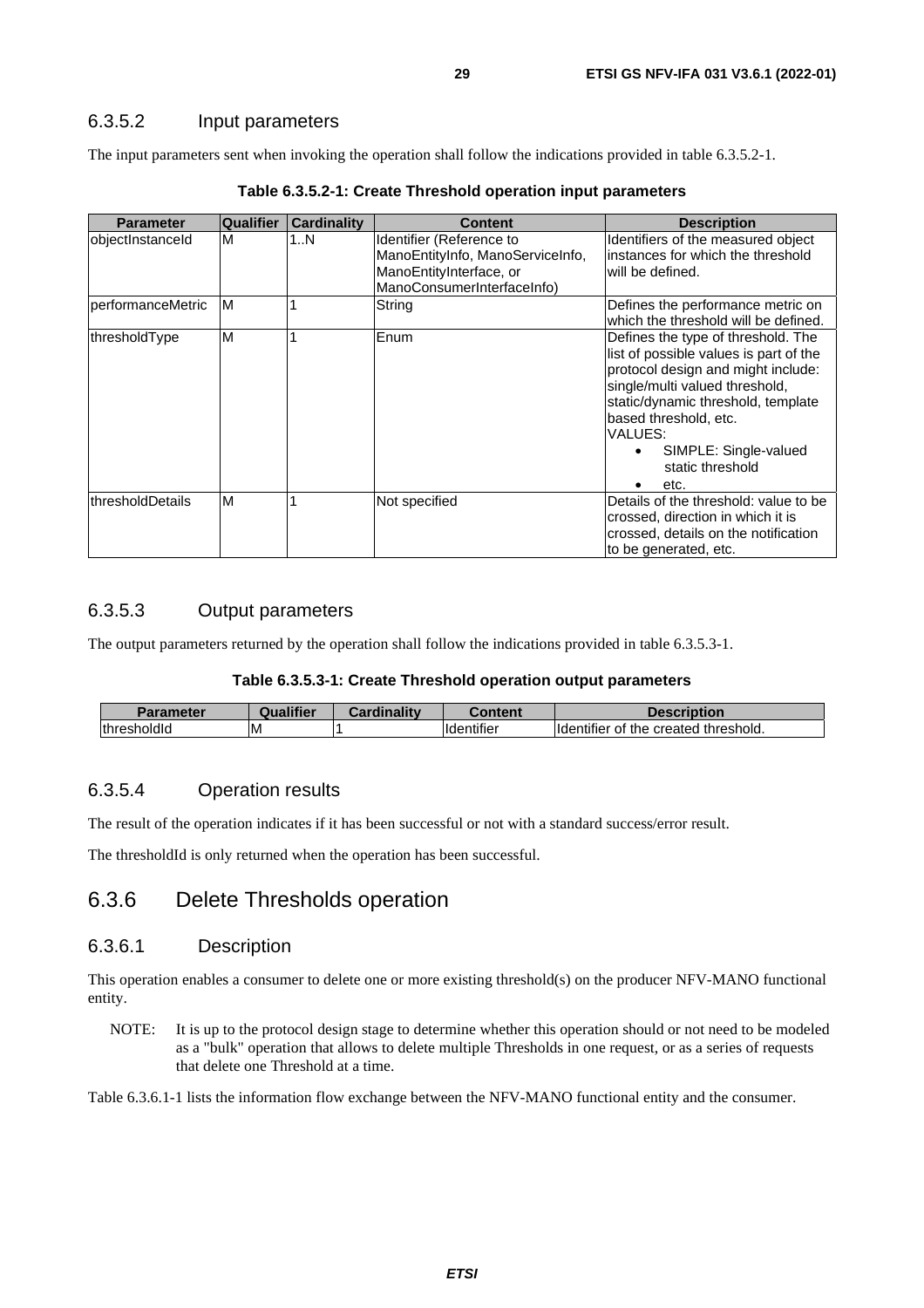#### 6.3.5.2 Input parameters

The input parameters sent when invoking the operation shall follow the indications provided in table 6.3.5.2-1.

**Table 6.3.5.2-1: Create Threshold operation input parameters**

| Parameter | Qualifier | Cardinality | Content | Description |
|---|---|---|---|---|
| objectInstanceId | M | 1..N | Identifier (Reference to ManoEntityInfo, ManoServiceInfo, ManoEntityInterface, or ManoConsumerInterfaceInfo) | Identifiers of the measured object instances for which the threshold will be defined. |
| performanceMetric | M | 1 | String | Defines the performance metric on which the threshold will be defined. |
| thresholdType | M | 1 | Enum | Defines the type of threshold. The list of possible values is part of the protocol design and might include: single/multi valued threshold, static/dynamic threshold, template based threshold, etc.<br>VALUES:<br>• SIMPLE: Single-valued static threshold<br>• etc. |
| thresholdDetails | M | 1 | Not specified | Details of the threshold: value to be crossed, direction in which it is crossed, details on the notification to be generated, etc. |

#### 6.3.5.3 Output parameters

The output parameters returned by the operation shall follow the indications provided in table 6.3.5.3-1.

**Table 6.3.5.3-1: Create Threshold operation output parameters**

| Parameter | Qualifier | Cardinality | Content | Description |
|---|---|---|---|---|
| thresholdId | M | 1 | Identifier | Identifier of the created threshold. |

#### 6.3.5.4 Operation results

The result of the operation indicates if it has been successful or not with a standard success/error result.

The thresholdId is only returned when the operation has been successful.

### 6.3.6 Delete Thresholds operation

#### 6.3.6.1 Description

This operation enables a consumer to delete one or more existing threshold(s) on the producer NFV-MANO functional entity.

NOTE: It is up to the protocol design stage to determine whether this operation should or not need to be modeled as a "bulk" operation that allows to delete multiple Thresholds in one request, or as a series of requests that delete one Threshold at a time.

Table 6.3.6.1-1 lists the information flow exchange between the NFV-MANO functional entity and the consumer.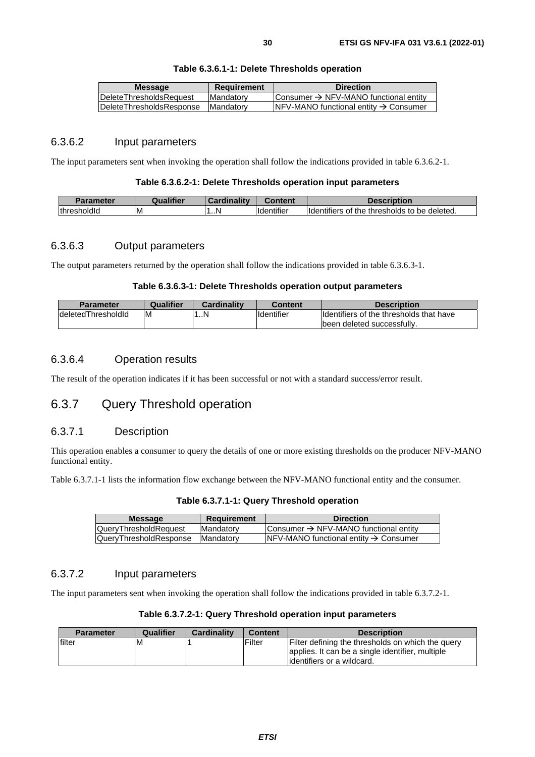**Table 6.3.6.1-1: Delete Thresholds operation**

| Message | Requirement | Direction |
|---|---|---|
| DeleteThresholdsRequest | Mandatory | Consumer → NFV-MANO functional entity |
| DeleteThresholdsResponse | Mandatory | NFV-MANO functional entity → Consumer |

### 6.3.6.2 Input parameters

The input parameters sent when invoking the operation shall follow the indications provided in table 6.3.6.2-1.

**Table 6.3.6.2-1: Delete Thresholds operation input parameters**

| Parameter | Qualifier | Cardinality | Content | Description |
|---|---|---|---|---|
| thresholdId | M | 1..N | Identifier | Identifiers of the thresholds to be deleted. |

### 6.3.6.3 Output parameters

The output parameters returned by the operation shall follow the indications provided in table 6.3.6.3-1.

**Table 6.3.6.3-1: Delete Thresholds operation output parameters**

| Parameter | Qualifier | Cardinality | Content | Description |
|---|---|---|---|---|
| deletedThresholdId | M | 1..N | Identifier | Identifiers of the thresholds that have been deleted successfully. |

### 6.3.6.4 Operation results

The result of the operation indicates if it has been successful or not with a standard success/error result.

## 6.3.7 Query Threshold operation

### 6.3.7.1 Description

This operation enables a consumer to query the details of one or more existing thresholds on the producer NFV-MANO functional entity.

Table 6.3.7.1-1 lists the information flow exchange between the NFV-MANO functional entity and the consumer.

**Table 6.3.7.1-1: Query Threshold operation**

| Message | Requirement | Direction |
|---|---|---|
| QueryThresholdRequest | Mandatory | Consumer → NFV-MANO functional entity |
| QueryThresholdResponse | Mandatory | NFV-MANO functional entity → Consumer |

### 6.3.7.2 Input parameters

The input parameters sent when invoking the operation shall follow the indications provided in table 6.3.7.2-1.

**Table 6.3.7.2-1: Query Threshold operation input parameters**

| Parameter | Qualifier | Cardinality | Content | Description |
|---|---|---|---|---|
| filter | M | 1 | Filter | Filter defining the thresholds on which the query applies. It can be a single identifier, multiple identifiers or a wildcard. |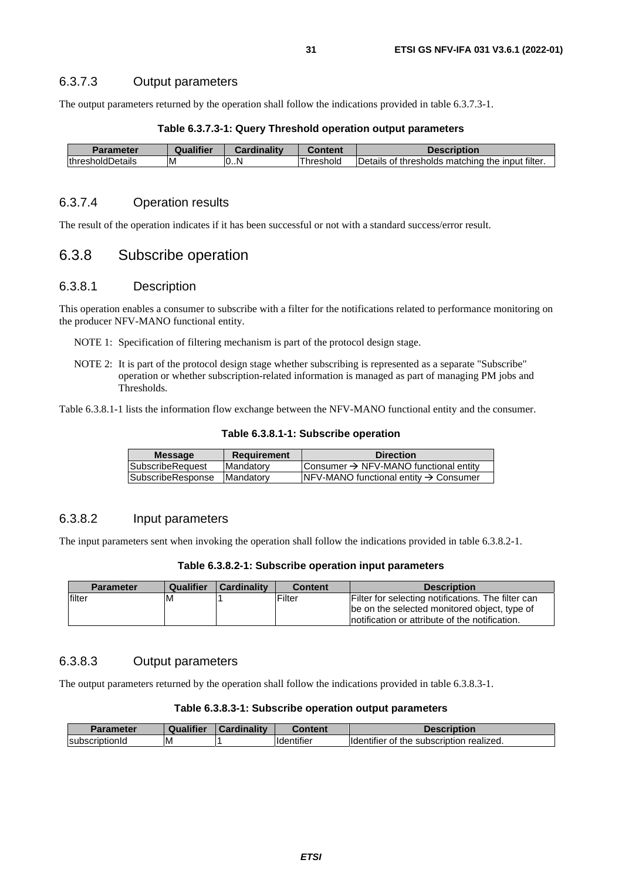### 6.3.7.3 Output parameters

The output parameters returned by the operation shall follow the indications provided in table 6.3.7.3-1.

**Table 6.3.7.3-1: Query Threshold operation output parameters**

| Parameter | Qualifier | Cardinality | Content | Description |
|---|---|---|---|---|
| thresholdDetails | M | 0..N | Threshold | Details of thresholds matching the input filter. |

### 6.3.7.4 Operation results

The result of the operation indicates if it has been successful or not with a standard success/error result.

## 6.3.8 Subscribe operation

### 6.3.8.1 Description

This operation enables a consumer to subscribe with a filter for the notifications related to performance monitoring on the producer NFV-MANO functional entity.

NOTE 1: Specification of filtering mechanism is part of the protocol design stage.

NOTE 2: It is part of the protocol design stage whether subscribing is represented as a separate "Subscribe" operation or whether subscription-related information is managed as part of managing PM jobs and Thresholds.

Table 6.3.8.1-1 lists the information flow exchange between the NFV-MANO functional entity and the consumer.

**Table 6.3.8.1-1: Subscribe operation**

| Message | Requirement | Direction |
|---|---|---|
| SubscribeRequest | Mandatory | Consumer → NFV-MANO functional entity |
| SubscribeResponse | Mandatory | NFV-MANO functional entity → Consumer |

### 6.3.8.2 Input parameters

The input parameters sent when invoking the operation shall follow the indications provided in table 6.3.8.2-1.

**Table 6.3.8.2-1: Subscribe operation input parameters**

| Parameter | Qualifier | Cardinality | Content | Description |
|---|---|---|---|---|
| filter | M | 1 | Filter | Filter for selecting notifications. The filter can be on the selected monitored object, type of notification or attribute of the notification. |

### 6.3.8.3 Output parameters

The output parameters returned by the operation shall follow the indications provided in table 6.3.8.3-1.

**Table 6.3.8.3-1: Subscribe operation output parameters**

| Parameter | Qualifier | Cardinality | Content | Description |
|---|---|---|---|---|
| subscriptionId | M | 1 | Identifier | Identifier of the subscription realized. |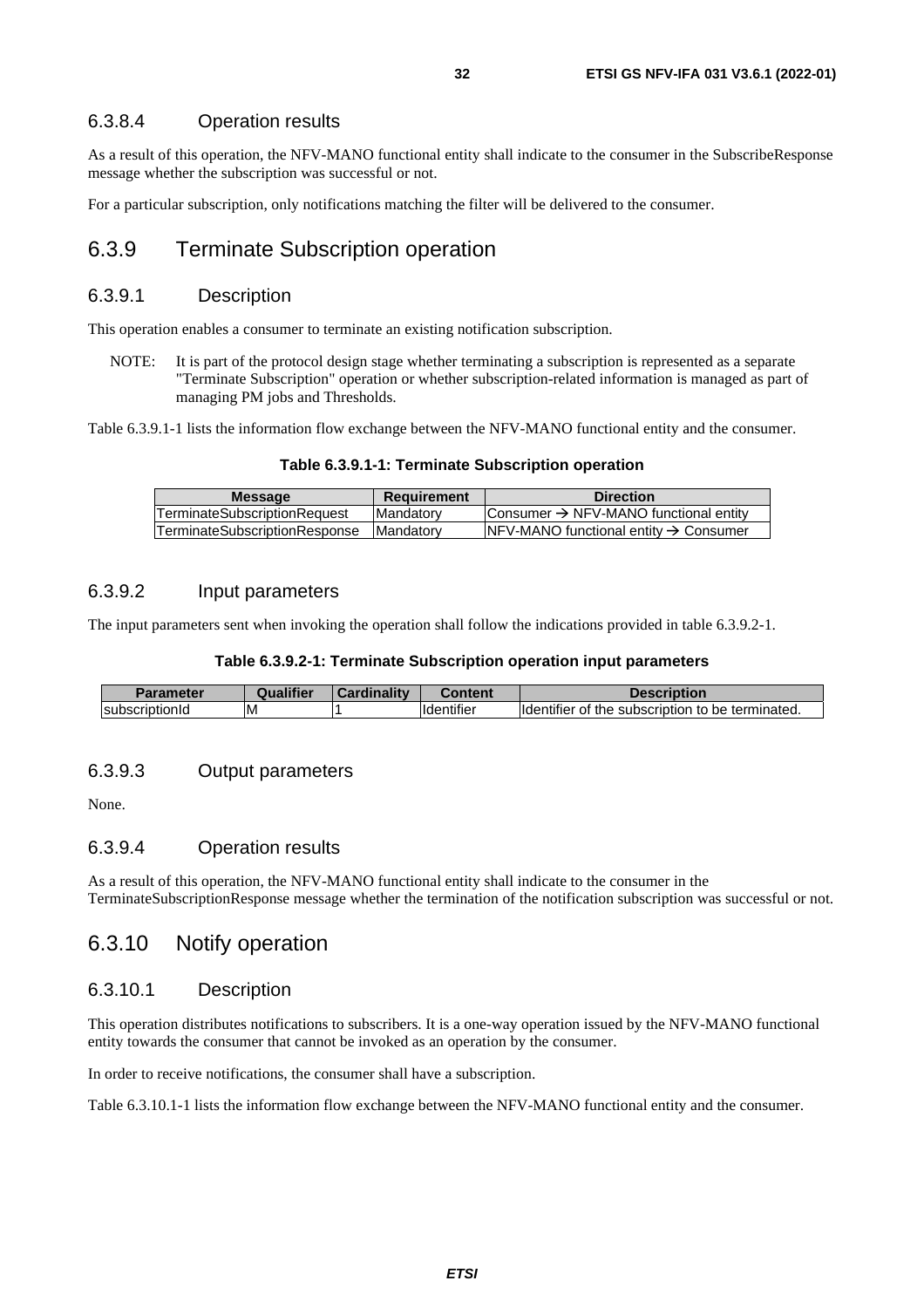#### 6.3.8.4 Operation results

As a result of this operation, the NFV-MANO functional entity shall indicate to the consumer in the SubscribeResponse message whether the subscription was successful or not.

For a particular subscription, only notifications matching the filter will be delivered to the consumer.

### 6.3.9 Terminate Subscription operation

#### 6.3.9.1 Description

This operation enables a consumer to terminate an existing notification subscription.

NOTE: It is part of the protocol design stage whether terminating a subscription is represented as a separate "Terminate Subscription" operation or whether subscription-related information is managed as part of managing PM jobs and Thresholds.

Table 6.3.9.1-1 lists the information flow exchange between the NFV-MANO functional entity and the consumer.

**Table 6.3.9.1-1: Terminate Subscription operation**

| Message | Requirement | Direction |
| --- | --- | --- |
| TerminateSubscriptionRequest | Mandatory | Consumer → NFV-MANO functional entity |
| TerminateSubscriptionResponse | Mandatory | NFV-MANO functional entity → Consumer |

#### 6.3.9.2 Input parameters

The input parameters sent when invoking the operation shall follow the indications provided in table 6.3.9.2-1.

**Table 6.3.9.2-1: Terminate Subscription operation input parameters**

| Parameter | Qualifier | Cardinality | Content | Description |
| --- | --- | --- | --- | --- |
| subscriptionId | M | 1 | Identifier | Identifier of the subscription to be terminated. |

#### 6.3.9.3 Output parameters

None.

#### 6.3.9.4 Operation results

As a result of this operation, the NFV-MANO functional entity shall indicate to the consumer in the TerminateSubscriptionResponse message whether the termination of the notification subscription was successful or not.

### 6.3.10 Notify operation

#### 6.3.10.1 Description

This operation distributes notifications to subscribers. It is a one-way operation issued by the NFV-MANO functional entity towards the consumer that cannot be invoked as an operation by the consumer.

In order to receive notifications, the consumer shall have a subscription.

Table 6.3.10.1-1 lists the information flow exchange between the NFV-MANO functional entity and the consumer.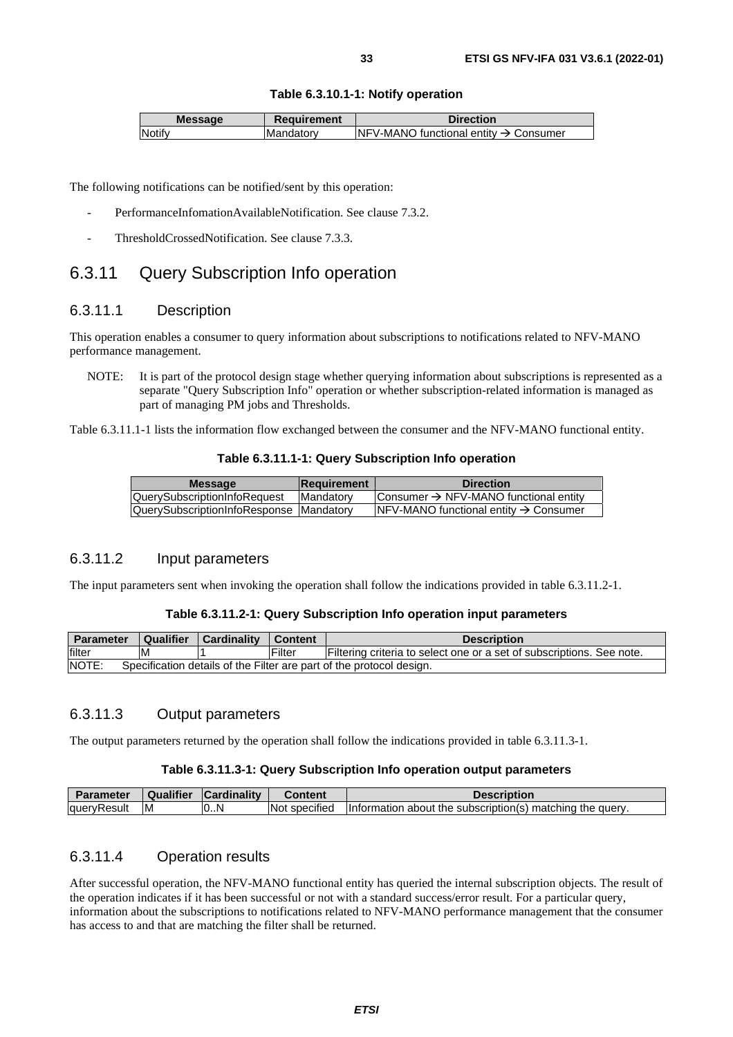**Table 6.3.10.1-1: Notify operation**

| Message | Requirement | Direction |
| --- | --- | --- |
| Notify | Mandatory | NFV-MANO functional entity → Consumer |

The following notifications can be notified/sent by this operation:

- PerformanceInfomationAvailableNotification. See clause 7.3.2.
- ThresholdCrossedNotification. See clause 7.3.3.

## 6.3.11 Query Subscription Info operation

### 6.3.11.1 Description

This operation enables a consumer to query information about subscriptions to notifications related to NFV-MANO performance management.

NOTE: It is part of the protocol design stage whether querying information about subscriptions is represented as a separate "Query Subscription Info" operation or whether subscription-related information is managed as part of managing PM jobs and Thresholds.

Table 6.3.11.1-1 lists the information flow exchanged between the consumer and the NFV-MANO functional entity.

**Table 6.3.11.1-1: Query Subscription Info operation**

| Message | Requirement | Direction |
| --- | --- | --- |
| QuerySubscriptionInfoRequest | Mandatory | Consumer → NFV-MANO functional entity |
| QuerySubscriptionInfoResponse | Mandatory | NFV-MANO functional entity → Consumer |

### 6.3.11.2 Input parameters

The input parameters sent when invoking the operation shall follow the indications provided in table 6.3.11.2-1.

**Table 6.3.11.2-1: Query Subscription Info operation input parameters**

| Parameter | Qualifier | Cardinality | Content | Description |
| --- | --- | --- | --- | --- |
| filter | M | 1 | Filter | Filtering criteria to select one or a set of subscriptions. See note. |
| NOTE: Specification details of the Filter are part of the protocol design. | | | | |

### 6.3.11.3 Output parameters

The output parameters returned by the operation shall follow the indications provided in table 6.3.11.3-1.

**Table 6.3.11.3-1: Query Subscription Info operation output parameters**

| Parameter | Qualifier | Cardinality | Content | Description |
| --- | --- | --- | --- | --- |
| queryResult | M | 0..N | Not specified | Information about the subscription(s) matching the query. |

### 6.3.11.4 Operation results

After successful operation, the NFV-MANO functional entity has queried the internal subscription objects. The result of the operation indicates if it has been successful or not with a standard success/error result. For a particular query, information about the subscriptions to notifications related to NFV-MANO performance management that the consumer has access to and that are matching the filter shall be returned.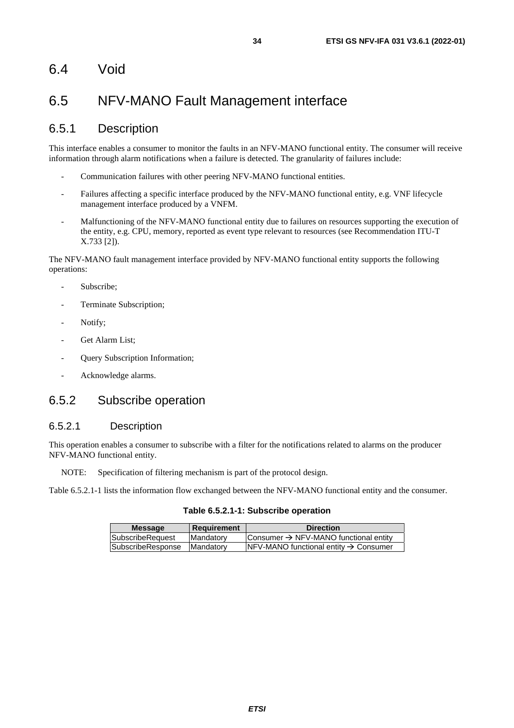## 6.4 Void

## 6.5 NFV-MANO Fault Management interface

### 6.5.1 Description

This interface enables a consumer to monitor the faults in an NFV-MANO functional entity. The consumer will receive information through alarm notifications when a failure is detected. The granularity of failures include:

- Communication failures with other peering NFV-MANO functional entities.
- Failures affecting a specific interface produced by the NFV-MANO functional entity, e.g. VNF lifecycle management interface produced by a VNFM.
- Malfunctioning of the NFV-MANO functional entity due to failures on resources supporting the execution of the entity, e.g. CPU, memory, reported as event type relevant to resources (see Recommendation ITU-T X.733 [2]).

The NFV-MANO fault management interface provided by NFV-MANO functional entity supports the following operations:

- Subscribe;
- Terminate Subscription;
- Notify;
- Get Alarm List;
- Query Subscription Information;
- Acknowledge alarms.

### 6.5.2 Subscribe operation

#### 6.5.2.1 Description

This operation enables a consumer to subscribe with a filter for the notifications related to alarms on the producer NFV-MANO functional entity.

NOTE: Specification of filtering mechanism is part of the protocol design.

Table 6.5.2.1-1 lists the information flow exchanged between the NFV-MANO functional entity and the consumer.

**Table 6.5.2.1-1: Subscribe operation**

| Message | Requirement | Direction |
|---|---|---|
| SubscribeRequest | Mandatory | Consumer → NFV-MANO functional entity |
| SubscribeResponse | Mandatory | NFV-MANO functional entity → Consumer |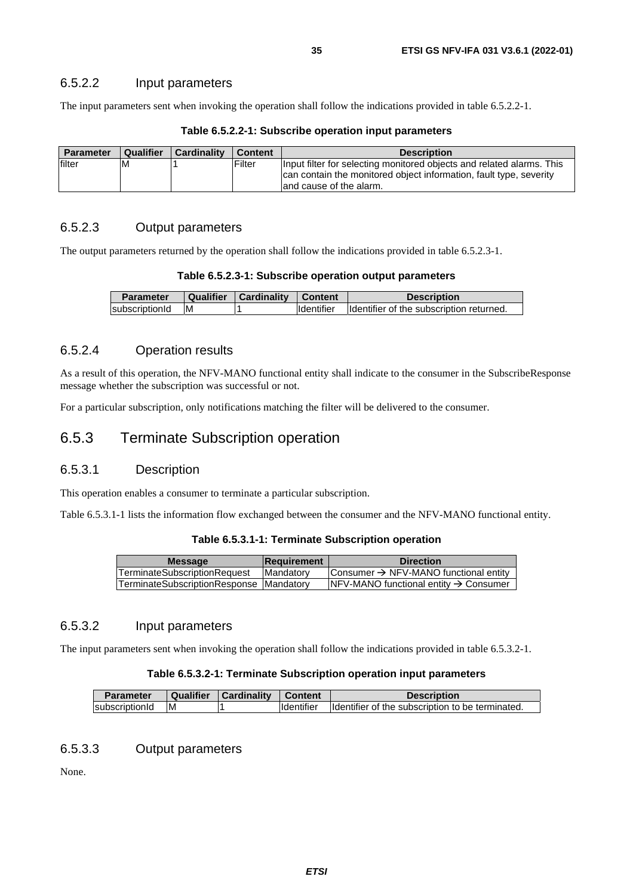### 6.5.2.2 Input parameters

The input parameters sent when invoking the operation shall follow the indications provided in table 6.5.2.2-1.

**Table 6.5.2.2-1: Subscribe operation input parameters**

| Parameter | Qualifier | Cardinality | Content | Description |
|---|---|---|---|---|
| filter | M | 1 | Filter | Input filter for selecting monitored objects and related alarms. This can contain the monitored object information, fault type, severity and cause of the alarm. |

### 6.5.2.3 Output parameters

The output parameters returned by the operation shall follow the indications provided in table 6.5.2.3-1.

**Table 6.5.2.3-1: Subscribe operation output parameters**

| Parameter | Qualifier | Cardinality | Content | Description |
|---|---|---|---|---|
| subscriptionId | M | 1 | Identifier | Identifier of the subscription returned. |

### 6.5.2.4 Operation results

As a result of this operation, the NFV-MANO functional entity shall indicate to the consumer in the SubscribeResponse message whether the subscription was successful or not.

For a particular subscription, only notifications matching the filter will be delivered to the consumer.

## 6.5.3 Terminate Subscription operation

### 6.5.3.1 Description

This operation enables a consumer to terminate a particular subscription.

Table 6.5.3.1-1 lists the information flow exchanged between the consumer and the NFV-MANO functional entity.

**Table 6.5.3.1-1: Terminate Subscription operation**

| Message | Requirement | Direction |
|---|---|---|
| TerminateSubscriptionRequest | Mandatory | Consumer → NFV-MANO functional entity |
| TerminateSubscriptionResponse | Mandatory | NFV-MANO functional entity → Consumer |

### 6.5.3.2 Input parameters

The input parameters sent when invoking the operation shall follow the indications provided in table 6.5.3.2-1.

**Table 6.5.3.2-1: Terminate Subscription operation input parameters**

| Parameter | Qualifier | Cardinality | Content | Description |
|---|---|---|---|---|
| subscriptionId | M | 1 | Identifier | Identifier of the subscription to be terminated. |

### 6.5.3.3 Output parameters

None.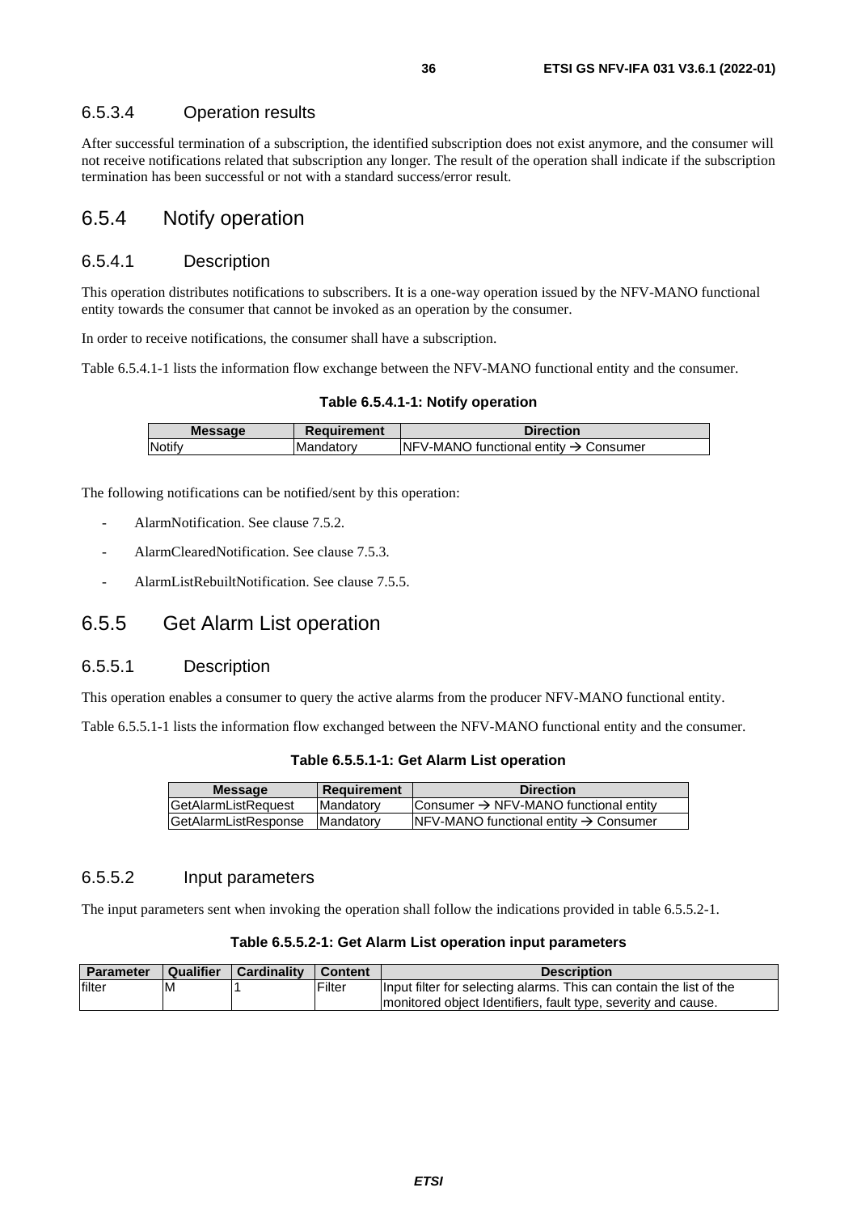#### 6.5.3.4 Operation results

After successful termination of a subscription, the identified subscription does not exist anymore, and the consumer will not receive notifications related that subscription any longer. The result of the operation shall indicate if the subscription termination has been successful or not with a standard success/error result.

### 6.5.4 Notify operation

#### 6.5.4.1 Description

This operation distributes notifications to subscribers. It is a one-way operation issued by the NFV-MANO functional entity towards the consumer that cannot be invoked as an operation by the consumer.

In order to receive notifications, the consumer shall have a subscription.

Table 6.5.4.1-1 lists the information flow exchange between the NFV-MANO functional entity and the consumer.

**Table 6.5.4.1-1: Notify operation**

| Message | Requirement | Direction |
|---|---|---|
| Notify | Mandatory | NFV-MANO functional entity → Consumer |

The following notifications can be notified/sent by this operation:

- AlarmNotification. See clause 7.5.2.
- AlarmClearedNotification. See clause 7.5.3.
- AlarmListRebuiltNotification. See clause 7.5.5.

### 6.5.5 Get Alarm List operation

#### 6.5.5.1 Description

This operation enables a consumer to query the active alarms from the producer NFV-MANO functional entity.

Table 6.5.5.1-1 lists the information flow exchanged between the NFV-MANO functional entity and the consumer.

**Table 6.5.5.1-1: Get Alarm List operation**

| Message | Requirement | Direction |
|---|---|---|
| GetAlarmListRequest | Mandatory | Consumer → NFV-MANO functional entity |
| GetAlarmListResponse | Mandatory | NFV-MANO functional entity → Consumer |

#### 6.5.5.2 Input parameters

The input parameters sent when invoking the operation shall follow the indications provided in table 6.5.5.2-1.

**Table 6.5.5.2-1: Get Alarm List operation input parameters**

| Parameter | Qualifier | Cardinality | Content | Description |
|---|---|---|---|---|
| filter | M | 1 | Filter | Input filter for selecting alarms. This can contain the list of the monitored object Identifiers, fault type, severity and cause. |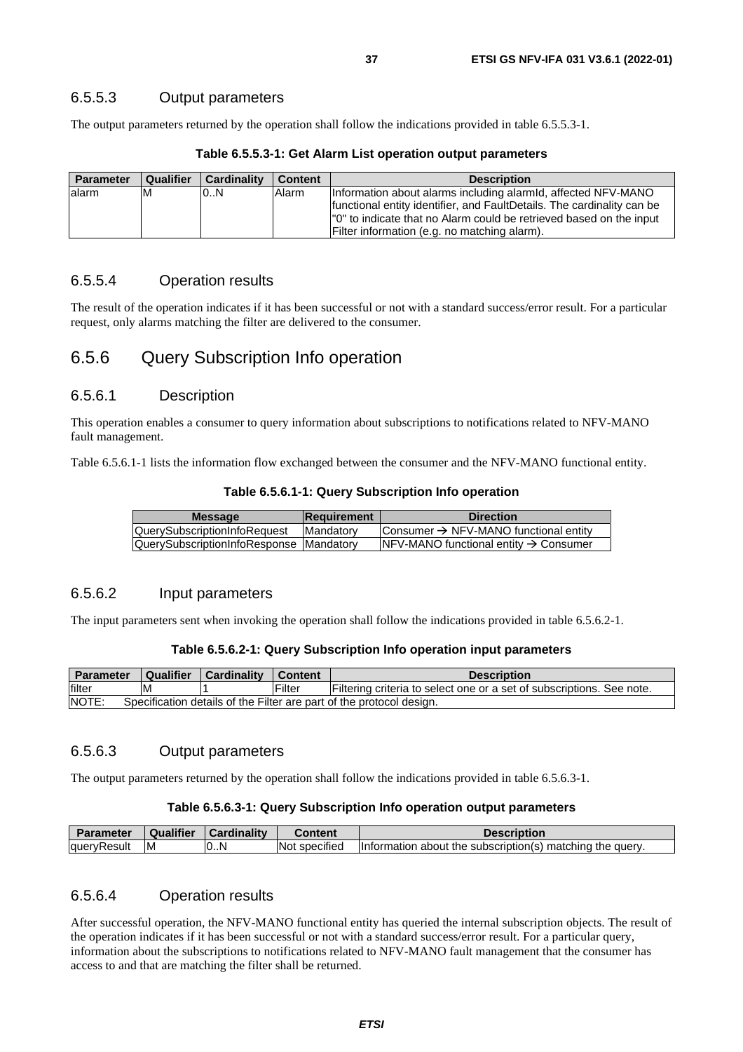### 6.5.5.3 Output parameters

The output parameters returned by the operation shall follow the indications provided in table 6.5.5.3-1.

**Table 6.5.5.3-1: Get Alarm List operation output parameters**

| Parameter | Qualifier | Cardinality | Content | Description |
| --- | --- | --- | --- | --- |
| alarm | M | 0..N | Alarm | Information about alarms including alarmId, affected NFV-MANO functional entity identifier, and FaultDetails. The cardinality can be "0" to indicate that no Alarm could be retrieved based on the input Filter information (e.g. no matching alarm). |

### 6.5.5.4 Operation results

The result of the operation indicates if it has been successful or not with a standard success/error result. For a particular request, only alarms matching the filter are delivered to the consumer.

## 6.5.6 Query Subscription Info operation

### 6.5.6.1 Description

This operation enables a consumer to query information about subscriptions to notifications related to NFV-MANO fault management.

Table 6.5.6.1-1 lists the information flow exchanged between the consumer and the NFV-MANO functional entity.

**Table 6.5.6.1-1: Query Subscription Info operation**

| Message | Requirement | Direction |
| --- | --- | --- |
| QuerySubscriptionInfoRequest | Mandatory | Consumer → NFV-MANO functional entity |
| QuerySubscriptionInfoResponse | Mandatory | NFV-MANO functional entity → Consumer |

### 6.5.6.2 Input parameters

The input parameters sent when invoking the operation shall follow the indications provided in table 6.5.6.2-1.

**Table 6.5.6.2-1: Query Subscription Info operation input parameters**

| Parameter | Qualifier | Cardinality | Content | Description |
| --- | --- | --- | --- | --- |
| filter | M | 1 | Filter | Filtering criteria to select one or a set of subscriptions. See note. |
| NOTE: Specification details of the Filter are part of the protocol design. | | | | |

### 6.5.6.3 Output parameters

The output parameters returned by the operation shall follow the indications provided in table 6.5.6.3-1.

**Table 6.5.6.3-1: Query Subscription Info operation output parameters**

| Parameter | Qualifier | Cardinality | Content | Description |
| --- | --- | --- | --- | --- |
| queryResult | M | 0..N | Not specified | Information about the subscription(s) matching the query. |

### 6.5.6.4 Operation results

After successful operation, the NFV-MANO functional entity has queried the internal subscription objects. The result of the operation indicates if it has been successful or not with a standard success/error result. For a particular query, information about the subscriptions to notifications related to NFV-MANO fault management that the consumer has access to and that are matching the filter shall be returned.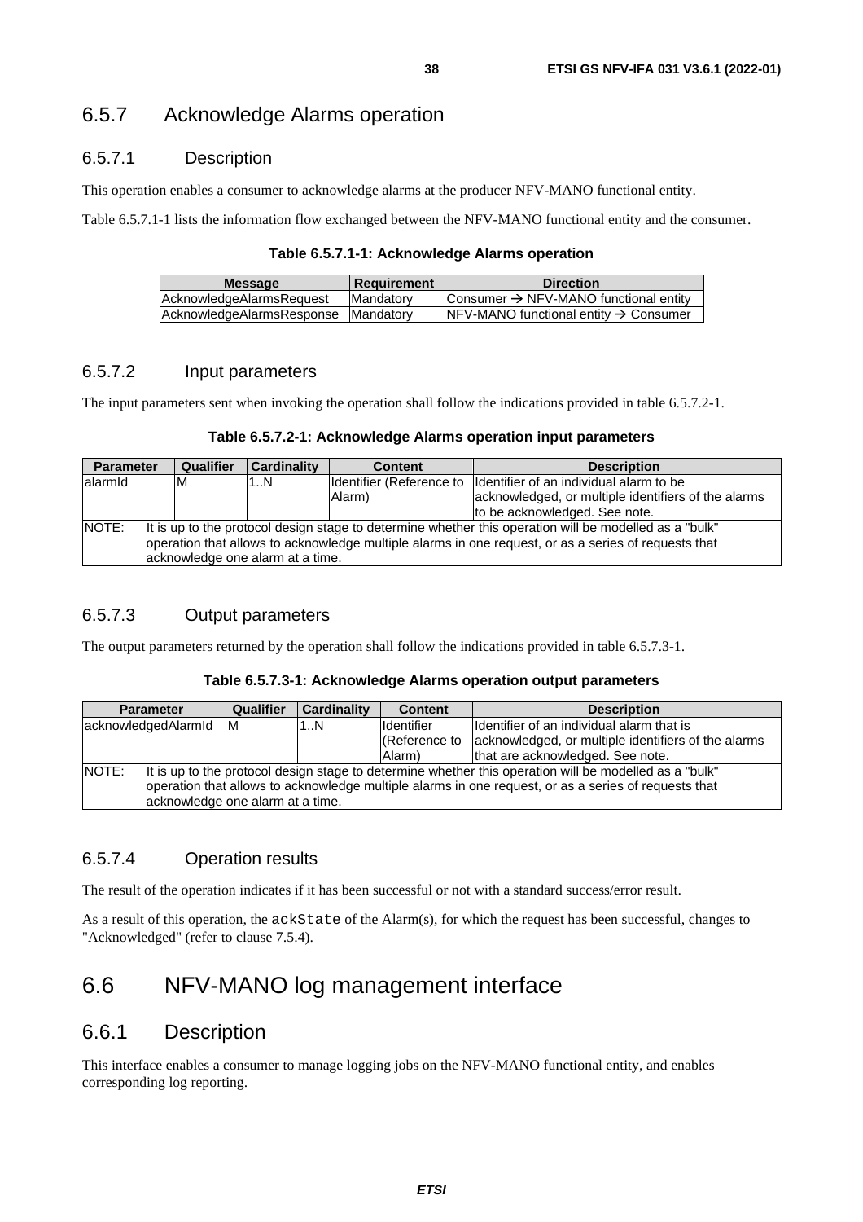### 6.5.7 Acknowledge Alarms operation

#### 6.5.7.1 Description

This operation enables a consumer to acknowledge alarms at the producer NFV-MANO functional entity.

Table 6.5.7.1-1 lists the information flow exchanged between the NFV-MANO functional entity and the consumer.

**Table 6.5.7.1-1: Acknowledge Alarms operation**

| Message | Requirement | Direction |
|---|---|---|
| AcknowledgeAlarmsRequest | Mandatory | Consumer → NFV-MANO functional entity |
| AcknowledgeAlarmsResponse | Mandatory | NFV-MANO functional entity → Consumer |

#### 6.5.7.2 Input parameters

The input parameters sent when invoking the operation shall follow the indications provided in table 6.5.7.2-1.

**Table 6.5.7.2-1: Acknowledge Alarms operation input parameters**

| Parameter | Qualifier | Cardinality | Content | Description |
|---|---|---|---|---|
| alarmId | M | 1..N | Identifier (Reference to Alarm) | Identifier of an individual alarm to be acknowledged, or multiple identifiers of the alarms to be acknowledged. See note. |
| NOTE: It is up to the protocol design stage to determine whether this operation will be modelled as a "bulk" operation that allows to acknowledge multiple alarms in one request, or as a series of requests that acknowledge one alarm at a time. | | | | |

#### 6.5.7.3 Output parameters

The output parameters returned by the operation shall follow the indications provided in table 6.5.7.3-1.

**Table 6.5.7.3-1: Acknowledge Alarms operation output parameters**

| Parameter | Qualifier | Cardinality | Content | Description |
|---|---|---|---|---|
| acknowledgedAlarmId | M | 1..N | Identifier (Reference to Alarm) | Identifier of an individual alarm that is acknowledged, or multiple identifiers of the alarms that are acknowledged. See note. |
| NOTE: It is up to the protocol design stage to determine whether this operation will be modelled as a "bulk" operation that allows to acknowledge multiple alarms in one request, or as a series of requests that acknowledge one alarm at a time. | | | | |

#### 6.5.7.4 Operation results

The result of the operation indicates if it has been successful or not with a standard success/error result.

As a result of this operation, the `ackState` of the Alarm(s), for which the request has been successful, changes to "Acknowledged" (refer to clause 7.5.4).

## 6.6 NFV-MANO log management interface

### 6.6.1 Description

This interface enables a consumer to manage logging jobs on the NFV-MANO functional entity, and enables corresponding log reporting.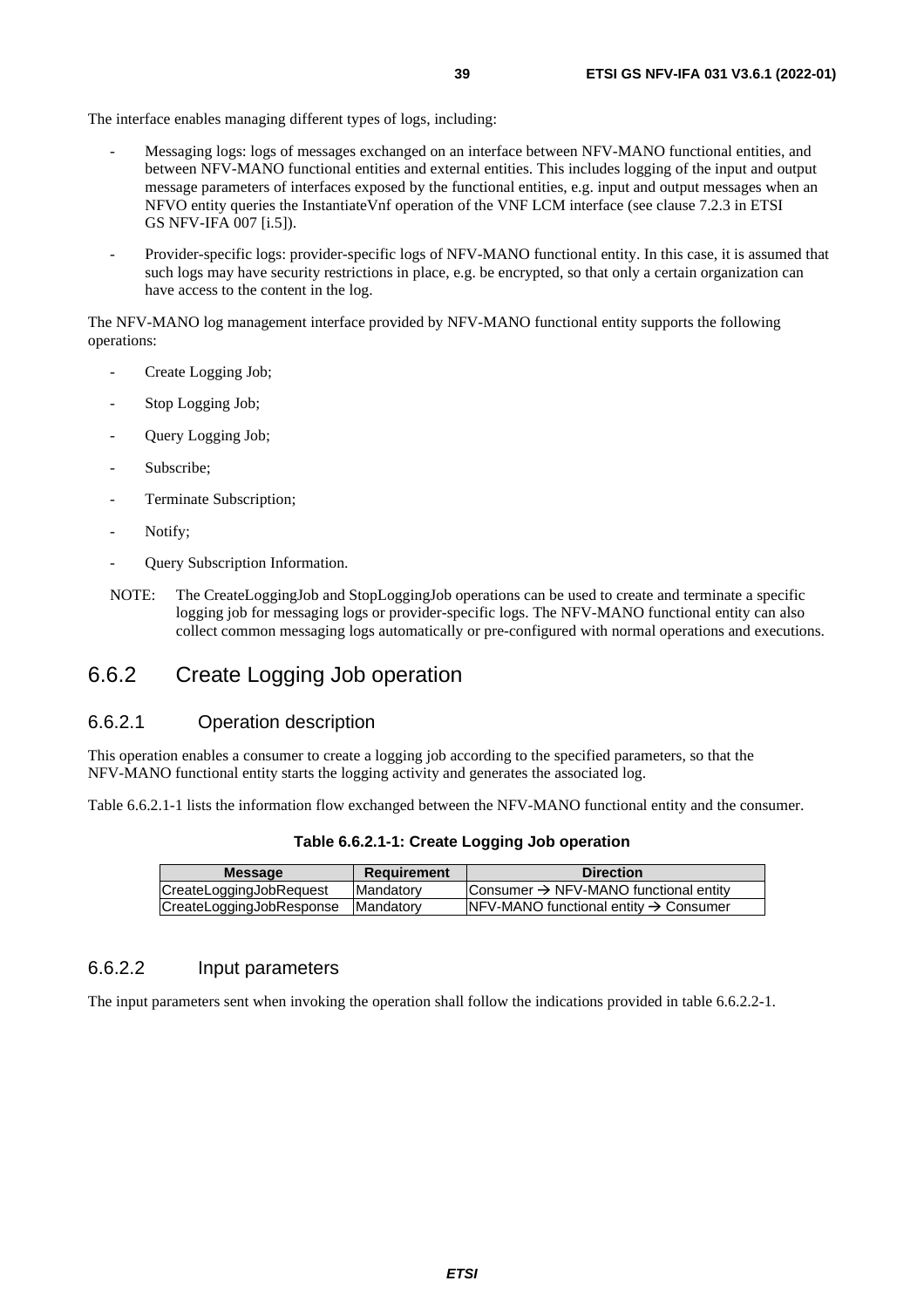The interface enables managing different types of logs, including:

- Messaging logs: logs of messages exchanged on an interface between NFV-MANO functional entities, and between NFV-MANO functional entities and external entities. This includes logging of the input and output message parameters of interfaces exposed by the functional entities, e.g. input and output messages when an NFVO entity queries the InstantiateVnf operation of the VNF LCM interface (see clause 7.2.3 in ETSI GS NFV-IFA 007 [i.5]).
- Provider-specific logs: provider-specific logs of NFV-MANO functional entity. In this case, it is assumed that such logs may have security restrictions in place, e.g. be encrypted, so that only a certain organization can have access to the content in the log.

The NFV-MANO log management interface provided by NFV-MANO functional entity supports the following operations:

- Create Logging Job;
- Stop Logging Job;
- Query Logging Job;
- Subscribe;
- Terminate Subscription;
- Notify;
- Query Subscription Information.

NOTE: The CreateLoggingJob and StopLoggingJob operations can be used to create and terminate a specific logging job for messaging logs or provider-specific logs. The NFV-MANO functional entity can also collect common messaging logs automatically or pre-configured with normal operations and executions.

## 6.6.2 Create Logging Job operation

### 6.6.2.1 Operation description

This operation enables a consumer to create a logging job according to the specified parameters, so that the NFV-MANO functional entity starts the logging activity and generates the associated log.

Table 6.6.2.1-1 lists the information flow exchanged between the NFV-MANO functional entity and the consumer.

**Table 6.6.2.1-1: Create Logging Job operation**

| Message | Requirement | Direction |
| --- | --- | --- |
| CreateLoggingJobRequest | Mandatory | Consumer → NFV-MANO functional entity |
| CreateLoggingJobResponse | Mandatory | NFV-MANO functional entity → Consumer |

### 6.6.2.2 Input parameters

The input parameters sent when invoking the operation shall follow the indications provided in table 6.6.2.2-1.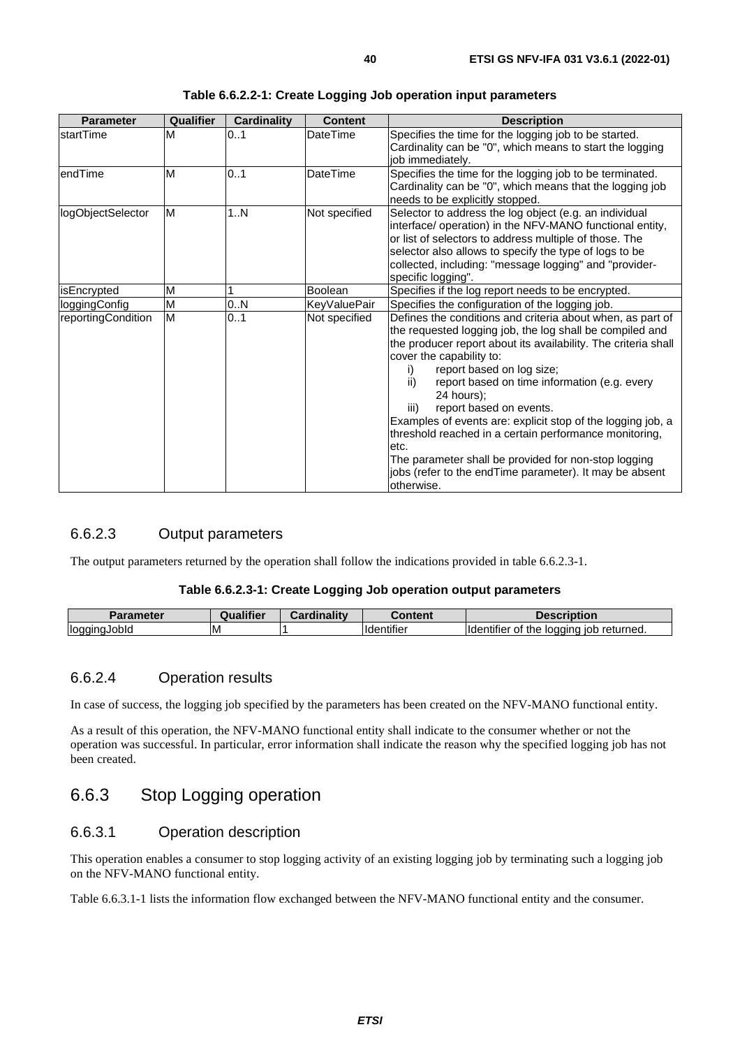**Table 6.6.2.2-1: Create Logging Job operation input parameters**

| Parameter | Qualifier | Cardinality | Content | Description |
| --- | --- | --- | --- | --- |
| startTime | M | 0..1 | DateTime | Specifies the time for the logging job to be started. Cardinality can be "0", which means to start the logging job immediately. |
| endTime | M | 0..1 | DateTime | Specifies the time for the logging job to be terminated. Cardinality can be "0", which means that the logging job needs to be explicitly stopped. |
| logObjectSelector | M | 1..N | Not specified | Selector to address the log object (e.g. an individual interface/ operation) in the NFV-MANO functional entity, or list of selectors to address multiple of those. The selector also allows to specify the type of logs to be collected, including: "message logging" and "provider-specific logging". |
| isEncrypted | M | 1 | Boolean | Specifies if the log report needs to be encrypted. |
| loggingConfig | M | 0..N | KeyValuePair | Specifies the configuration of the logging job. |
| reportingCondition | M | 0..1 | Not specified | Defines the conditions and criteria about when, as part of the requested logging job, the log shall be compiled and the producer report about its availability. The criteria shall cover the capability to:<br>i) report based on log size;<br>ii) report based on time information (e.g. every 24 hours);<br>iii) report based on events.<br>Examples of events are: explicit stop of the logging job, a threshold reached in a certain performance monitoring, etc.<br>The parameter shall be provided for non-stop logging jobs (refer to the endTime parameter). It may be absent otherwise. |

### 6.6.2.3 Output parameters

The output parameters returned by the operation shall follow the indications provided in table 6.6.2.3-1.

**Table 6.6.2.3-1: Create Logging Job operation output parameters**

| Parameter | Qualifier | Cardinality | Content | Description |
| --- | --- | --- | --- | --- |
| loggingJobId | M | 1 | Identifier | Identifier of the logging job returned. |

### 6.6.2.4 Operation results

In case of success, the logging job specified by the parameters has been created on the NFV-MANO functional entity.

As a result of this operation, the NFV-MANO functional entity shall indicate to the consumer whether or not the operation was successful. In particular, error information shall indicate the reason why the specified logging job has not been created.

## 6.6.3 Stop Logging operation

### 6.6.3.1 Operation description

This operation enables a consumer to stop logging activity of an existing logging job by terminating such a logging job on the NFV-MANO functional entity.

Table 6.6.3.1-1 lists the information flow exchanged between the NFV-MANO functional entity and the consumer.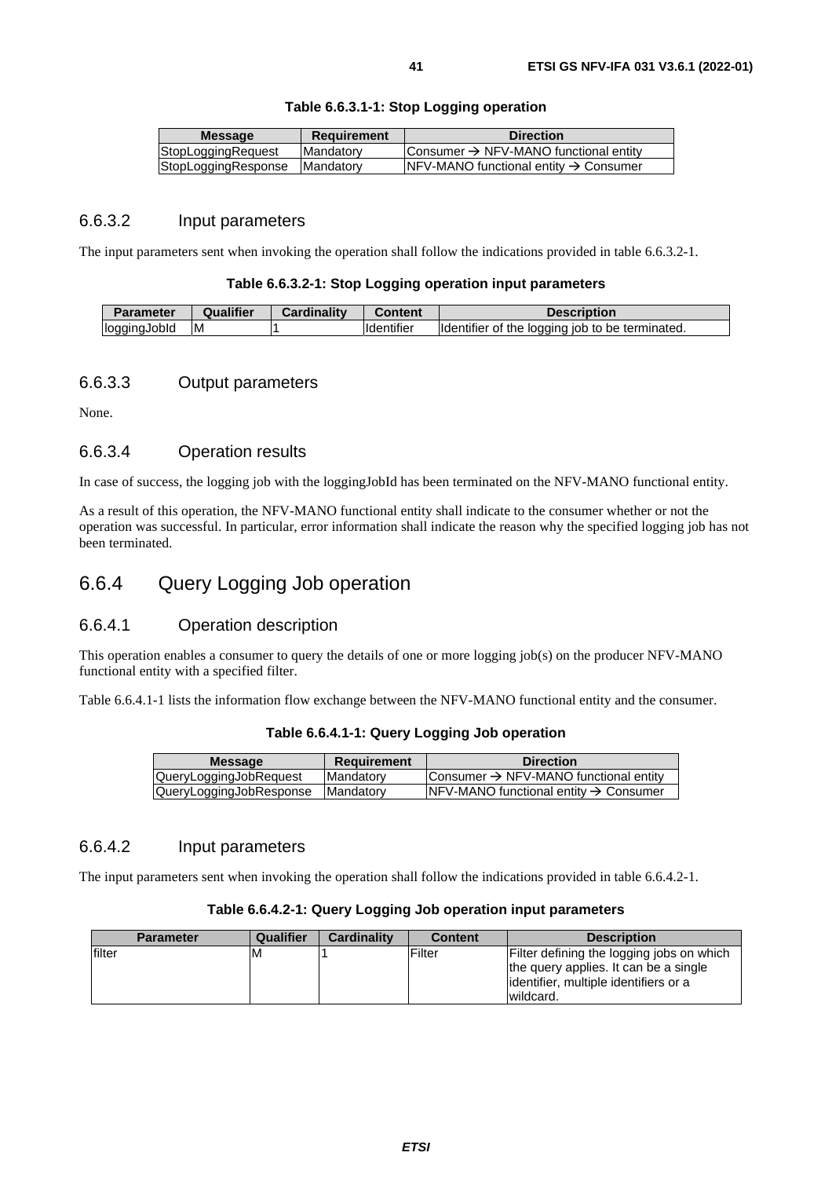**Table 6.6.3.1-1: Stop Logging operation**

| Message | Requirement | Direction |
| --- | --- | --- |
| StopLoggingRequest | Mandatory | Consumer → NFV-MANO functional entity |
| StopLoggingResponse | Mandatory | NFV-MANO functional entity → Consumer |

### 6.6.3.2 Input parameters

The input parameters sent when invoking the operation shall follow the indications provided in table 6.6.3.2-1.

**Table 6.6.3.2-1: Stop Logging operation input parameters**

| Parameter | Qualifier | Cardinality | Content | Description |
| --- | --- | --- | --- | --- |
| loggingJobId | M | 1 | Identifier | Identifier of the logging job to be terminated. |

### 6.6.3.3 Output parameters

None.

### 6.6.3.4 Operation results

In case of success, the logging job with the loggingJobId has been terminated on the NFV-MANO functional entity.

As a result of this operation, the NFV-MANO functional entity shall indicate to the consumer whether or not the operation was successful. In particular, error information shall indicate the reason why the specified logging job has not been terminated.

## 6.6.4 Query Logging Job operation

### 6.6.4.1 Operation description

This operation enables a consumer to query the details of one or more logging job(s) on the producer NFV-MANO functional entity with a specified filter.

Table 6.6.4.1-1 lists the information flow exchange between the NFV-MANO functional entity and the consumer.

**Table 6.6.4.1-1: Query Logging Job operation**

| Message | Requirement | Direction |
| --- | --- | --- |
| QueryLoggingJobRequest | Mandatory | Consumer → NFV-MANO functional entity |
| QueryLoggingJobResponse | Mandatory | NFV-MANO functional entity → Consumer |

### 6.6.4.2 Input parameters

The input parameters sent when invoking the operation shall follow the indications provided in table 6.6.4.2-1.

**Table 6.6.4.2-1: Query Logging Job operation input parameters**

| Parameter | Qualifier | Cardinality | Content | Description |
| --- | --- | --- | --- | --- |
| filter | M | 1 | Filter | Filter defining the logging jobs on which the query applies. It can be a single identifier, multiple identifiers or a wildcard. |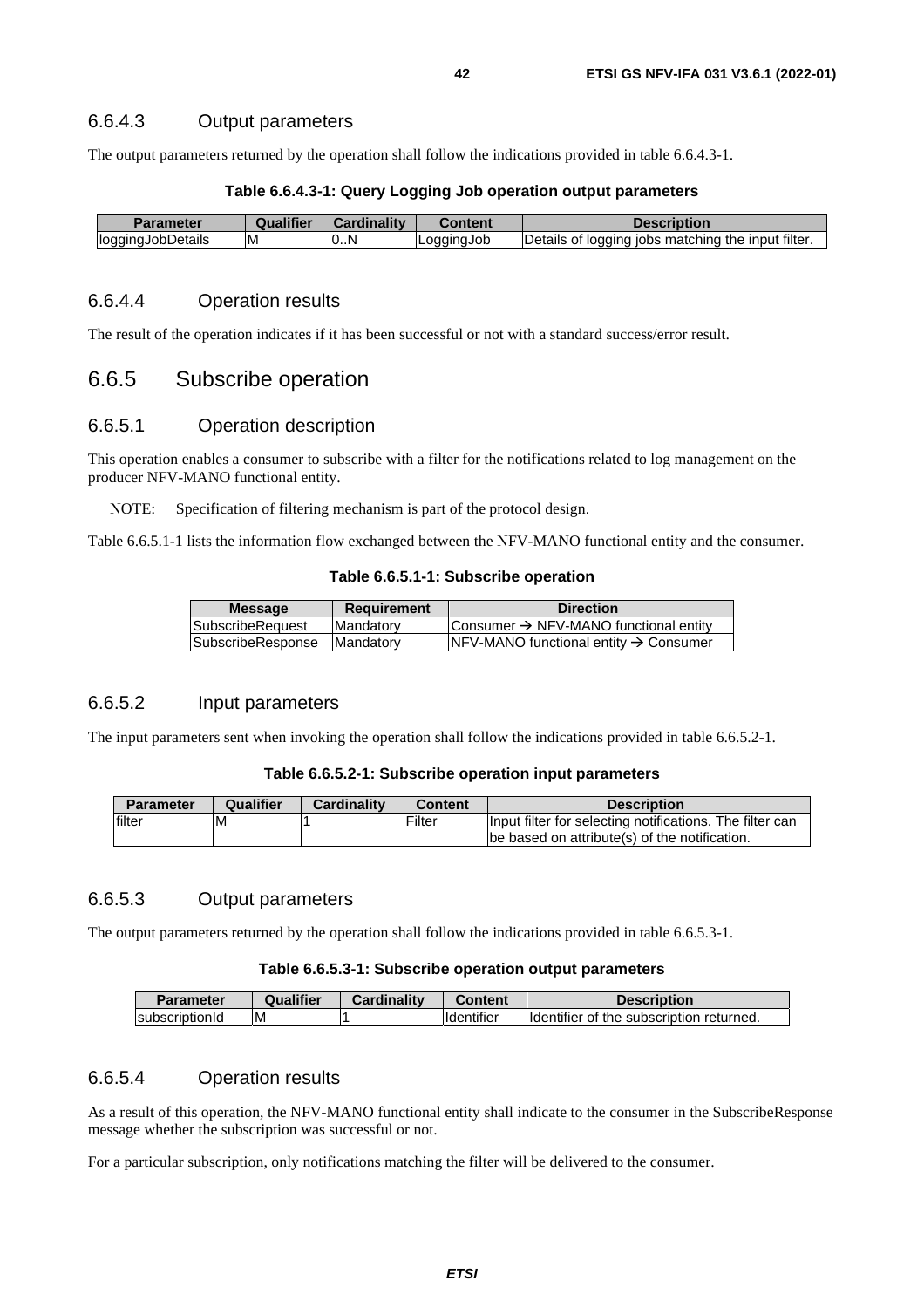### 6.6.4.3 Output parameters

The output parameters returned by the operation shall follow the indications provided in table 6.6.4.3-1.

**Table 6.6.4.3-1: Query Logging Job operation output parameters**

| Parameter | Qualifier | Cardinality | Content | Description |
|---|---|---|---|---|
| loggingJobDetails | M | 0..N | LoggingJob | Details of logging jobs matching the input filter. |

### 6.6.4.4 Operation results

The result of the operation indicates if it has been successful or not with a standard success/error result.

## 6.6.5 Subscribe operation

### 6.6.5.1 Operation description

This operation enables a consumer to subscribe with a filter for the notifications related to log management on the producer NFV-MANO functional entity.

NOTE: Specification of filtering mechanism is part of the protocol design.

Table 6.6.5.1-1 lists the information flow exchanged between the NFV-MANO functional entity and the consumer.

**Table 6.6.5.1-1: Subscribe operation**

| Message | Requirement | Direction |
|---|---|---|
| SubscribeRequest | Mandatory | Consumer → NFV-MANO functional entity |
| SubscribeResponse | Mandatory | NFV-MANO functional entity → Consumer |

### 6.6.5.2 Input parameters

The input parameters sent when invoking the operation shall follow the indications provided in table 6.6.5.2-1.

**Table 6.6.5.2-1: Subscribe operation input parameters**

| Parameter | Qualifier | Cardinality | Content | Description |
|---|---|---|---|---|
| filter | M | 1 | Filter | Input filter for selecting notifications. The filter can be based on attribute(s) of the notification. |

### 6.6.5.3 Output parameters

The output parameters returned by the operation shall follow the indications provided in table 6.6.5.3-1.

**Table 6.6.5.3-1: Subscribe operation output parameters**

| Parameter | Qualifier | Cardinality | Content | Description |
|---|---|---|---|---|
| subscriptionId | M | 1 | Identifier | Identifier of the subscription returned. |

### 6.6.5.4 Operation results

As a result of this operation, the NFV-MANO functional entity shall indicate to the consumer in the SubscribeResponse message whether the subscription was successful or not.

For a particular subscription, only notifications matching the filter will be delivered to the consumer.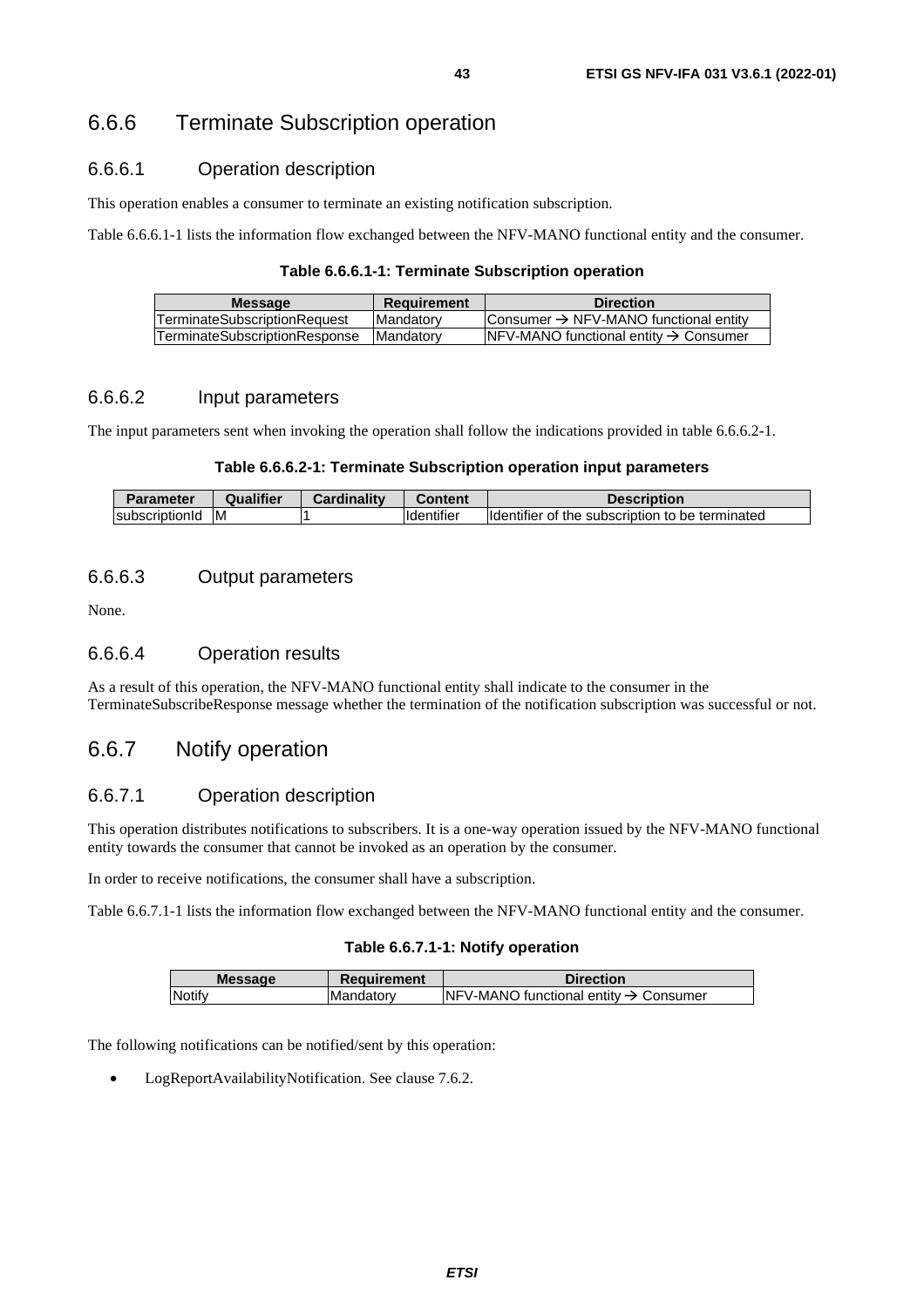### 6.6.6 Terminate Subscription operation

#### 6.6.6.1 Operation description

This operation enables a consumer to terminate an existing notification subscription.

Table 6.6.6.1-1 lists the information flow exchanged between the NFV-MANO functional entity and the consumer.

**Table 6.6.6.1-1: Terminate Subscription operation**

| Message | Requirement | Direction |
| --- | --- | --- |
| TerminateSubscriptionRequest | Mandatory | Consumer → NFV-MANO functional entity |
| TerminateSubscriptionResponse | Mandatory | NFV-MANO functional entity → Consumer |

#### 6.6.6.2 Input parameters

The input parameters sent when invoking the operation shall follow the indications provided in table 6.6.6.2-1.

**Table 6.6.6.2-1: Terminate Subscription operation input parameters**

| Parameter | Qualifier | Cardinality | Content | Description |
| --- | --- | --- | --- | --- |
| subscriptionId | M | 1 | Identifier | Identifier of the subscription to be terminated |

#### 6.6.6.3 Output parameters

None.

#### 6.6.6.4 Operation results

As a result of this operation, the NFV-MANO functional entity shall indicate to the consumer in the TerminateSubscribeResponse message whether the termination of the notification subscription was successful or not.

### 6.6.7 Notify operation

#### 6.6.7.1 Operation description

This operation distributes notifications to subscribers. It is a one-way operation issued by the NFV-MANO functional entity towards the consumer that cannot be invoked as an operation by the consumer.

In order to receive notifications, the consumer shall have a subscription.

Table 6.6.7.1-1 lists the information flow exchanged between the NFV-MANO functional entity and the consumer.

**Table 6.6.7.1-1: Notify operation**

| Message | Requirement | Direction |
| --- | --- | --- |
| Notify | Mandatory | NFV-MANO functional entity → Consumer |

The following notifications can be notified/sent by this operation:

- LogReportAvailabilityNotification. See clause 7.6.2.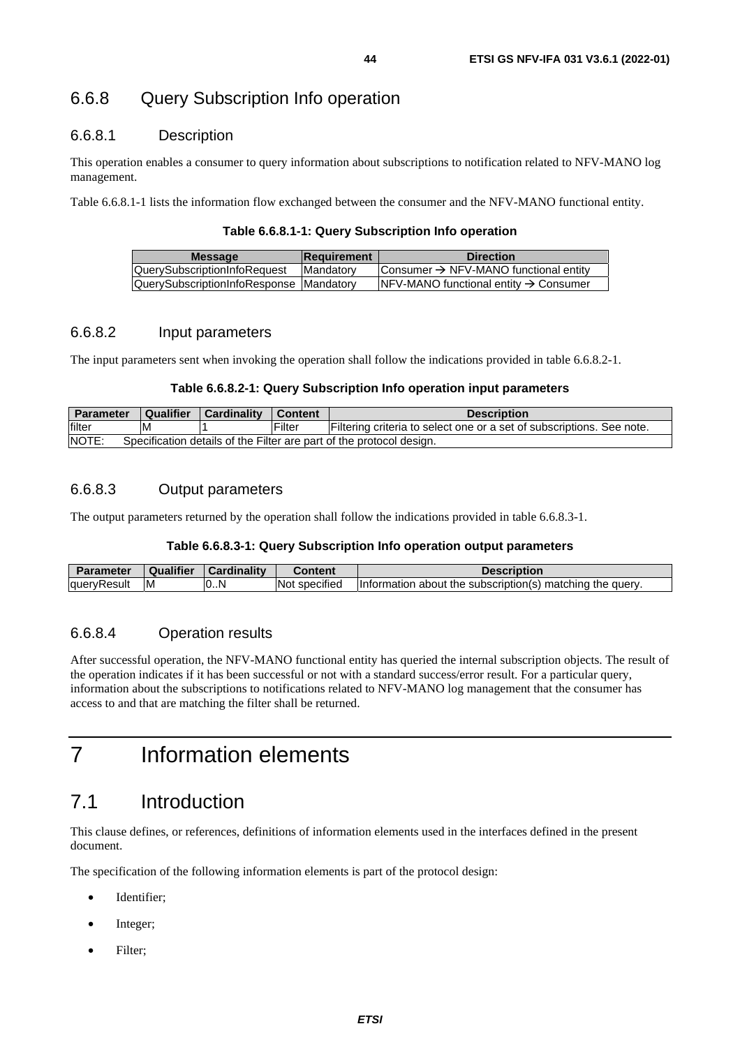### 6.6.8 Query Subscription Info operation

#### 6.6.8.1 Description

This operation enables a consumer to query information about subscriptions to notification related to NFV-MANO log management.

Table 6.6.8.1-1 lists the information flow exchanged between the consumer and the NFV-MANO functional entity.

**Table 6.6.8.1-1: Query Subscription Info operation**

| Message | Requirement | Direction |
|---|---|---|
| QuerySubscriptionInfoRequest | Mandatory | Consumer → NFV-MANO functional entity |
| QuerySubscriptionInfoResponse | Mandatory | NFV-MANO functional entity → Consumer |

#### 6.6.8.2 Input parameters

The input parameters sent when invoking the operation shall follow the indications provided in table 6.6.8.2-1.

**Table 6.6.8.2-1: Query Subscription Info operation input parameters**

| Parameter | Qualifier | Cardinality | Content | Description |
|---|---|---|---|---|
| filter | M | 1 | Filter | Filtering criteria to select one or a set of subscriptions. See note. |
| NOTE: Specification details of the Filter are part of the protocol design. | | | | |

#### 6.6.8.3 Output parameters

The output parameters returned by the operation shall follow the indications provided in table 6.6.8.3-1.

**Table 6.6.8.3-1: Query Subscription Info operation output parameters**

| Parameter | Qualifier | Cardinality | Content | Description |
|---|---|---|---|---|
| queryResult | M | 0..N | Not specified | Information about the subscription(s) matching the query. |

#### 6.6.8.4 Operation results

After successful operation, the NFV-MANO functional entity has queried the internal subscription objects. The result of the operation indicates if it has been successful or not with a standard success/error result. For a particular query, information about the subscriptions to notifications related to NFV-MANO log management that the consumer has access to and that are matching the filter shall be returned.

# 7 Information elements

## 7.1 Introduction

This clause defines, or references, definitions of information elements used in the interfaces defined in the present document.

The specification of the following information elements is part of the protocol design:

- Identifier;
- Integer;
- Filter;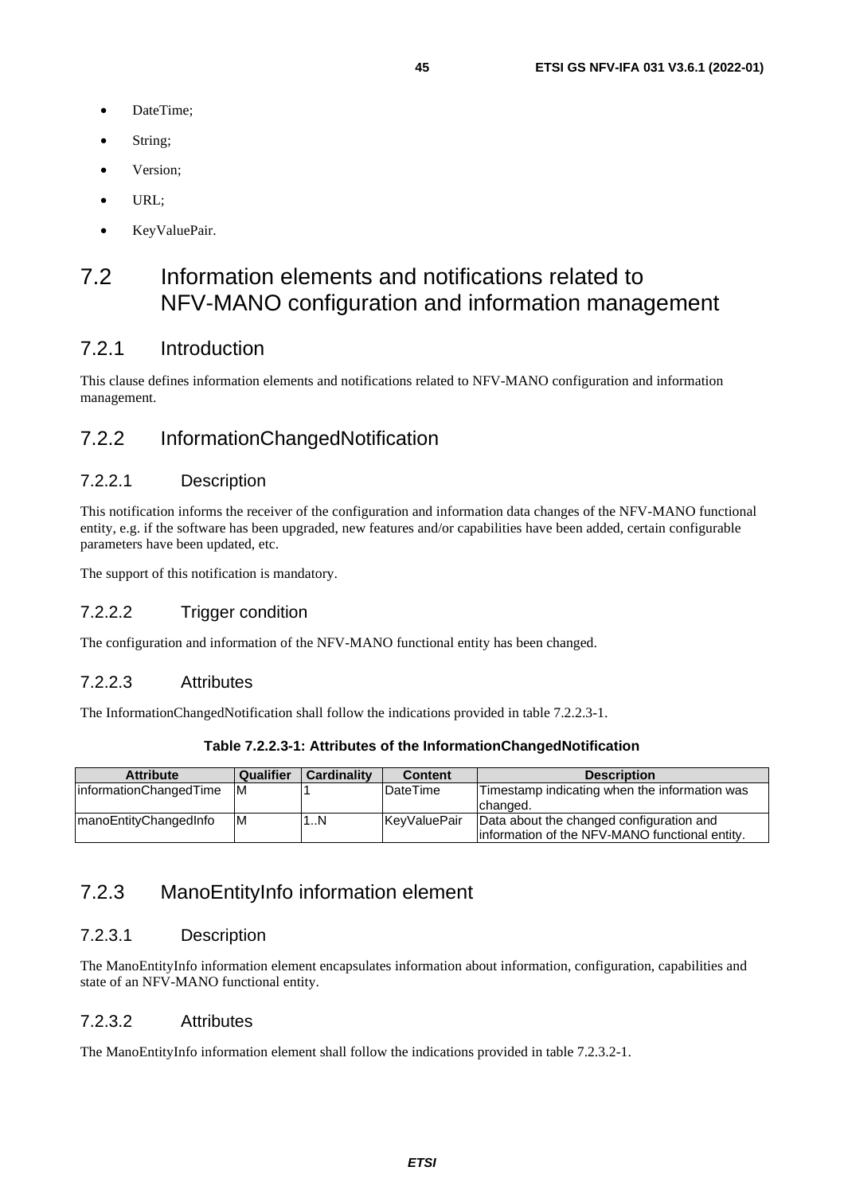- DateTime;
- String;
- Version;
- URL;
- KeyValuePair.

# 7.2 Information elements and notifications related to NFV-MANO configuration and information management

## 7.2.1 Introduction

This clause defines information elements and notifications related to NFV-MANO configuration and information management.

## 7.2.2 InformationChangedNotification

### 7.2.2.1 Description

This notification informs the receiver of the configuration and information data changes of the NFV-MANO functional entity, e.g. if the software has been upgraded, new features and/or capabilities have been added, certain configurable parameters have been updated, etc.

The support of this notification is mandatory.

### 7.2.2.2 Trigger condition

The configuration and information of the NFV-MANO functional entity has been changed.

### 7.2.2.3 Attributes

The InformationChangedNotification shall follow the indications provided in table 7.2.2.3-1.

**Table 7.2.2.3-1: Attributes of the InformationChangedNotification**

| Attribute | Qualifier | Cardinality | Content | Description |
|---|---|---|---|---|
| informationChangedTime | M | 1 | DateTime | Timestamp indicating when the information was changed. |
| manoEntityChangedInfo | M | 1..N | KeyValuePair | Data about the changed configuration and information of the NFV-MANO functional entity. |

## 7.2.3 ManoEntityInfo information element

### 7.2.3.1 Description

The ManoEntityInfo information element encapsulates information about information, configuration, capabilities and state of an NFV-MANO functional entity.

### 7.2.3.2 Attributes

The ManoEntityInfo information element shall follow the indications provided in table 7.2.3.2-1.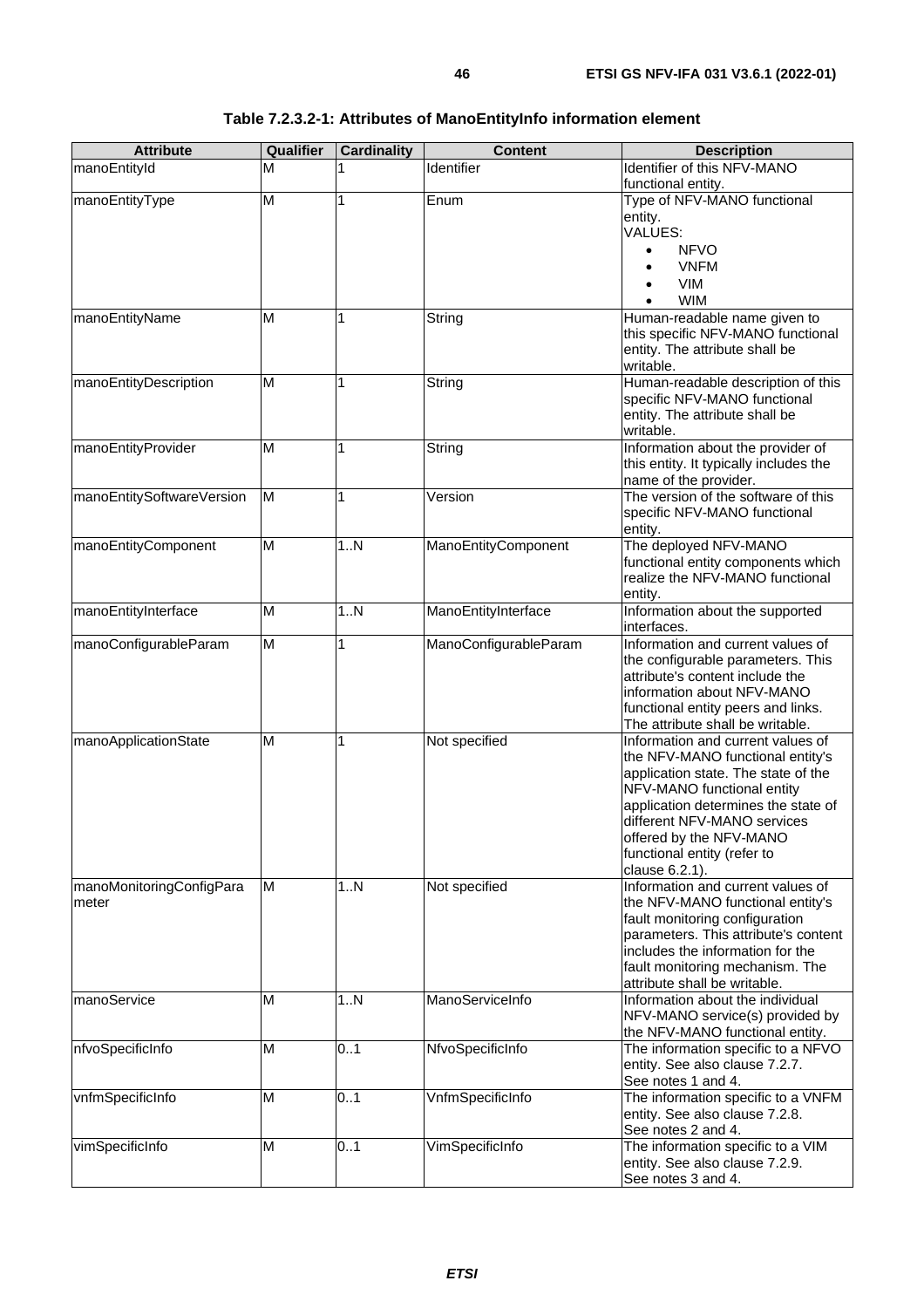**Table 7.2.3.2-1: Attributes of ManoEntityInfo information element**

| Attribute | Qualifier | Cardinality | Content | Description |
|---|---|---|---|---|
| manoEntityId | M | 1 | Identifier | Identifier of this NFV-MANO functional entity. |
| manoEntityType | M | 1 | Enum | Type of NFV-MANO functional entity.<br>VALUES:<br>• NFVO<br>• VNFM<br>• VIM<br>• WIM |
| manoEntityName | M | 1 | String | Human-readable name given to this specific NFV-MANO functional entity. The attribute shall be writable. |
| manoEntityDescription | M | 1 | String | Human-readable description of this specific NFV-MANO functional entity. The attribute shall be writable. |
| manoEntityProvider | M | 1 | String | Information about the provider of this entity. It typically includes the name of the provider. |
| manoEntitySoftwareVersion | M | 1 | Version | The version of the software of this specific NFV-MANO functional entity. |
| manoEntityComponent | M | 1..N | ManoEntityComponent | The deployed NFV-MANO functional entity components which realize the NFV-MANO functional entity. |
| manoEntityInterface | M | 1..N | ManoEntityInterface | Information about the supported interfaces. |
| manoConfigurableParam | M | 1 | ManoConfigurableParam | Information and current values of the configurable parameters. This attribute's content include the information about NFV-MANO functional entity peers and links. The attribute shall be writable. |
| manoApplicationState | M | 1 | Not specified | Information and current values of the NFV-MANO functional entity's application state. The state of the NFV-MANO functional entity application determines the state of different NFV-MANO services offered by the NFV-MANO functional entity (refer to clause 6.2.1). |
| manoMonitoringConfigParameter | M | 1..N | Not specified | Information and current values of the NFV-MANO functional entity's fault monitoring configuration parameters. This attribute's content includes the information for the fault monitoring mechanism. The attribute shall be writable. |
| manoService | M | 1..N | ManoServiceInfo | Information about the individual NFV-MANO service(s) provided by the NFV-MANO functional entity. |
| nfvoSpecificInfo | M | 0..1 | NfvoSpecificInfo | The information specific to a NFVO entity. See also clause 7.2.7. See notes 1 and 4. |
| vnfmSpecificInfo | M | 0..1 | VnfmSpecificInfo | The information specific to a VNFM entity. See also clause 7.2.8. See notes 2 and 4. |
| vimSpecificInfo | M | 0..1 | VimSpecificInfo | The information specific to a VIM entity. See also clause 7.2.9. See notes 3 and 4. |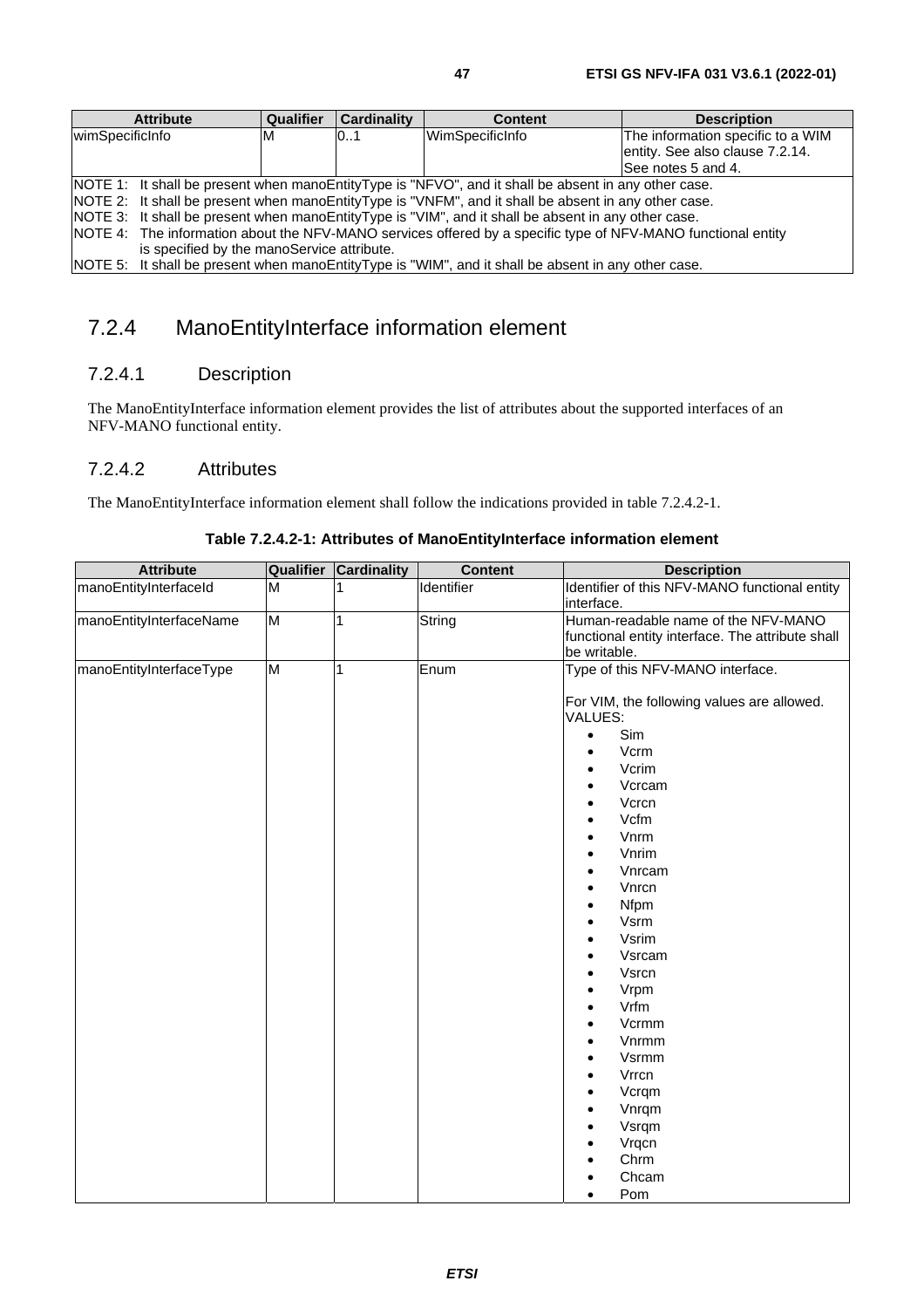| Attribute | Qualifier | Cardinality | Content | Description |
| --- | --- | --- | --- | --- |
| wimSpecificInfo | M | 0..1 | WimSpecificInfo | The information specific to a WIM entity. See also clause 7.2.14. See notes 5 and 4. |
| NOTE 1: It shall be present when manoEntityType is "NFVO", and it shall be absent in any other case.<br>NOTE 2: It shall be present when manoEntityType is "VNFM", and it shall be absent in any other case.<br>NOTE 3: It shall be present when manoEntityType is "VIM", and it shall be absent in any other case.<br>NOTE 4: The information about the NFV-MANO services offered by a specific type of NFV-MANO functional entity is specified by the manoService attribute.<br>NOTE 5: It shall be present when manoEntityType is "WIM", and it shall be absent in any other case. | | | | |

## 7.2.4 ManoEntityInterface information element

### 7.2.4.1 Description

The ManoEntityInterface information element provides the list of attributes about the supported interfaces of an NFV-MANO functional entity.

### 7.2.4.2 Attributes

The ManoEntityInterface information element shall follow the indications provided in table 7.2.4.2-1.

**Table 7.2.4.2-1: Attributes of ManoEntityInterface information element**

| Attribute | Qualifier | Cardinality | Content | Description |
| --- | --- | --- | --- | --- |
| manoEntityInterfaceId | M | 1 | Identifier | Identifier of this NFV-MANO functional entity interface. |
| manoEntityInterfaceName | M | 1 | String | Human-readable name of the NFV-MANO functional entity interface. The attribute shall be writable. |
| manoEntityInterfaceType | M | 1 | Enum | Type of this NFV-MANO interface.<br><br>For VIM, the following values are allowed.<br>VALUES:<br>• Sim<br>• Vcrm<br>• Vcrim<br>• Vcrcam<br>• Vcrcn<br>• Vcfm<br>• Vnrm<br>• Vnrim<br>• Vnrcam<br>• Vnrcn<br>• Nfpm<br>• Vsrm<br>• Vsrim<br>• Vsrcam<br>• Vsrcn<br>• Vrpm<br>• Vrfm<br>• Vcrmm<br>• Vnrmm<br>• Vsrmm<br>• Vrrcn<br>• Vcrqm<br>• Vnrqm<br>• Vsrqm<br>• Vrqcn<br>• Chrm<br>• Chcam<br>• Pom |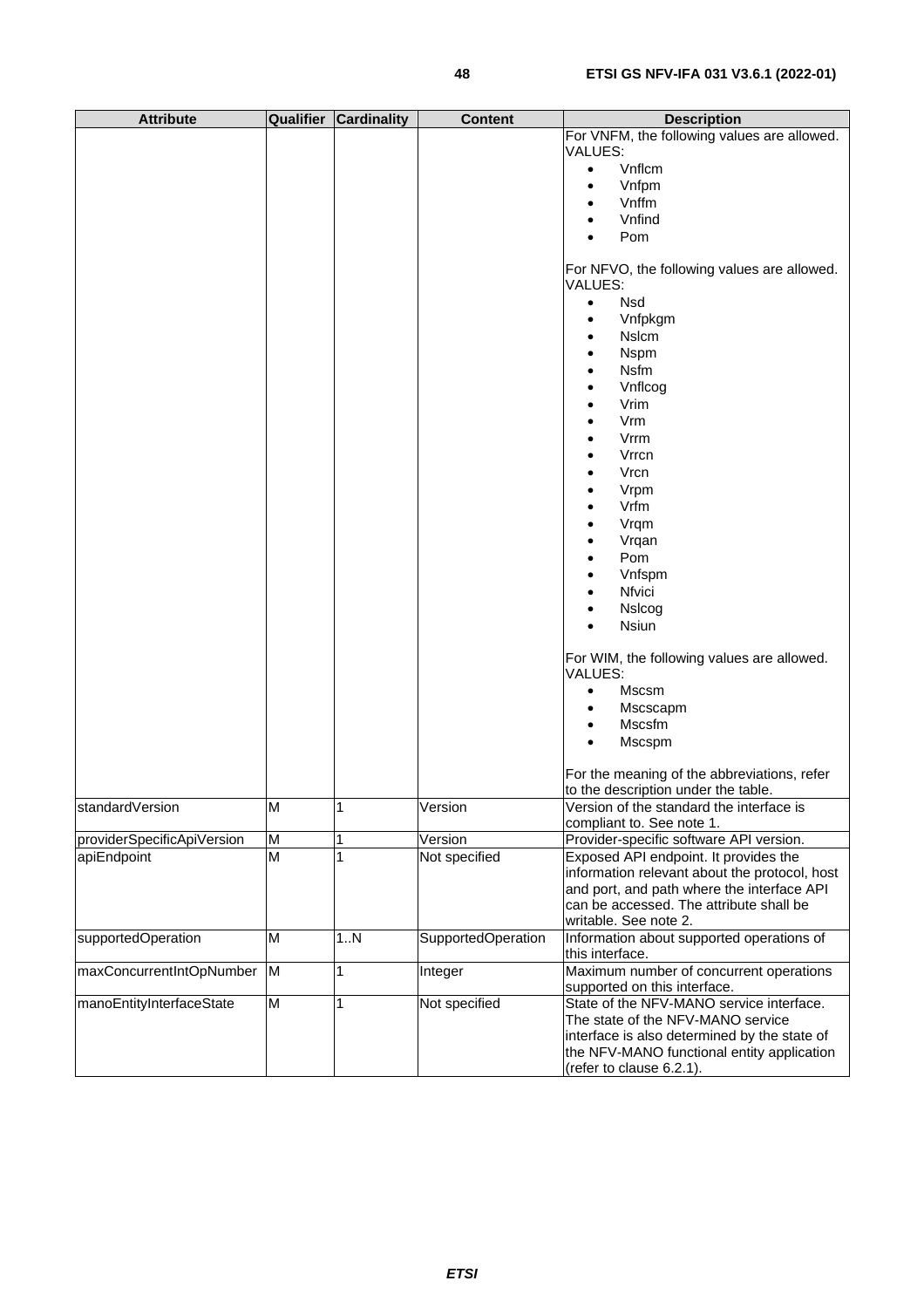| Attribute | Qualifier | Cardinality | Content | Description |
| --- | --- | --- | --- | --- |
| | | | | For VNFM, the following values are allowed. VALUES: <br>• Vnflcm <br>• Vnfpm <br>• Vnffm <br>• Vnfind <br>• Pom <br><br>For NFVO, the following values are allowed. VALUES: <br>• Nsd <br>• Vnfpkgm <br>• Nslcm <br>• Nspm <br>• Nsfm <br>• Vnflcog <br>• Vrim <br>• Vrm <br>• Vrrm <br>• Vrrcn <br>• Vrcn <br>• Vrpm <br>• Vrfm <br>• Vrqm <br>• Vrqan <br>• Pom <br>• Vnfspm <br>• Nfvici <br>• Nslcog <br>• Nsiun <br><br>For WIM, the following values are allowed. VALUES: <br>• Mscsm <br>• Mscscapm <br>• Mscsfm <br>• Mscspm <br><br>For the meaning of the abbreviations, refer to the description under the table. |
| standardVersion | M | 1 | Version | Version of the standard the interface is compliant to. See note 1. |
| providerSpecificApiVersion | M | 1 | Version | Provider-specific software API version. |
| apiEndpoint | M | 1 | Not specified | Exposed API endpoint. It provides the information relevant about the protocol, host and port, and path where the interface API can be accessed. The attribute shall be writable. See note 2. |
| supportedOperation | M | 1..N | SupportedOperation | Information about supported operations of this interface. |
| maxConcurrentIntOpNumber | M | 1 | Integer | Maximum number of concurrent operations supported on this interface. |
| manoEntityInterfaceState | M | 1 | Not specified | State of the NFV-MANO service interface. The state of the NFV-MANO service interface is also determined by the state of the NFV-MANO functional entity application (refer to clause 6.2.1). |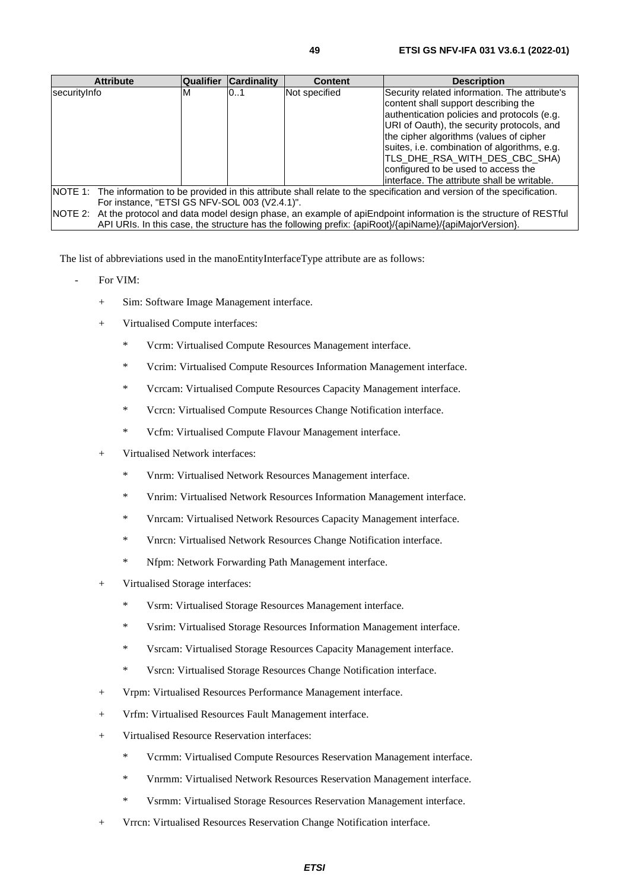| Attribute | Qualifier | Cardinality | Content | Description |
| --- | --- | --- | --- | --- |
| securityInfo | M | 0..1 | Not specified | Security related information. The attribute's content shall support describing the authentication policies and protocols (e.g. URI of Oauth), the security protocols, and the cipher algorithms (values of cipher suites, i.e. combination of algorithms, e.g. TLS_DHE_RSA_WITH_DES_CBC_SHA) configured to be used to access the interface. The attribute shall be writable. |
| NOTE 1: The information to be provided in this attribute shall relate to the specification and version of the specification. For instance, "ETSI GS NFV-SOL 003 (V2.4.1)". | | | | |
| NOTE 2: At the protocol and data model design phase, an example of apiEndpoint information is the structure of RESTful API URIs. In this case, the structure has the following prefix: {apiRoot}/{apiName}/{apiMajorVersion}. | | | | |

The list of abbreviations used in the manoEntityInterfaceType attribute are as follows:

- For VIM:
  + Sim: Software Image Management interface.
  + Virtualised Compute interfaces:
    * Vcrm: Virtualised Compute Resources Management interface.
    * Vcrim: Virtualised Compute Resources Information Management interface.
    * Vcrcam: Virtualised Compute Resources Capacity Management interface.
    * Vcrcn: Virtualised Compute Resources Change Notification interface.
    * Vcfm: Virtualised Compute Flavour Management interface.
  + Virtualised Network interfaces:
    * Vnrm: Virtualised Network Resources Management interface.
    * Vnrim: Virtualised Network Resources Information Management interface.
    * Vnrcam: Virtualised Network Resources Capacity Management interface.
    * Vnrcn: Virtualised Network Resources Change Notification interface.
    * Nfpm: Network Forwarding Path Management interface.
  + Virtualised Storage interfaces:
    * Vsrm: Virtualised Storage Resources Management interface.
    * Vsrim: Virtualised Storage Resources Information Management interface.
    * Vsrcam: Virtualised Storage Resources Capacity Management interface.
    * Vsrcn: Virtualised Storage Resources Change Notification interface.
  + Vrpm: Virtualised Resources Performance Management interface.
  + Vrfm: Virtualised Resources Fault Management interface.
  + Virtualised Resource Reservation interfaces:
    * Vcrmm: Virtualised Compute Resources Reservation Management interface.
    * Vnrmm: Virtualised Network Resources Reservation Management interface.
    * Vsrmm: Virtualised Storage Resources Reservation Management interface.
  + Vrrcn: Virtualised Resources Reservation Change Notification interface.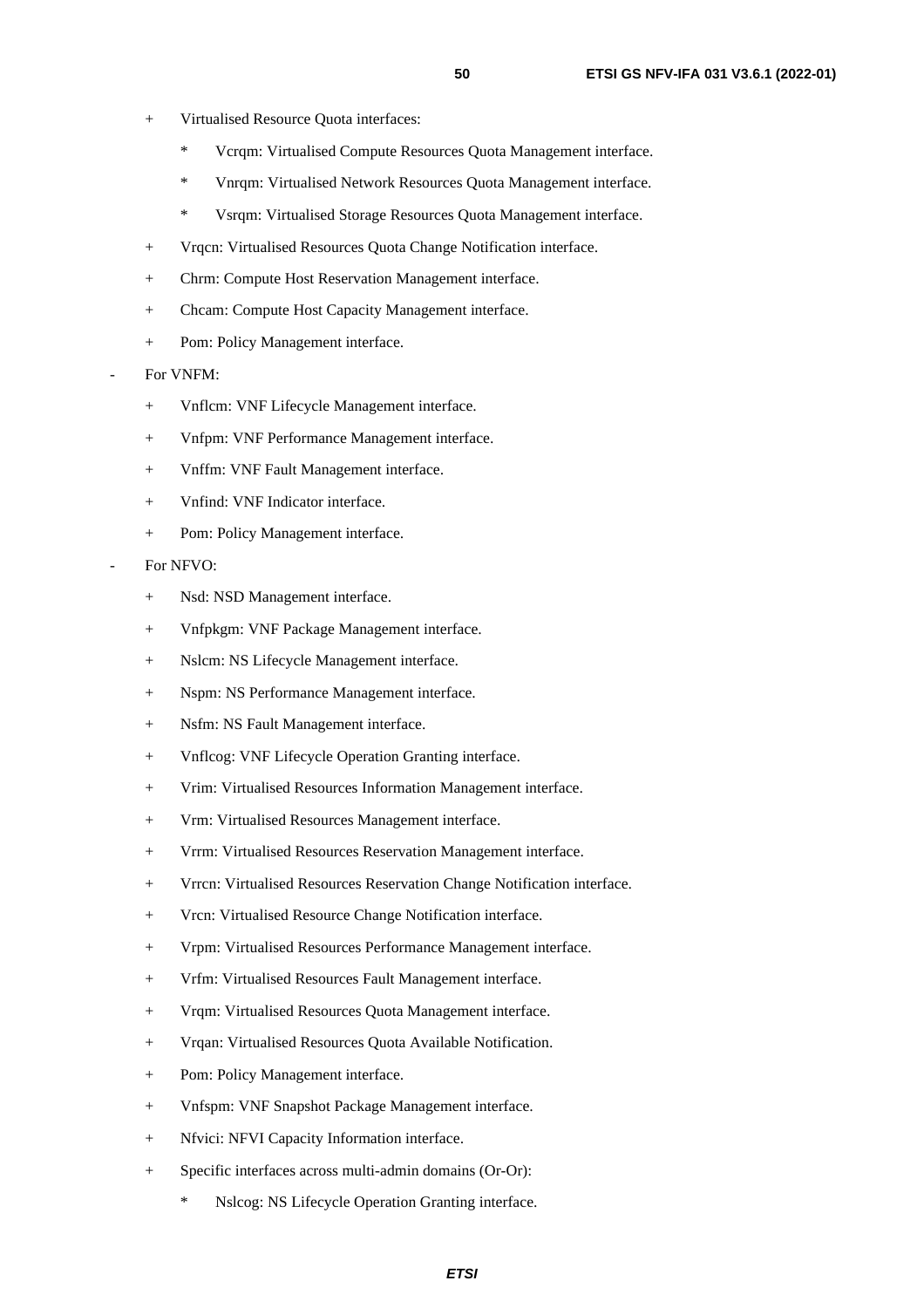+ Virtualised Resource Quota interfaces:

  * Vcrqm: Virtualised Compute Resources Quota Management interface.
  * Vnrqm: Virtualised Network Resources Quota Management interface.
  * Vsrqm: Virtualised Storage Resources Quota Management interface.

+ Vrqcn: Virtualised Resources Quota Change Notification interface.
+ Chrm: Compute Host Reservation Management interface.
+ Chcam: Compute Host Capacity Management interface.
+ Pom: Policy Management interface.

- For VNFM:

  + Vnflcm: VNF Lifecycle Management interface.
  + Vnfpm: VNF Performance Management interface.
  + Vnffm: VNF Fault Management interface.
  + Vnfind: VNF Indicator interface.
  + Pom: Policy Management interface.

- For NFVO:

  + Nsd: NSD Management interface.
  + Vnfpkgm: VNF Package Management interface.
  + Nslcm: NS Lifecycle Management interface.
  + Nspm: NS Performance Management interface.
  + Nsfm: NS Fault Management interface.
  + Vnflcog: VNF Lifecycle Operation Granting interface.
  + Vrim: Virtualised Resources Information Management interface.
  + Vrm: Virtualised Resources Management interface.
  + Vrrm: Virtualised Resources Reservation Management interface.
  + Vrrcn: Virtualised Resources Reservation Change Notification interface.
  + Vrcn: Virtualised Resource Change Notification interface.
  + Vrpm: Virtualised Resources Performance Management interface.
  + Vrfm: Virtualised Resources Fault Management interface.
  + Vrqm: Virtualised Resources Quota Management interface.
  + Vrqan: Virtualised Resources Quota Available Notification.
  + Pom: Policy Management interface.
  + Vnfspm: VNF Snapshot Package Management interface.
  + Nfvici: NFVI Capacity Information interface.
  + Specific interfaces across multi-admin domains (Or-Or):

    * Nslcog: NS Lifecycle Operation Granting interface.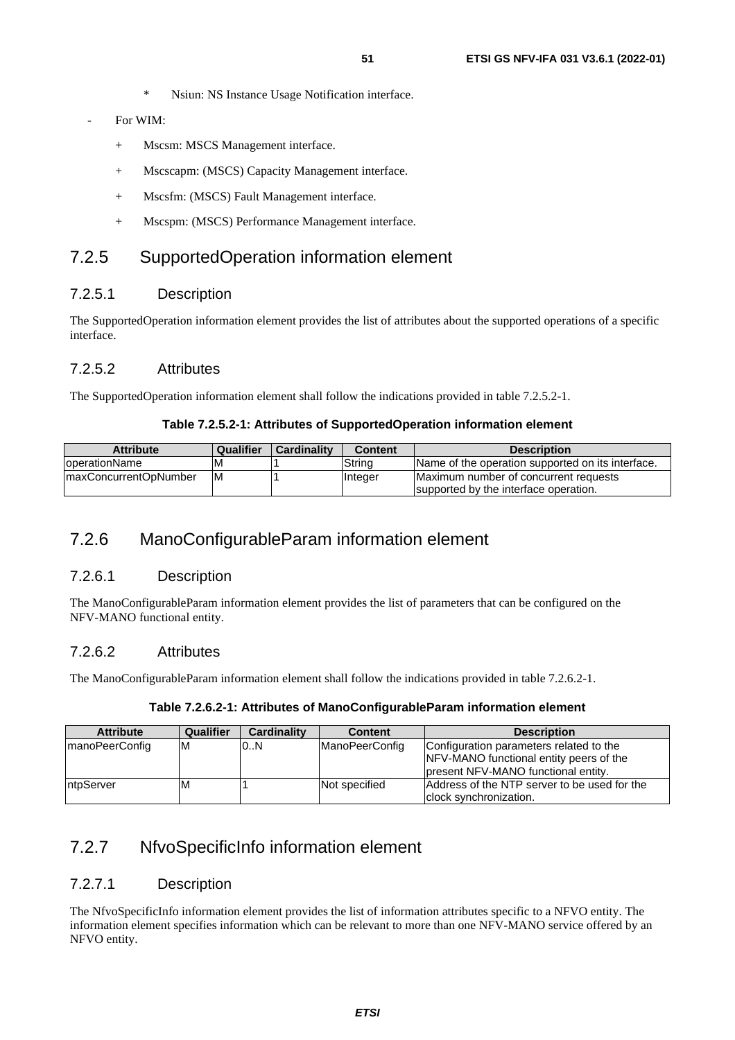* Nsiun: NS Instance Usage Notification interface.

- For WIM:

    + Mscsm: MSCS Management interface.

    + Mscscapm: (MSCS) Capacity Management interface.

    + Mscsfm: (MSCS) Fault Management interface.

    + Mscspm: (MSCS) Performance Management interface.

## 7.2.5 SupportedOperation information element

### 7.2.5.1 Description

The SupportedOperation information element provides the list of attributes about the supported operations of a specific interface.

### 7.2.5.2 Attributes

The SupportedOperation information element shall follow the indications provided in table 7.2.5.2-1.

**Table 7.2.5.2-1: Attributes of SupportedOperation information element**

| Attribute | Qualifier | Cardinality | Content | Description |
|---|---|---|---|---|
| operationName | M | 1 | String | Name of the operation supported on its interface. |
| maxConcurrentOpNumber | M | 1 | Integer | Maximum number of concurrent requests supported by the interface operation. |

## 7.2.6 ManoConfigurableParam information element

### 7.2.6.1 Description

The ManoConfigurableParam information element provides the list of parameters that can be configured on the NFV-MANO functional entity.

### 7.2.6.2 Attributes

The ManoConfigurableParam information element shall follow the indications provided in table 7.2.6.2-1.

**Table 7.2.6.2-1: Attributes of ManoConfigurableParam information element**

| Attribute | Qualifier | Cardinality | Content | Description |
|---|---|---|---|---|
| manoPeerConfig | M | 0..N | ManoPeerConfig | Configuration parameters related to the NFV-MANO functional entity peers of the present NFV-MANO functional entity. |
| ntpServer | M | 1 | Not specified | Address of the NTP server to be used for the clock synchronization. |

## 7.2.7 NfvoSpecificInfo information element

### 7.2.7.1 Description

The NfvoSpecificInfo information element provides the list of information attributes specific to a NFVO entity. The information element specifies information which can be relevant to more than one NFV-MANO service offered by an NFVO entity.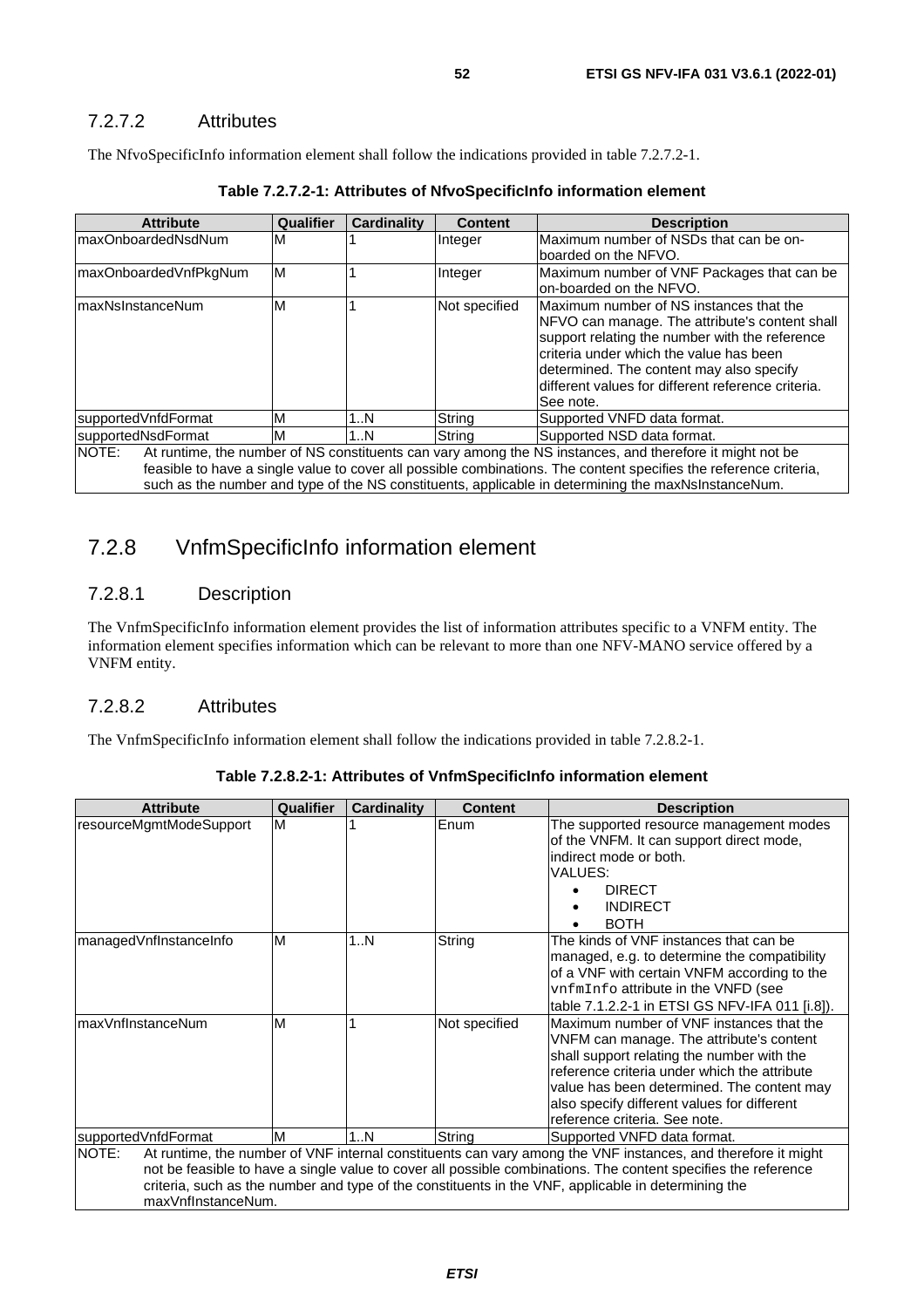### 7.2.7.2 Attributes

The NfvoSpecificInfo information element shall follow the indications provided in table 7.2.7.2-1.

**Table 7.2.7.2-1: Attributes of NfvoSpecificInfo information element**

| Attribute | Qualifier | Cardinality | Content | Description |
|---|---|---|---|---|
| maxOnboardedNsdNum | M | 1 | Integer | Maximum number of NSDs that can be on-boarded on the NFVO. |
| maxOnboardedVnfPkgNum | M | 1 | Integer | Maximum number of VNF Packages that can be on-boarded on the NFVO. |
| maxNsInstanceNum | M | 1 | Not specified | Maximum number of NS instances that the NFVO can manage. The attribute's content shall support relating the number with the reference criteria under which the value has been determined. The content may also specify different values for different reference criteria. See note. |
| supportedVnfdFormat | M | 1..N | String | Supported VNFD data format. |
| supportedNsdFormat | M | 1..N | String | Supported NSD data format. |
| NOTE: At runtime, the number of NS constituents can vary among the NS instances, and therefore it might not be feasible to have a single value to cover all possible combinations. The content specifies the reference criteria, such as the number and type of the NS constituents, applicable in determining the maxNsInstanceNum. | | | | |

## 7.2.8 VnfmSpecificInfo information element

### 7.2.8.1 Description

The VnfmSpecificInfo information element provides the list of information attributes specific to a VNFM entity. The information element specifies information which can be relevant to more than one NFV-MANO service offered by a VNFM entity.

### 7.2.8.2 Attributes

The VnfmSpecificInfo information element shall follow the indications provided in table 7.2.8.2-1.

**Table 7.2.8.2-1: Attributes of VnfmSpecificInfo information element**

| Attribute | Qualifier | Cardinality | Content | Description |
|---|---|---|---|---|
| resourceMgmtModeSupport | M | 1 | Enum | The supported resource management modes of the VNFM. It can support direct mode, indirect mode or both.<br>VALUES:<br>• DIRECT<br>• INDIRECT<br>• BOTH |
| managedVnfInstanceInfo | M | 1..N | String | The kinds of VNF instances that can be managed, e.g. to determine the compatibility of a VNF with certain VNFM according to the `vnfmInfo` attribute in the VNFD (see table 7.1.2.2-1 in ETSI GS NFV-IFA 011 [i.8]). |
| maxVnfInstanceNum | M | 1 | Not specified | Maximum number of VNF instances that the VNFM can manage. The attribute's content shall support relating the number with the reference criteria under which the attribute value has been determined. The content may also specify different values for different reference criteria. See note. |
| supportedVnfdFormat | M | 1..N | String | Supported VNFD data format. |
| NOTE: At runtime, the number of VNF internal constituents can vary among the VNF instances, and therefore it might not be feasible to have a single value to cover all possible combinations. The content specifies the reference criteria, such as the number and type of the constituents in the VNF, applicable in determining the maxVnfInstanceNum. | | | | |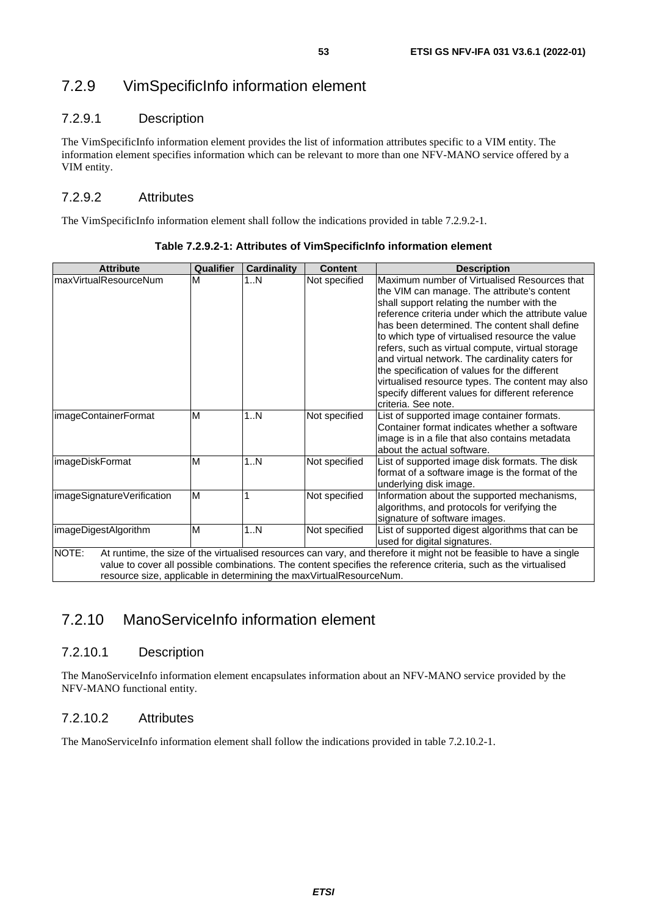## 7.2.9 VimSpecificInfo information element

### 7.2.9.1 Description

The VimSpecificInfo information element provides the list of information attributes specific to a VIM entity. The information element specifies information which can be relevant to more than one NFV-MANO service offered by a VIM entity.

### 7.2.9.2 Attributes

The VimSpecificInfo information element shall follow the indications provided in table 7.2.9.2-1.

**Table 7.2.9.2-1: Attributes of VimSpecificInfo information element**

| Attribute | Qualifier | Cardinality | Content | Description |
|---|---|---|---|---|
| maxVirtualResourceNum | M | 1..N | Not specified | Maximum number of Virtualised Resources that the VIM can manage. The attribute's content shall support relating the number with the reference criteria under which the attribute value has been determined. The content shall define to which type of virtualised resource the value refers, such as virtual compute, virtual storage and virtual network. The cardinality caters for the specification of values for the different virtualised resource types. The content may also specify different values for different reference criteria. See note. |
| imageContainerFormat | M | 1..N | Not specified | List of supported image container formats. Container format indicates whether a software image is in a file that also contains metadata about the actual software. |
| imageDiskFormat | M | 1..N | Not specified | List of supported image disk formats. The disk format of a software image is the format of the underlying disk image. |
| imageSignatureVerification | M | 1 | Not specified | Information about the supported mechanisms, algorithms, and protocols for verifying the signature of software images. |
| imageDigestAlgorithm | M | 1..N | Not specified | List of supported digest algorithms that can be used for digital signatures. |
| NOTE: At runtime, the size of the virtualised resources can vary, and therefore it might not be feasible to have a single value to cover all possible combinations. The content specifies the reference criteria, such as the virtualised resource size, applicable in determining the maxVirtualResourceNum. | | | | |

## 7.2.10 ManoServiceInfo information element

### 7.2.10.1 Description

The ManoServiceInfo information element encapsulates information about an NFV-MANO service provided by the NFV-MANO functional entity.

### 7.2.10.2 Attributes

The ManoServiceInfo information element shall follow the indications provided in table 7.2.10.2-1.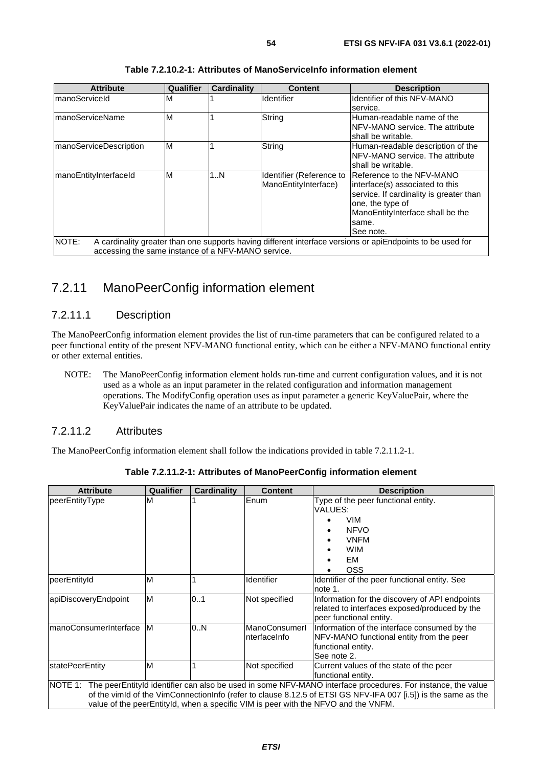**Table 7.2.10.2-1: Attributes of ManoServiceInfo information element**

| Attribute | Qualifier | Cardinality | Content | Description |
|---|---|---|---|---|
| manoServiceId | M | 1 | Identifier | Identifier of this NFV-MANO service. |
| manoServiceName | M | 1 | String | Human-readable name of the NFV-MANO service. The attribute shall be writable. |
| manoServiceDescription | M | 1 | String | Human-readable description of the NFV-MANO service. The attribute shall be writable. |
| manoEntityInterfaceId | M | 1..N | Identifier (Reference to ManoEntityInterface) | Reference to the NFV-MANO interface(s) associated to this service. If cardinality is greater than one, the type of ManoEntityInterface shall be the same. See note. |
| NOTE: A cardinality greater than one supports having different interface versions or apiEndpoints to be used for accessing the same instance of a NFV-MANO service. | | | | |

## 7.2.11 ManoPeerConfig information element

### 7.2.11.1 Description

The ManoPeerConfig information element provides the list of run-time parameters that can be configured related to a peer functional entity of the present NFV-MANO functional entity, which can be either a NFV-MANO functional entity or other external entities.

NOTE: The ManoPeerConfig information element holds run-time and current configuration values, and it is not used as a whole as an input parameter in the related configuration and information management operations. The ModifyConfig operation uses as input parameter a generic KeyValuePair, where the KeyValuePair indicates the name of an attribute to be updated.

### 7.2.11.2 Attributes

The ManoPeerConfig information element shall follow the indications provided in table 7.2.11.2-1.

**Table 7.2.11.2-1: Attributes of ManoPeerConfig information element**

| Attribute | Qualifier | Cardinality | Content | Description |
|---|---|---|---|---|
| peerEntityType | M | 1 | Enum | Type of the peer functional entity.<br>VALUES:<br>• VIM<br>• NFVO<br>• VNFM<br>• WIM<br>• EM<br>• OSS |
| peerEntityId | M | 1 | Identifier | Identifier of the peer functional entity. See note 1. |
| apiDiscoveryEndpoint | M | 0..1 | Not specified | Information for the discovery of API endpoints related to interfaces exposed/produced by the peer functional entity. |
| manoConsumerInterface | M | 0..N | ManoConsumerInterfaceInfo | Information of the interface consumed by the NFV-MANO functional entity from the peer functional entity. See note 2. |
| statePeerEntity | M | 1 | Not specified | Current values of the state of the peer functional entity. |
| NOTE 1: The peerEntityId identifier can also be used in some NFV-MANO interface procedures. For instance, the value of the vimId of the VimConnectionInfo (refer to clause 8.12.5 of ETSI GS NFV-IFA 007 [i.5]) is the same as the value of the peerEntityId, when a specific VIM is peer with the NFVO and the VNFM. | | | | |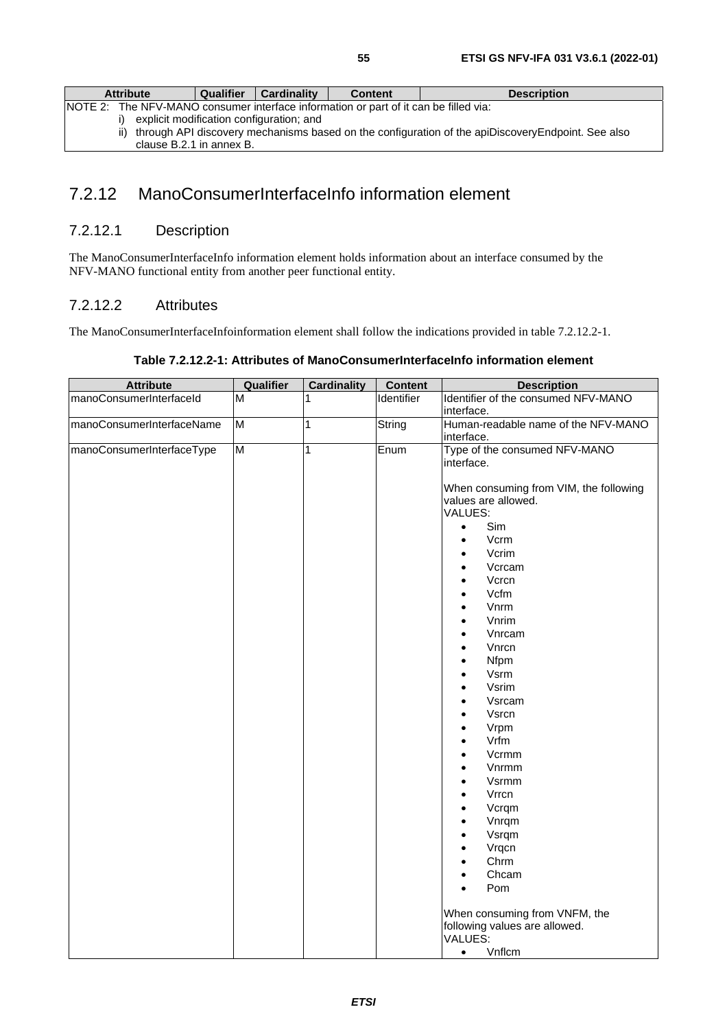| Attribute | Qualifier | Cardinality | Content | Description |
|---|---|---|---|---|
| NOTE 2: The NFV-MANO consumer interface information or part of it can be filled via:<br>i) explicit modification configuration; and<br>ii) through API discovery mechanisms based on the configuration of the apiDiscoveryEndpoint. See also clause B.2.1 in annex B. | | | | |

## 7.2.12 ManoConsumerInterfaceInfo information element

### 7.2.12.1 Description

The ManoConsumerInterfaceInfo information element holds information about an interface consumed by the NFV-MANO functional entity from another peer functional entity.

### 7.2.12.2 Attributes

The ManoConsumerInterfaceInfoinformation element shall follow the indications provided in table 7.2.12.2-1.

**Table 7.2.12.2-1: Attributes of ManoConsumerInterfaceInfo information element**

| Attribute | Qualifier | Cardinality | Content | Description |
|---|---|---|---|---|
| manoConsumerInterfaceId | M | 1 | Identifier | Identifier of the consumed NFV-MANO interface. |
| manoConsumerInterfaceName | M | 1 | String | Human-readable name of the NFV-MANO interface. |
| manoConsumerInterfaceType | M | 1 | Enum | Type of the consumed NFV-MANO interface.<br><br>When consuming from VIM, the following values are allowed.<br>VALUES:<br>• Sim<br>• Vcrm<br>• Vcrim<br>• Vcrcam<br>• Vcrcn<br>• Vcfm<br>• Vnrm<br>• Vnrim<br>• Vnrcam<br>• Vnrcn<br>• Nfpm<br>• Vsrm<br>• Vsrim<br>• Vsrcam<br>• Vsrcn<br>• Vrpm<br>• Vrfm<br>• Vcrmm<br>• Vnrmm<br>• Vsrmm<br>• Vrrcn<br>• Vcrqm<br>• Vnrqm<br>• Vsrqm<br>• Vrqcn<br>• Chrm<br>• Chcam<br>• Pom<br><br>When consuming from VNFM, the following values are allowed.<br>VALUES:<br>• Vnflcm |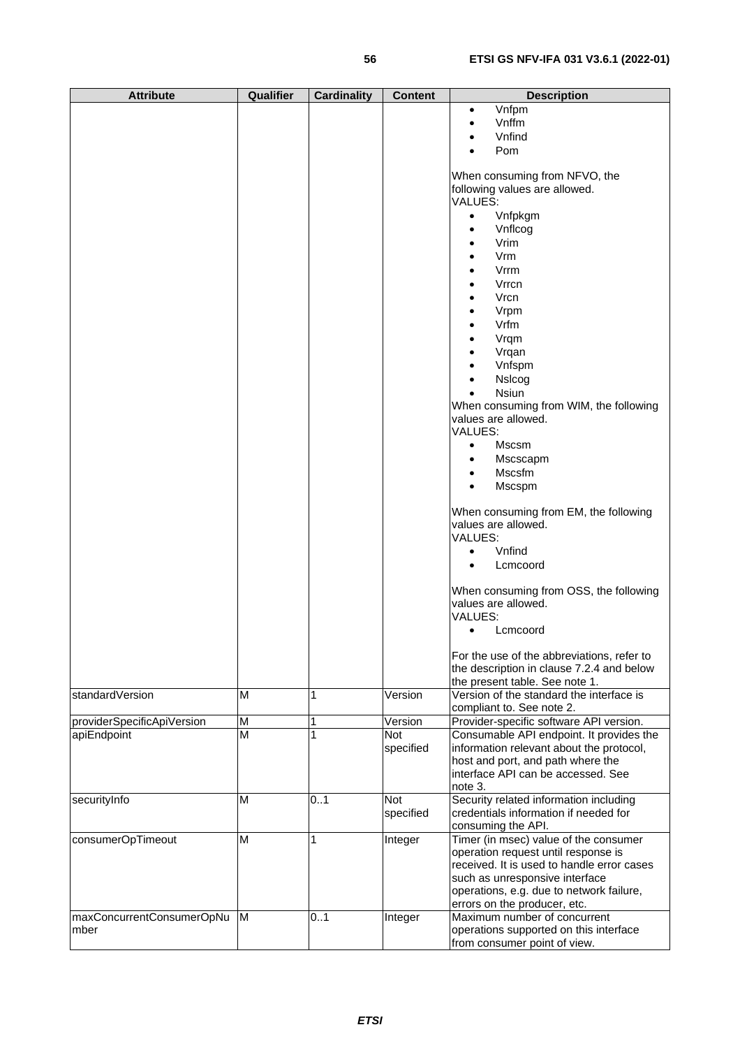| Attribute | Qualifier | Cardinality | Content | Description |
| --- | --- | --- | --- | --- |
| | | | | • Vnfpm<br>• Vnffm<br>• Vnfind<br>• Pom<br><br>When consuming from NFVO, the following values are allowed.<br>VALUES:<br>• Vnfpkgm<br>• Vnflcog<br>• Vrim<br>• Vrm<br>• Vrrm<br>• Vrrcn<br>• Vrcn<br>• Vrpm<br>• Vrfm<br>• Vrqm<br>• Vrqan<br>• Vnfspm<br>• Nslcog<br>• Nsiun<br>When consuming from WIM, the following values are allowed.<br>VALUES:<br>• Mscsm<br>• Mscscapm<br>• Mscsfm<br>• Mscspm<br><br>When consuming from EM, the following values are allowed.<br>VALUES:<br>• Vnfind<br>• Lcmcoord<br><br>When consuming from OSS, the following values are allowed.<br>VALUES:<br>• Lcmcoord<br><br>For the use of the abbreviations, refer to the description in clause 7.2.4 and below the present table. See note 1. |
| standardVersion | M | 1 | Version | Version of the standard the interface is compliant to. See note 2. |
| providerSpecificApiVersion | M | 1 | Version | Provider-specific software API version. |
| apiEndpoint | M | 1 | Not specified | Consumable API endpoint. It provides the information relevant about the protocol, host and port, and path where the interface API can be accessed. See note 3. |
| securityInfo | M | 0..1 | Not specified | Security related information including credentials information if needed for consuming the API. |
| consumerOpTimeout | M | 1 | Integer | Timer (in msec) value of the consumer operation request until response is received. It is used to handle error cases such as unresponsive interface operations, e.g. due to network failure, errors on the producer, etc. |
| maxConcurrentConsumerOpNumber | M | 0..1 | Integer | Maximum number of concurrent operations supported on this interface from consumer point of view. |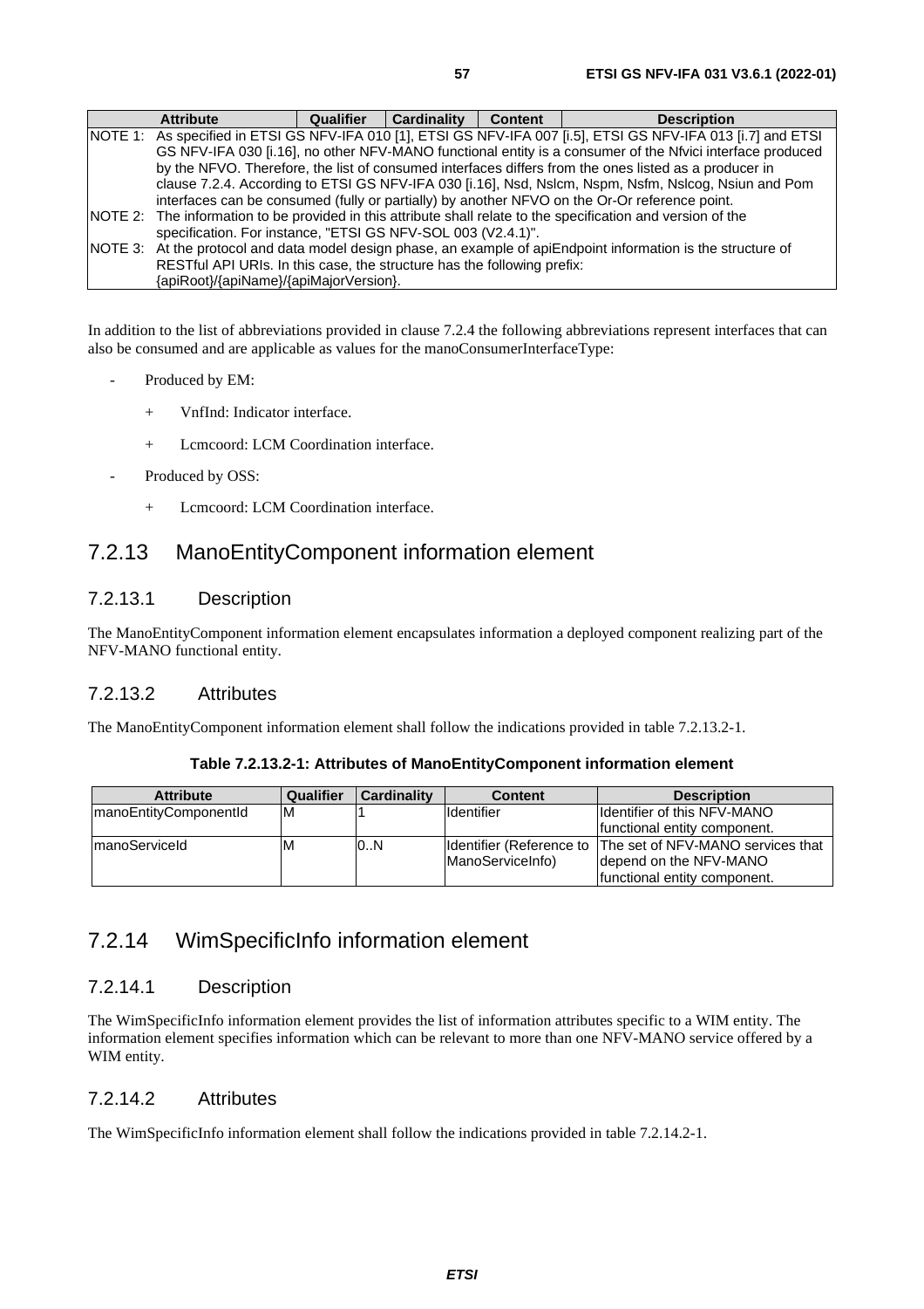| Attribute | Qualifier | Cardinality | Content | Description |
|---|---|---|---|---|
| NOTE 1: As specified in ETSI GS NFV-IFA 010 [1], ETSI GS NFV-IFA 007 [i.5], ETSI GS NFV-IFA 013 [i.7] and ETSI GS NFV-IFA 030 [i.16], no other NFV-MANO functional entity is a consumer of the Nfvici interface produced by the NFVO. Therefore, the list of consumed interfaces differs from the ones listed as a producer in clause 7.2.4. According to ETSI GS NFV-IFA 030 [i.16], Nsd, Nslcm, Nspm, Nsfm, Nslcog, Nsiun and Pom interfaces can be consumed (fully or partially) by another NFVO on the Or-Or reference point. | | | | |
| NOTE 2: The information to be provided in this attribute shall relate to the specification and version of the specification. For instance, "ETSI GS NFV-SOL 003 (V2.4.1)". | | | | |
| NOTE 3: At the protocol and data model design phase, an example of apiEndpoint information is the structure of RESTful API URIs. In this case, the structure has the following prefix: {apiRoot}/{apiName}/{apiMajorVersion}. | | | | |

In addition to the list of abbreviations provided in clause 7.2.4 the following abbreviations represent interfaces that can also be consumed and are applicable as values for the manoConsumerInterfaceType:

- Produced by EM:
  + VnfInd: Indicator interface.
  + Lcmcoord: LCM Coordination interface.
- Produced by OSS:
  + Lcmcoord: LCM Coordination interface.

## 7.2.13 ManoEntityComponent information element

### 7.2.13.1 Description

The ManoEntityComponent information element encapsulates information a deployed component realizing part of the NFV-MANO functional entity.

### 7.2.13.2 Attributes

The ManoEntityComponent information element shall follow the indications provided in table 7.2.13.2-1.

**Table 7.2.13.2-1: Attributes of ManoEntityComponent information element**

| Attribute | Qualifier | Cardinality | Content | Description |
|---|---|---|---|---|
| manoEntityComponentId | M | 1 | Identifier | Identifier of this NFV-MANO functional entity component. |
| manoServiceId | M | 0..N | Identifier (Reference to ManoServiceInfo) | The set of NFV-MANO services that depend on the NFV-MANO functional entity component. |

## 7.2.14 WimSpecificInfo information element

### 7.2.14.1 Description

The WimSpecificInfo information element provides the list of information attributes specific to a WIM entity. The information element specifies information which can be relevant to more than one NFV-MANO service offered by a WIM entity.

### 7.2.14.2 Attributes

The WimSpecificInfo information element shall follow the indications provided in table 7.2.14.2-1.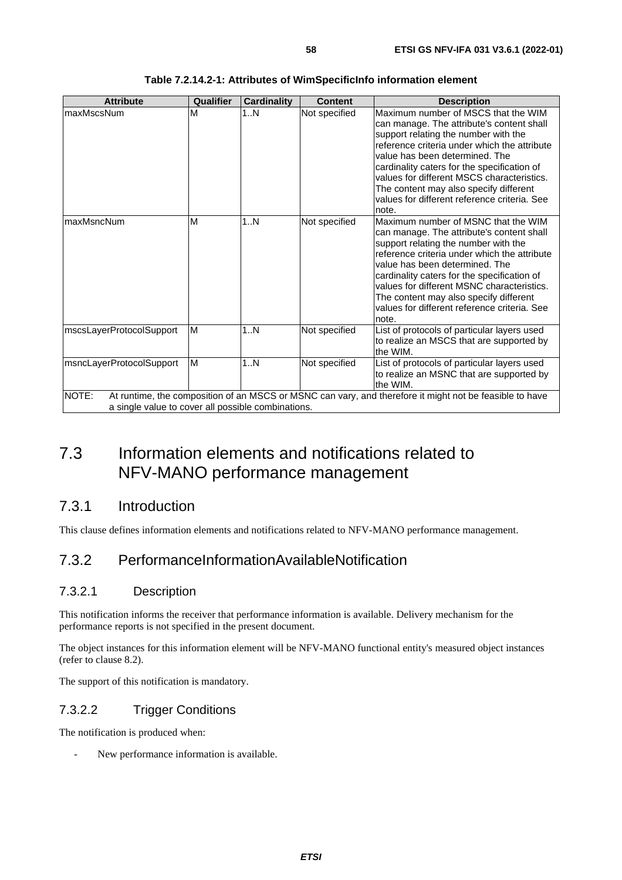**Table 7.2.14.2-1: Attributes of WimSpecificInfo information element**

| Attribute | Qualifier | Cardinality | Content | Description |
|---|---|---|---|---|
| maxMscsNum | M | 1..N | Not specified | Maximum number of MSCS that the WIM can manage. The attribute's content shall support relating the number with the reference criteria under which the attribute value has been determined. The cardinality caters for the specification of values for different MSCS characteristics. The content may also specify different values for different reference criteria. See note. |
| maxMsncNum | M | 1..N | Not specified | Maximum number of MSNC that the WIM can manage. The attribute's content shall support relating the number with the reference criteria under which the attribute value has been determined. The cardinality caters for the specification of values for different MSNC characteristics. The content may also specify different values for different reference criteria. See note. |
| mscsLayerProtocolSupport | M | 1..N | Not specified | List of protocols of particular layers used to realize an MSCS that are supported by the WIM. |
| msncLayerProtocolSupport | M | 1..N | Not specified | List of protocols of particular layers used to realize an MSNC that are supported by the WIM. |
| NOTE: At runtime, the composition of an MSCS or MSNC can vary, and therefore it might not be feasible to have a single value to cover all possible combinations. | | | | |

# 7.3 Information elements and notifications related to NFV-MANO performance management

## 7.3.1 Introduction

This clause defines information elements and notifications related to NFV-MANO performance management.

## 7.3.2 PerformanceInformationAvailableNotification

### 7.3.2.1 Description

This notification informs the receiver that performance information is available. Delivery mechanism for the performance reports is not specified in the present document.

The object instances for this information element will be NFV-MANO functional entity's measured object instances (refer to clause 8.2).

The support of this notification is mandatory.

### 7.3.2.2 Trigger Conditions

The notification is produced when:

- New performance information is available.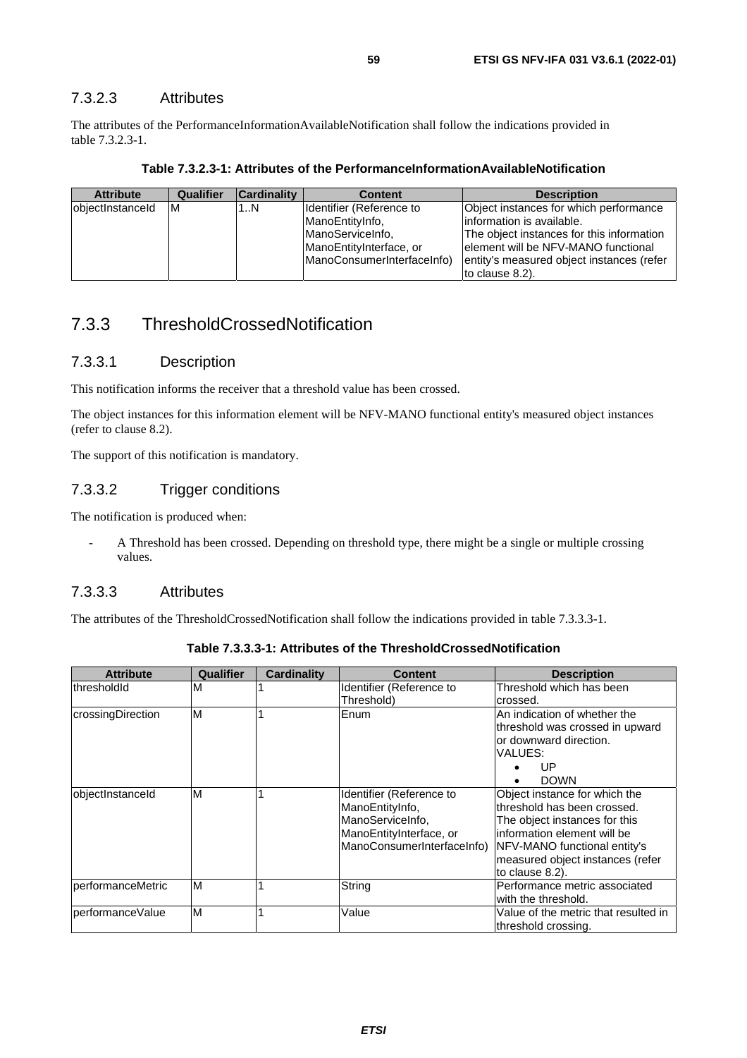#### 7.3.2.3 Attributes

The attributes of the PerformanceInformationAvailableNotification shall follow the indications provided in table 7.3.2.3-1.

**Table 7.3.2.3-1: Attributes of the PerformanceInformationAvailableNotification**

| Attribute | Qualifier | Cardinality | Content | Description |
|---|---|---|---|---|
| objectInstanceId | M | 1..N | Identifier (Reference to ManoEntityInfo, ManoServiceInfo, ManoEntityInterface, or ManoConsumerInterfaceInfo) | Object instances for which performance information is available. The object instances for this information element will be NFV-MANO functional entity's measured object instances (refer to clause 8.2). |

### 7.3.3 ThresholdCrossedNotification

#### 7.3.3.1 Description

This notification informs the receiver that a threshold value has been crossed.

The object instances for this information element will be NFV-MANO functional entity's measured object instances (refer to clause 8.2).

The support of this notification is mandatory.

#### 7.3.3.2 Trigger conditions

The notification is produced when:

- A Threshold has been crossed. Depending on threshold type, there might be a single or multiple crossing values.

#### 7.3.3.3 Attributes

The attributes of the ThresholdCrossedNotification shall follow the indications provided in table 7.3.3.3-1.

**Table 7.3.3.3-1: Attributes of the ThresholdCrossedNotification**

| Attribute | Qualifier | Cardinality | Content | Description |
|---|---|---|---|---|
| thresholdId | M | 1 | Identifier (Reference to Threshold) | Threshold which has been crossed. |
| crossingDirection | M | 1 | Enum | An indication of whether the threshold was crossed in upward or downward direction. VALUES: <br>• UP <br>• DOWN |
| objectInstanceId | M | 1 | Identifier (Reference to ManoEntityInfo, ManoServiceInfo, ManoEntityInterface, or ManoConsumerInterfaceInfo) | Object instance for which the threshold has been crossed. The object instances for this information element will be NFV-MANO functional entity's measured object instances (refer to clause 8.2). |
| performanceMetric | M | 1 | String | Performance metric associated with the threshold. |
| performanceValue | M | 1 | Value | Value of the metric that resulted in threshold crossing. |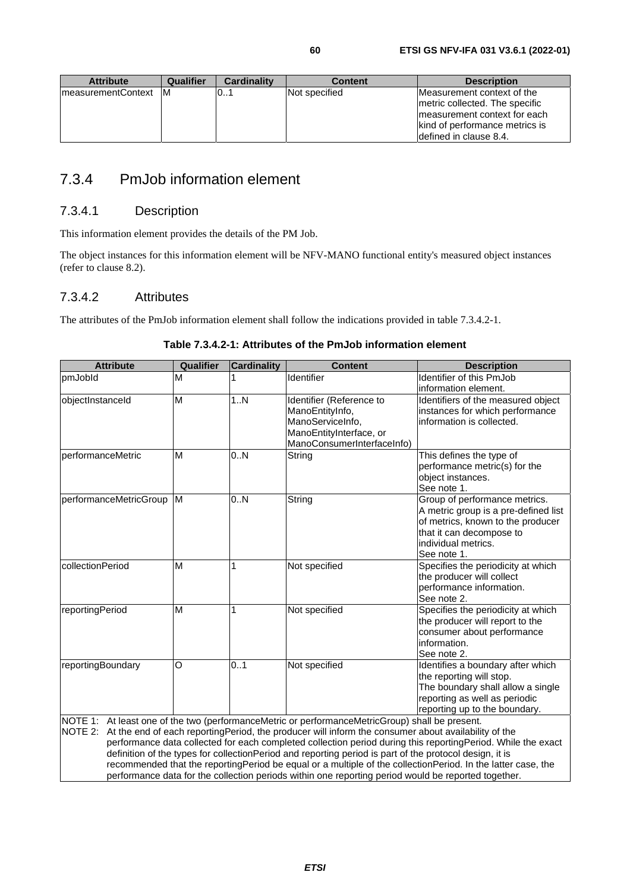| Attribute | Qualifier | Cardinality | Content | Description |
| --- | --- | --- | --- | --- |
| measurementContext | M | 0..1 | Not specified | Measurement context of the metric collected. The specific measurement context for each kind of performance metrics is defined in clause 8.4. |

## 7.3.4 PmJob information element

### 7.3.4.1 Description

This information element provides the details of the PM Job.

The object instances for this information element will be NFV-MANO functional entity's measured object instances (refer to clause 8.2).

### 7.3.4.2 Attributes

The attributes of the PmJob information element shall follow the indications provided in table 7.3.4.2-1.

**Table 7.3.4.2-1: Attributes of the PmJob information element**

| Attribute | Qualifier | Cardinality | Content | Description |
| --- | --- | --- | --- | --- |
| pmJobId | M | 1 | Identifier | Identifier of this PmJob information element. |
| objectInstanceId | M | 1..N | Identifier (Reference to ManoEntityInfo, ManoServiceInfo, ManoEntityInterface, or ManoConsumerInterfaceInfo) | Identifiers of the measured object instances for which performance information is collected. |
| performanceMetric | M | 0..N | String | This defines the type of performance metric(s) for the object instances. See note 1. |
| performanceMetricGroup | M | 0..N | String | Group of performance metrics. A metric group is a pre-defined list of metrics, known to the producer that it can decompose to individual metrics. See note 1. |
| collectionPeriod | M | 1 | Not specified | Specifies the periodicity at which the producer will collect performance information. See note 2. |
| reportingPeriod | M | 1 | Not specified | Specifies the periodicity at which the producer will report to the consumer about performance information. See note 2. |
| reportingBoundary | O | 0..1 | Not specified | Identifies a boundary after which the reporting will stop. The boundary shall allow a single reporting as well as periodic reporting up to the boundary. |
| NOTE 1: At least one of the two (performanceMetric or performanceMetricGroup) shall be present. NOTE 2: At the end of each reportingPeriod, the producer will inform the consumer about availability of the performance data collected for each completed collection period during this reportingPeriod. While the exact definition of the types for collectionPeriod and reporting period is part of the protocol design, it is recommended that the reportingPeriod be equal or a multiple of the collectionPeriod. In the latter case, the performance data for the collection periods within one reporting period would be reported together. | | | | |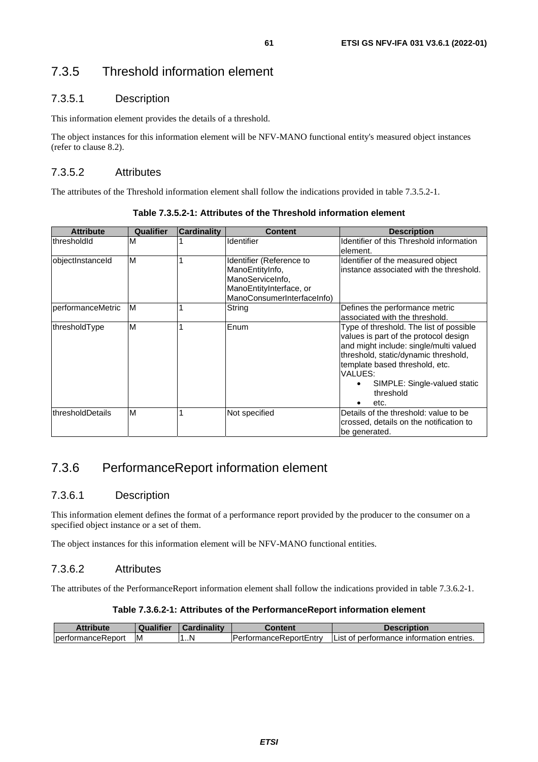### 7.3.5 Threshold information element

#### 7.3.5.1 Description

This information element provides the details of a threshold.

The object instances for this information element will be NFV-MANO functional entity's measured object instances (refer to clause 8.2).

#### 7.3.5.2 Attributes

The attributes of the Threshold information element shall follow the indications provided in table 7.3.5.2-1.

**Table 7.3.5.2-1: Attributes of the Threshold information element**

| Attribute | Qualifier | Cardinality | Content | Description |
|---|---|---|---|---|
| thresholdId | M | 1 | Identifier | Identifier of this Threshold information element. |
| objectInstanceId | M | 1 | Identifier (Reference to ManoEntityInfo, ManoServiceInfo, ManoEntityInterface, or ManoConsumerInterfaceInfo) | Identifier of the measured object instance associated with the threshold. |
| performanceMetric | M | 1 | String | Defines the performance metric associated with the threshold. |
| thresholdType | M | 1 | Enum | Type of threshold. The list of possible values is part of the protocol design and might include: single/multi valued threshold, static/dynamic threshold, template based threshold, etc.<br>VALUES:<br>• SIMPLE: Single-valued static threshold<br>• etc. |
| thresholdDetails | M | 1 | Not specified | Details of the threshold: value to be crossed, details on the notification to be generated. |

### 7.3.6 PerformanceReport information element

#### 7.3.6.1 Description

This information element defines the format of a performance report provided by the producer to the consumer on a specified object instance or a set of them.

The object instances for this information element will be NFV-MANO functional entities.

#### 7.3.6.2 Attributes

The attributes of the PerformanceReport information element shall follow the indications provided in table 7.3.6.2-1.

**Table 7.3.6.2-1: Attributes of the PerformanceReport information element**

| Attribute | Qualifier | Cardinality | Content | Description |
|---|---|---|---|---|
| performanceReport | M | 1..N | PerformanceReportEntry | List of performance information entries. |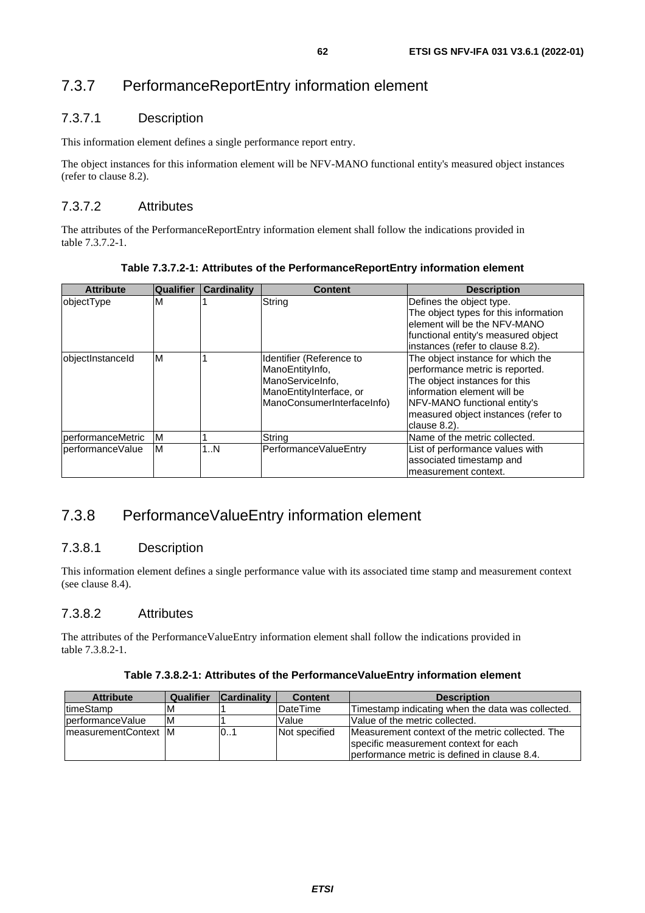## 7.3.7 PerformanceReportEntry information element

### 7.3.7.1 Description

This information element defines a single performance report entry.

The object instances for this information element will be NFV-MANO functional entity's measured object instances (refer to clause 8.2).

### 7.3.7.2 Attributes

The attributes of the PerformanceReportEntry information element shall follow the indications provided in table 7.3.7.2-1.

**Table 7.3.7.2-1: Attributes of the PerformanceReportEntry information element**

| Attribute | Qualifier | Cardinality | Content | Description |
| --- | --- | --- | --- | --- |
| objectType | M | 1 | String | Defines the object type. The object types for this information element will be the NFV-MANO functional entity's measured object instances (refer to clause 8.2). |
| objectInstanceId | M | 1 | Identifier (Reference to ManoEntityInfo, ManoServiceInfo, ManoEntityInterface, or ManoConsumerInterfaceInfo) | The object instance for which the performance metric is reported. The object instances for this information element will be NFV-MANO functional entity's measured object instances (refer to clause 8.2). |
| performanceMetric | M | 1 | String | Name of the metric collected. |
| performanceValue | M | 1..N | PerformanceValueEntry | List of performance values with associated timestamp and measurement context. |

## 7.3.8 PerformanceValueEntry information element

### 7.3.8.1 Description

This information element defines a single performance value with its associated time stamp and measurement context (see clause 8.4).

### 7.3.8.2 Attributes

The attributes of the PerformanceValueEntry information element shall follow the indications provided in table 7.3.8.2-1.

**Table 7.3.8.2-1: Attributes of the PerformanceValueEntry information element**

| Attribute | Qualifier | Cardinality | Content | Description |
| --- | --- | --- | --- | --- |
| timeStamp | M | 1 | DateTime | Timestamp indicating when the data was collected. |
| performanceValue | M | 1 | Value | Value of the metric collected. |
| measurementContext | M | 0..1 | Not specified | Measurement context of the metric collected. The specific measurement context for each performance metric is defined in clause 8.4. |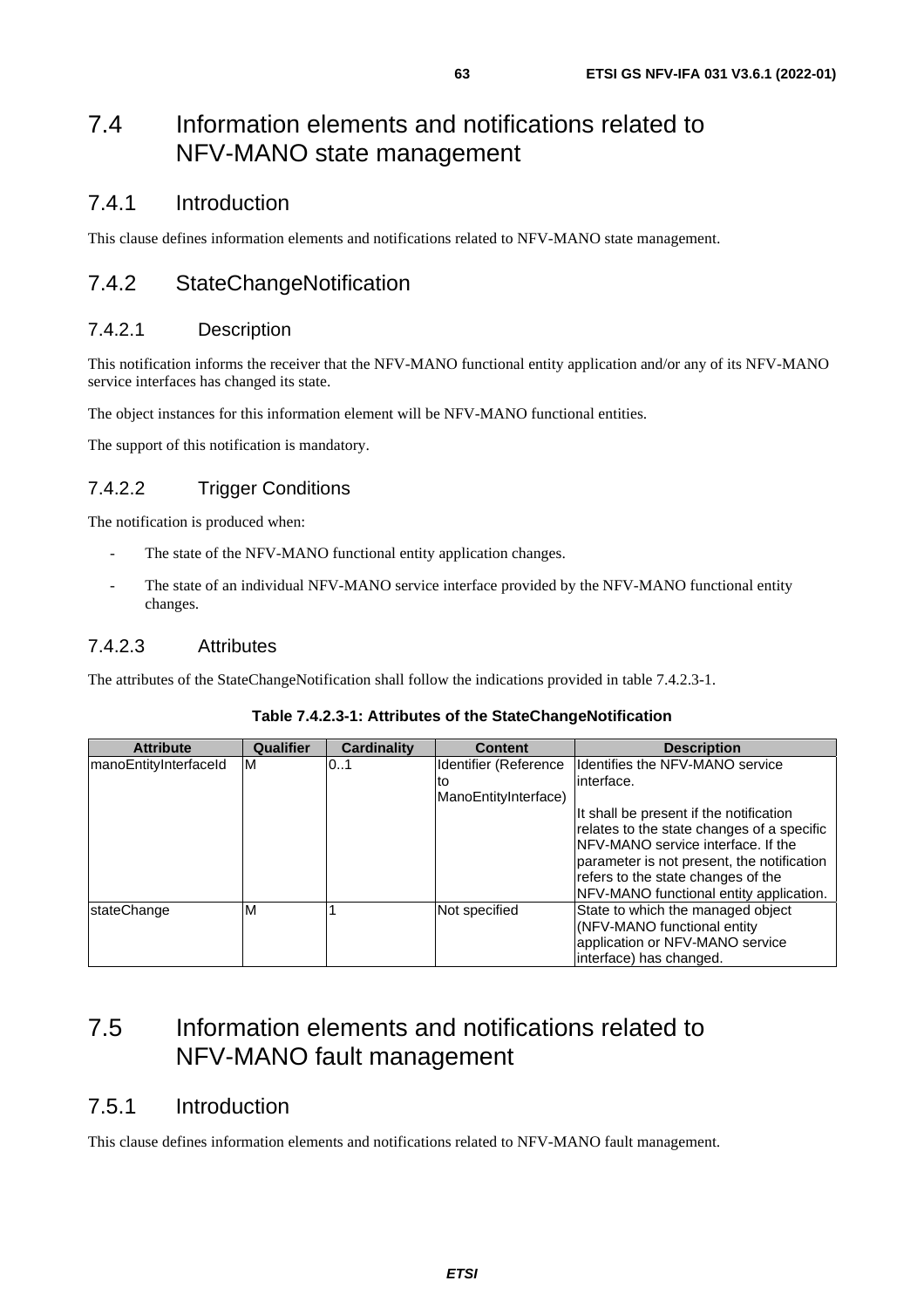# 7.4 Information elements and notifications related to NFV-MANO state management

## 7.4.1 Introduction

This clause defines information elements and notifications related to NFV-MANO state management.

## 7.4.2 StateChangeNotification

### 7.4.2.1 Description

This notification informs the receiver that the NFV-MANO functional entity application and/or any of its NFV-MANO service interfaces has changed its state.

The object instances for this information element will be NFV-MANO functional entities.

The support of this notification is mandatory.

### 7.4.2.2 Trigger Conditions

The notification is produced when:

- The state of the NFV-MANO functional entity application changes.
- The state of an individual NFV-MANO service interface provided by the NFV-MANO functional entity changes.

### 7.4.2.3 Attributes

The attributes of the StateChangeNotification shall follow the indications provided in table 7.4.2.3-1.

**Table 7.4.2.3-1: Attributes of the StateChangeNotification**

| Attribute | Qualifier | Cardinality | Content | Description |
|---|---|---|---|---|
| manoEntityInterfaceId | M | 0..1 | Identifier (Reference to ManoEntityInterface) | Identifies the NFV-MANO service interface.<br><br>It shall be present if the notification relates to the state changes of a specific NFV-MANO service interface. If the parameter is not present, the notification refers to the state changes of the NFV-MANO functional entity application. |
| stateChange | M | 1 | Not specified | State to which the managed object (NFV-MANO functional entity application or NFV-MANO service interface) has changed. |

# 7.5 Information elements and notifications related to NFV-MANO fault management

## 7.5.1 Introduction

This clause defines information elements and notifications related to NFV-MANO fault management.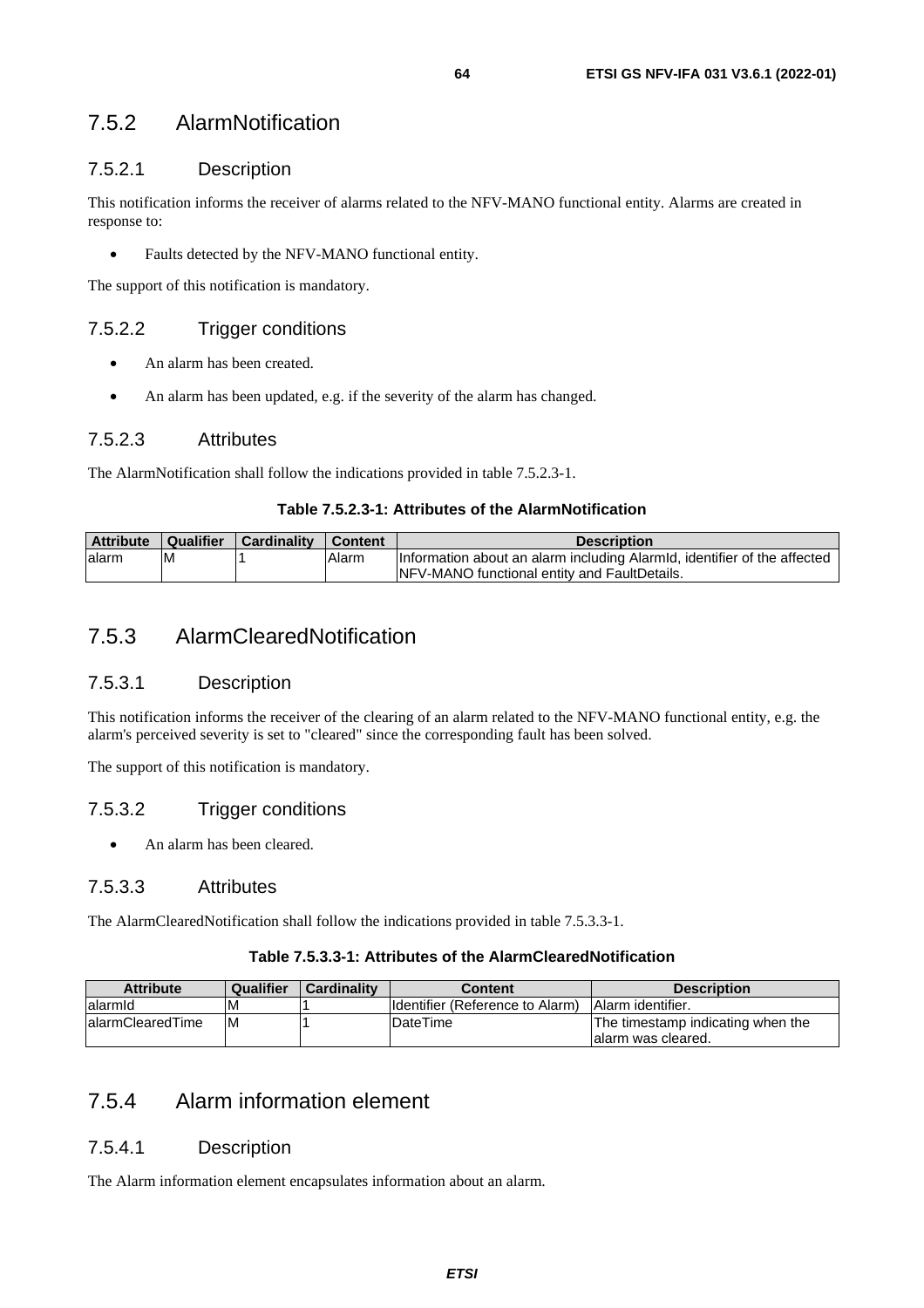## 7.5.2 AlarmNotification

### 7.5.2.1 Description

This notification informs the receiver of alarms related to the NFV-MANO functional entity. Alarms are created in response to:

- Faults detected by the NFV-MANO functional entity.

The support of this notification is mandatory.

### 7.5.2.2 Trigger conditions

- An alarm has been created.
- An alarm has been updated, e.g. if the severity of the alarm has changed.

### 7.5.2.3 Attributes

The AlarmNotification shall follow the indications provided in table 7.5.2.3-1.

**Table 7.5.2.3-1: Attributes of the AlarmNotification**

| Attribute | Qualifier | Cardinality | Content | Description |
|---|---|---|---|---|
| alarm | M | 1 | Alarm | Information about an alarm including AlarmId, identifier of the affected NFV-MANO functional entity and FaultDetails. |

## 7.5.3 AlarmClearedNotification

### 7.5.3.1 Description

This notification informs the receiver of the clearing of an alarm related to the NFV-MANO functional entity, e.g. the alarm's perceived severity is set to "cleared" since the corresponding fault has been solved.

The support of this notification is mandatory.

### 7.5.3.2 Trigger conditions

- An alarm has been cleared.

### 7.5.3.3 Attributes

The AlarmClearedNotification shall follow the indications provided in table 7.5.3.3-1.

**Table 7.5.3.3-1: Attributes of the AlarmClearedNotification**

| Attribute | Qualifier | Cardinality | Content | Description |
|---|---|---|---|---|
| alarmId | M | 1 | Identifier (Reference to Alarm) | Alarm identifier. |
| alarmClearedTime | M | 1 | DateTime | The timestamp indicating when the alarm was cleared. |

## 7.5.4 Alarm information element

### 7.5.4.1 Description

The Alarm information element encapsulates information about an alarm.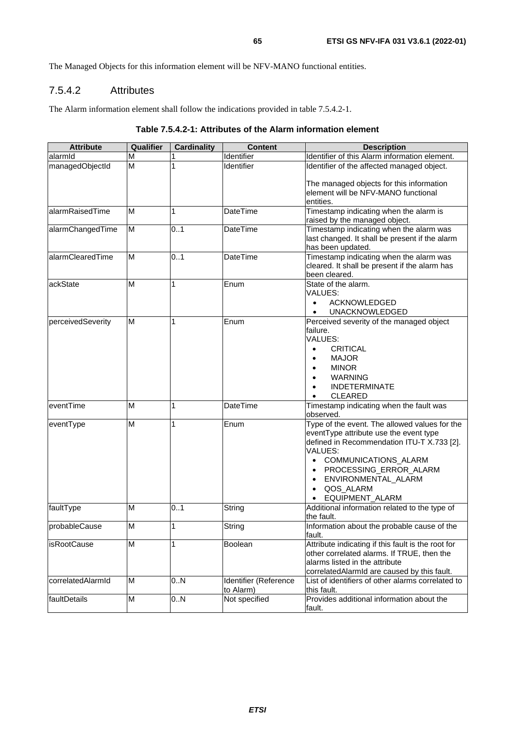The Managed Objects for this information element will be NFV-MANO functional entities.

### 7.5.4.2 Attributes

The Alarm information element shall follow the indications provided in table 7.5.4.2-1.

**Table 7.5.4.2-1: Attributes of the Alarm information element**

| Attribute | Qualifier | Cardinality | Content | Description |
|---|---|---|---|---|
| alarmId | M | 1 | Identifier | Identifier of this Alarm information element. |
| managedObjectId | M | 1 | Identifier | Identifier of the affected managed object.<br><br>The managed objects for this information element will be NFV-MANO functional entities. |
| alarmRaisedTime | M | 1 | DateTime | Timestamp indicating when the alarm is raised by the managed object. |
| alarmChangedTime | M | 0..1 | DateTime | Timestamp indicating when the alarm was last changed. It shall be present if the alarm has been updated. |
| alarmClearedTime | M | 0..1 | DateTime | Timestamp indicating when the alarm was cleared. It shall be present if the alarm has been cleared. |
| ackState | M | 1 | Enum | State of the alarm.<br>VALUES:<br>• ACKNOWLEDGED<br>• UNACKNOWLEDGED |
| perceivedSeverity | M | 1 | Enum | Perceived severity of the managed object failure.<br>VALUES:<br>• CRITICAL<br>• MAJOR<br>• MINOR<br>• WARNING<br>• INDETERMINATE<br>• CLEARED |
| eventTime | M | 1 | DateTime | Timestamp indicating when the fault was observed. |
| eventType | M | 1 | Enum | Type of the event. The allowed values for the eventType attribute use the event type defined in Recommendation ITU-T X.733 [2].<br>VALUES:<br>• COMMUNICATIONS_ALARM<br>• PROCESSING_ERROR_ALARM<br>• ENVIRONMENTAL_ALARM<br>• QOS_ALARM<br>• EQUIPMENT_ALARM |
| faultType | M | 0..1 | String | Additional information related to the type of the fault. |
| probableCause | M | 1 | String | Information about the probable cause of the fault. |
| isRootCause | M | 1 | Boolean | Attribute indicating if this fault is the root for other correlated alarms. If TRUE, then the alarms listed in the attribute correlatedAlarmId are caused by this fault. |
| correlatedAlarmId | M | 0..N | Identifier (Reference to Alarm) | List of identifiers of other alarms correlated to this fault. |
| faultDetails | M | 0..N | Not specified | Provides additional information about the fault. |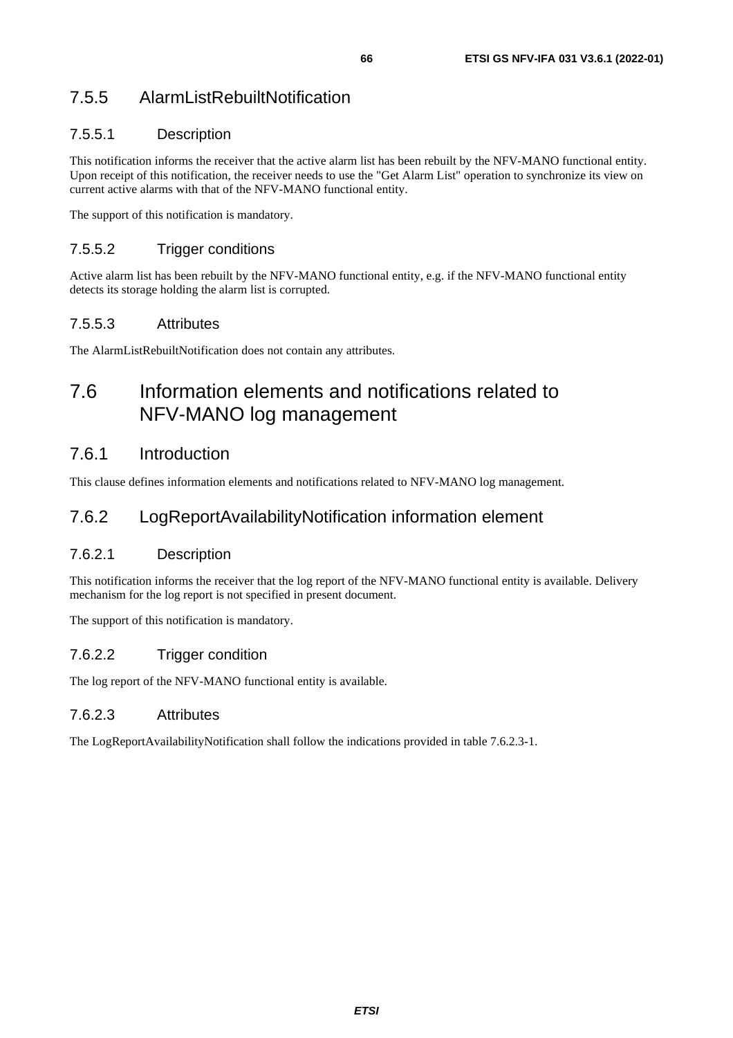### 7.5.5 AlarmListRebuiltNotification

#### 7.5.5.1 Description

This notification informs the receiver that the active alarm list has been rebuilt by the NFV-MANO functional entity. Upon receipt of this notification, the receiver needs to use the "Get Alarm List" operation to synchronize its view on current active alarms with that of the NFV-MANO functional entity.

The support of this notification is mandatory.

#### 7.5.5.2 Trigger conditions

Active alarm list has been rebuilt by the NFV-MANO functional entity, e.g. if the NFV-MANO functional entity detects its storage holding the alarm list is corrupted.

#### 7.5.5.3 Attributes

The AlarmListRebuiltNotification does not contain any attributes.

## 7.6 Information elements and notifications related to NFV-MANO log management

### 7.6.1 Introduction

This clause defines information elements and notifications related to NFV-MANO log management.

### 7.6.2 LogReportAvailabilityNotification information element

#### 7.6.2.1 Description

This notification informs the receiver that the log report of the NFV-MANO functional entity is available. Delivery mechanism for the log report is not specified in present document.

The support of this notification is mandatory.

#### 7.6.2.2 Trigger condition

The log report of the NFV-MANO functional entity is available.

#### 7.6.2.3 Attributes

The LogReportAvailabilityNotification shall follow the indications provided in table 7.6.2.3-1.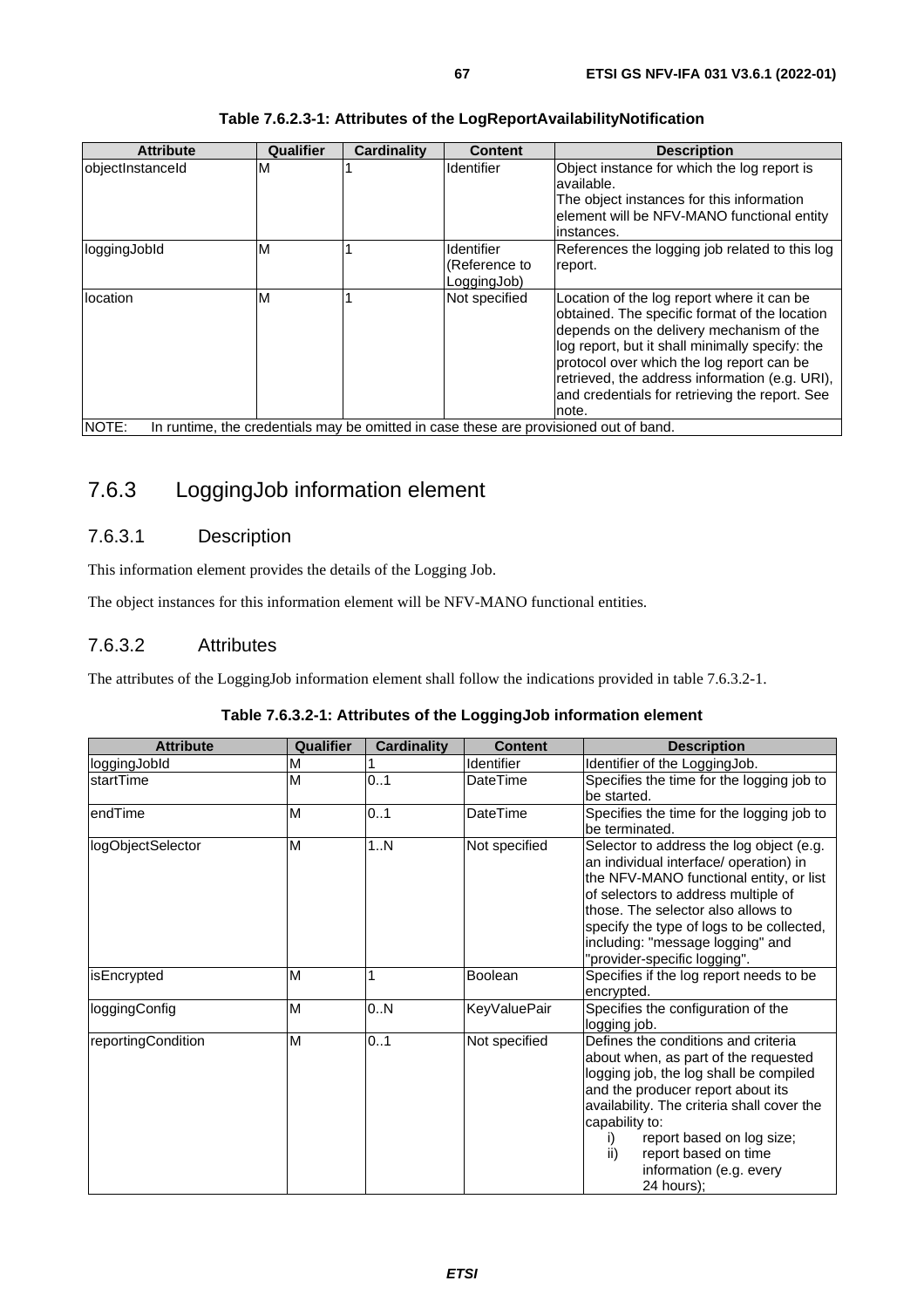**Table 7.6.2.3-1: Attributes of the LogReportAvailabilityNotification**

| Attribute | Qualifier | Cardinality | Content | Description |
|---|---|---|---|---|
| objectInstanceId | M | 1 | Identifier | Object instance for which the log report is available. The object instances for this information element will be NFV-MANO functional entity instances. |
| loggingJobId | M | 1 | Identifier (Reference to LoggingJob) | References the logging job related to this log report. |
| location | M | 1 | Not specified | Location of the log report where it can be obtained. The specific format of the location depends on the delivery mechanism of the log report, but it shall minimally specify: the protocol over which the log report can be retrieved, the address information (e.g. URI), and credentials for retrieving the report. See note. |
| NOTE: In runtime, the credentials may be omitted in case these are provisioned out of band. | | | | |

## 7.6.3 LoggingJob information element

### 7.6.3.1 Description

This information element provides the details of the Logging Job.

The object instances for this information element will be NFV-MANO functional entities.

### 7.6.3.2 Attributes

The attributes of the LoggingJob information element shall follow the indications provided in table 7.6.3.2-1.

**Table 7.6.3.2-1: Attributes of the LoggingJob information element**

| Attribute | Qualifier | Cardinality | Content | Description |
|---|---|---|---|---|
| loggingJobId | M | 1 | Identifier | Identifier of the LoggingJob. |
| startTime | M | 0..1 | DateTime | Specifies the time for the logging job to be started. |
| endTime | M | 0..1 | DateTime | Specifies the time for the logging job to be terminated. |
| logObjectSelector | M | 1..N | Not specified | Selector to address the log object (e.g. an individual interface/ operation) in the NFV-MANO functional entity, or list of selectors to address multiple of those. The selector also allows to specify the type of logs to be collected, including: "message logging" and "provider-specific logging". |
| isEncrypted | M | 1 | Boolean | Specifies if the log report needs to be encrypted. |
| loggingConfig | M | 0..N | KeyValuePair | Specifies the configuration of the logging job. |
| reportingCondition | M | 0..1 | Not specified | Defines the conditions and criteria about when, as part of the requested logging job, the log shall be compiled and the producer report about its availability. The criteria shall cover the capability to: i) report based on log size; ii) report based on time information (e.g. every 24 hours); |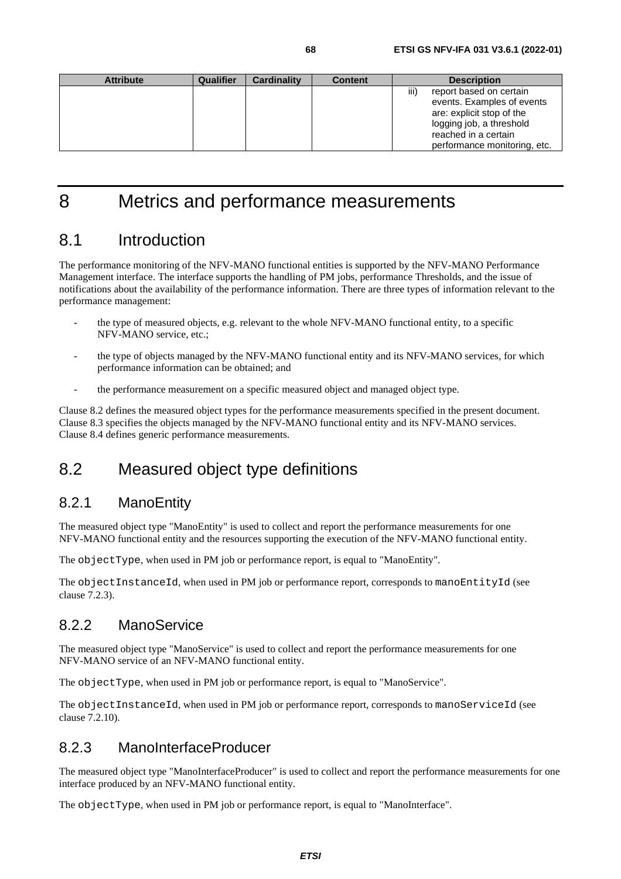| Attribute | Qualifier | Cardinality | Content | Description |
| --- | --- | --- | --- | --- |
| | | | | iii) report based on certain events. Examples of events are: explicit stop of the logging job, a threshold reached in a certain performance monitoring, etc. |

# 8 Metrics and performance measurements

## 8.1 Introduction

The performance monitoring of the NFV-MANO functional entities is supported by the NFV-MANO Performance Management interface. The interface supports the handling of PM jobs, performance Thresholds, and the issue of notifications about the availability of the performance information. There are three types of information relevant to the performance management:

- the type of measured objects, e.g. relevant to the whole NFV-MANO functional entity, to a specific NFV-MANO service, etc.;
- the type of objects managed by the NFV-MANO functional entity and its NFV-MANO services, for which performance information can be obtained; and
- the performance measurement on a specific measured object and managed object type.

Clause 8.2 defines the measured object types for the performance measurements specified in the present document. Clause 8.3 specifies the objects managed by the NFV-MANO functional entity and its NFV-MANO services. Clause 8.4 defines generic performance measurements.

## 8.2 Measured object type definitions

### 8.2.1 ManoEntity

The measured object type "ManoEntity" is used to collect and report the performance measurements for one NFV-MANO functional entity and the resources supporting the execution of the NFV-MANO functional entity.

The `objectType`, when used in PM job or performance report, is equal to "ManoEntity".

The `objectInstanceId`, when used in PM job or performance report, corresponds to `manoEntityId` (see clause 7.2.3).

### 8.2.2 ManoService

The measured object type "ManoService" is used to collect and report the performance measurements for one NFV-MANO service of an NFV-MANO functional entity.

The `objectType`, when used in PM job or performance report, is equal to "ManoService".

The `objectInstanceId`, when used in PM job or performance report, corresponds to `manoServiceId` (see clause 7.2.10).

### 8.2.3 ManoInterfaceProducer

The measured object type "ManoInterfaceProducer" is used to collect and report the performance measurements for one interface produced by an NFV-MANO functional entity.

The `objectType`, when used in PM job or performance report, is equal to "ManoInterface".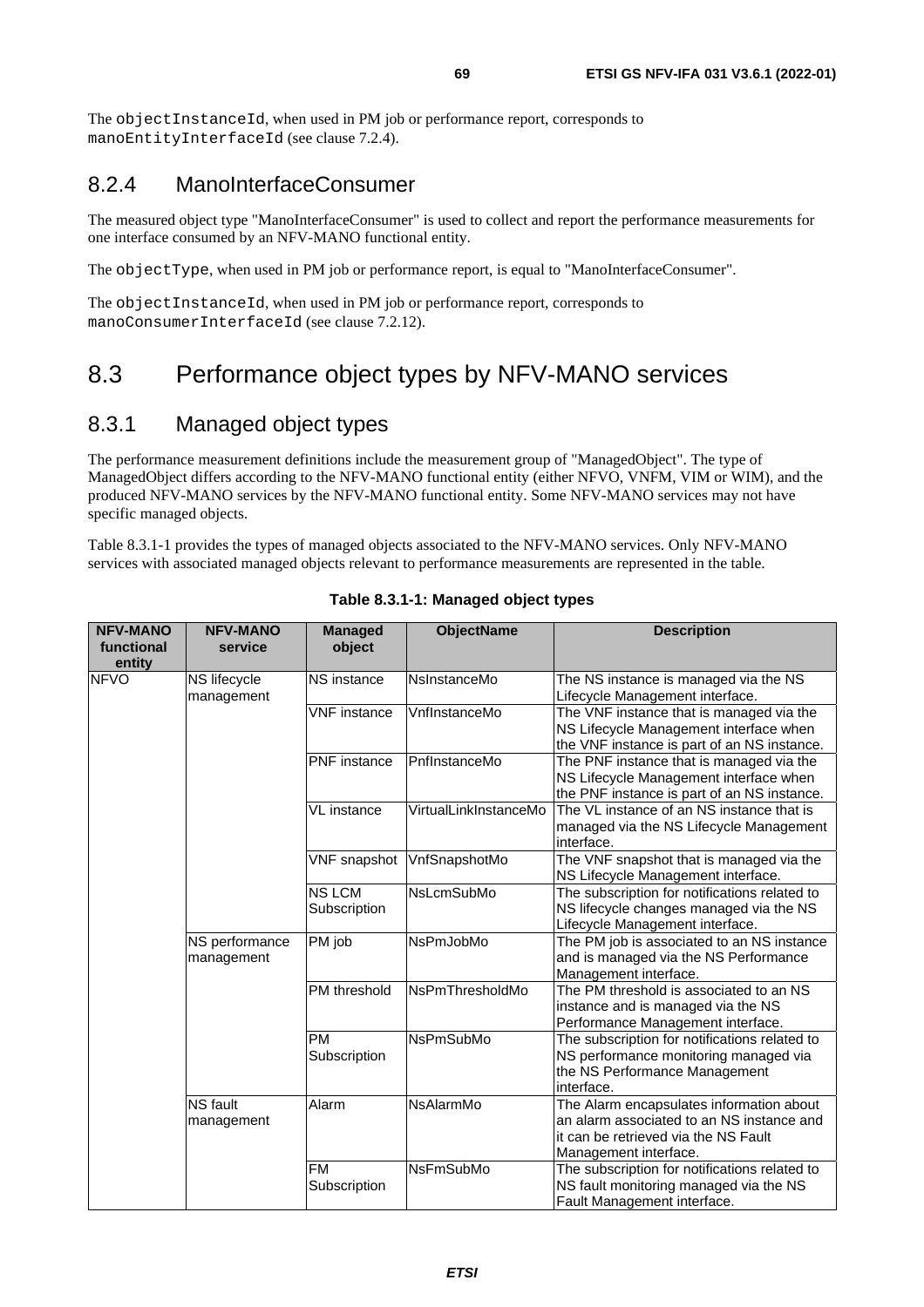The `objectInstanceId`, when used in PM job or performance report, corresponds to `manoEntityInterfaceId` (see clause 7.2.4).

### 8.2.4 ManoInterfaceConsumer

The measured object type "ManoInterfaceConsumer" is used to collect and report the performance measurements for one interface consumed by an NFV-MANO functional entity.

The `objectType`, when used in PM job or performance report, is equal to "ManoInterfaceConsumer".

The `objectInstanceId`, when used in PM job or performance report, corresponds to `manoConsumerInterfaceId` (see clause 7.2.12).

## 8.3 Performance object types by NFV-MANO services

### 8.3.1 Managed object types

The performance measurement definitions include the measurement group of "ManagedObject". The type of ManagedObject differs according to the NFV-MANO functional entity (either NFVO, VNFM, VIM or WIM), and the produced NFV-MANO services by the NFV-MANO functional entity. Some NFV-MANO services may not have specific managed objects.

Table 8.3.1-1 provides the types of managed objects associated to the NFV-MANO services. Only NFV-MANO services with associated managed objects relevant to performance measurements are represented in the table.

**Table 8.3.1-1: Managed object types**

| NFV-MANO functional entity | NFV-MANO service | Managed object | ObjectName | Description |
|---|---|---|---|---|
| NFVO | NS lifecycle management | NS instance | NsInstanceMo | The NS instance is managed via the NS Lifecycle Management interface. |
| | | VNF instance | VnfInstanceMo | The VNF instance that is managed via the NS Lifecycle Management interface when the VNF instance is part of an NS instance. |
| | | PNF instance | PnfInstanceMo | The PNF instance that is managed via the NS Lifecycle Management interface when the PNF instance is part of an NS instance. |
| | | VL instance | VirtualLinkInstanceMo | The VL instance of an NS instance that is managed via the NS Lifecycle Management interface. |
| | | VNF snapshot | VnfSnapshotMo | The VNF snapshot that is managed via the NS Lifecycle Management interface. |
| | | NS LCM Subscription | NsLcmSubMo | The subscription for notifications related to NS lifecycle changes managed via the NS Lifecycle Management interface. |
| | NS performance management | PM job | NsPmJobMo | The PM job is associated to an NS instance and is managed via the NS Performance Management interface. |
| | | PM threshold | NsPmThresholdMo | The PM threshold is associated to an NS instance and is managed via the NS Performance Management interface. |
| | | PM Subscription | NsPmSubMo | The subscription for notifications related to NS performance monitoring managed via the NS Performance Management interface. |
| | NS fault management | Alarm | NsAlarmMo | The Alarm encapsulates information about an alarm associated to an NS instance and it can be retrieved via the NS Fault Management interface. |
| | | FM Subscription | NsFmSubMo | The subscription for notifications related to NS fault monitoring managed via the NS Fault Management interface. |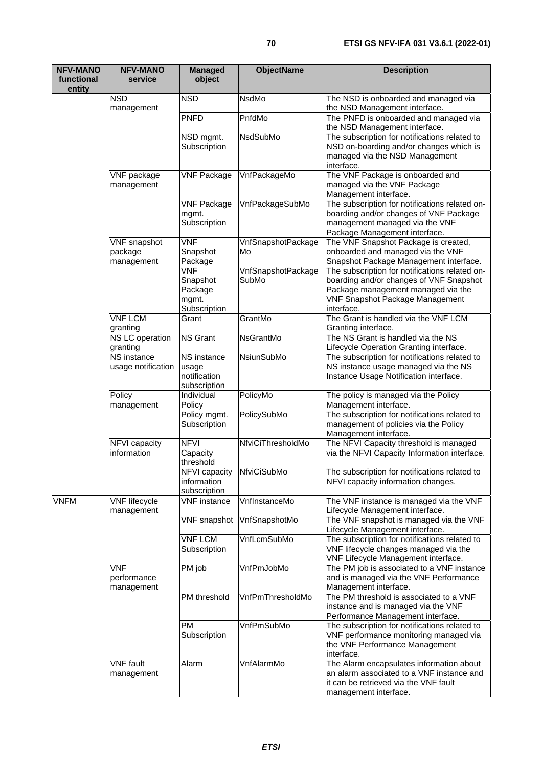| NFV-MANO functional entity | NFV-MANO service | Managed object | ObjectName | Description |
| --- | --- | --- | --- | --- |
| | NSD management | NSD | NsdMo | The NSD is onboarded and managed via the NSD Management interface. |
| | | PNFD | PnfdMo | The PNFD is onboarded and managed via the NSD Management interface. |
| | | NSD mgmt. Subscription | NsdSubMo | The subscription for notifications related to NSD on-boarding and/or changes which is managed via the NSD Management interface. |
| | VNF package management | VNF Package | VnfPackageMo | The VNF Package is onboarded and managed via the VNF Package Management interface. |
| | | VNF Package mgmt. Subscription | VnfPackageSubMo | The subscription for notifications related on-boarding and/or changes of VNF Package management managed via the VNF Package Management interface. |
| | VNF snapshot package management | VNF Snapshot Package | VnfSnapshotPackageMo | The VNF Snapshot Package is created, onboarded and managed via the VNF Snapshot Package Management interface. |
| | | VNF Snapshot Package mgmt. Subscription | VnfSnapshotPackageSubMo | The subscription for notifications related on-boarding and/or changes of VNF Snapshot Package management managed via the VNF Snapshot Package Management interface. |
| | VNF LCM granting | Grant | GrantMo | The Grant is handled via the VNF LCM Granting interface. |
| | NS LC operation granting | NS Grant | NsGrantMo | The NS Grant is handled via the NS Lifecycle Operation Granting interface. |
| | NS instance usage notification | NS instance usage notification subscription | NsiunSubMo | The subscription for notifications related to NS instance usage managed via the NS Instance Usage Notification interface. |
| | Policy management | Individual Policy | PolicyMo | The policy is managed via the Policy Management interface. |
| | | Policy mgmt. Subscription | PolicySubMo | The subscription for notifications related to management of policies via the Policy Management interface. |
| | NFVI capacity information | NFVI Capacity threshold | NfviCiThresholdMo | The NFVI Capacity threshold is managed via the NFVI Capacity Information interface. |
| | | NFVI capacity information subscription | NfviCiSubMo | The subscription for notifications related to NFVI capacity information changes. |
| VNFM | VNF lifecycle management | VNF instance | VnfInstanceMo | The VNF instance is managed via the VNF Lifecycle Management interface. |
| | | VNF snapshot | VnfSnapshotMo | The VNF snapshot is managed via the VNF Lifecycle Management interface. |
| | | VNF LCM Subscription | VnfLcmSubMo | The subscription for notifications related to VNF lifecycle changes managed via the VNF Lifecycle Management interface. |
| | VNF performance management | PM job | VnfPmJobMo | The PM job is associated to a VNF instance and is managed via the VNF Performance Management interface. |
| | | PM threshold | VnfPmThresholdMo | The PM threshold is associated to a VNF instance and is managed via the VNF Performance Management interface. |
| | | PM Subscription | VnfPmSubMo | The subscription for notifications related to VNF performance monitoring managed via the VNF Performance Management interface. |
| | VNF fault management | Alarm | VnfAlarmMo | The Alarm encapsulates information about an alarm associated to a VNF instance and it can be retrieved via the VNF fault management interface. |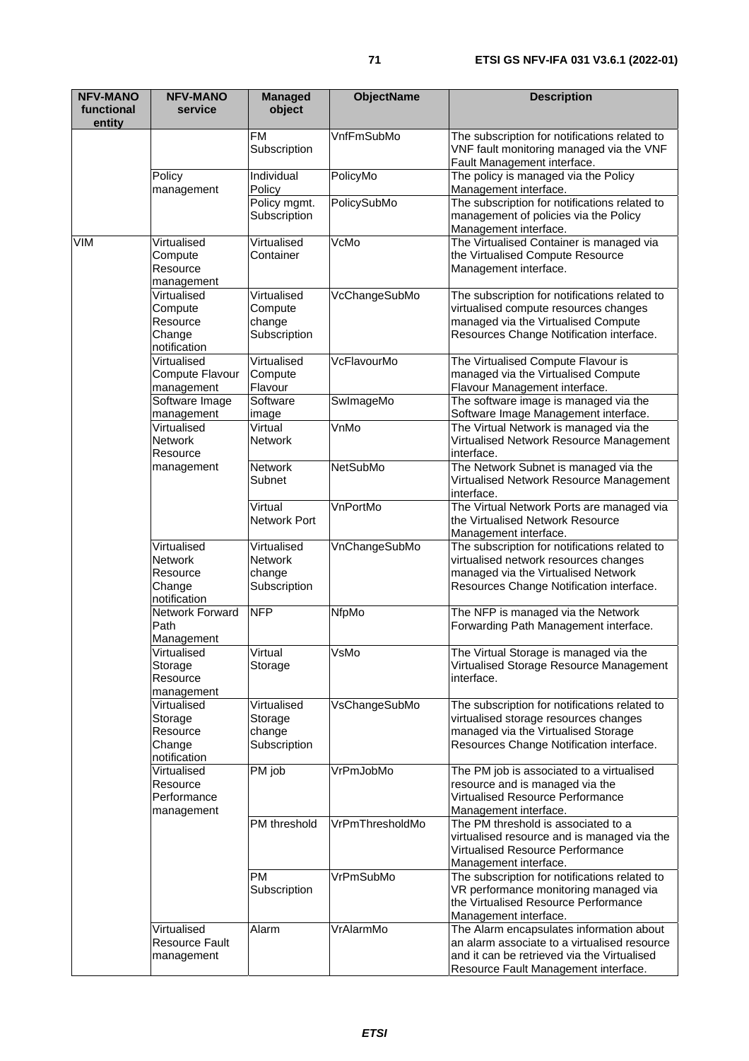| NFV-MANO functional entity | NFV-MANO service | Managed object | ObjectName | Description |
| --- | --- | --- | --- | --- |
| | | FM Subscription | VnfFmSubMo | The subscription for notifications related to VNF fault monitoring managed via the VNF Fault Management interface. |
| | Policy management | Individual Policy | PolicyMo | The policy is managed via the Policy Management interface. |
| | | Policy mgmt. Subscription | PolicySubMo | The subscription for notifications related to management of policies via the Policy Management interface. |
| VIM | Virtualised Compute Resource management | Virtualised Container | VcMo | The Virtualised Container is managed via the Virtualised Compute Resource Management interface. |
| | Virtualised Compute Resource Change notification | Virtualised Compute change Subscription | VcChangeSubMo | The subscription for notifications related to virtualised compute resources changes managed via the Virtualised Compute Resources Change Notification interface. |
| | Virtualised Compute Flavour management | Virtualised Compute Flavour | VcFlavourMo | The Virtualised Compute Flavour is managed via the Virtualised Compute Flavour Management interface. |
| | Software Image management | Software image | SwImageMo | The software image is managed via the Software Image Management interface. |
| | Virtualised Network Resource management | Virtual Network | VnMo | The Virtual Network is managed via the Virtualised Network Resource Management interface. |
| | | Network Subnet | NetSubMo | The Network Subnet is managed via the Virtualised Network Resource Management interface. |
| | | Virtual Network Port | VnPortMo | The Virtual Network Ports are managed via the Virtualised Network Resource Management interface. |
| | Virtualised Network Resource Change notification | Virtualised Network change Subscription | VnChangeSubMo | The subscription for notifications related to virtualised network resources changes managed via the Virtualised Network Resources Change Notification interface. |
| | Network Forward Path Management | NFP | NfpMo | The NFP is managed via the Network Forwarding Path Management interface. |
| | Virtualised Storage Resource management | Virtual Storage | VsMo | The Virtual Storage is managed via the Virtualised Storage Resource Management interface. |
| | Virtualised Storage Resource Change notification | Virtualised Storage change Subscription | VsChangeSubMo | The subscription for notifications related to virtualised storage resources changes managed via the Virtualised Storage Resources Change Notification interface. |
| | Virtualised Resource Performance management | PM job | VrPmJobMo | The PM job is associated to a virtualised resource and is managed via the Virtualised Resource Performance Management interface. |
| | | PM threshold | VrPmThresholdMo | The PM threshold is associated to a virtualised resource and is managed via the Virtualised Resource Performance Management interface. |
| | | PM Subscription | VrPmSubMo | The subscription for notifications related to VR performance monitoring managed via the Virtualised Resource Performance Management interface. |
| | Virtualised Resource Fault management | Alarm | VrAlarmMo | The Alarm encapsulates information about an alarm associate to a virtualised resource and it can be retrieved via the Virtualised Resource Fault Management interface. |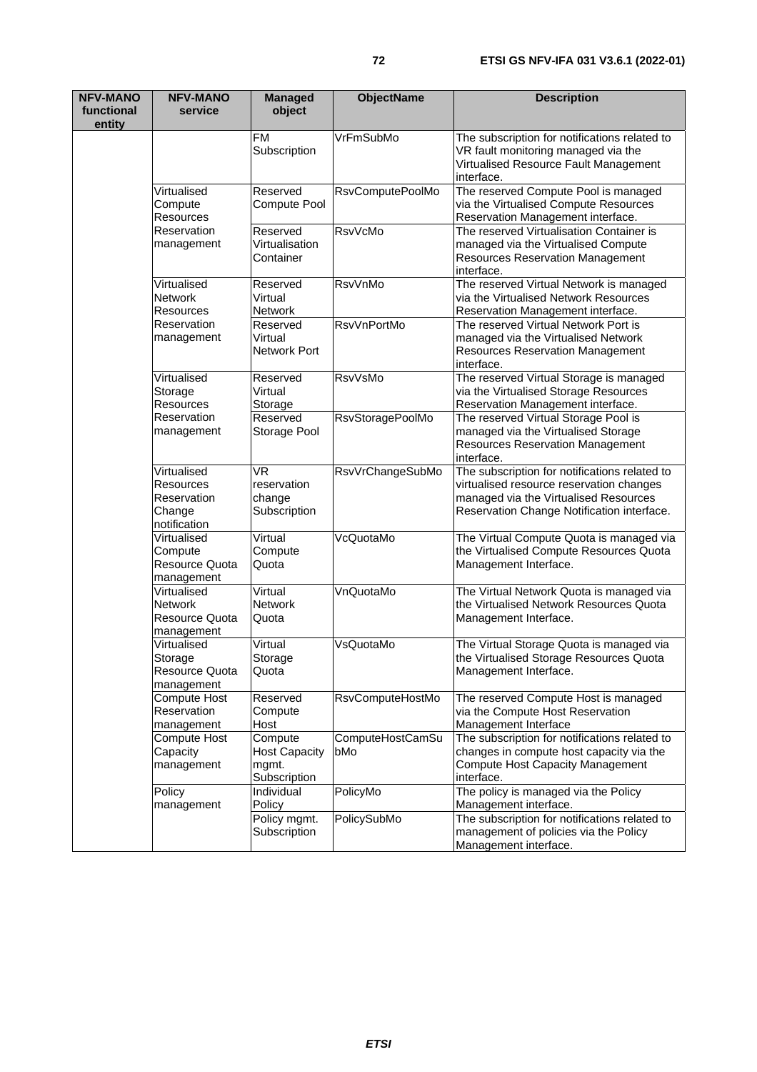| NFV-MANO functional entity | NFV-MANO service | Managed object | ObjectName | Description |
|---|---|---|---|---|
| | | FM Subscription | VrFmSubMo | The subscription for notifications related to VR fault monitoring managed via the Virtualised Resource Fault Management interface. |
| | Virtualised Compute Resources Reservation management | Reserved Compute Pool | RsvComputePoolMo | The reserved Compute Pool is managed via the Virtualised Compute Resources Reservation Management interface. |
| | | Reserved Virtualisation Container | RsvVcMo | The reserved Virtualisation Container is managed via the Virtualised Compute Resources Reservation Management interface. |
| | Virtualised Network Resources Reservation management | Reserved Virtual Network | RsvVnMo | The reserved Virtual Network is managed via the Virtualised Network Resources Reservation Management interface. |
| | | Reserved Virtual Network Port | RsvVnPortMo | The reserved Virtual Network Port is managed via the Virtualised Network Resources Reservation Management interface. |
| | Virtualised Storage Resources Reservation management | Reserved Virtual Storage | RsvVsMo | The reserved Virtual Storage is managed via the Virtualised Storage Resources Reservation Management interface. |
| | | Reserved Storage Pool | RsvStoragePoolMo | The reserved Virtual Storage Pool is managed via the Virtualised Storage Resources Reservation Management interface. |
| | Virtualised Resources Reservation Change notification | VR reservation change Subscription | RsvVrChangeSubMo | The subscription for notifications related to virtualised resource reservation changes managed via the Virtualised Resources Reservation Change Notification interface. |
| | Virtualised Compute Resource Quota management | Virtual Compute Quota | VcQuotaMo | The Virtual Compute Quota is managed via the Virtualised Compute Resources Quota Management Interface. |
| | Virtualised Network Resource Quota management | Virtual Network Quota | VnQuotaMo | The Virtual Network Quota is managed via the Virtualised Network Resources Quota Management Interface. |
| | Virtualised Storage Resource Quota management | Virtual Storage Quota | VsQuotaMo | The Virtual Storage Quota is managed via the Virtualised Storage Resources Quota Management Interface. |
| | Compute Host Reservation management | Reserved Compute Host | RsvComputeHostMo | The reserved Compute Host is managed via the Compute Host Reservation Management Interface |
| | Compute Host Capacity management | Compute Host Capacity mgmt. Subscription | ComputeHostCamSubMo | The subscription for notifications related to changes in compute host capacity via the Compute Host Capacity Management interface. |
| | Policy management | Individual Policy | PolicyMo | The policy is managed via the Policy Management interface. |
| | | Policy mgmt. Subscription | PolicySubMo | The subscription for notifications related to management of policies via the Policy Management interface. |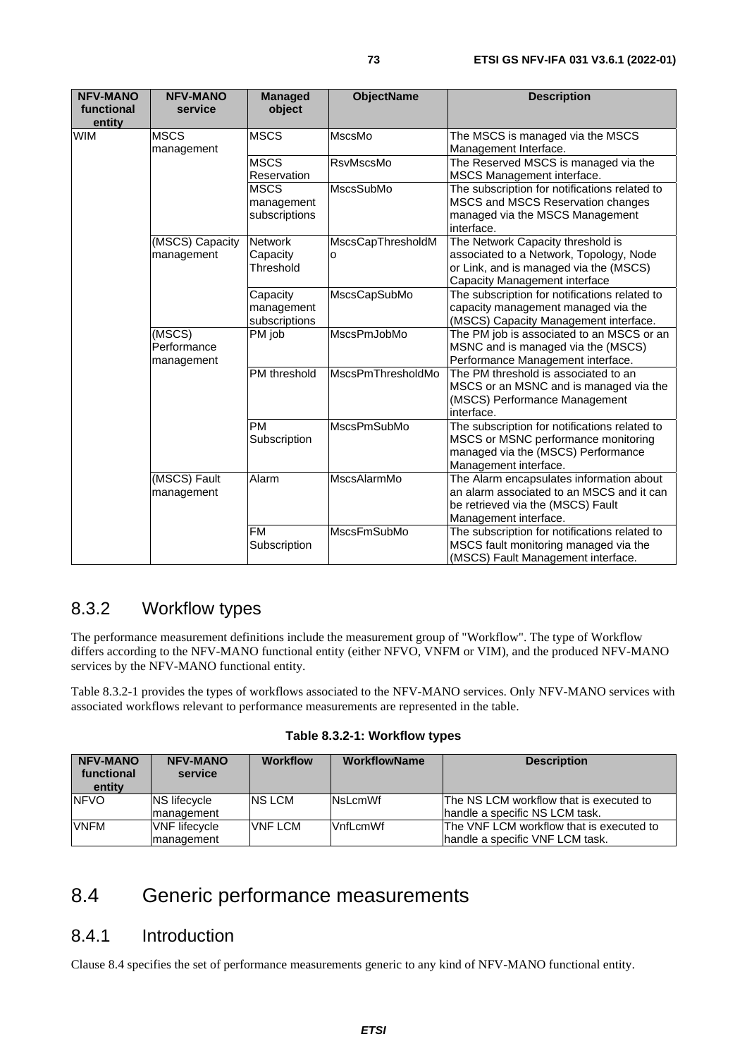| NFV-MANO functional entity | NFV-MANO service | Managed object | ObjectName | Description |
|---|---|---|---|---|
| WIM | MSCS management | MSCS | MscsMo | The MSCS is managed via the MSCS Management Interface. |
| | | MSCS Reservation | RsvMscsMo | The Reserved MSCS is managed via the MSCS Management interface. |
| | | MSCS management subscriptions | MscsSubMo | The subscription for notifications related to MSCS and MSCS Reservation changes managed via the MSCS Management interface. |
| | (MSCS) Capacity management | Network Capacity Threshold | MscsCapThresholdMo | The Network Capacity threshold is associated to a Network, Topology, Node or Link, and is managed via the (MSCS) Capacity Management interface |
| | | Capacity management subscriptions | MscsCapSubMo | The subscription for notifications related to capacity management managed via the (MSCS) Capacity Management interface. |
| | (MSCS) Performance management | PM job | MscsPmJobMo | The PM job is associated to an MSCS or an MSNC and is managed via the (MSCS) Performance Management interface. |
| | | PM threshold | MscsPmThresholdMo | The PM threshold is associated to an MSCS or an MSNC and is managed via the (MSCS) Performance Management interface. |
| | | PM Subscription | MscsPmSubMo | The subscription for notifications related to MSCS or MSNC performance monitoring managed via the (MSCS) Performance Management interface. |
| | (MSCS) Fault management | Alarm | MscsAlarmMo | The Alarm encapsulates information about an alarm associated to an MSCS and it can be retrieved via the (MSCS) Fault Management interface. |
| | | FM Subscription | MscsFmSubMo | The subscription for notifications related to MSCS fault monitoring managed via the (MSCS) Fault Management interface. |

## 8.3.2 Workflow types

The performance measurement definitions include the measurement group of "Workflow". The type of Workflow differs according to the NFV-MANO functional entity (either NFVO, VNFM or VIM), and the produced NFV-MANO services by the NFV-MANO functional entity.

Table 8.3.2-1 provides the types of workflows associated to the NFV-MANO services. Only NFV-MANO services with associated workflows relevant to performance measurements are represented in the table.

**Table 8.3.2-1: Workflow types**

| NFV-MANO functional entity | NFV-MANO service | Workflow | WorkflowName | Description |
|---|---|---|---|---|
| NFVO | NS lifecycle management | NS LCM | NsLcmWf | The NS LCM workflow that is executed to handle a specific NS LCM task. |
| VNFM | VNF lifecycle management | VNF LCM | VnfLcmWf | The VNF LCM workflow that is executed to handle a specific VNF LCM task. |

# 8.4 Generic performance measurements

## 8.4.1 Introduction

Clause 8.4 specifies the set of performance measurements generic to any kind of NFV-MANO functional entity.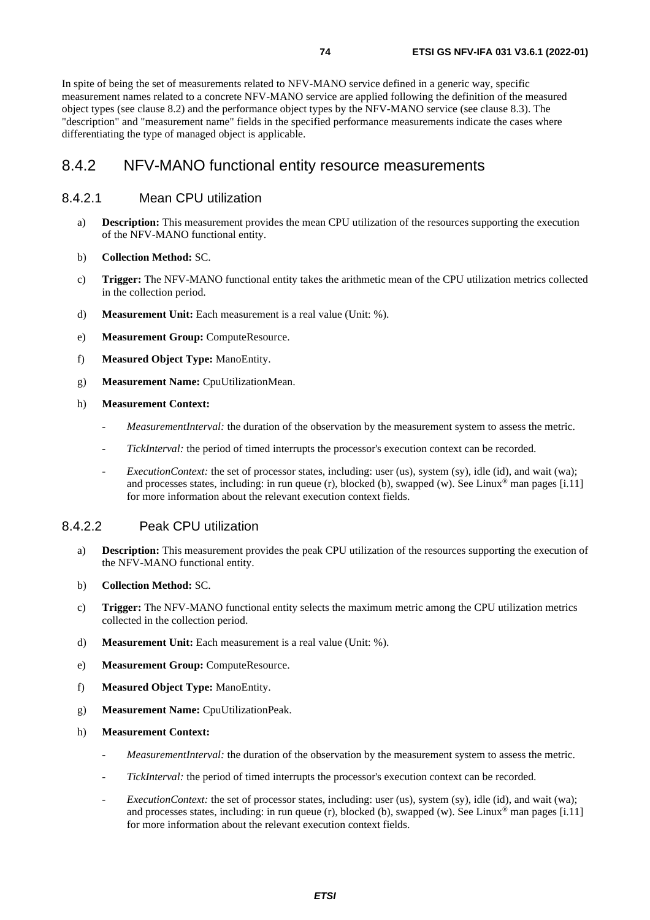In spite of being the set of measurements related to NFV-MANO service defined in a generic way, specific measurement names related to a concrete NFV-MANO service are applied following the definition of the measured object types (see clause 8.2) and the performance object types by the NFV-MANO service (see clause 8.3). The "description" and "measurement name" fields in the specified performance measurements indicate the cases where differentiating the type of managed object is applicable.

## 8.4.2 NFV-MANO functional entity resource measurements

### 8.4.2.1 Mean CPU utilization

a) **Description:** This measurement provides the mean CPU utilization of the resources supporting the execution of the NFV-MANO functional entity.

b) **Collection Method:** SC.

c) **Trigger:** The NFV-MANO functional entity takes the arithmetic mean of the CPU utilization metrics collected in the collection period.

d) **Measurement Unit:** Each measurement is a real value (Unit: %).

e) **Measurement Group:** ComputeResource.

f) **Measured Object Type:** ManoEntity.

g) **Measurement Name:** CpuUtilizationMean.

h) **Measurement Context:**

- *MeasurementInterval:* the duration of the observation by the measurement system to assess the metric.
- *TickInterval:* the period of timed interrupts the processor's execution context can be recorded.
- *ExecutionContext:* the set of processor states, including: user (us), system (sy), idle (id), and wait (wa); and processes states, including: in run queue (r), blocked (b), swapped (w). See Linux® man pages [i.11] for more information about the relevant execution context fields.

### 8.4.2.2 Peak CPU utilization

a) **Description:** This measurement provides the peak CPU utilization of the resources supporting the execution of the NFV-MANO functional entity.

b) **Collection Method:** SC.

c) **Trigger:** The NFV-MANO functional entity selects the maximum metric among the CPU utilization metrics collected in the collection period.

d) **Measurement Unit:** Each measurement is a real value (Unit: %).

e) **Measurement Group:** ComputeResource.

f) **Measured Object Type:** ManoEntity.

g) **Measurement Name:** CpuUtilizationPeak.

h) **Measurement Context:**

- *MeasurementInterval:* the duration of the observation by the measurement system to assess the metric.
- *TickInterval:* the period of timed interrupts the processor's execution context can be recorded.
- *ExecutionContext:* the set of processor states, including: user (us), system (sy), idle (id), and wait (wa); and processes states, including: in run queue (r), blocked (b), swapped (w). See Linux® man pages [i.11] for more information about the relevant execution context fields.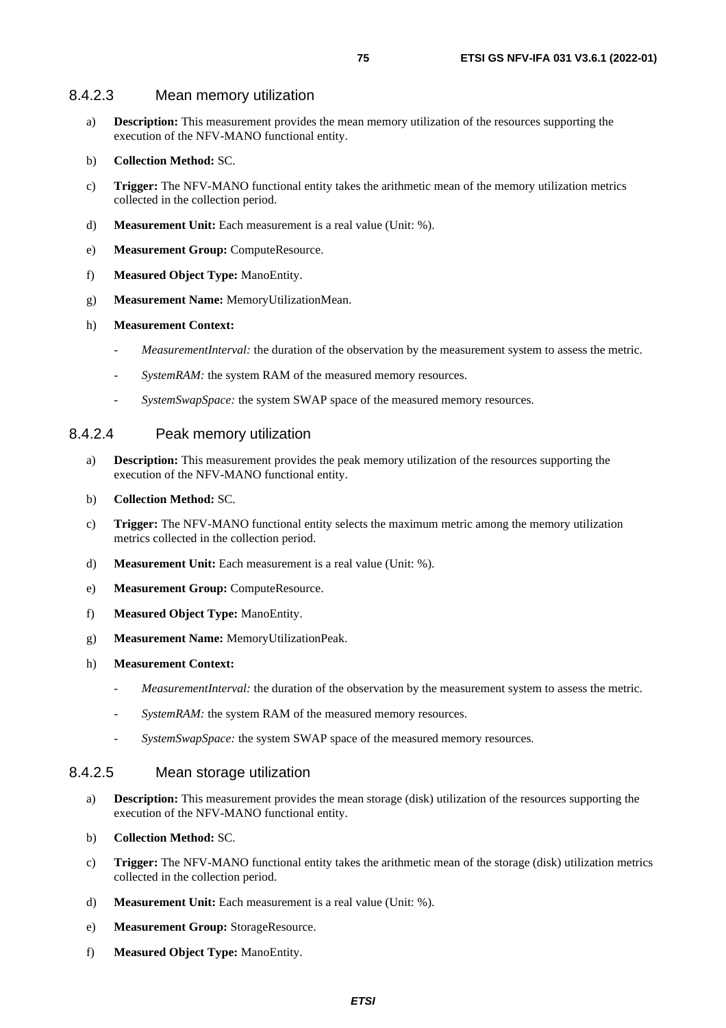#### 8.4.2.3 Mean memory utilization

a) **Description:** This measurement provides the mean memory utilization of the resources supporting the execution of the NFV-MANO functional entity.

b) **Collection Method:** SC.

c) **Trigger:** The NFV-MANO functional entity takes the arithmetic mean of the memory utilization metrics collected in the collection period.

d) **Measurement Unit:** Each measurement is a real value (Unit: %).

e) **Measurement Group:** ComputeResource.

f) **Measured Object Type:** ManoEntity.

g) **Measurement Name:** MemoryUtilizationMean.

h) **Measurement Context:**

- *MeasurementInterval:* the duration of the observation by the measurement system to assess the metric.
- *SystemRAM:* the system RAM of the measured memory resources.
- *SystemSwapSpace:* the system SWAP space of the measured memory resources.

#### 8.4.2.4 Peak memory utilization

a) **Description:** This measurement provides the peak memory utilization of the resources supporting the execution of the NFV-MANO functional entity.

b) **Collection Method:** SC.

c) **Trigger:** The NFV-MANO functional entity selects the maximum metric among the memory utilization metrics collected in the collection period.

d) **Measurement Unit:** Each measurement is a real value (Unit: %).

e) **Measurement Group:** ComputeResource.

f) **Measured Object Type:** ManoEntity.

g) **Measurement Name:** MemoryUtilizationPeak.

h) **Measurement Context:**

- *MeasurementInterval:* the duration of the observation by the measurement system to assess the metric.
- *SystemRAM:* the system RAM of the measured memory resources.
- *SystemSwapSpace:* the system SWAP space of the measured memory resources.

#### 8.4.2.5 Mean storage utilization

a) **Description:** This measurement provides the mean storage (disk) utilization of the resources supporting the execution of the NFV-MANO functional entity.

b) **Collection Method:** SC.

c) **Trigger:** The NFV-MANO functional entity takes the arithmetic mean of the storage (disk) utilization metrics collected in the collection period.

d) **Measurement Unit:** Each measurement is a real value (Unit: %).

e) **Measurement Group:** StorageResource.

f) **Measured Object Type:** ManoEntity.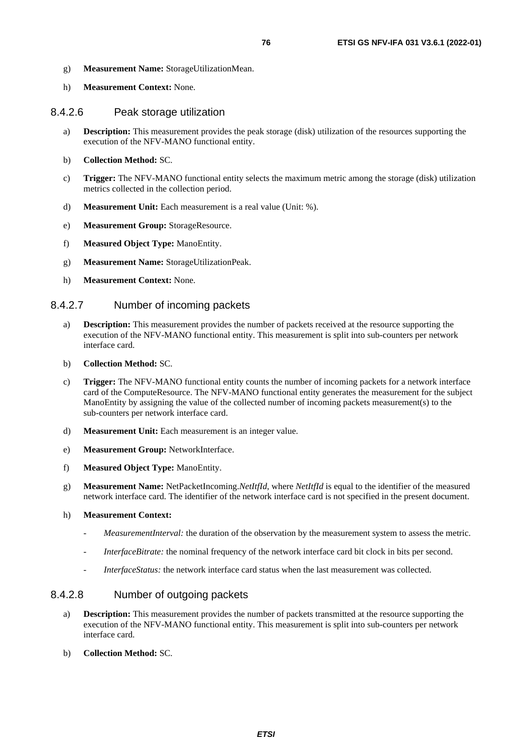g) **Measurement Name:** StorageUtilizationMean.

h) **Measurement Context:** None.

#### 8.4.2.6 Peak storage utilization

a) **Description:** This measurement provides the peak storage (disk) utilization of the resources supporting the execution of the NFV-MANO functional entity.

b) **Collection Method:** SC.

c) **Trigger:** The NFV-MANO functional entity selects the maximum metric among the storage (disk) utilization metrics collected in the collection period.

d) **Measurement Unit:** Each measurement is a real value (Unit: %).

e) **Measurement Group:** StorageResource.

f) **Measured Object Type:** ManoEntity.

g) **Measurement Name:** StorageUtilizationPeak.

h) **Measurement Context:** None.

#### 8.4.2.7 Number of incoming packets

a) **Description:** This measurement provides the number of packets received at the resource supporting the execution of the NFV-MANO functional entity. This measurement is split into sub-counters per network interface card.

b) **Collection Method:** SC.

c) **Trigger:** The NFV-MANO functional entity counts the number of incoming packets for a network interface card of the ComputeResource. The NFV-MANO functional entity generates the measurement for the subject ManoEntity by assigning the value of the collected number of incoming packets measurement(s) to the sub-counters per network interface card.

d) **Measurement Unit:** Each measurement is an integer value.

e) **Measurement Group:** NetworkInterface.

f) **Measured Object Type:** ManoEntity.

g) **Measurement Name:** NetPacketIncoming.*NetItfId*, where *NetItfId* is equal to the identifier of the measured network interface card. The identifier of the network interface card is not specified in the present document.

h) **Measurement Context:**

- *MeasurementInterval:* the duration of the observation by the measurement system to assess the metric.
- *InterfaceBitrate:* the nominal frequency of the network interface card bit clock in bits per second.
- *InterfaceStatus:* the network interface card status when the last measurement was collected.

#### 8.4.2.8 Number of outgoing packets

a) **Description:** This measurement provides the number of packets transmitted at the resource supporting the execution of the NFV-MANO functional entity. This measurement is split into sub-counters per network interface card.

b) **Collection Method:** SC.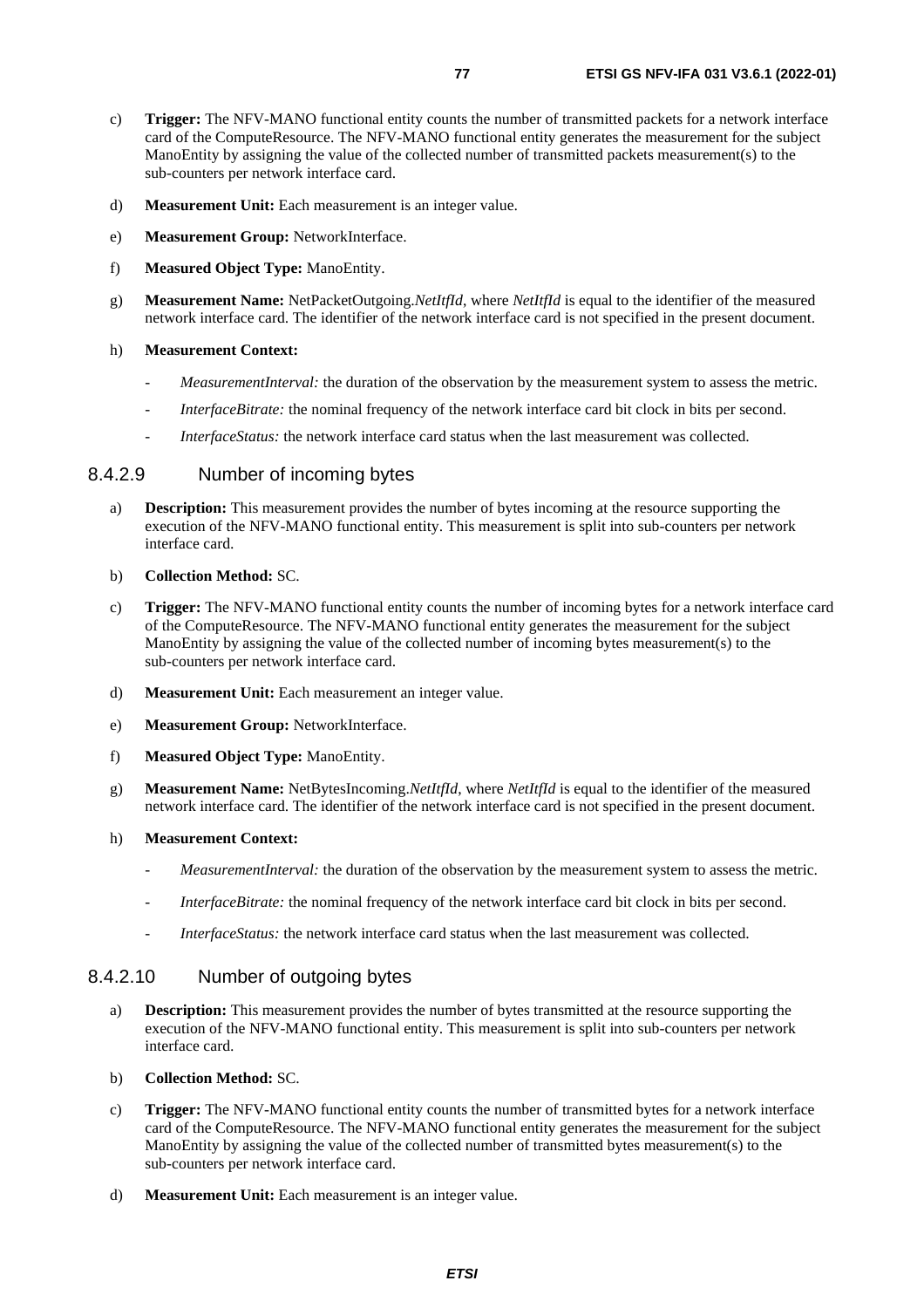c) **Trigger:** The NFV-MANO functional entity counts the number of transmitted packets for a network interface card of the ComputeResource. The NFV-MANO functional entity generates the measurement for the subject ManoEntity by assigning the value of the collected number of transmitted packets measurement(s) to the sub-counters per network interface card.

d) **Measurement Unit:** Each measurement is an integer value.

e) **Measurement Group:** NetworkInterface.

f) **Measured Object Type:** ManoEntity.

g) **Measurement Name:** NetPacketOutgoing.*NetItfId*, where *NetItfId* is equal to the identifier of the measured network interface card. The identifier of the network interface card is not specified in the present document.

h) **Measurement Context:**

- *MeasurementInterval:* the duration of the observation by the measurement system to assess the metric.
- *InterfaceBitrate:* the nominal frequency of the network interface card bit clock in bits per second.
- *InterfaceStatus:* the network interface card status when the last measurement was collected.

### 8.4.2.9 Number of incoming bytes

a) **Description:** This measurement provides the number of bytes incoming at the resource supporting the execution of the NFV-MANO functional entity. This measurement is split into sub-counters per network interface card.

b) **Collection Method:** SC.

c) **Trigger:** The NFV-MANO functional entity counts the number of incoming bytes for a network interface card of the ComputeResource. The NFV-MANO functional entity generates the measurement for the subject ManoEntity by assigning the value of the collected number of incoming bytes measurement(s) to the sub-counters per network interface card.

d) **Measurement Unit:** Each measurement an integer value.

e) **Measurement Group:** NetworkInterface.

f) **Measured Object Type:** ManoEntity.

g) **Measurement Name:** NetBytesIncoming.*NetItfId*, where *NetItfId* is equal to the identifier of the measured network interface card. The identifier of the network interface card is not specified in the present document.

h) **Measurement Context:**

- *MeasurementInterval:* the duration of the observation by the measurement system to assess the metric.
- *InterfaceBitrate:* the nominal frequency of the network interface card bit clock in bits per second.
- *InterfaceStatus:* the network interface card status when the last measurement was collected.

### 8.4.2.10 Number of outgoing bytes

a) **Description:** This measurement provides the number of bytes transmitted at the resource supporting the execution of the NFV-MANO functional entity. This measurement is split into sub-counters per network interface card.

b) **Collection Method:** SC.

c) **Trigger:** The NFV-MANO functional entity counts the number of transmitted bytes for a network interface card of the ComputeResource. The NFV-MANO functional entity generates the measurement for the subject ManoEntity by assigning the value of the collected number of transmitted bytes measurement(s) to the sub-counters per network interface card.

d) **Measurement Unit:** Each measurement is an integer value.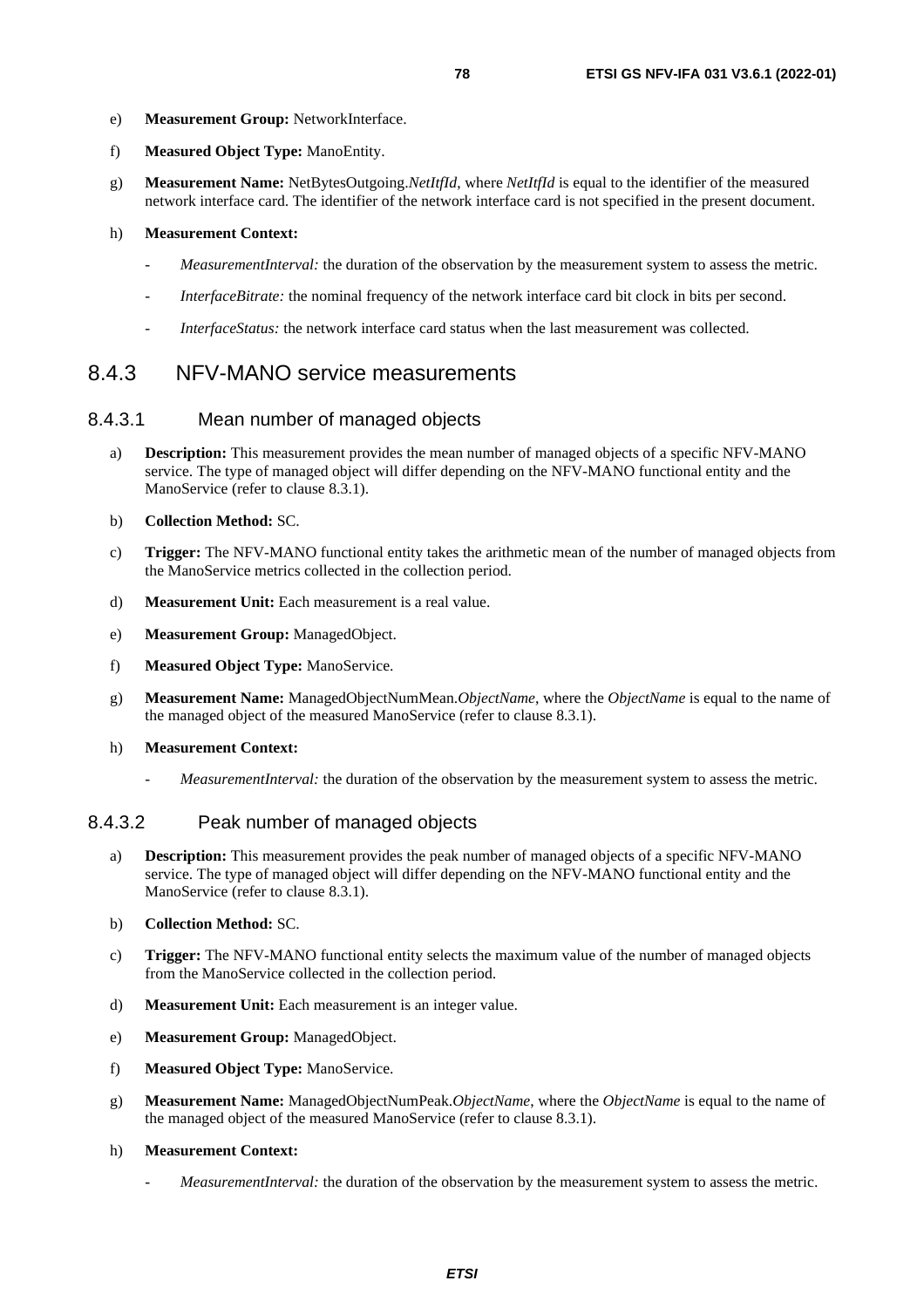e) **Measurement Group:** NetworkInterface.

f) **Measured Object Type:** ManoEntity.

g) **Measurement Name:** NetBytesOutgoing.*NetItfId*, where *NetItfId* is equal to the identifier of the measured network interface card. The identifier of the network interface card is not specified in the present document.

h) **Measurement Context:**

- *MeasurementInterval:* the duration of the observation by the measurement system to assess the metric.
- *InterfaceBitrate:* the nominal frequency of the network interface card bit clock in bits per second.
- *InterfaceStatus:* the network interface card status when the last measurement was collected.

### 8.4.3 NFV-MANO service measurements

#### 8.4.3.1 Mean number of managed objects

a) **Description:** This measurement provides the mean number of managed objects of a specific NFV-MANO service. The type of managed object will differ depending on the NFV-MANO functional entity and the ManoService (refer to clause 8.3.1).

b) **Collection Method:** SC.

c) **Trigger:** The NFV-MANO functional entity takes the arithmetic mean of the number of managed objects from the ManoService metrics collected in the collection period.

d) **Measurement Unit:** Each measurement is a real value.

e) **Measurement Group:** ManagedObject.

f) **Measured Object Type:** ManoService.

g) **Measurement Name:** ManagedObjectNumMean.*ObjectName*, where the *ObjectName* is equal to the name of the managed object of the measured ManoService (refer to clause 8.3.1).

h) **Measurement Context:**

- *MeasurementInterval:* the duration of the observation by the measurement system to assess the metric.

#### 8.4.3.2 Peak number of managed objects

a) **Description:** This measurement provides the peak number of managed objects of a specific NFV-MANO service. The type of managed object will differ depending on the NFV-MANO functional entity and the ManoService (refer to clause 8.3.1).

b) **Collection Method:** SC.

c) **Trigger:** The NFV-MANO functional entity selects the maximum value of the number of managed objects from the ManoService collected in the collection period.

d) **Measurement Unit:** Each measurement is an integer value.

e) **Measurement Group:** ManagedObject.

f) **Measured Object Type:** ManoService.

g) **Measurement Name:** ManagedObjectNumPeak.*ObjectName*, where the *ObjectName* is equal to the name of the managed object of the measured ManoService (refer to clause 8.3.1).

h) **Measurement Context:**

- *MeasurementInterval:* the duration of the observation by the measurement system to assess the metric.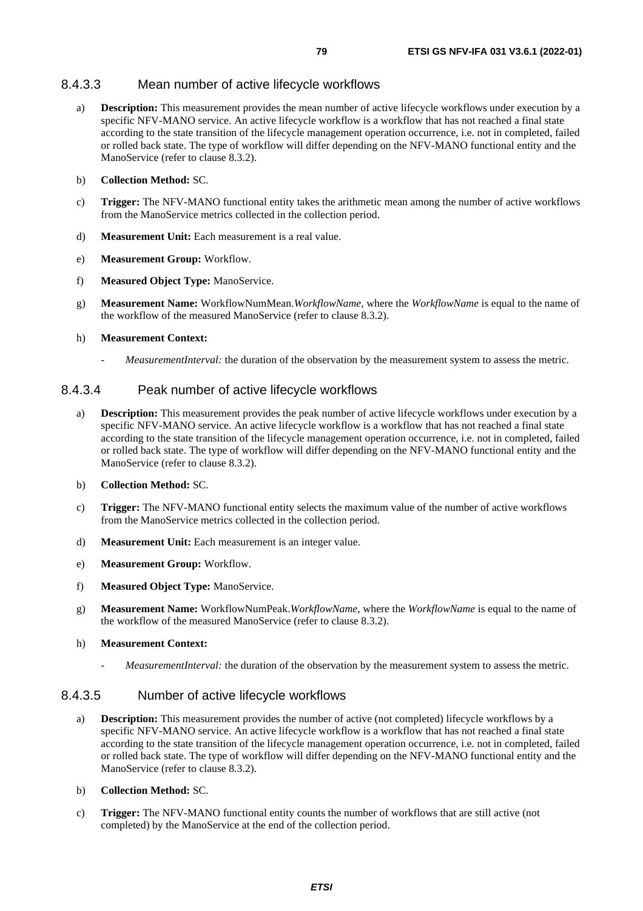#### 8.4.3.3 Mean number of active lifecycle workflows

a) **Description:** This measurement provides the mean number of active lifecycle workflows under execution by a specific NFV-MANO service. An active lifecycle workflow is a workflow that has not reached a final state according to the state transition of the lifecycle management operation occurrence, i.e. not in completed, failed or rolled back state. The type of workflow will differ depending on the NFV-MANO functional entity and the ManoService (refer to clause 8.3.2).

b) **Collection Method:** SC.

c) **Trigger:** The NFV-MANO functional entity takes the arithmetic mean among the number of active workflows from the ManoService metrics collected in the collection period.

d) **Measurement Unit:** Each measurement is a real value.

e) **Measurement Group:** Workflow.

f) **Measured Object Type:** ManoService.

g) **Measurement Name:** WorkflowNumMean.*WorkflowName*, where the *WorkflowName* is equal to the name of the workflow of the measured ManoService (refer to clause 8.3.2).

h) **Measurement Context:**

- *MeasurementInterval:* the duration of the observation by the measurement system to assess the metric.

#### 8.4.3.4 Peak number of active lifecycle workflows

a) **Description:** This measurement provides the peak number of active lifecycle workflows under execution by a specific NFV-MANO service. An active lifecycle workflow is a workflow that has not reached a final state according to the state transition of the lifecycle management operation occurrence, i.e. not in completed, failed or rolled back state. The type of workflow will differ depending on the NFV-MANO functional entity and the ManoService (refer to clause 8.3.2).

b) **Collection Method:** SC.

c) **Trigger:** The NFV-MANO functional entity selects the maximum value of the number of active workflows from the ManoService metrics collected in the collection period.

d) **Measurement Unit:** Each measurement is an integer value.

e) **Measurement Group:** Workflow.

f) **Measured Object Type:** ManoService.

g) **Measurement Name:** WorkflowNumPeak.*WorkflowName*, where the *WorkflowName* is equal to the name of the workflow of the measured ManoService (refer to clause 8.3.2).

h) **Measurement Context:**

- *MeasurementInterval:* the duration of the observation by the measurement system to assess the metric.

#### 8.4.3.5 Number of active lifecycle workflows

a) **Description:** This measurement provides the number of active (not completed) lifecycle workflows by a specific NFV-MANO service. An active lifecycle workflow is a workflow that has not reached a final state according to the state transition of the lifecycle management operation occurrence, i.e. not in completed, failed or rolled back state. The type of workflow will differ depending on the NFV-MANO functional entity and the ManoService (refer to clause 8.3.2).

b) **Collection Method:** SC.

c) **Trigger:** The NFV-MANO functional entity counts the number of workflows that are still active (not completed) by the ManoService at the end of the collection period.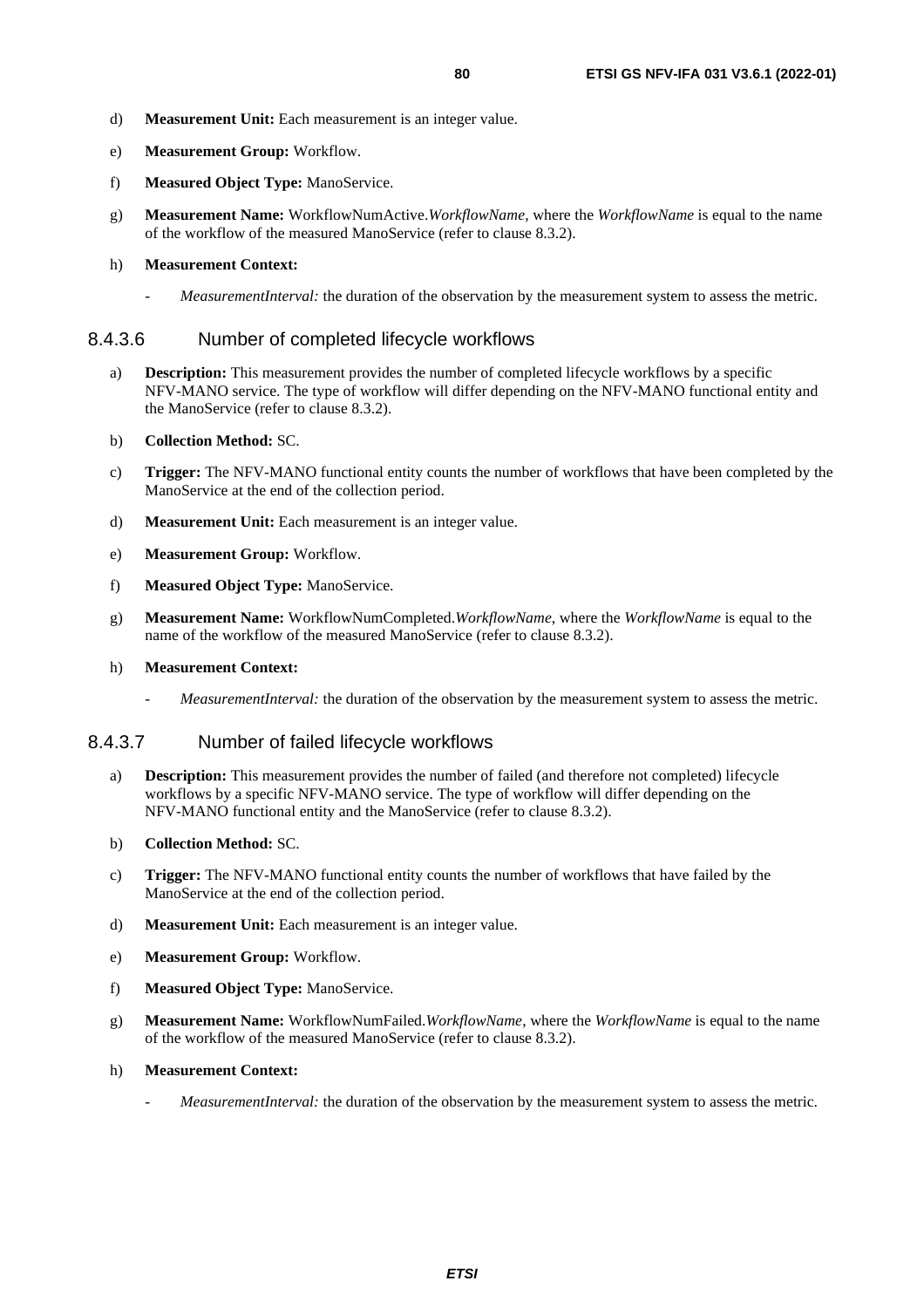d) **Measurement Unit:** Each measurement is an integer value.

e) **Measurement Group:** Workflow.

f) **Measured Object Type:** ManoService.

g) **Measurement Name:** WorkflowNumActive.*WorkflowName*, where the *WorkflowName* is equal to the name of the workflow of the measured ManoService (refer to clause 8.3.2).

h) **Measurement Context:**

- *MeasurementInterval:* the duration of the observation by the measurement system to assess the metric.

#### 8.4.3.6 Number of completed lifecycle workflows

a) **Description:** This measurement provides the number of completed lifecycle workflows by a specific NFV-MANO service. The type of workflow will differ depending on the NFV-MANO functional entity and the ManoService (refer to clause 8.3.2).

b) **Collection Method:** SC.

c) **Trigger:** The NFV-MANO functional entity counts the number of workflows that have been completed by the ManoService at the end of the collection period.

d) **Measurement Unit:** Each measurement is an integer value.

e) **Measurement Group:** Workflow.

f) **Measured Object Type:** ManoService.

g) **Measurement Name:** WorkflowNumCompleted.*WorkflowName*, where the *WorkflowName* is equal to the name of the workflow of the measured ManoService (refer to clause 8.3.2).

h) **Measurement Context:**

- *MeasurementInterval:* the duration of the observation by the measurement system to assess the metric.

#### 8.4.3.7 Number of failed lifecycle workflows

a) **Description:** This measurement provides the number of failed (and therefore not completed) lifecycle workflows by a specific NFV-MANO service. The type of workflow will differ depending on the NFV-MANO functional entity and the ManoService (refer to clause 8.3.2).

b) **Collection Method:** SC.

c) **Trigger:** The NFV-MANO functional entity counts the number of workflows that have failed by the ManoService at the end of the collection period.

d) **Measurement Unit:** Each measurement is an integer value.

e) **Measurement Group:** Workflow.

f) **Measured Object Type:** ManoService.

g) **Measurement Name:** WorkflowNumFailed.*WorkflowName*, where the *WorkflowName* is equal to the name of the workflow of the measured ManoService (refer to clause 8.3.2).

h) **Measurement Context:**

- *MeasurementInterval:* the duration of the observation by the measurement system to assess the metric.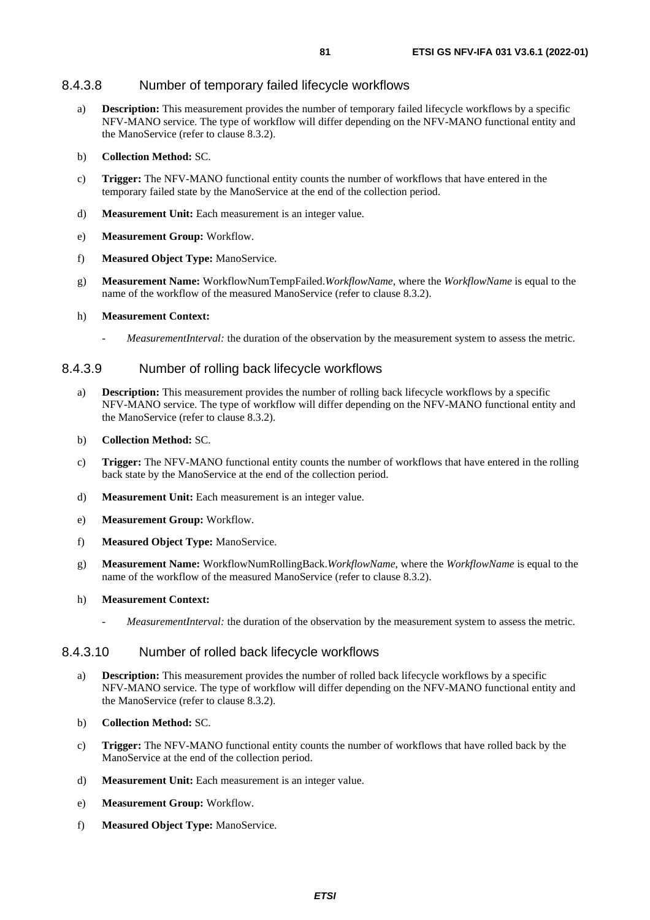#### 8.4.3.8 Number of temporary failed lifecycle workflows

a) **Description:** This measurement provides the number of temporary failed lifecycle workflows by a specific NFV-MANO service. The type of workflow will differ depending on the NFV-MANO functional entity and the ManoService (refer to clause 8.3.2).

b) **Collection Method:** SC.

c) **Trigger:** The NFV-MANO functional entity counts the number of workflows that have entered in the temporary failed state by the ManoService at the end of the collection period.

d) **Measurement Unit:** Each measurement is an integer value.

e) **Measurement Group:** Workflow.

f) **Measured Object Type:** ManoService.

g) **Measurement Name:** WorkflowNumTempFailed.*WorkflowName*, where the *WorkflowName* is equal to the name of the workflow of the measured ManoService (refer to clause 8.3.2).

h) **Measurement Context:**

- *MeasurementInterval:* the duration of the observation by the measurement system to assess the metric.

#### 8.4.3.9 Number of rolling back lifecycle workflows

a) **Description:** This measurement provides the number of rolling back lifecycle workflows by a specific NFV-MANO service. The type of workflow will differ depending on the NFV-MANO functional entity and the ManoService (refer to clause 8.3.2).

b) **Collection Method:** SC.

c) **Trigger:** The NFV-MANO functional entity counts the number of workflows that have entered in the rolling back state by the ManoService at the end of the collection period.

d) **Measurement Unit:** Each measurement is an integer value.

e) **Measurement Group:** Workflow.

f) **Measured Object Type:** ManoService.

g) **Measurement Name:** WorkflowNumRollingBack.*WorkflowName*, where the *WorkflowName* is equal to the name of the workflow of the measured ManoService (refer to clause 8.3.2).

h) **Measurement Context:**

- *MeasurementInterval:* the duration of the observation by the measurement system to assess the metric.

#### 8.4.3.10 Number of rolled back lifecycle workflows

a) **Description:** This measurement provides the number of rolled back lifecycle workflows by a specific NFV-MANO service. The type of workflow will differ depending on the NFV-MANO functional entity and the ManoService (refer to clause 8.3.2).

b) **Collection Method:** SC.

c) **Trigger:** The NFV-MANO functional entity counts the number of workflows that have rolled back by the ManoService at the end of the collection period.

d) **Measurement Unit:** Each measurement is an integer value.

e) **Measurement Group:** Workflow.

f) **Measured Object Type:** ManoService.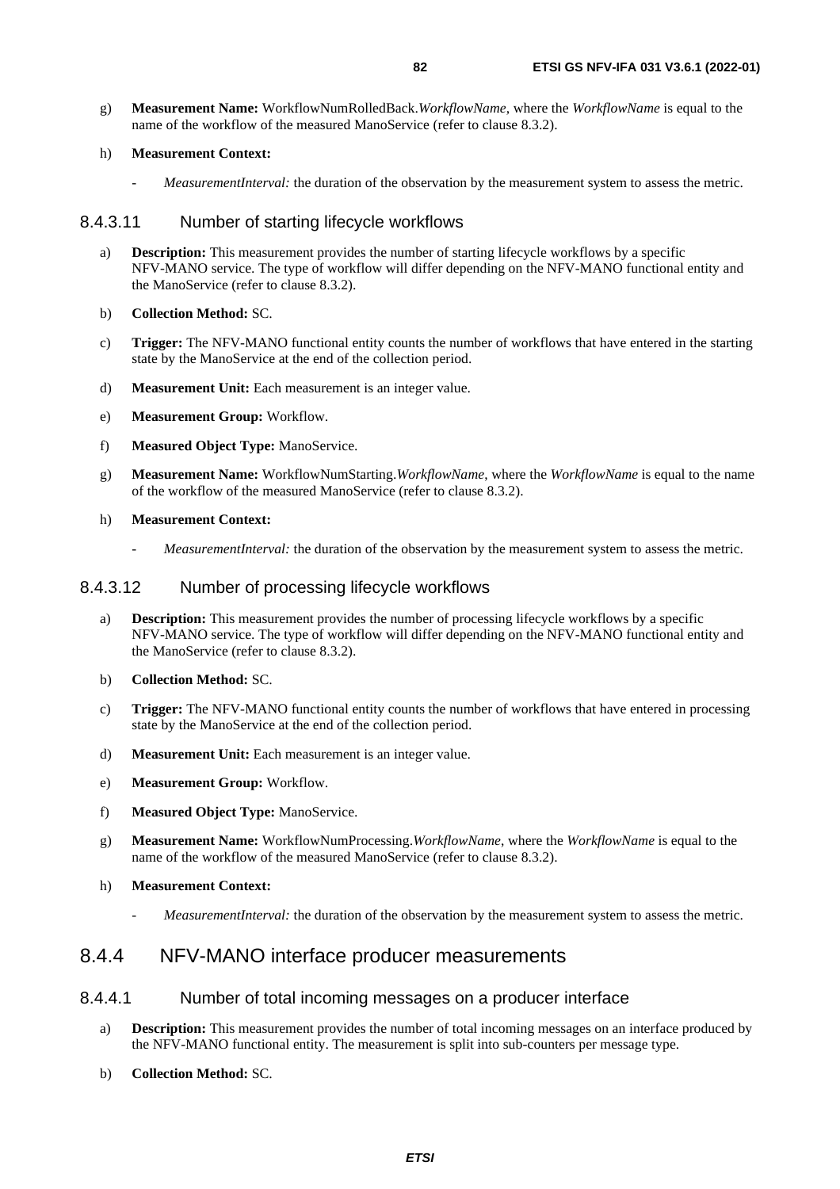g) **Measurement Name:** WorkflowNumRolledBack.*WorkflowName*, where the *WorkflowName* is equal to the name of the workflow of the measured ManoService (refer to clause 8.3.2).

h) **Measurement Context:**

- *MeasurementInterval:* the duration of the observation by the measurement system to assess the metric.

#### 8.4.3.11 Number of starting lifecycle workflows

a) **Description:** This measurement provides the number of starting lifecycle workflows by a specific NFV-MANO service. The type of workflow will differ depending on the NFV-MANO functional entity and the ManoService (refer to clause 8.3.2).

b) **Collection Method:** SC.

c) **Trigger:** The NFV-MANO functional entity counts the number of workflows that have entered in the starting state by the ManoService at the end of the collection period.

d) **Measurement Unit:** Each measurement is an integer value.

e) **Measurement Group:** Workflow.

f) **Measured Object Type:** ManoService.

g) **Measurement Name:** WorkflowNumStarting.*WorkflowName*, where the *WorkflowName* is equal to the name of the workflow of the measured ManoService (refer to clause 8.3.2).

h) **Measurement Context:**

- *MeasurementInterval:* the duration of the observation by the measurement system to assess the metric.

#### 8.4.3.12 Number of processing lifecycle workflows

a) **Description:** This measurement provides the number of processing lifecycle workflows by a specific NFV-MANO service. The type of workflow will differ depending on the NFV-MANO functional entity and the ManoService (refer to clause 8.3.2).

b) **Collection Method:** SC.

c) **Trigger:** The NFV-MANO functional entity counts the number of workflows that have entered in processing state by the ManoService at the end of the collection period.

d) **Measurement Unit:** Each measurement is an integer value.

e) **Measurement Group:** Workflow.

f) **Measured Object Type:** ManoService.

g) **Measurement Name:** WorkflowNumProcessing.*WorkflowName*, where the *WorkflowName* is equal to the name of the workflow of the measured ManoService (refer to clause 8.3.2).

h) **Measurement Context:**

- *MeasurementInterval:* the duration of the observation by the measurement system to assess the metric.

### 8.4.4 NFV-MANO interface producer measurements

#### 8.4.4.1 Number of total incoming messages on a producer interface

a) **Description:** This measurement provides the number of total incoming messages on an interface produced by the NFV-MANO functional entity. The measurement is split into sub-counters per message type.

b) **Collection Method:** SC.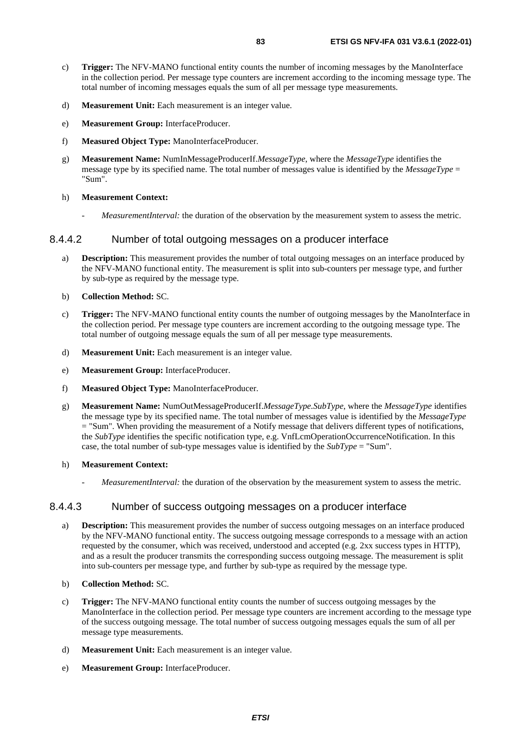c) **Trigger:** The NFV-MANO functional entity counts the number of incoming messages by the ManoInterface in the collection period. Per message type counters are increment according to the incoming message type. The total number of incoming messages equals the sum of all per message type measurements.

d) **Measurement Unit:** Each measurement is an integer value.

e) **Measurement Group:** InterfaceProducer.

f) **Measured Object Type:** ManoInterfaceProducer.

g) **Measurement Name:** NumInMessageProducerIf.*MessageType*, where the *MessageType* identifies the message type by its specified name. The total number of messages value is identified by the *MessageType* = "Sum".

h) **Measurement Context:**

- *MeasurementInterval:* the duration of the observation by the measurement system to assess the metric.

#### 8.4.4.2 Number of total outgoing messages on a producer interface

a) **Description:** This measurement provides the number of total outgoing messages on an interface produced by the NFV-MANO functional entity. The measurement is split into sub-counters per message type, and further by sub-type as required by the message type.

b) **Collection Method:** SC.

c) **Trigger:** The NFV-MANO functional entity counts the number of outgoing messages by the ManoInterface in the collection period. Per message type counters are increment according to the outgoing message type. The total number of outgoing message equals the sum of all per message type measurements.

d) **Measurement Unit:** Each measurement is an integer value.

e) **Measurement Group:** InterfaceProducer.

f) **Measured Object Type:** ManoInterfaceProducer.

g) **Measurement Name:** NumOutMessageProducerIf.*MessageType.SubType*, where the *MessageType* identifies the message type by its specified name. The total number of messages value is identified by the *MessageType* = "Sum". When providing the measurement of a Notify message that delivers different types of notifications, the *SubType* identifies the specific notification type, e.g. VnfLcmOperationOccurrenceNotification. In this case, the total number of sub-type messages value is identified by the *SubType* = "Sum".

h) **Measurement Context:**

- *MeasurementInterval:* the duration of the observation by the measurement system to assess the metric.

#### 8.4.4.3 Number of success outgoing messages on a producer interface

a) **Description:** This measurement provides the number of success outgoing messages on an interface produced by the NFV-MANO functional entity. The success outgoing message corresponds to a message with an action requested by the consumer, which was received, understood and accepted (e.g. 2xx success types in HTTP), and as a result the producer transmits the corresponding success outgoing message. The measurement is split into sub-counters per message type, and further by sub-type as required by the message type.

b) **Collection Method:** SC.

c) **Trigger:** The NFV-MANO functional entity counts the number of success outgoing messages by the ManoInterface in the collection period. Per message type counters are increment according to the message type of the success outgoing message. The total number of success outgoing messages equals the sum of all per message type measurements.

d) **Measurement Unit:** Each measurement is an integer value.

e) **Measurement Group:** InterfaceProducer.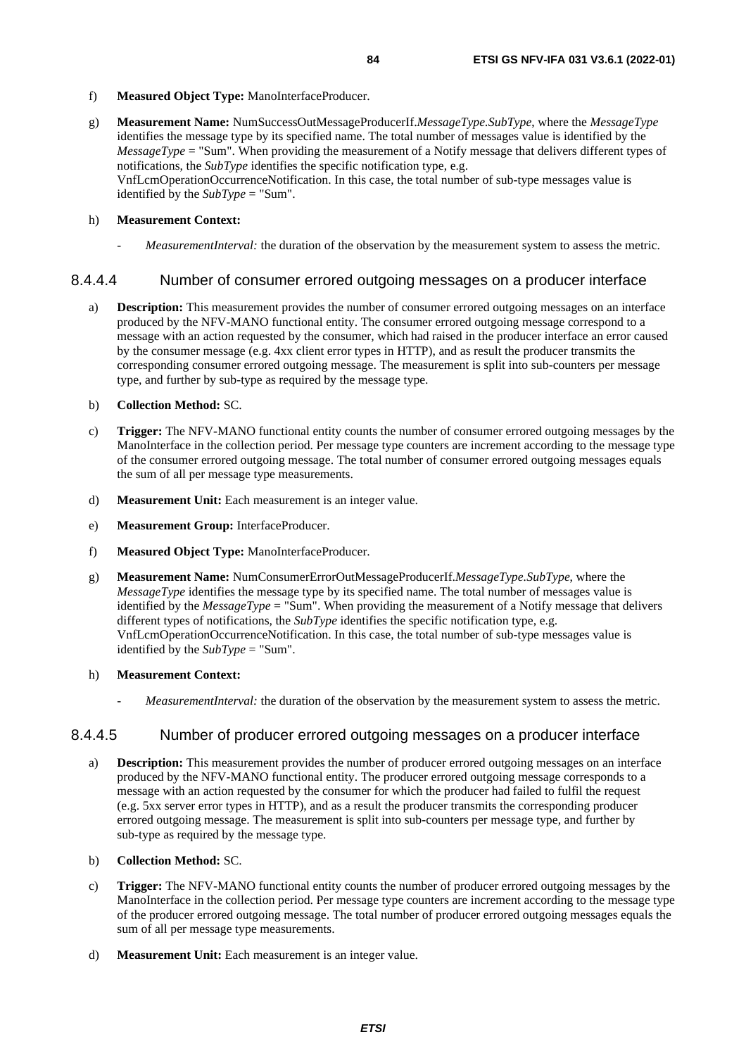f) **Measured Object Type:** ManoInterfaceProducer.

g) **Measurement Name:** NumSuccessOutMessageProducerIf.*MessageType.SubType*, where the *MessageType* identifies the message type by its specified name. The total number of messages value is identified by the *MessageType* = "Sum". When providing the measurement of a Notify message that delivers different types of notifications, the *SubType* identifies the specific notification type, e.g. VnfLcmOperationOccurrenceNotification. In this case, the total number of sub-type messages value is identified by the *SubType* = "Sum".

h) **Measurement Context:**

- *MeasurementInterval:* the duration of the observation by the measurement system to assess the metric.

#### 8.4.4.4 Number of consumer errored outgoing messages on a producer interface

a) **Description:** This measurement provides the number of consumer errored outgoing messages on an interface produced by the NFV-MANO functional entity. The consumer errored outgoing message correspond to a message with an action requested by the consumer, which had raised in the producer interface an error caused by the consumer message (e.g. 4xx client error types in HTTP), and as result the producer transmits the corresponding consumer errored outgoing message. The measurement is split into sub-counters per message type, and further by sub-type as required by the message type.

b) **Collection Method:** SC.

c) **Trigger:** The NFV-MANO functional entity counts the number of consumer errored outgoing messages by the ManoInterface in the collection period. Per message type counters are increment according to the message type of the consumer errored outgoing message. The total number of consumer errored outgoing messages equals the sum of all per message type measurements.

d) **Measurement Unit:** Each measurement is an integer value.

e) **Measurement Group:** InterfaceProducer.

f) **Measured Object Type:** ManoInterfaceProducer.

g) **Measurement Name:** NumConsumerErrorOutMessageProducerIf.*MessageType.SubType*, where the *MessageType* identifies the message type by its specified name. The total number of messages value is identified by the *MessageType* = "Sum". When providing the measurement of a Notify message that delivers different types of notifications, the *SubType* identifies the specific notification type, e.g. VnfLcmOperationOccurrenceNotification. In this case, the total number of sub-type messages value is identified by the *SubType* = "Sum".

h) **Measurement Context:**

- *MeasurementInterval:* the duration of the observation by the measurement system to assess the metric.

#### 8.4.4.5 Number of producer errored outgoing messages on a producer interface

a) **Description:** This measurement provides the number of producer errored outgoing messages on an interface produced by the NFV-MANO functional entity. The producer errored outgoing message corresponds to a message with an action requested by the consumer for which the producer had failed to fulfil the request (e.g. 5xx server error types in HTTP), and as a result the producer transmits the corresponding producer errored outgoing message. The measurement is split into sub-counters per message type, and further by sub-type as required by the message type.

b) **Collection Method:** SC.

c) **Trigger:** The NFV-MANO functional entity counts the number of producer errored outgoing messages by the ManoInterface in the collection period. Per message type counters are increment according to the message type of the producer errored outgoing message. The total number of producer errored outgoing messages equals the sum of all per message type measurements.

d) **Measurement Unit:** Each measurement is an integer value.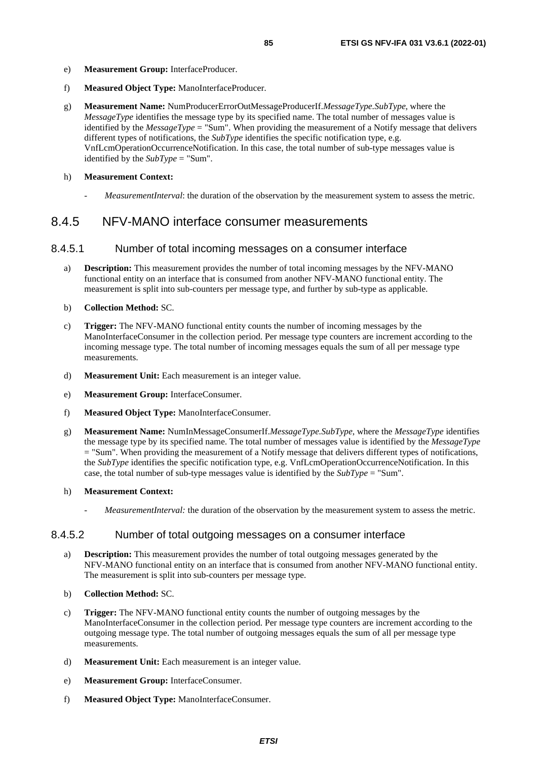e) **Measurement Group:** InterfaceProducer.

f) **Measured Object Type:** ManoInterfaceProducer.

g) **Measurement Name:** NumProducerErrorOutMessageProducerIf.*MessageType*.*SubType*, where the *MessageType* identifies the message type by its specified name. The total number of messages value is identified by the *MessageType* = "Sum". When providing the measurement of a Notify message that delivers different types of notifications, the *SubType* identifies the specific notification type, e.g. VnfLcmOperationOccurrenceNotification. In this case, the total number of sub-type messages value is identified by the *SubType* = "Sum".

h) **Measurement Context:**

- *MeasurementInterval*: the duration of the observation by the measurement system to assess the metric.

## 8.4.5 NFV-MANO interface consumer measurements

### 8.4.5.1 Number of total incoming messages on a consumer interface

a) **Description:** This measurement provides the number of total incoming messages by the NFV-MANO functional entity on an interface that is consumed from another NFV-MANO functional entity. The measurement is split into sub-counters per message type, and further by sub-type as applicable.

b) **Collection Method:** SC.

c) **Trigger:** The NFV-MANO functional entity counts the number of incoming messages by the ManoInterfaceConsumer in the collection period. Per message type counters are increment according to the incoming message type. The total number of incoming messages equals the sum of all per message type measurements.

d) **Measurement Unit:** Each measurement is an integer value.

e) **Measurement Group:** InterfaceConsumer.

f) **Measured Object Type:** ManoInterfaceConsumer.

g) **Measurement Name:** NumInMessageConsumerIf.*MessageType.SubType*, where the *MessageType* identifies the message type by its specified name. The total number of messages value is identified by the *MessageType* = "Sum". When providing the measurement of a Notify message that delivers different types of notifications, the *SubType* identifies the specific notification type, e.g. VnfLcmOperationOccurrenceNotification. In this case, the total number of sub-type messages value is identified by the *SubType* = "Sum".

h) **Measurement Context:**

- *MeasurementInterval:* the duration of the observation by the measurement system to assess the metric.

### 8.4.5.2 Number of total outgoing messages on a consumer interface

a) **Description:** This measurement provides the number of total outgoing messages generated by the NFV-MANO functional entity on an interface that is consumed from another NFV-MANO functional entity. The measurement is split into sub-counters per message type.

b) **Collection Method:** SC.

c) **Trigger:** The NFV-MANO functional entity counts the number of outgoing messages by the ManoInterfaceConsumer in the collection period. Per message type counters are increment according to the outgoing message type. The total number of outgoing messages equals the sum of all per message type measurements.

d) **Measurement Unit:** Each measurement is an integer value.

e) **Measurement Group:** InterfaceConsumer.

f) **Measured Object Type:** ManoInterfaceConsumer.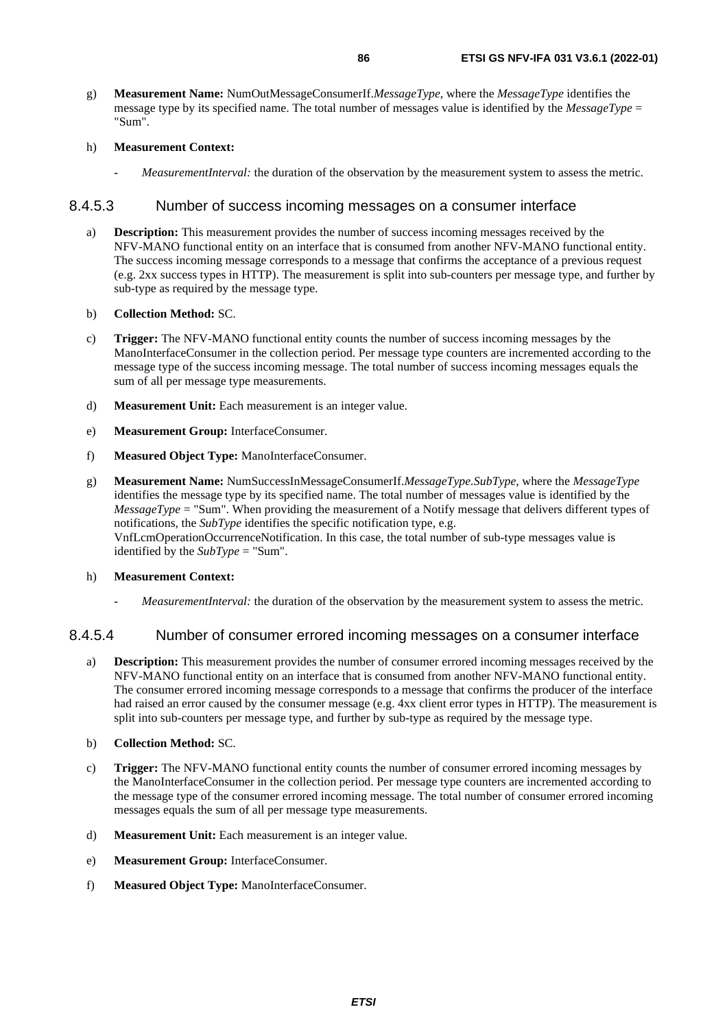g) **Measurement Name:** NumOutMessageConsumerIf.*MessageType*, where the *MessageType* identifies the message type by its specified name. The total number of messages value is identified by the *MessageType* = "Sum".

h) **Measurement Context:**

- *MeasurementInterval:* the duration of the observation by the measurement system to assess the metric.

#### 8.4.5.3 Number of success incoming messages on a consumer interface

a) **Description:** This measurement provides the number of success incoming messages received by the NFV-MANO functional entity on an interface that is consumed from another NFV-MANO functional entity. The success incoming message corresponds to a message that confirms the acceptance of a previous request (e.g. 2xx success types in HTTP). The measurement is split into sub-counters per message type, and further by sub-type as required by the message type.

b) **Collection Method:** SC.

c) **Trigger:** The NFV-MANO functional entity counts the number of success incoming messages by the ManoInterfaceConsumer in the collection period. Per message type counters are incremented according to the message type of the success incoming message. The total number of success incoming messages equals the sum of all per message type measurements.

d) **Measurement Unit:** Each measurement is an integer value.

e) **Measurement Group:** InterfaceConsumer.

f) **Measured Object Type:** ManoInterfaceConsumer.

g) **Measurement Name:** NumSuccessInMessageConsumerIf.*MessageType.SubType*, where the *MessageType* identifies the message type by its specified name. The total number of messages value is identified by the *MessageType* = "Sum". When providing the measurement of a Notify message that delivers different types of notifications, the *SubType* identifies the specific notification type, e.g. VnfLcmOperationOccurrenceNotification. In this case, the total number of sub-type messages value is identified by the *SubType* = "Sum".

h) **Measurement Context:**

- *MeasurementInterval:* the duration of the observation by the measurement system to assess the metric.

#### 8.4.5.4 Number of consumer errored incoming messages on a consumer interface

a) **Description:** This measurement provides the number of consumer errored incoming messages received by the NFV-MANO functional entity on an interface that is consumed from another NFV-MANO functional entity. The consumer errored incoming message corresponds to a message that confirms the producer of the interface had raised an error caused by the consumer message (e.g. 4xx client error types in HTTP). The measurement is split into sub-counters per message type, and further by sub-type as required by the message type.

b) **Collection Method:** SC.

c) **Trigger:** The NFV-MANO functional entity counts the number of consumer errored incoming messages by the ManoInterfaceConsumer in the collection period. Per message type counters are incremented according to the message type of the consumer errored incoming message. The total number of consumer errored incoming messages equals the sum of all per message type measurements.

d) **Measurement Unit:** Each measurement is an integer value.

e) **Measurement Group:** InterfaceConsumer.

f) **Measured Object Type:** ManoInterfaceConsumer.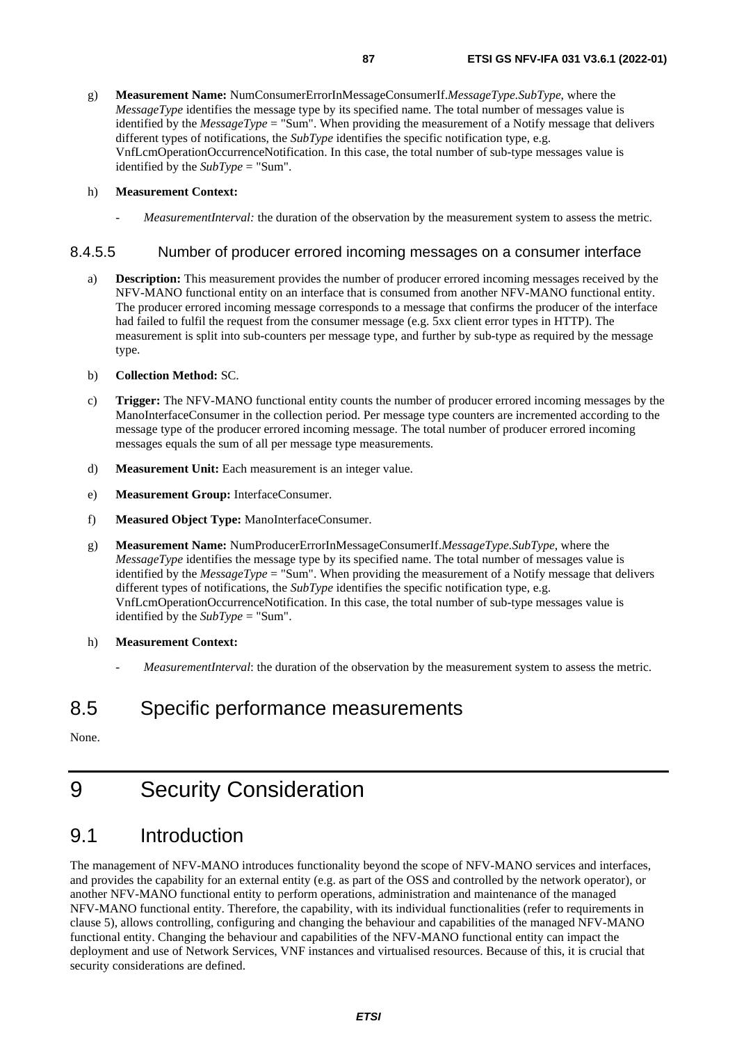g) **Measurement Name:** NumConsumerErrorInMessageConsumerIf.*MessageType*.*SubType*, where the *MessageType* identifies the message type by its specified name. The total number of messages value is identified by the *MessageType* = "Sum". When providing the measurement of a Notify message that delivers different types of notifications, the *SubType* identifies the specific notification type, e.g. VnfLcmOperationOccurrenceNotification. In this case, the total number of sub-type messages value is identified by the *SubType* = "Sum".

h) **Measurement Context:**

- *MeasurementInterval:* the duration of the observation by the measurement system to assess the metric.

#### 8.4.5.5 Number of producer errored incoming messages on a consumer interface

a) **Description:** This measurement provides the number of producer errored incoming messages received by the NFV-MANO functional entity on an interface that is consumed from another NFV-MANO functional entity. The producer errored incoming message corresponds to a message that confirms the producer of the interface had failed to fulfil the request from the consumer message (e.g. 5xx client error types in HTTP). The measurement is split into sub-counters per message type, and further by sub-type as required by the message type.

b) **Collection Method:** SC.

c) **Trigger:** The NFV-MANO functional entity counts the number of producer errored incoming messages by the ManoInterfaceConsumer in the collection period. Per message type counters are incremented according to the message type of the producer errored incoming message. The total number of producer errored incoming messages equals the sum of all per message type measurements.

d) **Measurement Unit:** Each measurement is an integer value.

e) **Measurement Group:** InterfaceConsumer.

f) **Measured Object Type:** ManoInterfaceConsumer.

g) **Measurement Name:** NumProducerErrorInMessageConsumerIf.*MessageType*.*SubType*, where the *MessageType* identifies the message type by its specified name. The total number of messages value is identified by the *MessageType* = "Sum". When providing the measurement of a Notify message that delivers different types of notifications, the *SubType* identifies the specific notification type, e.g. VnfLcmOperationOccurrenceNotification. In this case, the total number of sub-type messages value is identified by the *SubType* = "Sum".

h) **Measurement Context:**

- *MeasurementInterval*: the duration of the observation by the measurement system to assess the metric.

## 8.5 Specific performance measurements

None.

# 9 Security Consideration

## 9.1 Introduction

The management of NFV-MANO introduces functionality beyond the scope of NFV-MANO services and interfaces, and provides the capability for an external entity (e.g. as part of the OSS and controlled by the network operator), or another NFV-MANO functional entity to perform operations, administration and maintenance of the managed NFV-MANO functional entity. Therefore, the capability, with its individual functionalities (refer to requirements in clause 5), allows controlling, configuring and changing the behaviour and capabilities of the managed NFV-MANO functional entity. Changing the behaviour and capabilities of the NFV-MANO functional entity can impact the deployment and use of Network Services, VNF instances and virtualised resources. Because of this, it is crucial that security considerations are defined.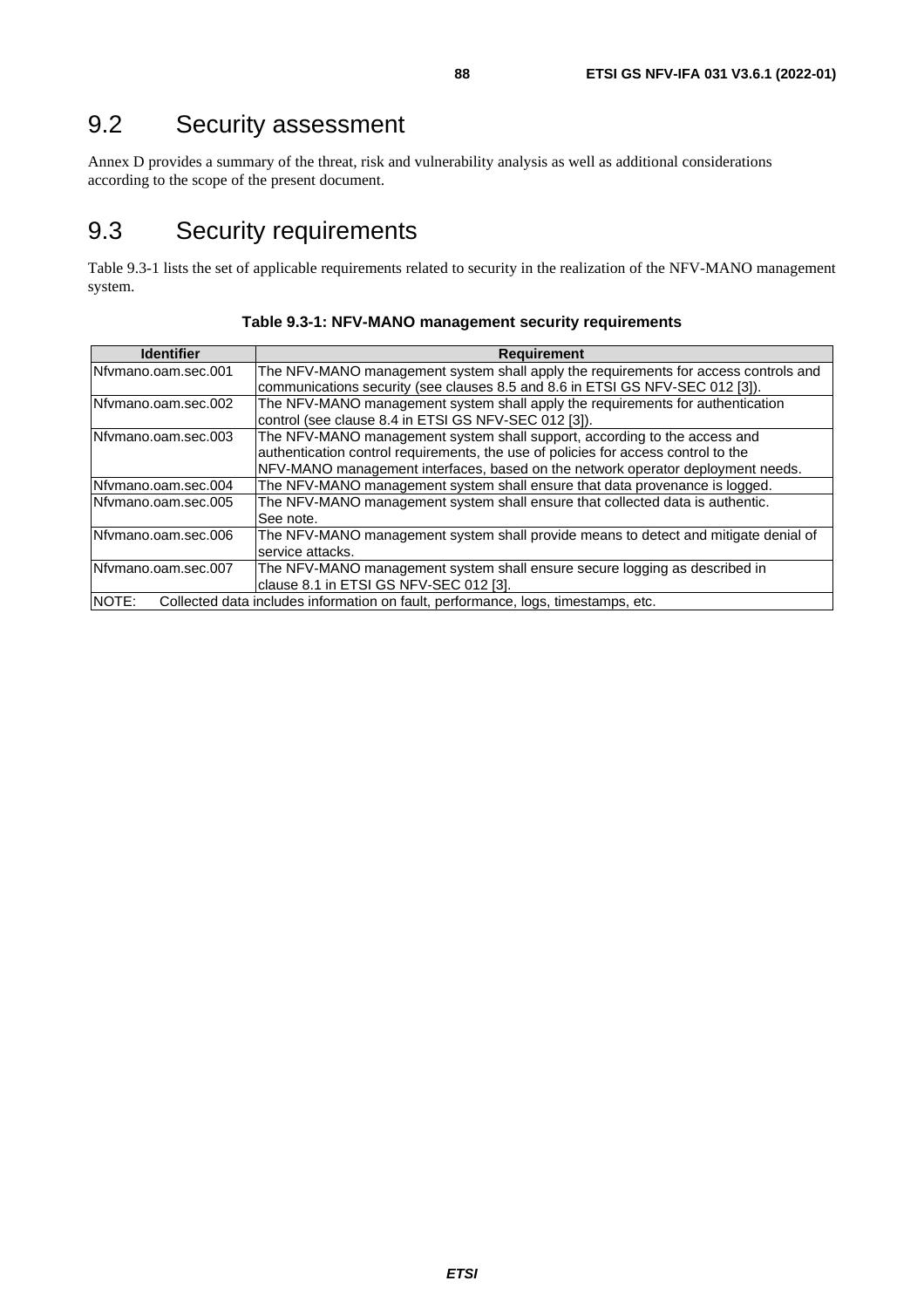## 9.2 Security assessment

Annex D provides a summary of the threat, risk and vulnerability analysis as well as additional considerations according to the scope of the present document.

## 9.3 Security requirements

Table 9.3-1 lists the set of applicable requirements related to security in the realization of the NFV-MANO management system.

**Table 9.3-1: NFV-MANO management security requirements**

| Identifier | Requirement |
|---|---|
| Nfvmano.oam.sec.001 | The NFV-MANO management system shall apply the requirements for access controls and communications security (see clauses 8.5 and 8.6 in ETSI GS NFV-SEC 012 [3]). |
| Nfvmano.oam.sec.002 | The NFV-MANO management system shall apply the requirements for authentication control (see clause 8.4 in ETSI GS NFV-SEC 012 [3]). |
| Nfvmano.oam.sec.003 | The NFV-MANO management system shall support, according to the access and authentication control requirements, the use of policies for access control to the NFV-MANO management interfaces, based on the network operator deployment needs. |
| Nfvmano.oam.sec.004 | The NFV-MANO management system shall ensure that data provenance is logged. |
| Nfvmano.oam.sec.005 | The NFV-MANO management system shall ensure that collected data is authentic. See note. |
| Nfvmano.oam.sec.006 | The NFV-MANO management system shall provide means to detect and mitigate denial of service attacks. |
| Nfvmano.oam.sec.007 | The NFV-MANO management system shall ensure secure logging as described in clause 8.1 in ETSI GS NFV-SEC 012 [3]. |
| NOTE: Collected data includes information on fault, performance, logs, timestamps, etc. | |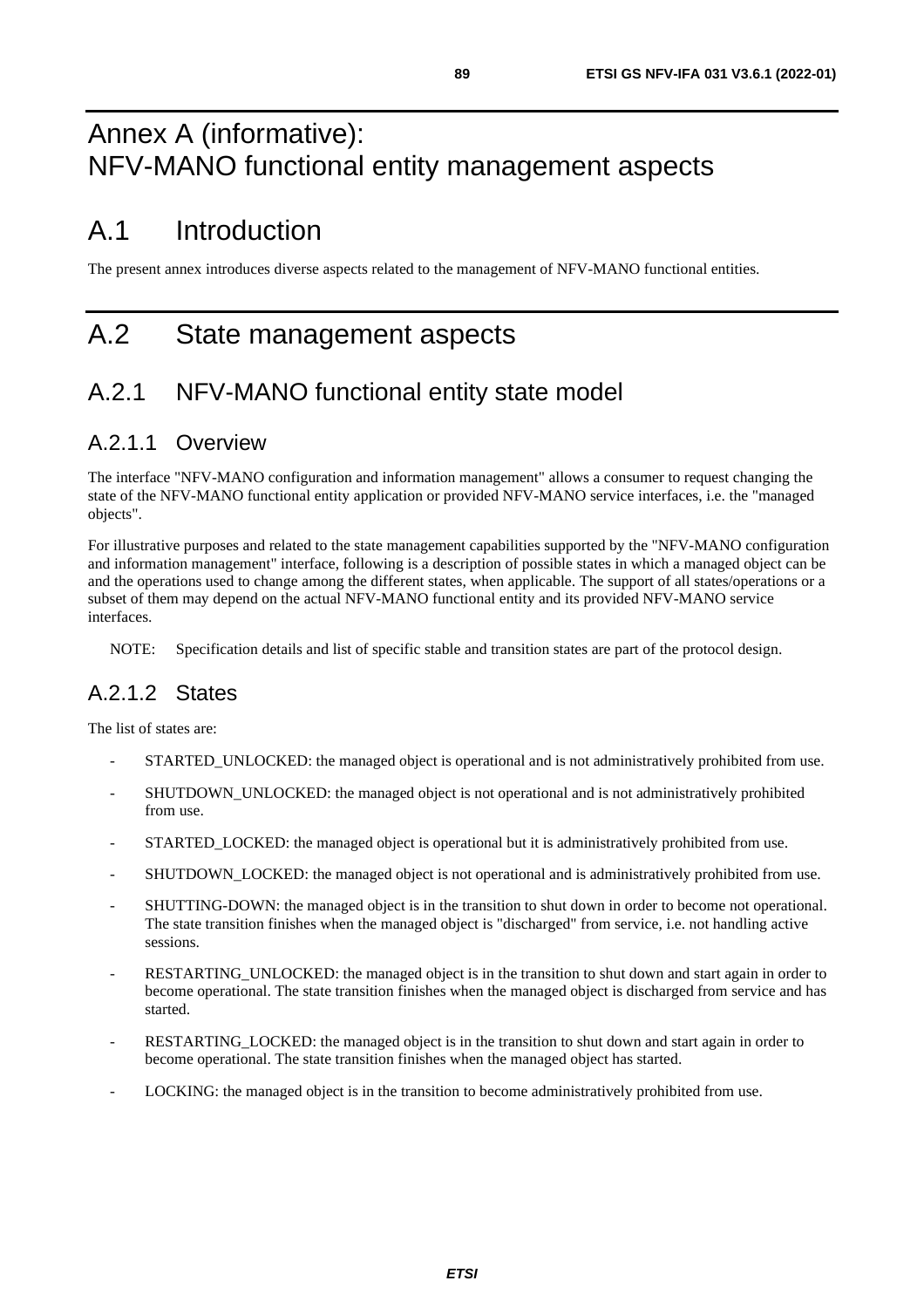# Annex A (informative): NFV-MANO functional entity management aspects

## A.1 Introduction

The present annex introduces diverse aspects related to the management of NFV-MANO functional entities.

## A.2 State management aspects

### A.2.1 NFV-MANO functional entity state model

#### A.2.1.1 Overview

The interface "NFV-MANO configuration and information management" allows a consumer to request changing the state of the NFV-MANO functional entity application or provided NFV-MANO service interfaces, i.e. the "managed objects".

For illustrative purposes and related to the state management capabilities supported by the "NFV-MANO configuration and information management" interface, following is a description of possible states in which a managed object can be and the operations used to change among the different states, when applicable. The support of all states/operations or a subset of them may depend on the actual NFV-MANO functional entity and its provided NFV-MANO service interfaces.

NOTE: Specification details and list of specific stable and transition states are part of the protocol design.

#### A.2.1.2 States

The list of states are:

- STARTED_UNLOCKED: the managed object is operational and is not administratively prohibited from use.
- SHUTDOWN_UNLOCKED: the managed object is not operational and is not administratively prohibited from use.
- STARTED_LOCKED: the managed object is operational but it is administratively prohibited from use.
- SHUTDOWN_LOCKED: the managed object is not operational and is administratively prohibited from use.
- SHUTTING-DOWN: the managed object is in the transition to shut down in order to become not operational. The state transition finishes when the managed object is "discharged" from service, i.e. not handling active sessions.
- RESTARTING_UNLOCKED: the managed object is in the transition to shut down and start again in order to become operational. The state transition finishes when the managed object is discharged from service and has started.
- RESTARTING_LOCKED: the managed object is in the transition to shut down and start again in order to become operational. The state transition finishes when the managed object has started.
- LOCKING: the managed object is in the transition to become administratively prohibited from use.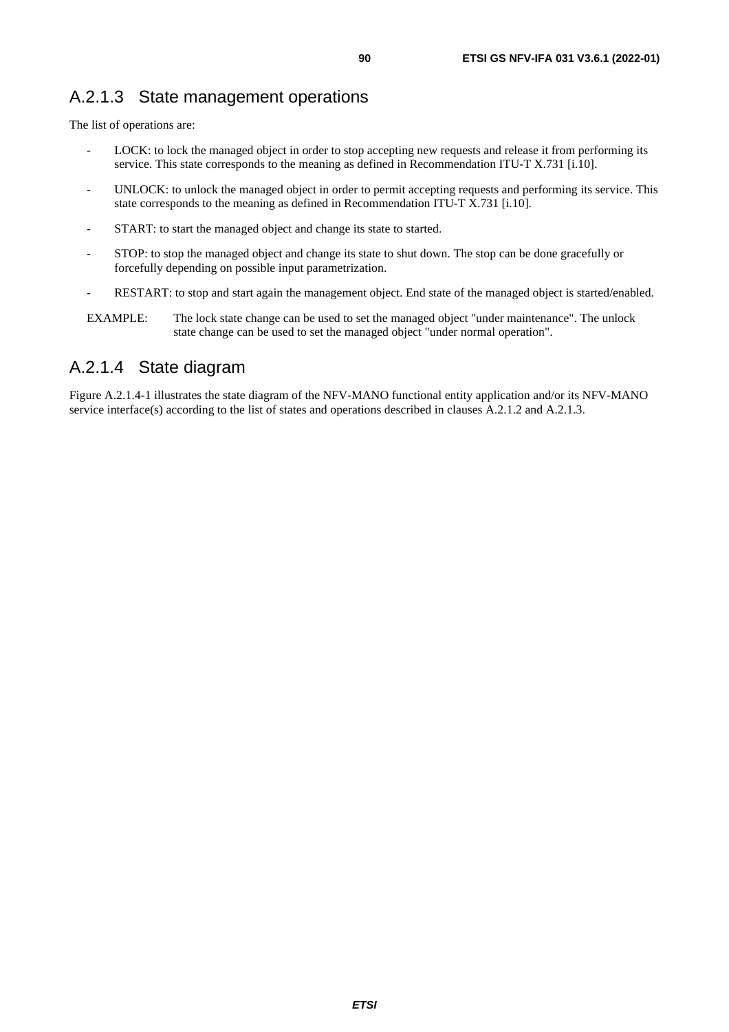### A.2.1.3 State management operations

The list of operations are:

- LOCK: to lock the managed object in order to stop accepting new requests and release it from performing its service. This state corresponds to the meaning as defined in Recommendation ITU-T X.731 [i.10].
- UNLOCK: to unlock the managed object in order to permit accepting requests and performing its service. This state corresponds to the meaning as defined in Recommendation ITU-T X.731 [i.10].
- START: to start the managed object and change its state to started.
- STOP: to stop the managed object and change its state to shut down. The stop can be done gracefully or forcefully depending on possible input parametrization.
- RESTART: to stop and start again the management object. End state of the managed object is started/enabled.

EXAMPLE: The lock state change can be used to set the managed object "under maintenance". The unlock state change can be used to set the managed object "under normal operation".

### A.2.1.4 State diagram

Figure A.2.1.4-1 illustrates the state diagram of the NFV-MANO functional entity application and/or its NFV-MANO service interface(s) according to the list of states and operations described in clauses A.2.1.2 and A.2.1.3.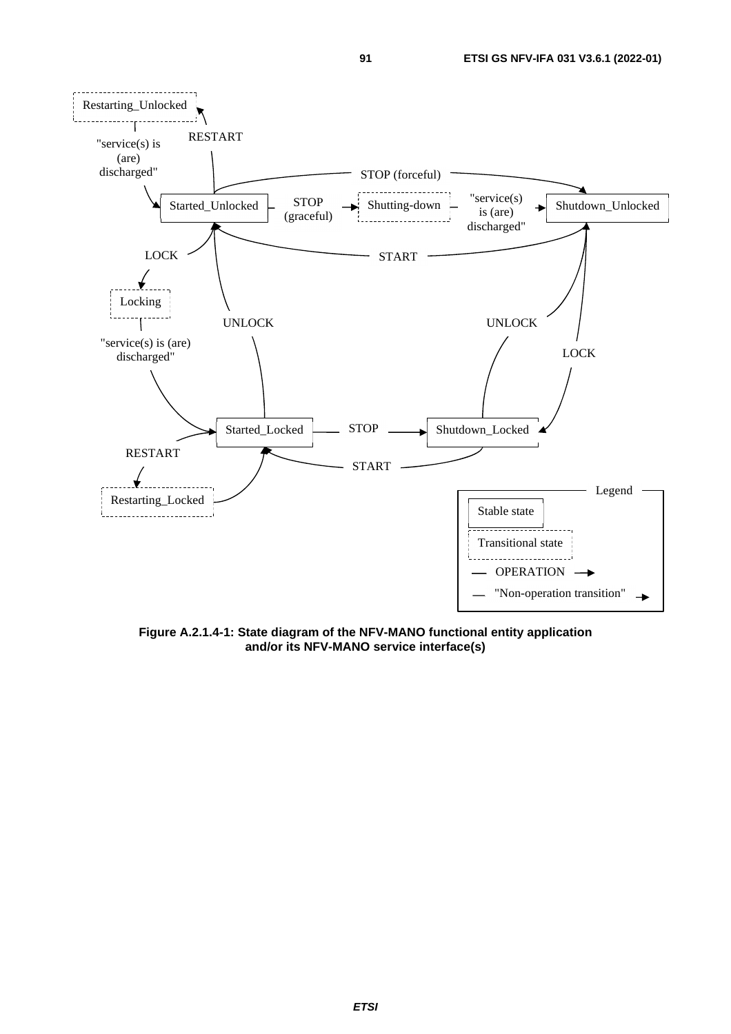**Figure A.2.1.4-1: State diagram of the NFV-MANO functional entity application and/or its NFV-MANO service interface(s)**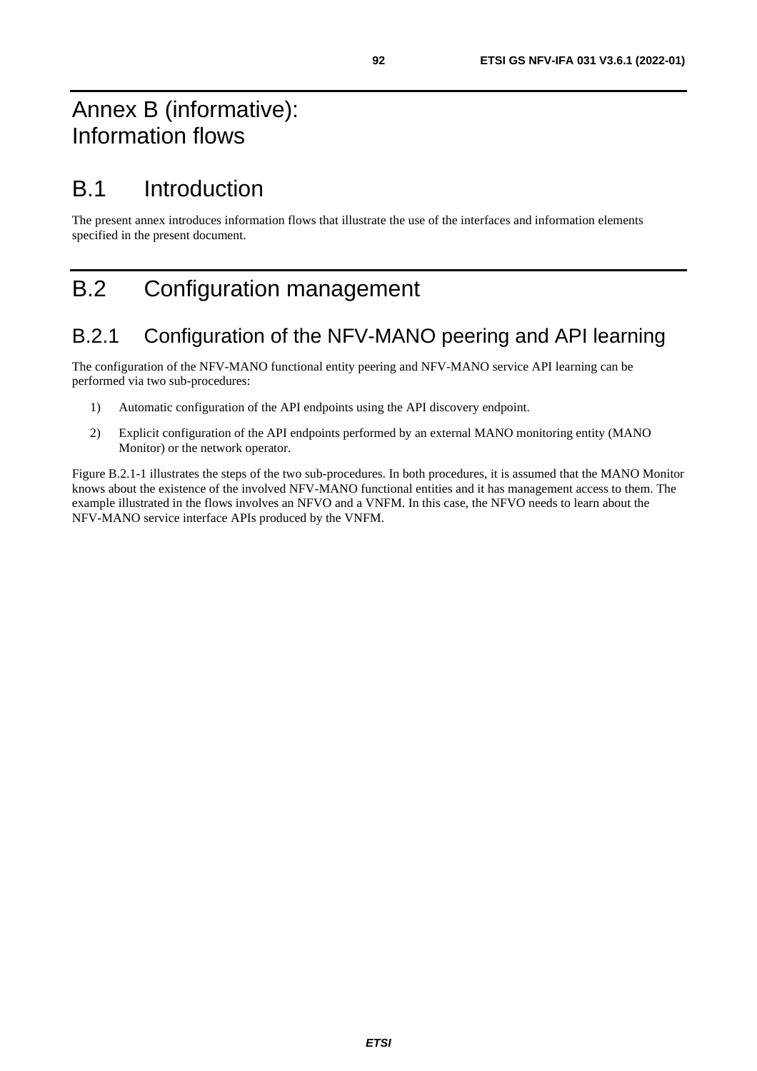# Annex B (informative): Information flows

## B.1 Introduction

The present annex introduces information flows that illustrate the use of the interfaces and information elements specified in the present document.

## B.2 Configuration management

### B.2.1 Configuration of the NFV-MANO peering and API learning

The configuration of the NFV-MANO functional entity peering and NFV-MANO service API learning can be performed via two sub-procedures:

1) Automatic configuration of the API endpoints using the API discovery endpoint.

2) Explicit configuration of the API endpoints performed by an external MANO monitoring entity (MANO Monitor) or the network operator.

Figure B.2.1-1 illustrates the steps of the two sub-procedures. In both procedures, it is assumed that the MANO Monitor knows about the existence of the involved NFV-MANO functional entities and it has management access to them. The example illustrated in the flows involves an NFVO and a VNFM. In this case, the NFVO needs to learn about the NFV-MANO service interface APIs produced by the VNFM.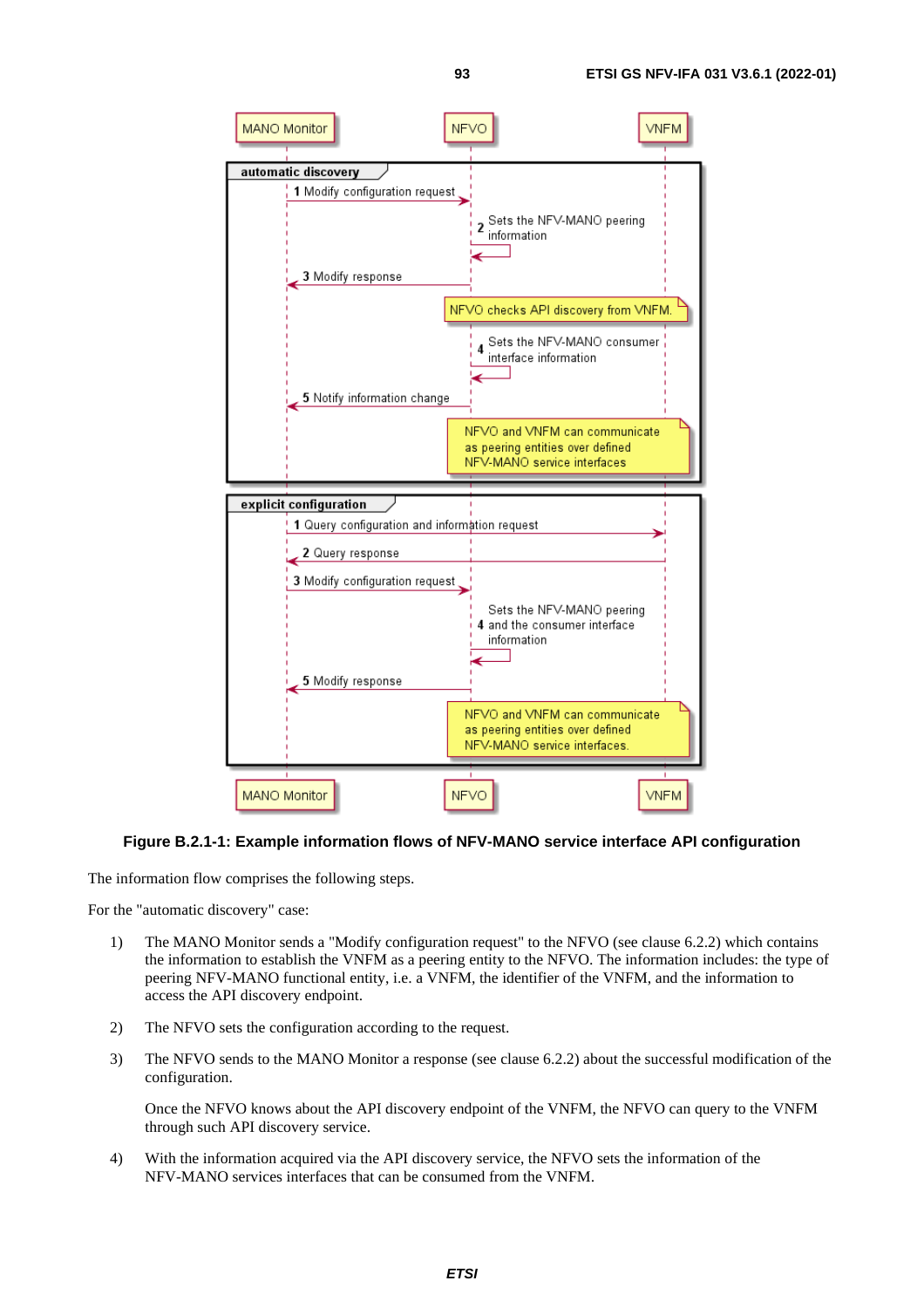**Figure B.2.1-1: Example information flows of NFV-MANO service interface API configuration**

The information flow comprises the following steps.

For the "automatic discovery" case:

1) The MANO Monitor sends a "Modify configuration request" to the NFVO (see clause 6.2.2) which contains the information to establish the VNFM as a peering entity to the NFVO. The information includes: the type of peering NFV-MANO functional entity, i.e. a VNFM, the identifier of the VNFM, and the information to access the API discovery endpoint.

2) The NFVO sets the configuration according to the request.

3) The NFVO sends to the MANO Monitor a response (see clause 6.2.2) about the successful modification of the configuration.

   Once the NFVO knows about the API discovery endpoint of the VNFM, the NFVO can query to the VNFM through such API discovery service.

4) With the information acquired via the API discovery service, the NFVO sets the information of the NFV-MANO services interfaces that can be consumed from the VNFM.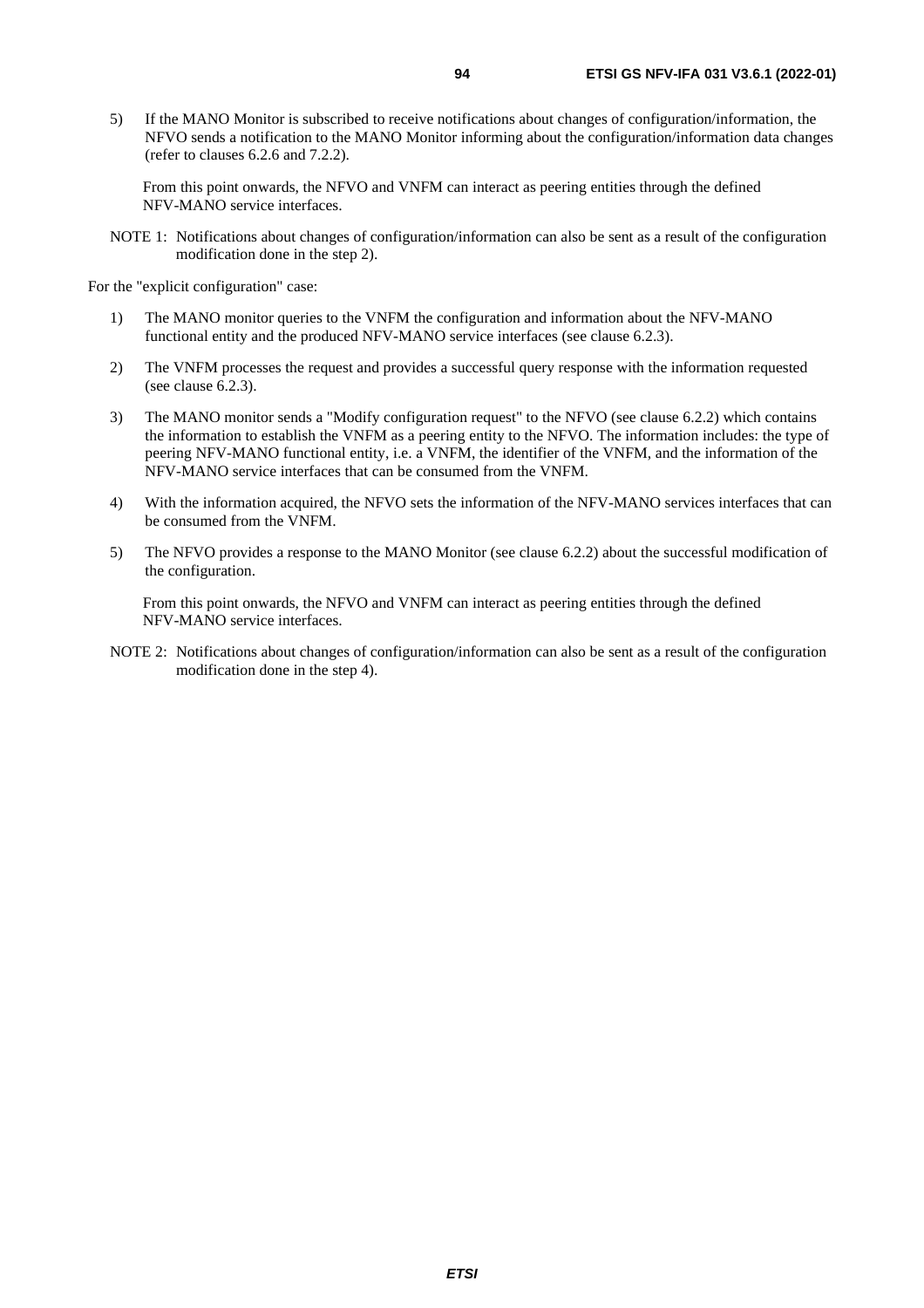5) If the MANO Monitor is subscribed to receive notifications about changes of configuration/information, the NFVO sends a notification to the MANO Monitor informing about the configuration/information data changes (refer to clauses 6.2.6 and 7.2.2).

From this point onwards, the NFVO and VNFM can interact as peering entities through the defined NFV-MANO service interfaces.

NOTE 1: Notifications about changes of configuration/information can also be sent as a result of the configuration modification done in the step 2).

For the "explicit configuration" case:

1) The MANO monitor queries to the VNFM the configuration and information about the NFV-MANO functional entity and the produced NFV-MANO service interfaces (see clause 6.2.3).

2) The VNFM processes the request and provides a successful query response with the information requested (see clause 6.2.3).

3) The MANO monitor sends a "Modify configuration request" to the NFVO (see clause 6.2.2) which contains the information to establish the VNFM as a peering entity to the NFVO. The information includes: the type of peering NFV-MANO functional entity, i.e. a VNFM, the identifier of the VNFM, and the information of the NFV-MANO service interfaces that can be consumed from the VNFM.

4) With the information acquired, the NFVO sets the information of the NFV-MANO services interfaces that can be consumed from the VNFM.

5) The NFVO provides a response to the MANO Monitor (see clause 6.2.2) about the successful modification of the configuration.

From this point onwards, the NFVO and VNFM can interact as peering entities through the defined NFV-MANO service interfaces.

NOTE 2: Notifications about changes of configuration/information can also be sent as a result of the configuration modification done in the step 4).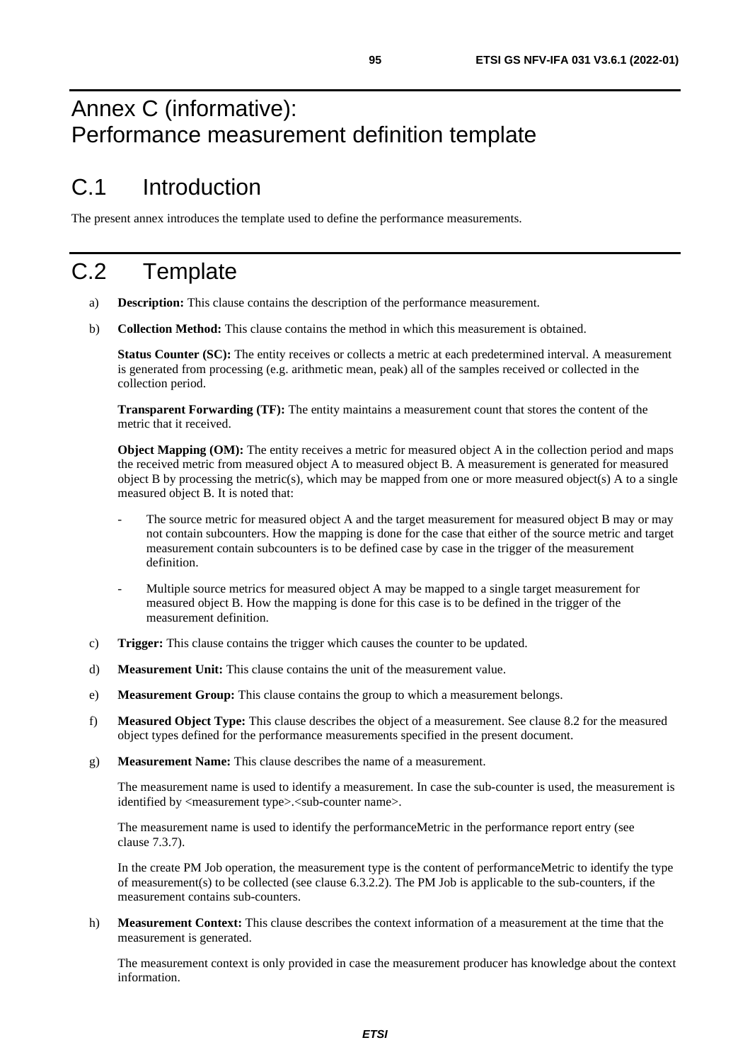# Annex C (informative): Performance measurement definition template

## C.1 Introduction

The present annex introduces the template used to define the performance measurements.

## C.2 Template

a) **Description:** This clause contains the description of the performance measurement.

b) **Collection Method:** This clause contains the method in which this measurement is obtained.

   **Status Counter (SC):** The entity receives or collects a metric at each predetermined interval. A measurement is generated from processing (e.g. arithmetic mean, peak) all of the samples received or collected in the collection period.

   **Transparent Forwarding (TF):** The entity maintains a measurement count that stores the content of the metric that it received.

   **Object Mapping (OM):** The entity receives a metric for measured object A in the collection period and maps the received metric from measured object A to measured object B. A measurement is generated for measured object B by processing the metric(s), which may be mapped from one or more measured object(s) A to a single measured object B. It is noted that:

   - The source metric for measured object A and the target measurement for measured object B may or may not contain subcounters. How the mapping is done for the case that either of the source metric and target measurement contain subcounters is to be defined case by case in the trigger of the measurement definition.

   - Multiple source metrics for measured object A may be mapped to a single target measurement for measured object B. How the mapping is done for this case is to be defined in the trigger of the measurement definition.

c) **Trigger:** This clause contains the trigger which causes the counter to be updated.

d) **Measurement Unit:** This clause contains the unit of the measurement value.

e) **Measurement Group:** This clause contains the group to which a measurement belongs.

f) **Measured Object Type:** This clause describes the object of a measurement. See clause 8.2 for the measured object types defined for the performance measurements specified in the present document.

g) **Measurement Name:** This clause describes the name of a measurement.

   The measurement name is used to identify a measurement. In case the sub-counter is used, the measurement is identified by <measurement type>.<sub-counter name>.

   The measurement name is used to identify the performanceMetric in the performance report entry (see clause 7.3.7).

   In the create PM Job operation, the measurement type is the content of performanceMetric to identify the type of measurement(s) to be collected (see clause 6.3.2.2). The PM Job is applicable to the sub-counters, if the measurement contains sub-counters.

h) **Measurement Context:** This clause describes the context information of a measurement at the time that the measurement is generated.

   The measurement context is only provided in case the measurement producer has knowledge about the context information.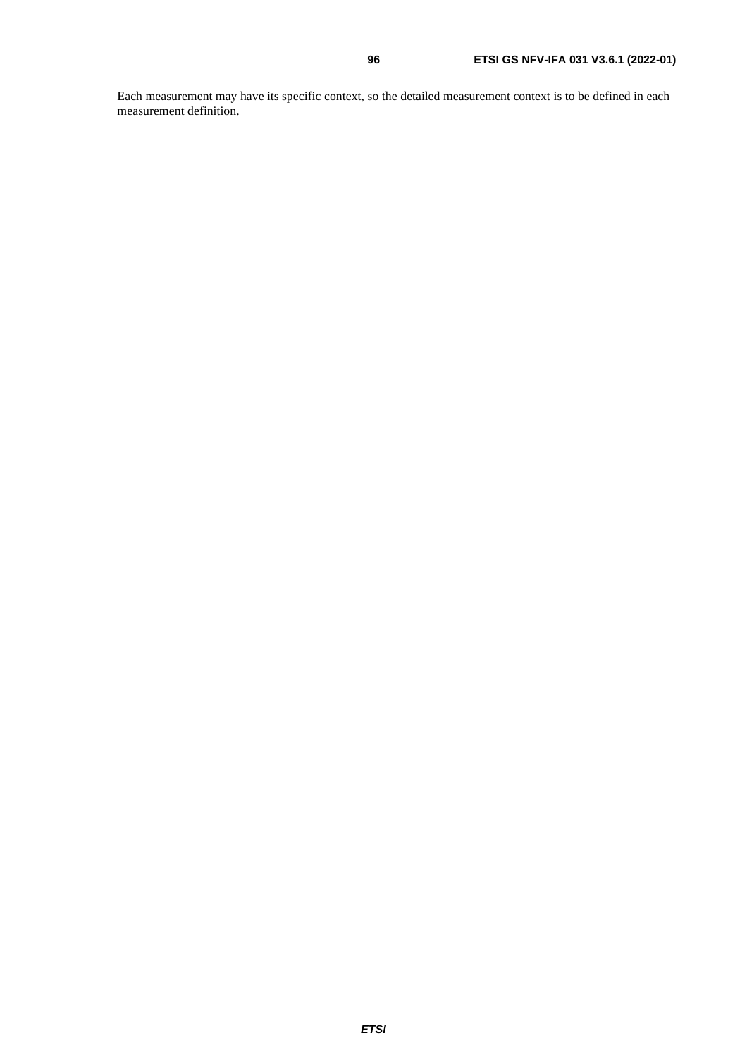Each measurement may have its specific context, so the detailed measurement context is to be defined in each measurement definition.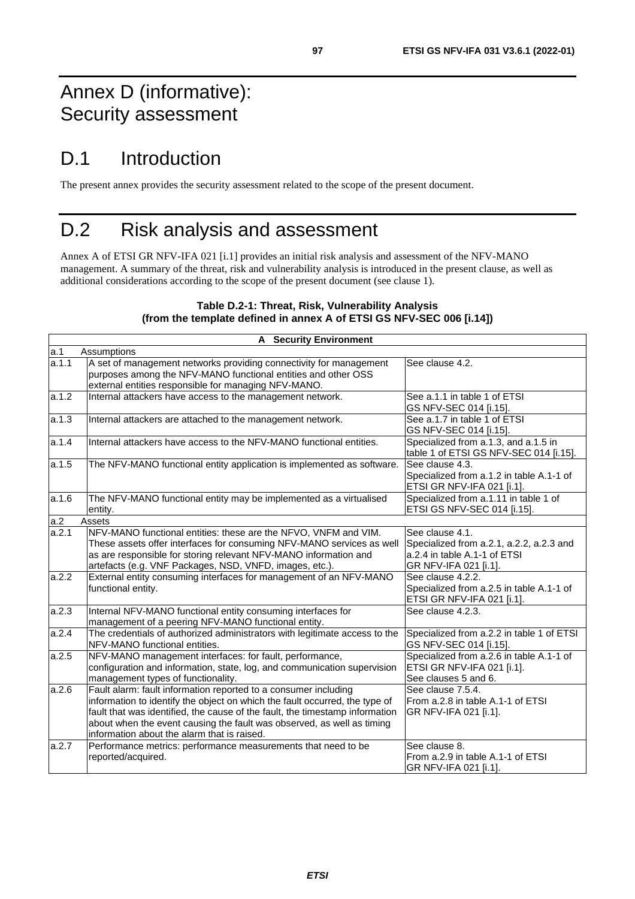# Annex D (informative): Security assessment

# D.1 Introduction

The present annex provides the security assessment related to the scope of the present document.

# D.2 Risk analysis and assessment

Annex A of ETSI GR NFV-IFA 021 [i.1] provides an initial risk analysis and assessment of the NFV-MANO management. A summary of the threat, risk and vulnerability analysis is introduced in the present clause, as well as additional considerations according to the scope of the present document (see clause 1).

**Table D.2-1: Threat, Risk, Vulnerability Analysis (from the template defined in annex A of ETSI GS NFV-SEC 006 [i.14])**

| **A Security Environment** | | |
|---|---|---|
| a.1 | Assumptions | |
| a.1.1 | A set of management networks providing connectivity for management purposes among the NFV-MANO functional entities and other OSS external entities responsible for managing NFV-MANO. | See clause 4.2. |
| a.1.2 | Internal attackers have access to the management network. | See a.1.1 in table 1 of ETSI GS NFV-SEC 014 [i.15]. |
| a.1.3 | Internal attackers are attached to the management network. | See a.1.7 in table 1 of ETSI GS NFV-SEC 014 [i.15]. |
| a.1.4 | Internal attackers have access to the NFV-MANO functional entities. | Specialized from a.1.3, and a.1.5 in table 1 of ETSI GS NFV-SEC 014 [i.15]. |
| a.1.5 | The NFV-MANO functional entity application is implemented as software. | See clause 4.3. Specialized from a.1.2 in table A.1-1 of ETSI GR NFV-IFA 021 [i.1]. |
| a.1.6 | The NFV-MANO functional entity may be implemented as a virtualised entity. | Specialized from a.1.11 in table 1 of ETSI GS NFV-SEC 014 [i.15]. |
| a.2 | Assets | |
| a.2.1 | NFV-MANO functional entities: these are the NFVO, VNFM and VIM. These assets offer interfaces for consuming NFV-MANO services as well as are responsible for storing relevant NFV-MANO information and artefacts (e.g. VNF Packages, NSD, VNFD, images, etc.). | See clause 4.1. Specialized from a.2.1, a.2.2, a.2.3 and a.2.4 in table A.1-1 of ETSI GR NFV-IFA 021 [i.1]. |
| a.2.2 | External entity consuming interfaces for management of an NFV-MANO functional entity. | See clause 4.2.2. Specialized from a.2.5 in table A.1-1 of ETSI GR NFV-IFA 021 [i.1]. |
| a.2.3 | Internal NFV-MANO functional entity consuming interfaces for management of a peering NFV-MANO functional entity. | See clause 4.2.3. |
| a.2.4 | The credentials of authorized administrators with legitimate access to the NFV-MANO functional entities. | Specialized from a.2.2 in table 1 of ETSI GS NFV-SEC 014 [i.15]. |
| a.2.5 | NFV-MANO management interfaces: for fault, performance, configuration and information, state, log, and communication supervision management types of functionality. | Specialized from a.2.6 in table A.1-1 of ETSI GR NFV-IFA 021 [i.1]. See clauses 5 and 6. |
| a.2.6 | Fault alarm: fault information reported to a consumer including information to identify the object on which the fault occurred, the type of fault that was identified, the cause of the fault, the timestamp information about when the event causing the fault was observed, as well as timing information about the alarm that is raised. | See clause 7.5.4. From a.2.8 in table A.1-1 of ETSI GR NFV-IFA 021 [i.1]. |
| a.2.7 | Performance metrics: performance measurements that need to be reported/acquired. | See clause 8. From a.2.9 in table A.1-1 of ETSI GR NFV-IFA 021 [i.1]. |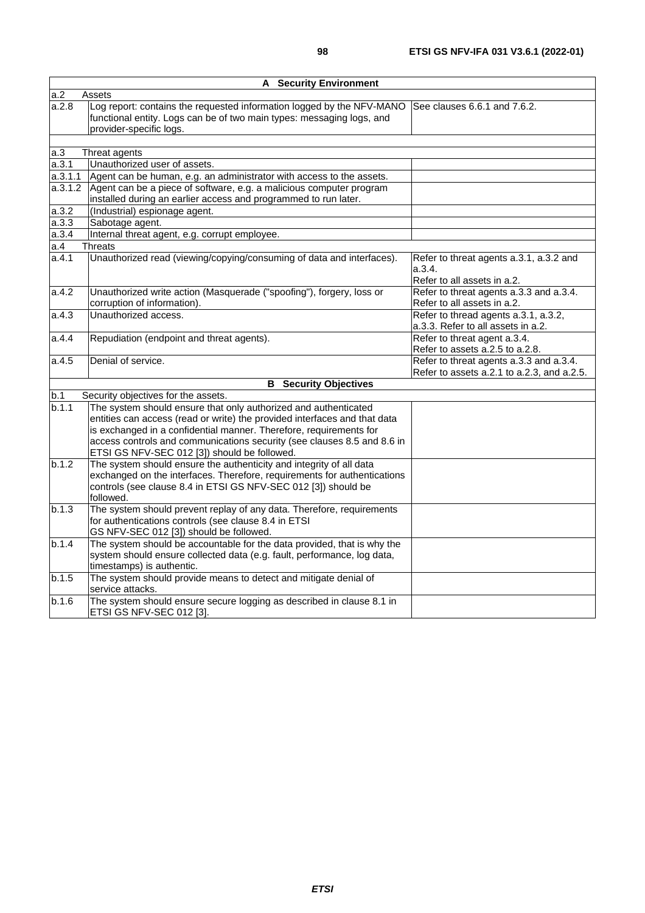| A Security Environment | | |
|---|---|---|
| a.2 | Assets | |
| a.2.8 | Log report: contains the requested information logged by the NFV-MANO functional entity. Logs can be of two main types: messaging logs, and provider-specific logs. | See clauses 6.6.1 and 7.6.2. |
| | | |
| a.3 | Threat agents | |
| a.3.1 | Unauthorized user of assets. | |
| a.3.1.1 | Agent can be human, e.g. an administrator with access to the assets. | |
| a.3.1.2 | Agent can be a piece of software, e.g. a malicious computer program installed during an earlier access and programmed to run later. | |
| a.3.2 | (Industrial) espionage agent. | |
| a.3.3 | Sabotage agent. | |
| a.3.4 | Internal threat agent, e.g. corrupt employee. | |
| a.4 | Threats | |
| a.4.1 | Unauthorized read (viewing/copying/consuming of data and interfaces). | Refer to threat agents a.3.1, a.3.2 and a.3.4. Refer to all assets in a.2. |
| a.4.2 | Unauthorized write action (Masquerade ("spoofing"), forgery, loss or corruption of information). | Refer to threat agents a.3.3 and a.3.4. Refer to all assets in a.2. |
| a.4.3 | Unauthorized access. | Refer to thread agents a.3.1, a.3.2, a.3.3. Refer to all assets in a.2. |
| a.4.4 | Repudiation (endpoint and threat agents). | Refer to threat agent a.3.4. Refer to assets a.2.5 to a.2.8. |
| a.4.5 | Denial of service. | Refer to threat agents a.3.3 and a.3.4. Refer to assets a.2.1 to a.2.3, and a.2.5. |
| **B Security Objectives** | | |
| b.1 | Security objectives for the assets. | |
| b.1.1 | The system should ensure that only authorized and authenticated entities can access (read or write) the provided interfaces and that data is exchanged in a confidential manner. Therefore, requirements for access controls and communications security (see clauses 8.5 and 8.6 in ETSI GS NFV-SEC 012 [3]) should be followed. | |
| b.1.2 | The system should ensure the authenticity and integrity of all data exchanged on the interfaces. Therefore, requirements for authentications controls (see clause 8.4 in ETSI GS NFV-SEC 012 [3]) should be followed. | |
| b.1.3 | The system should prevent replay of any data. Therefore, requirements for authentications controls (see clause 8.4 in ETSI GS NFV-SEC 012 [3]) should be followed. | |
| b.1.4 | The system should be accountable for the data provided, that is why the system should ensure collected data (e.g. fault, performance, log data, timestamps) is authentic. | |
| b.1.5 | The system should provide means to detect and mitigate denial of service attacks. | |
| b.1.6 | The system should ensure secure logging as described in clause 8.1 in ETSI GS NFV-SEC 012 [3]. | |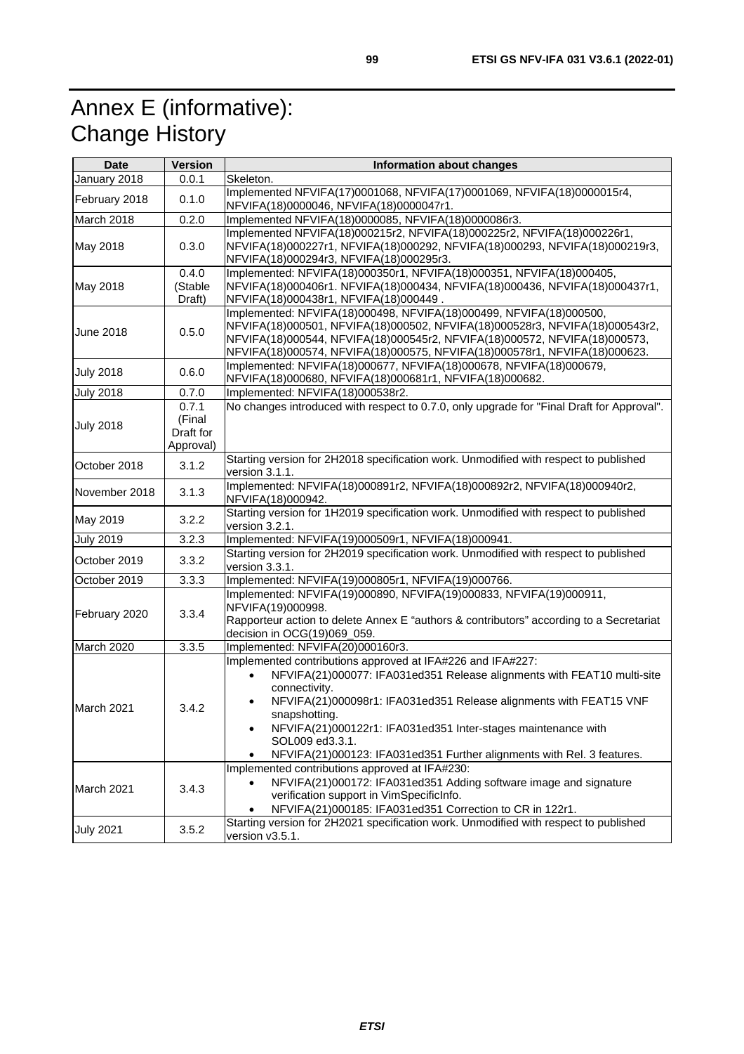# Annex E (informative): Change History

| Date | Version | Information about changes |
|---|---|---|
| January 2018 | 0.0.1 | Skeleton. |
| February 2018 | 0.1.0 | Implemented NFVIFA(17)0001068, NFVIFA(17)0001069, NFVIFA(18)0000015r4, NFVIFA(18)0000046, NFVIFA(18)0000047r1. |
| March 2018 | 0.2.0 | Implemented NFVIFA(18)0000085, NFVIFA(18)0000086r3. |
| May 2018 | 0.3.0 | Implemented NFVIFA(18)000215r2, NFVIFA(18)000225r2, NFVIFA(18)000226r1, NFVIFA(18)000227r1, NFVIFA(18)000292, NFVIFA(18)000293, NFVIFA(18)000219r3, NFVIFA(18)000294r3, NFVIFA(18)000295r3. |
| May 2018 | 0.4.0 (Stable Draft) | Implemented: NFVIFA(18)000350r1, NFVIFA(18)000351, NFVIFA(18)000405, NFVIFA(18)000406r1. NFVIFA(18)000434, NFVIFA(18)000436, NFVIFA(18)000437r1, NFVIFA(18)000438r1, NFVIFA(18)000449 . |
| June 2018 | 0.5.0 | Implemented: NFVIFA(18)000498, NFVIFA(18)000499, NFVIFA(18)000500, NFVIFA(18)000501, NFVIFA(18)000502, NFVIFA(18)000528r3, NFVIFA(18)000543r2, NFVIFA(18)000544, NFVIFA(18)000545r2, NFVIFA(18)000572, NFVIFA(18)000573, NFVIFA(18)000574, NFVIFA(18)000575, NFVIFA(18)000578r1, NFVIFA(18)000623. |
| July 2018 | 0.6.0 | Implemented: NFVIFA(18)000677, NFVIFA(18)000678, NFVIFA(18)000679, NFVIFA(18)000680, NFVIFA(18)000681r1, NFVIFA(18)000682. |
| July 2018 | 0.7.0 | Implemented: NFVIFA(18)000538r2. |
| July 2018 | 0.7.1 (Final Draft for Approval) | No changes introduced with respect to 0.7.0, only upgrade for "Final Draft for Approval". |
| October 2018 | 3.1.2 | Starting version for 2H2018 specification work. Unmodified with respect to published version 3.1.1. |
| November 2018 | 3.1.3 | Implemented: NFVIFA(18)000891r2, NFVIFA(18)000892r2, NFVIFA(18)000940r2, NFVIFA(18)000942. |
| May 2019 | 3.2.2 | Starting version for 1H2019 specification work. Unmodified with respect to published version 3.2.1. |
| July 2019 | 3.2.3 | Implemented: NFVIFA(19)000509r1, NFVIFA(18)000941. |
| October 2019 | 3.3.2 | Starting version for 2H2019 specification work. Unmodified with respect to published version 3.3.1. |
| October 2019 | 3.3.3 | Implemented: NFVIFA(19)000805r1, NFVIFA(19)000766. |
| February 2020 | 3.3.4 | Implemented: NFVIFA(19)000890, NFVIFA(19)000833, NFVIFA(19)000911, NFVIFA(19)000998.<br>Rapporteur action to delete Annex E "authors & contributors" according to a Secretariat decision in OCG(19)069_059. |
| March 2020 | 3.3.5 | Implemented: NFVIFA(20)000160r3. |
| March 2021 | 3.4.2 | Implemented contributions approved at IFA#226 and IFA#227:<br>• NFVIFA(21)000077: IFA031ed351 Release alignments with FEAT10 multi-site connectivity.<br>• NFVIFA(21)000098r1: IFA031ed351 Release alignments with FEAT15 VNF snapshotting.<br>• NFVIFA(21)000122r1: IFA031ed351 Inter-stages maintenance with SOL009 ed3.3.1.<br>• NFVIFA(21)000123: IFA031ed351 Further alignments with Rel. 3 features. |
| March 2021 | 3.4.3 | Implemented contributions approved at IFA#230:<br>• NFVIFA(21)000172: IFA031ed351 Adding software image and signature verification support in VimSpecificInfo.<br>• NFVIFA(21)000185: IFA031ed351 Correction to CR in 122r1. |
| July 2021 | 3.5.2 | Starting version for 2H2021 specification work. Unmodified with respect to published version v3.5.1. |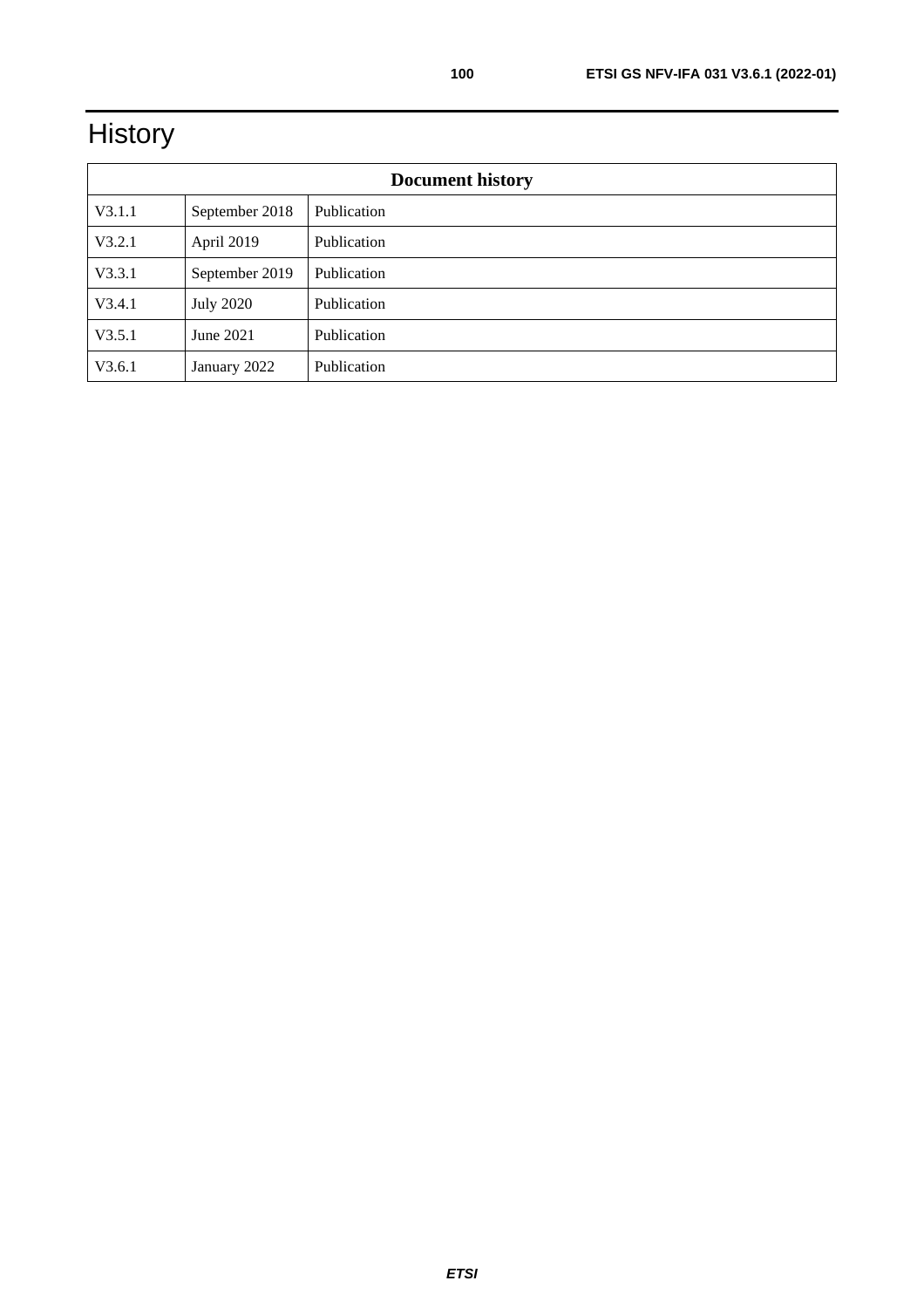# History

| Document history | | |
|---|---|---|
| V3.1.1 | September 2018 | Publication |
| V3.2.1 | April 2019 | Publication |
| V3.3.1 | September 2019 | Publication |
| V3.4.1 | July 2020 | Publication |
| V3.5.1 | June 2021 | Publication |
| V3.6.1 | January 2022 | Publication |